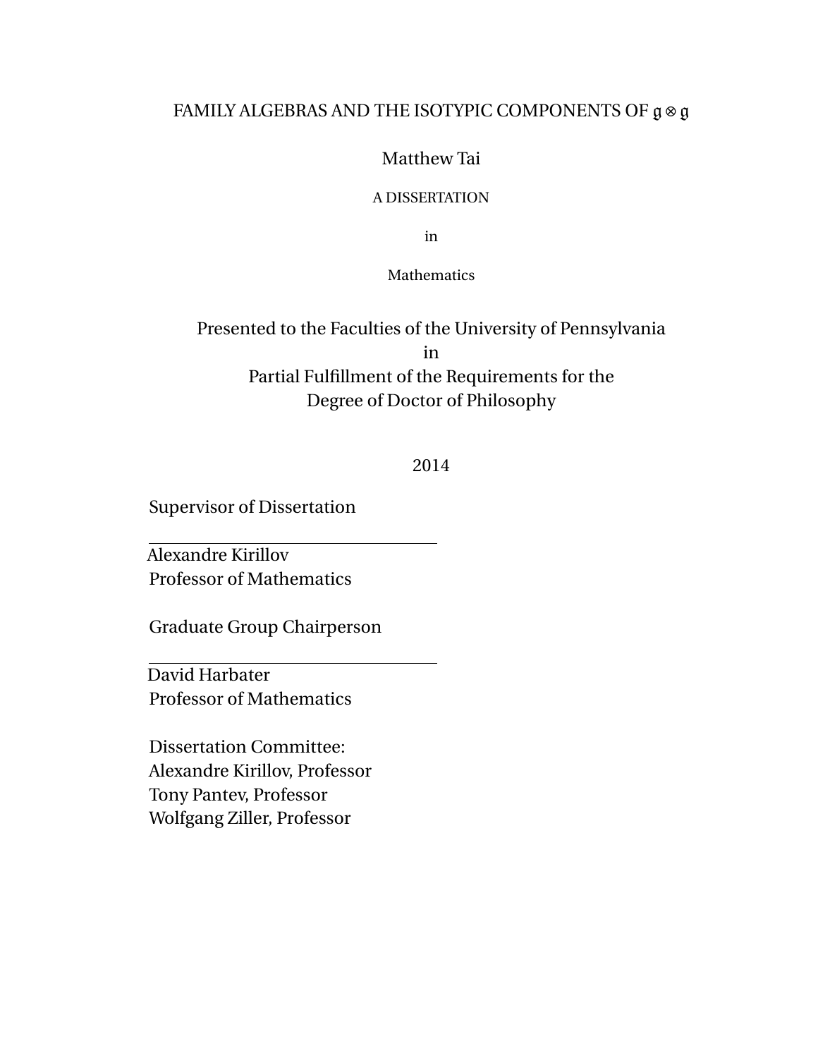# FAMILY ALGEBRAS AND THE ISOTYPIC COMPONENTS OF $\mathfrak{g} \otimes \mathfrak{g}$

Matthew Tai

A DISSERTATION

in

Mathematics

Presented to the Faculties of the University of Pennsylvania
in
Partial Fulfillment of the Requirements for the
Degree of Doctor of Philosophy

2014

Supervisor of Dissertation

Alexandre Kirillov
Professor of Mathematics

Graduate Group Chairperson

David Harbater
Professor of Mathematics

Dissertation Committee:
Alexandre Kirillov, Professor
Tony Pantev, Professor
Wolfgang Ziller, Professor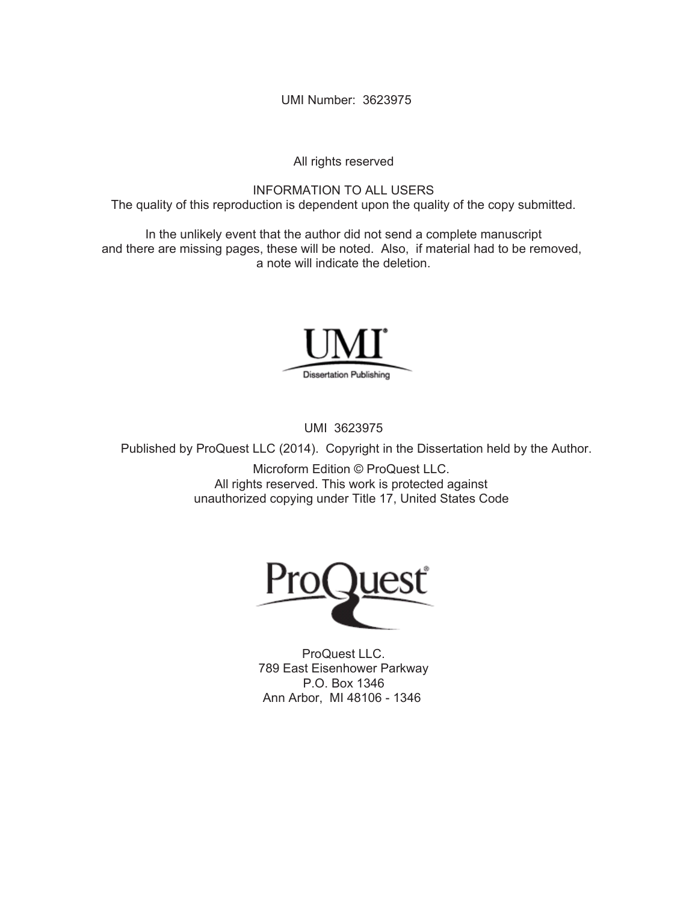UMI Number: 3623975

All rights reserved

INFORMATION TO ALL USERS
The quality of this reproduction is dependent upon the quality of the copy submitted.

In the unlikely event that the author did not send a complete manuscript
and there are missing pages, these will be noted. Also, if material had to be removed,
a note will indicate the deletion.

UMI
Dissertation Publishing

UMI 3623975

Published by ProQuest LLC (2014). Copyright in the Dissertation held by the Author.

Microform Edition © ProQuest LLC.
All rights reserved. This work is protected against
unauthorized copying under Title 17, United States Code

ProQuest

ProQuest LLC.
789 East Eisenhower Parkway
P.O. Box 1346
Ann Arbor, MI 48106 - 1346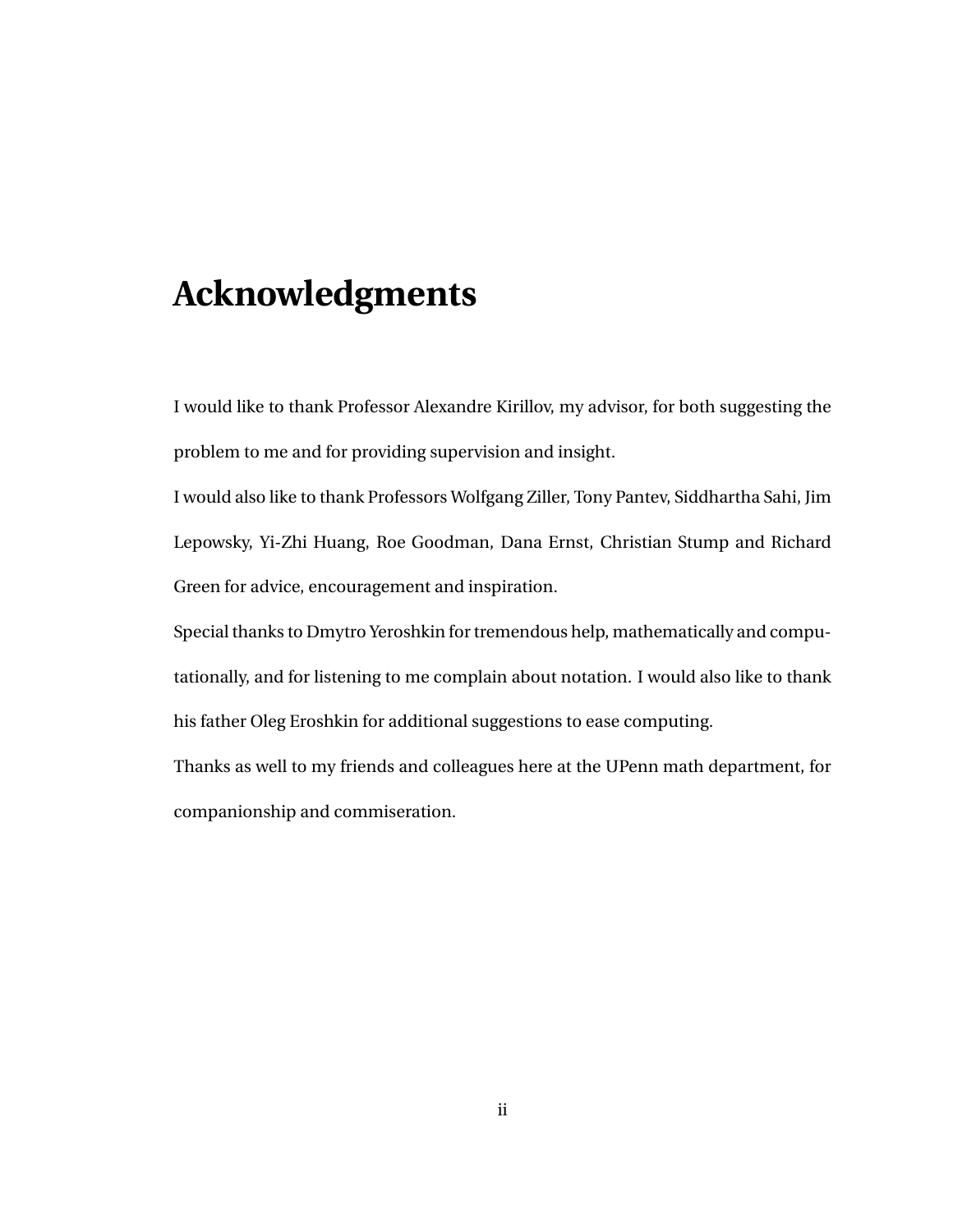# Acknowledgments

I would like to thank Professor Alexandre Kirillov, my advisor, for both suggesting the problem to me and for providing supervision and insight.

I would also like to thank Professors Wolfgang Ziller, Tony Pantev, Siddhartha Sahi, Jim Lepowsky, Yi-Zhi Huang, Roe Goodman, Dana Ernst, Christian Stump and Richard Green for advice, encouragement and inspiration.

Special thanks to Dmytro Yeroshkin for tremendous help, mathematically and computationally, and for listening to me complain about notation. I would also like to thank his father Oleg Eroshkin for additional suggestions to ease computing.

Thanks as well to my friends and colleagues here at the UPenn math department, for companionship and commiseration.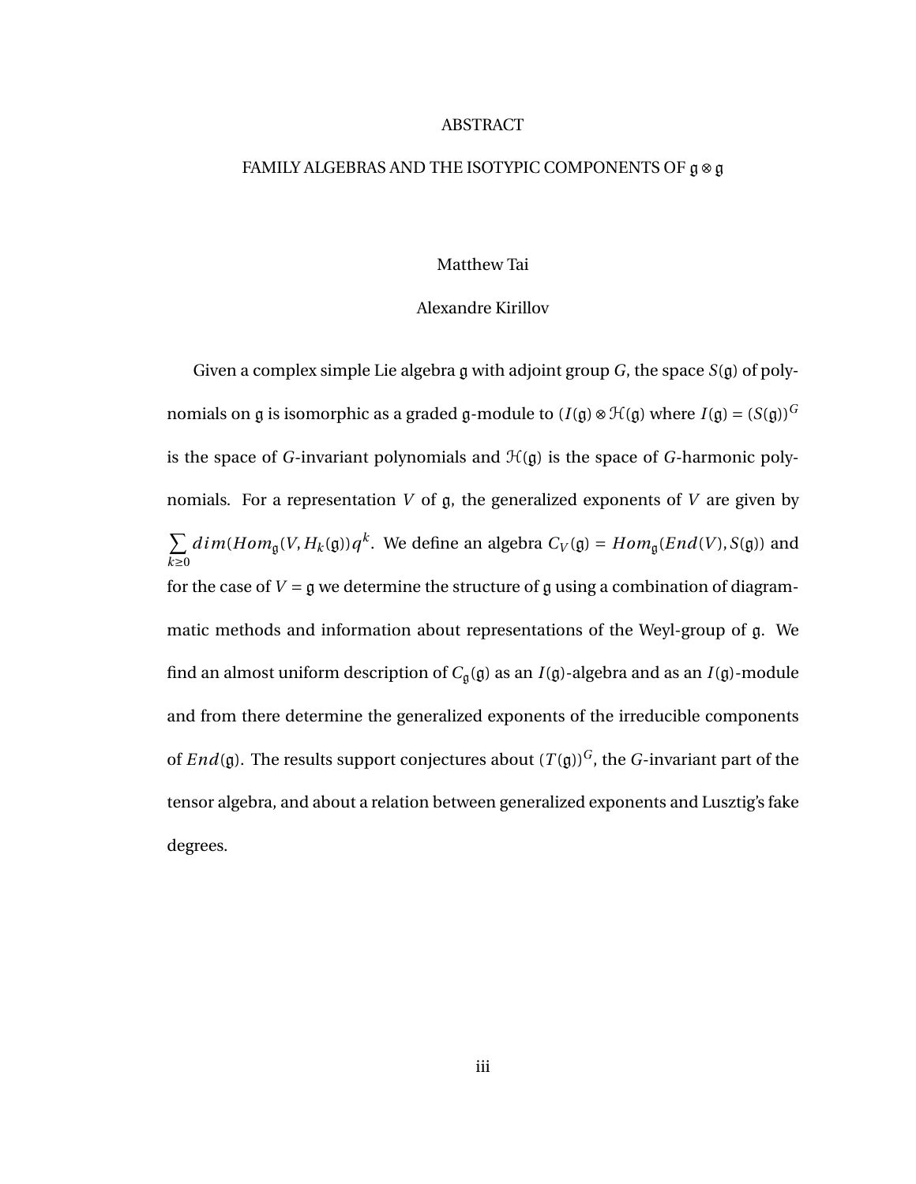# ABSTRACT

## FAMILY ALGEBRAS AND THE ISOTYPIC COMPONENTS OF $\mathfrak{g} \otimes \mathfrak{g}$

Matthew Tai

Alexandre Kirillov

Given a complex simple Lie algebra $\mathfrak{g}$ with adjoint group $G$, the space $S(\mathfrak{g})$ of polynomials on $\mathfrak{g}$ is isomorphic as a graded $\mathfrak{g}$-module to $(I(\mathfrak{g}) \otimes \mathcal{H}(\mathfrak{g})$ where $I(\mathfrak{g}) = (S(\mathfrak{g}))^G$ is the space of $G$-invariant polynomials and $\mathcal{H}(\mathfrak{g})$ is the space of $G$-harmonic polynomials. For a representation $V$ of $\mathfrak{g}$, the generalized exponents of $V$ are given by $\sum_{k \geq 0} dim(Hom_{\mathfrak{g}}(V, H_k(\mathfrak{g}))q^k$. We define an algebra $C_V(\mathfrak{g}) = Hom_{\mathfrak{g}}(End(V), S(\mathfrak{g}))$ and for the case of $V = \mathfrak{g}$ we determine the structure of $\mathfrak{g}$ using a combination of diagrammatic methods and information about representations of the Weyl-group of $\mathfrak{g}$. We find an almost uniform description of $C_{\mathfrak{g}}(\mathfrak{g})$ as an $I(\mathfrak{g})$-algebra and as an $I(\mathfrak{g})$-module and from there determine the generalized exponents of the irreducible components of $End(\mathfrak{g})$. The results support conjectures about $(T(\mathfrak{g}))^G$, the $G$-invariant part of the tensor algebra, and about a relation between generalized exponents and Lusztig's fake degrees.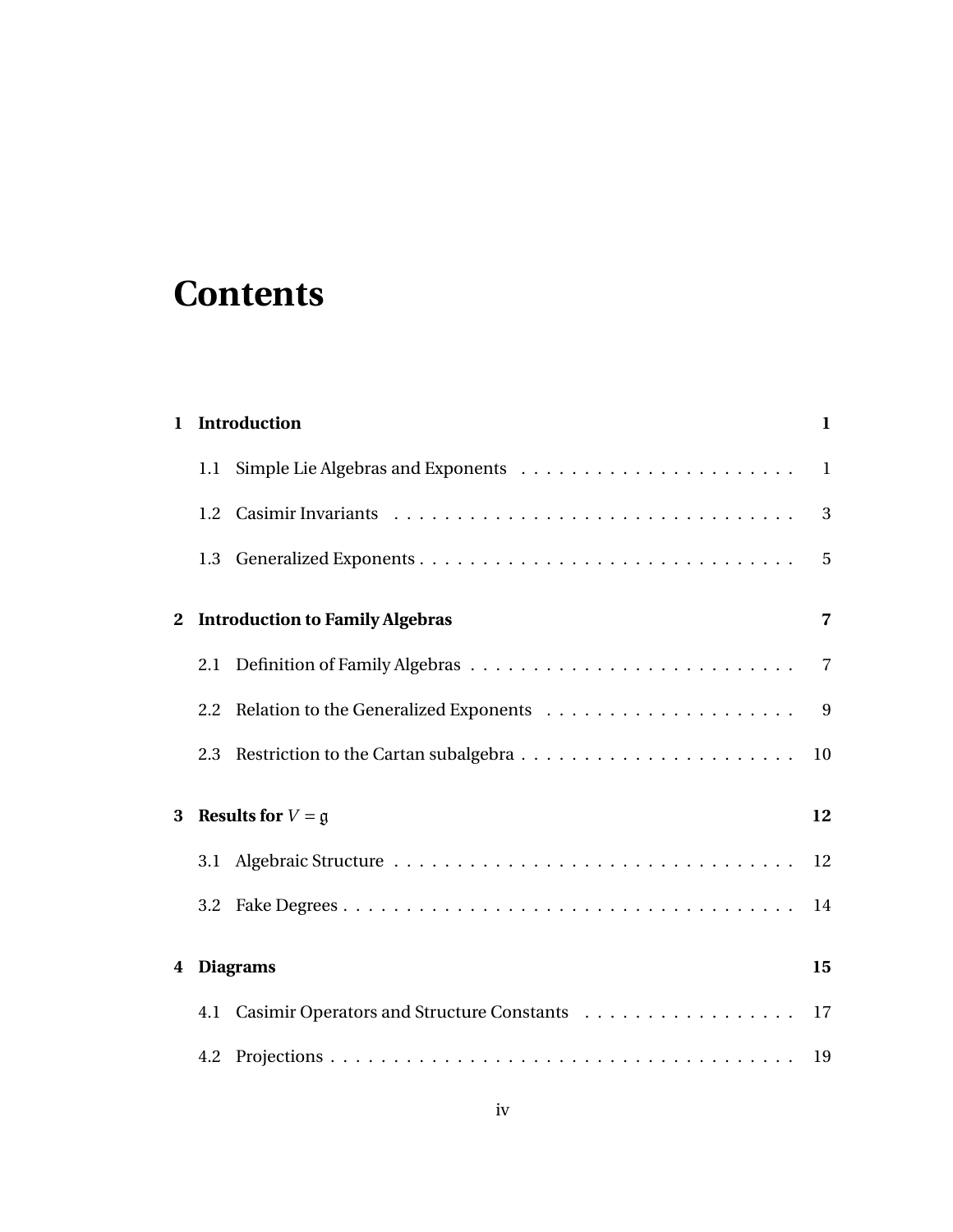# Contents

**1 Introduction** **1**

1.1 Simple Lie Algebras and Exponents . . . . . . . . . . . . . . . . . . . . . . 1

1.2 Casimir Invariants . . . . . . . . . . . . . . . . . . . . . . . . . . . . . . . . 3

1.3 Generalized Exponents . . . . . . . . . . . . . . . . . . . . . . . . . . . . . 5

**2 Introduction to Family Algebras** **7**

2.1 Definition of Family Algebras . . . . . . . . . . . . . . . . . . . . . . . . . . 7

2.2 Relation to the Generalized Exponents . . . . . . . . . . . . . . . . . . . . 9

2.3 Restriction to the Cartan subalgebra . . . . . . . . . . . . . . . . . . . . . . 10

**3 Results for $V = \mathfrak{g}$** **12**

3.1 Algebraic Structure . . . . . . . . . . . . . . . . . . . . . . . . . . . . . . . . 12

3.2 Fake Degrees . . . . . . . . . . . . . . . . . . . . . . . . . . . . . . . . . . . . 14

**4 Diagrams** **15**

4.1 Casimir Operators and Structure Constants . . . . . . . . . . . . . . . . . 17

4.2 Projections . . . . . . . . . . . . . . . . . . . . . . . . . . . . . . . . . . . . . 19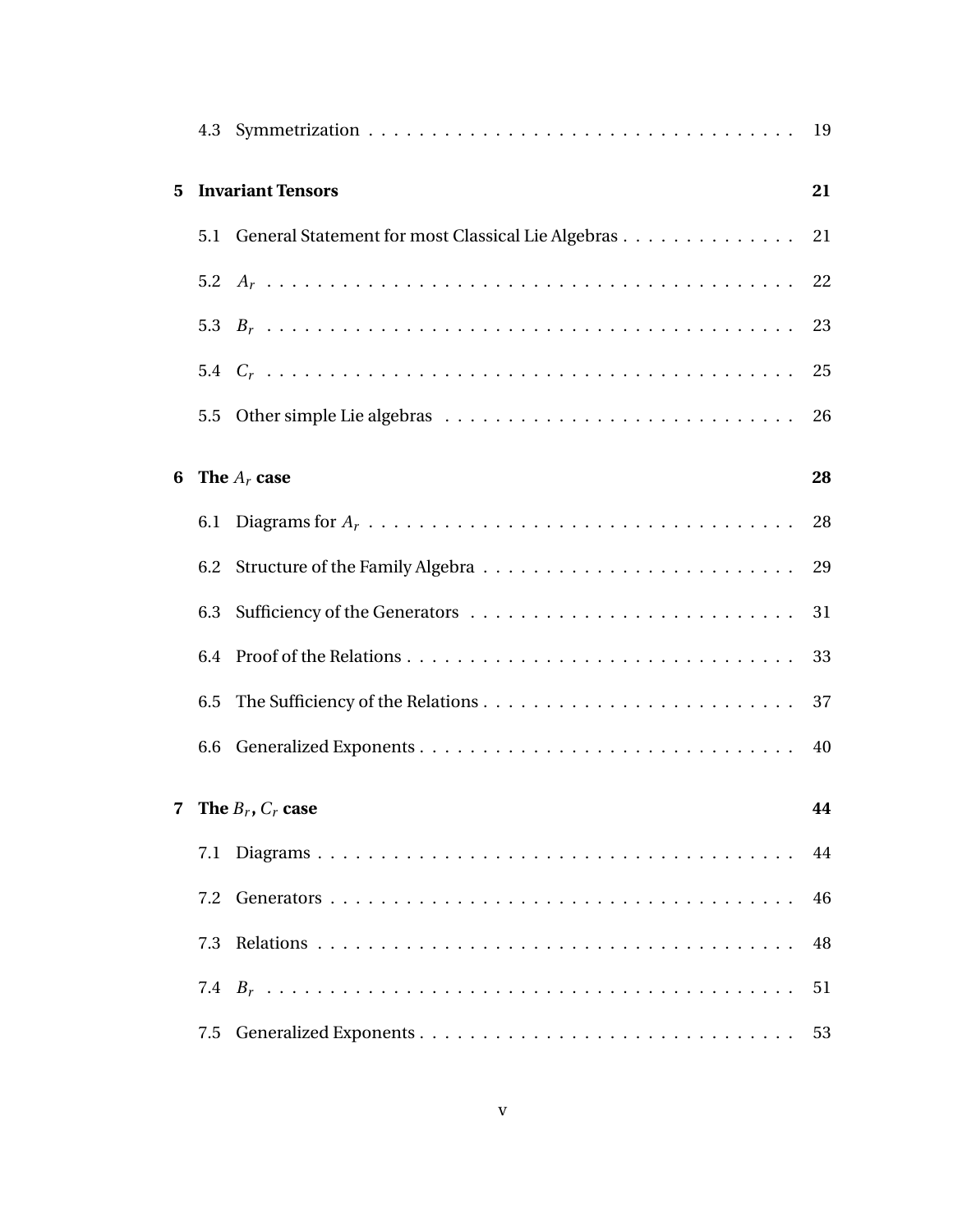4.3 Symmetrization . . . . . . . . . . . . . . . . . . . . . . . . . . . . . . . . . 19

**5 Invariant Tensors** **21**

5.1 General Statement for most Classical Lie Algebras . . . . . . . . . . . . . . 21

5.2 $A_r$ . . . . . . . . . . . . . . . . . . . . . . . . . . . . . . . . . . . . . . . 22

5.3 $B_r$ . . . . . . . . . . . . . . . . . . . . . . . . . . . . . . . . . . . . . . . 23

5.4 $C_r$ . . . . . . . . . . . . . . . . . . . . . . . . . . . . . . . . . . . . . . . 25

5.5 Other simple Lie algebras . . . . . . . . . . . . . . . . . . . . . . . . . . . 26

**6 The $A_r$ case** **28**

6.1 Diagrams for $A_r$ . . . . . . . . . . . . . . . . . . . . . . . . . . . . . . . . 28

6.2 Structure of the Family Algebra . . . . . . . . . . . . . . . . . . . . . . . . 29

6.3 Sufficiency of the Generators . . . . . . . . . . . . . . . . . . . . . . . . . 31

6.4 Proof of the Relations . . . . . . . . . . . . . . . . . . . . . . . . . . . . . . 33

6.5 The Sufficiency of the Relations . . . . . . . . . . . . . . . . . . . . . . . . 37

6.6 Generalized Exponents . . . . . . . . . . . . . . . . . . . . . . . . . . . . . 40

**7 The $B_r$, $C_r$ case** **44**

7.1 Diagrams . . . . . . . . . . . . . . . . . . . . . . . . . . . . . . . . . . . . . 44

7.2 Generators . . . . . . . . . . . . . . . . . . . . . . . . . . . . . . . . . . . . 46

7.3 Relations . . . . . . . . . . . . . . . . . . . . . . . . . . . . . . . . . . . . . 48

7.4 $B_r$ . . . . . . . . . . . . . . . . . . . . . . . . . . . . . . . . . . . . . . . 51

7.5 Generalized Exponents . . . . . . . . . . . . . . . . . . . . . . . . . . . . . 53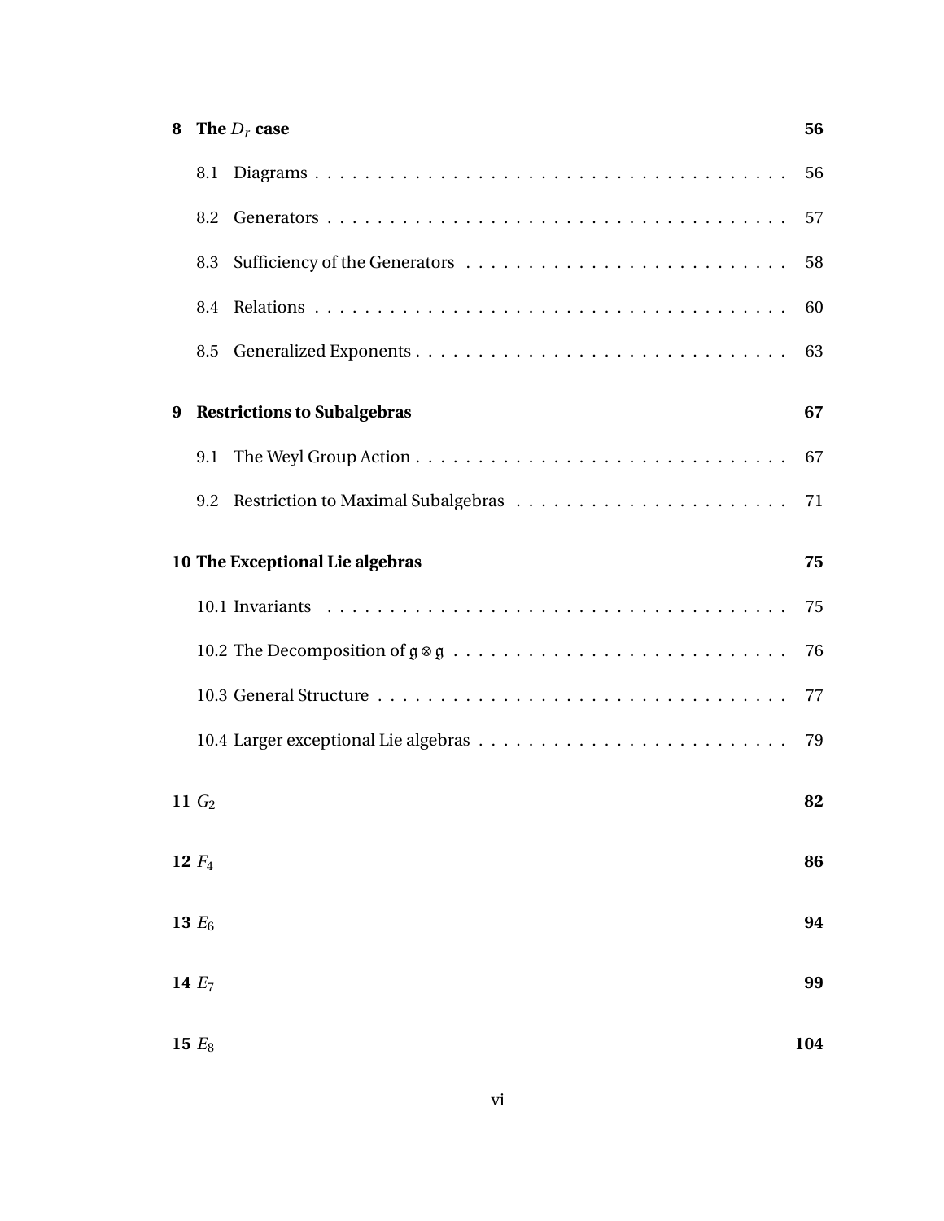**8 The $D_r$ case** **56**

- 8.1 Diagrams . . . . . . . . . . 56
- 8.2 Generators . . . . . . . . . . 57
- 8.3 Sufficiency of the Generators . . . . . . . . . . 58
- 8.4 Relations . . . . . . . . . . 60
- 8.5 Generalized Exponents . . . . . . . . . . 63

**9 Restrictions to Subalgebras** **67**

- 9.1 The Weyl Group Action . . . . . . . . . . 67
- 9.2 Restriction to Maximal Subalgebras . . . . . . . . . . 71

**10 The Exceptional Lie algebras** **75**

- 10.1 Invariants . . . . . . . . . . 75
- 10.2 The Decomposition of $\mathfrak{g} \otimes \mathfrak{g}$ . . . . . . . . . . 76
- 10.3 General Structure . . . . . . . . . . 77
- 10.4 Larger exceptional Lie algebras . . . . . . . . . . 79

**11 $G_2$** **82**

**12 $F_4$** **86**

**13 $E_6$** **94**

**14 $E_7$** **99**

**15 $E_8$** **104**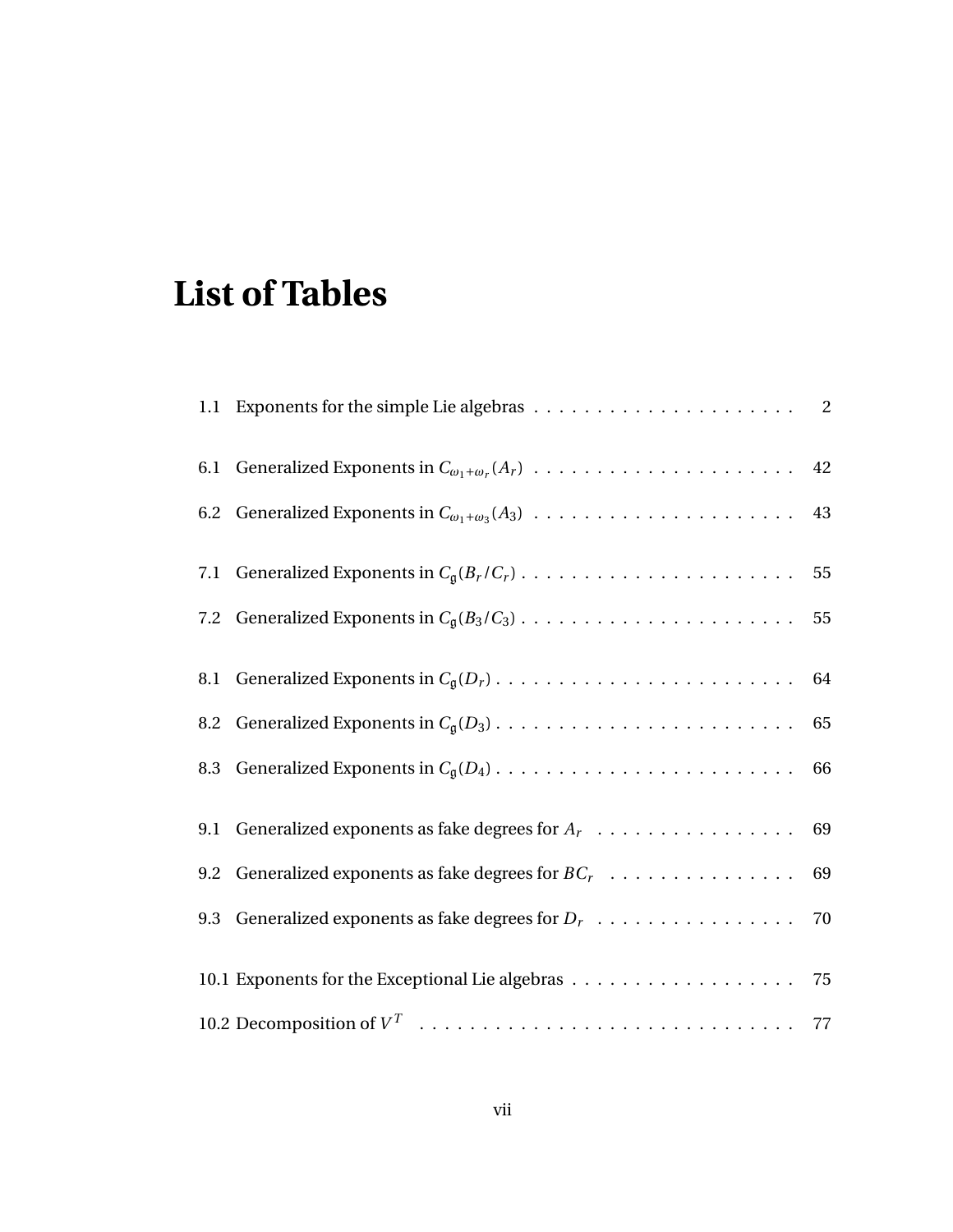# List of Tables

1.1 Exponents for the simple Lie algebras . . . . . . . . . . . . . . . . . . . . . 2

6.1 Generalized Exponents in $C_{\omega_1+\omega_r}(A_r)$ . . . . . . . . . . . . . . . . . . . . . 42

6.2 Generalized Exponents in $C_{\omega_1+\omega_3}(A_3)$ . . . . . . . . . . . . . . . . . . . . . 43

7.1 Generalized Exponents in $C_{\mathfrak{g}}(B_r/C_r)$ . . . . . . . . . . . . . . . . . . . . . 55

7.2 Generalized Exponents in $C_{\mathfrak{g}}(B_3/C_3)$ . . . . . . . . . . . . . . . . . . . . . 55

8.1 Generalized Exponents in $C_{\mathfrak{g}}(D_r)$ . . . . . . . . . . . . . . . . . . . . . . . 64

8.2 Generalized Exponents in $C_{\mathfrak{g}}(D_3)$ . . . . . . . . . . . . . . . . . . . . . . . 65

8.3 Generalized Exponents in $C_{\mathfrak{g}}(D_4)$ . . . . . . . . . . . . . . . . . . . . . . . 66

9.1 Generalized exponents as fake degrees for $A_r$ . . . . . . . . . . . . . . . . 69

9.2 Generalized exponents as fake degrees for $BC_r$ . . . . . . . . . . . . . . . 69

9.3 Generalized exponents as fake degrees for $D_r$ . . . . . . . . . . . . . . . . 70

10.1 Exponents for the Exceptional Lie algebras . . . . . . . . . . . . . . . . . . 75

10.2 Decomposition of $V^T$ . . . . . . . . . . . . . . . . . . . . . . . . . . . . . 77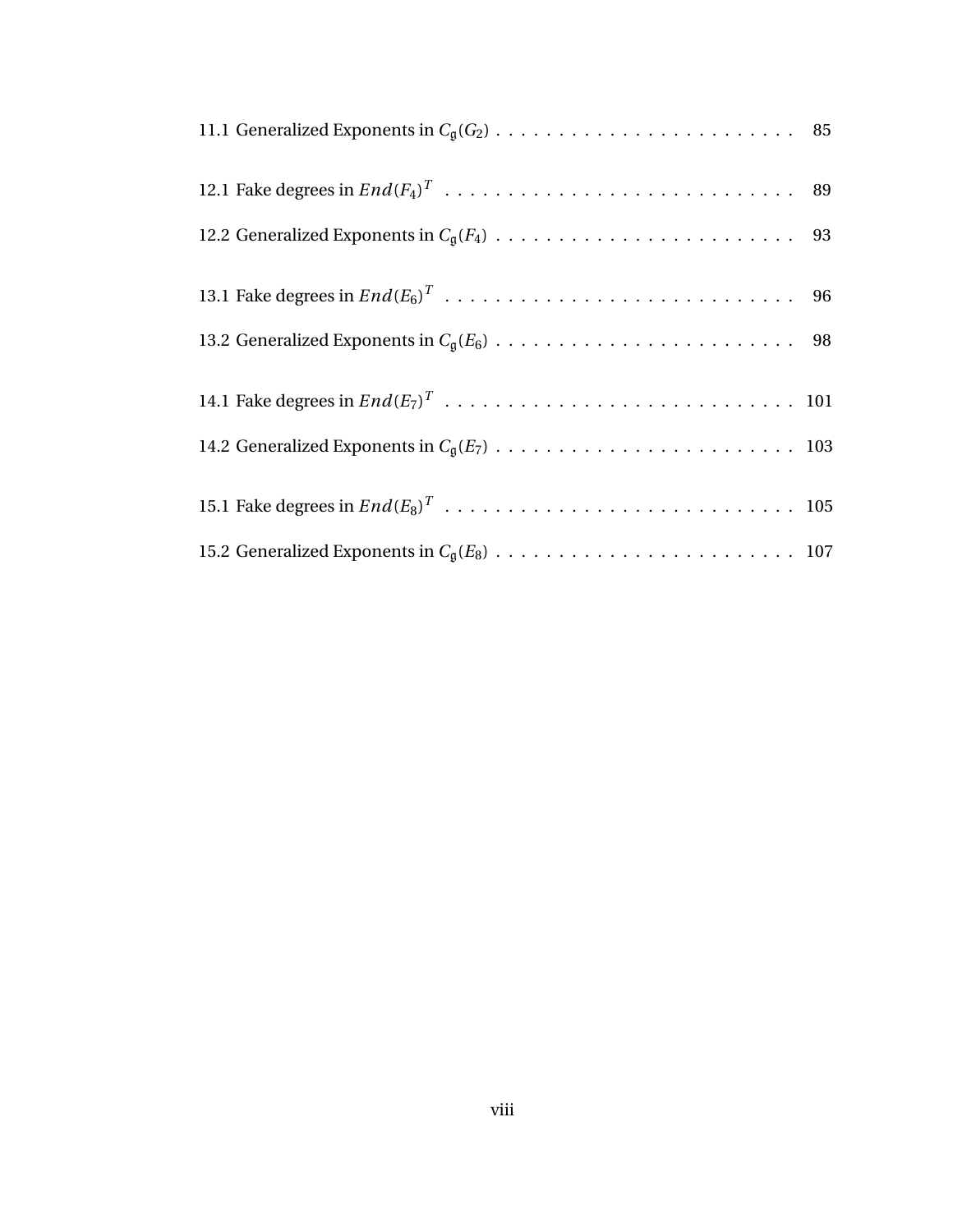11.1 Generalized Exponents in $C_{\mathfrak{g}}(G_2)$ . . . . . . . . . . . . . . . . . . . . . . . . 85

12.1 Fake degrees in $End(F_4)^T$ . . . . . . . . . . . . . . . . . . . . . . . . . . . . 89

12.2 Generalized Exponents in $C_{\mathfrak{g}}(F_4)$ . . . . . . . . . . . . . . . . . . . . . . . . 93

13.1 Fake degrees in $End(E_6)^T$ . . . . . . . . . . . . . . . . . . . . . . . . . . . . 96

13.2 Generalized Exponents in $C_{\mathfrak{g}}(E_6)$ . . . . . . . . . . . . . . . . . . . . . . . . 98

14.1 Fake degrees in $End(E_7)^T$ . . . . . . . . . . . . . . . . . . . . . . . . . . . . 101

14.2 Generalized Exponents in $C_{\mathfrak{g}}(E_7)$ . . . . . . . . . . . . . . . . . . . . . . . . 103

15.1 Fake degrees in $End(E_8)^T$ . . . . . . . . . . . . . . . . . . . . . . . . . . . . 105

15.2 Generalized Exponents in $C_{\mathfrak{g}}(E_8)$ . . . . . . . . . . . . . . . . . . . . . . . . 107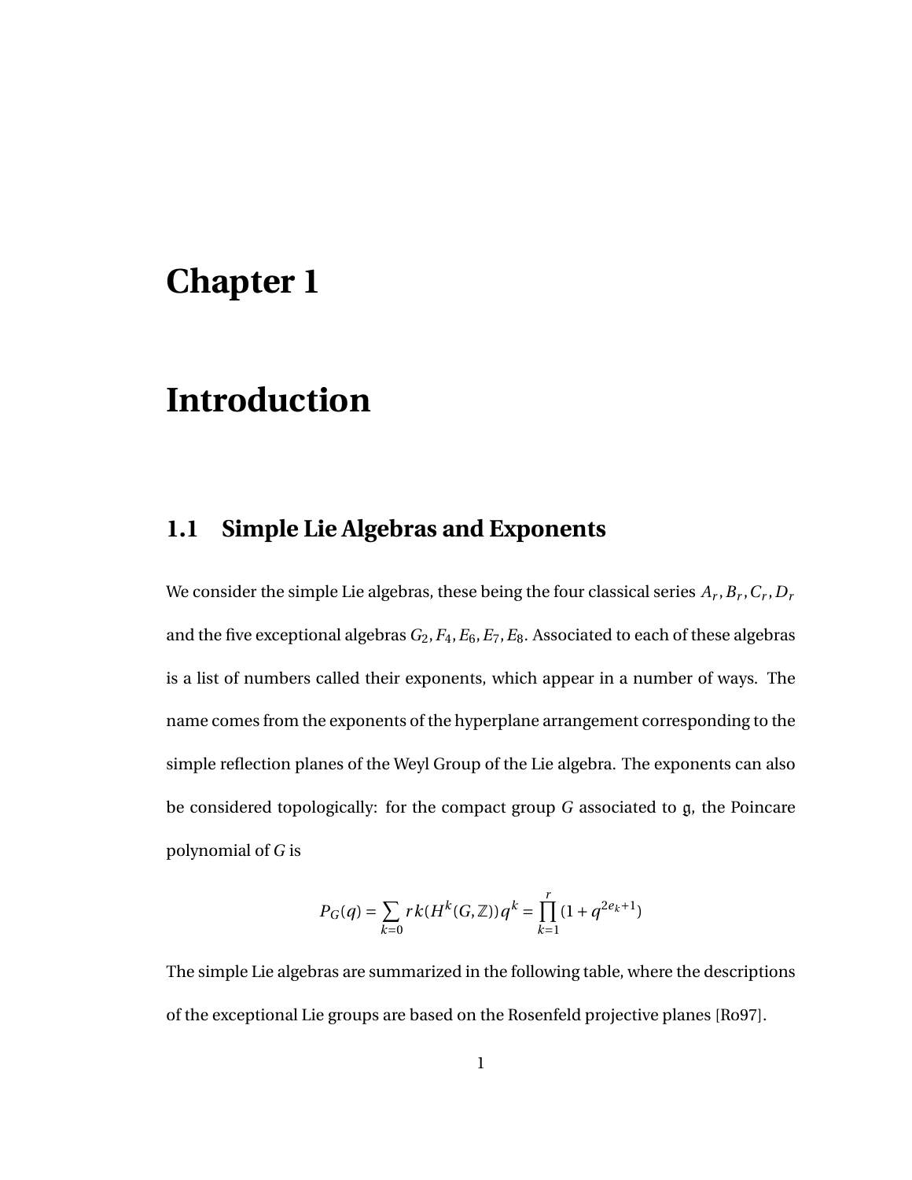# Chapter 1

# Introduction

## 1.1 Simple Lie Algebras and Exponents

We consider the simple Lie algebras, these being the four classical series $A_r, B_r, C_r, D_r$ and the five exceptional algebras $G_2, F_4, E_6, E_7, E_8$. Associated to each of these algebras is a list of numbers called their exponents, which appear in a number of ways. The name comes from the exponents of the hyperplane arrangement corresponding to the simple reflection planes of the Weyl Group of the Lie algebra. The exponents can also be considered topologically: for the compact group $G$ associated to $\mathfrak{g}$, the Poincare polynomial of $G$ is

$$P_G(q) = \sum_{k=0} rk(H^k(G,\mathbb{Z}))q^k = \prod_{k=1}^{r}(1 + q^{2e_k+1})$$

The simple Lie algebras are summarized in the following table, where the descriptions of the exceptional Lie groups are based on the Rosenfeld projective planes [Ro97].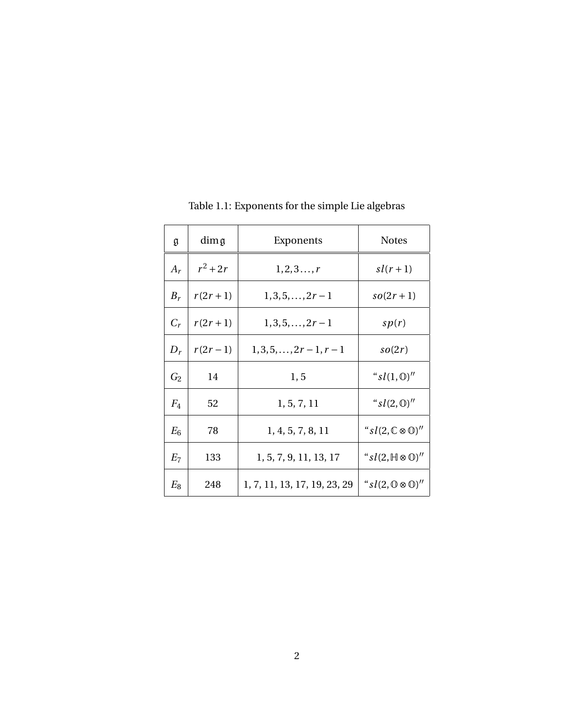Table 1.1: Exponents for the simple Lie algebras

| $\mathfrak{g}$ | $\dim \mathfrak{g}$ | Exponents | Notes |
| --- | --- | --- | --- |
| $A_r$ | $r^2 + 2r$ | $1, 2, 3 \ldots, r$ | $sl(r+1)$ |
| $B_r$ | $r(2r+1)$ | $1, 3, 5, \ldots, 2r-1$ | $so(2r+1)$ |
| $C_r$ | $r(2r+1)$ | $1, 3, 5, \ldots, 2r-1$ | $sp(r)$ |
| $D_r$ | $r(2r-1)$ | $1, 3, 5, \ldots, 2r-1, r-1$ | $so(2r)$ |
| $G_2$ | 14 | 1, 5 | "$sl(1, \mathbb{O})$" |
| $F_4$ | 52 | 1, 5, 7, 11 | "$sl(2, \mathbb{O})$" |
| $E_6$ | 78 | 1, 4, 5, 7, 8, 11 | "$sl(2, \mathbb{C} \otimes \mathbb{O})$" |
| $E_7$ | 133 | 1, 5, 7, 9, 11, 13, 17 | "$sl(2, \mathbb{H} \otimes \mathbb{O})$" |
| $E_8$ | 248 | 1, 7, 11, 13, 17, 19, 23, 29 | "$sl(2, \mathbb{O} \otimes \mathbb{O})$" |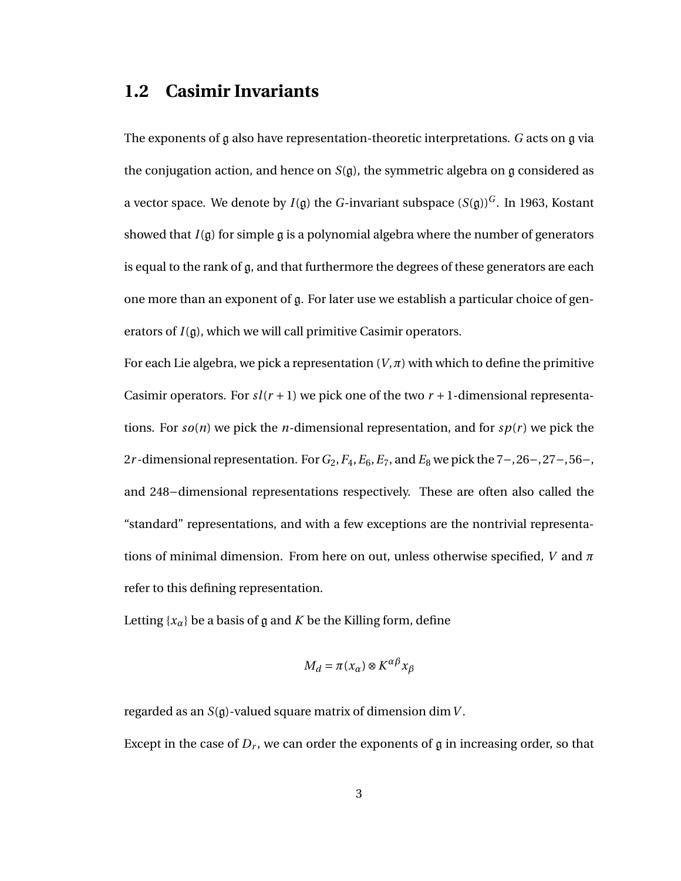## 1.2 Casimir Invariants

The exponents of $\mathfrak{g}$ also have representation-theoretic interpretations. $G$ acts on $\mathfrak{g}$ via the conjugation action, and hence on $S(\mathfrak{g})$, the symmetric algebra on $\mathfrak{g}$ considered as a vector space. We denote by $I(\mathfrak{g})$ the $G$-invariant subspace $(S(\mathfrak{g}))^G$. In 1963, Kostant showed that $I(\mathfrak{g})$ for simple $\mathfrak{g}$ is a polynomial algebra where the number of generators is equal to the rank of $\mathfrak{g}$, and that furthermore the degrees of these generators are each one more than an exponent of $\mathfrak{g}$. For later use we establish a particular choice of generators of $I(\mathfrak{g})$, which we will call primitive Casimir operators.

For each Lie algebra, we pick a representation $(V, \pi)$ with which to define the primitive Casimir operators. For $sl(r+1)$ we pick one of the two $r+1$-dimensional representations. For $so(n)$ we pick the $n$-dimensional representation, and for $sp(r)$ we pick the $2r$-dimensional representation. For $G_2, F_4, E_6, E_7$, and $E_8$ we pick the $7-, 26-, 27-, 56-$, and $248-$dimensional representations respectively. These are often also called the "standard" representations, and with a few exceptions are the nontrivial representations of minimal dimension. From here on out, unless otherwise specified, $V$ and $\pi$ refer to this defining representation.

Letting $\{x_\alpha\}$ be a basis of $\mathfrak{g}$ and $K$ be the Killing form, define

$$M_d = \pi(x_\alpha) \otimes K^{\alpha\beta} x_\beta$$

regarded as an $S(\mathfrak{g})$-valued square matrix of dimension $\dim V$.

Except in the case of $D_r$, we can order the exponents of $\mathfrak{g}$ in increasing order, so that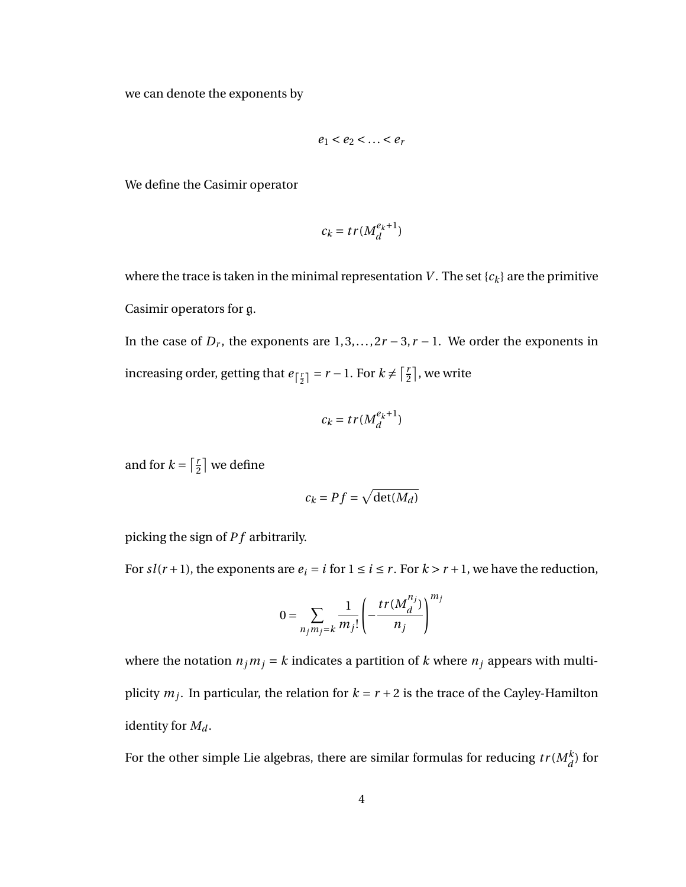we can denote the exponents by

$$e_1 < e_2 < \ldots < e_r$$

We define the Casimir operator

$$c_k = tr(M_d^{e_k+1})$$

where the trace is taken in the minimal representation $V$. The set $\{c_k\}$ are the primitive Casimir operators for $\mathfrak{g}$.

In the case of $D_r$, the exponents are $1, 3, \ldots, 2r-3, r-1$. We order the exponents in increasing order, getting that $e_{\lceil \frac{r}{2} \rceil} = r-1$. For $k \neq \lceil \frac{r}{2} \rceil$, we write

$$c_k = tr(M_d^{e_k+1})$$

and for $k = \lceil \frac{r}{2} \rceil$ we define

$$c_k = Pf = \sqrt{\det(M_d)}$$

picking the sign of $Pf$ arbitrarily.

For $sl(r+1)$, the exponents are $e_i = i$ for $1 \leq i \leq r$. For $k > r+1$, we have the reduction,

$$0 = \sum_{n_j m_j = k} \frac{1}{m_j!} \left( -\frac{tr(M_d^{n_j})}{n_j} \right)^{m_j}$$

where the notation $n_j m_j = k$ indicates a partition of $k$ where $n_j$ appears with multiplicity $m_j$. In particular, the relation for $k = r+2$ is the trace of the Cayley-Hamilton identity for $M_d$.

For the other simple Lie algebras, there are similar formulas for reducing $tr(M_d^k)$ for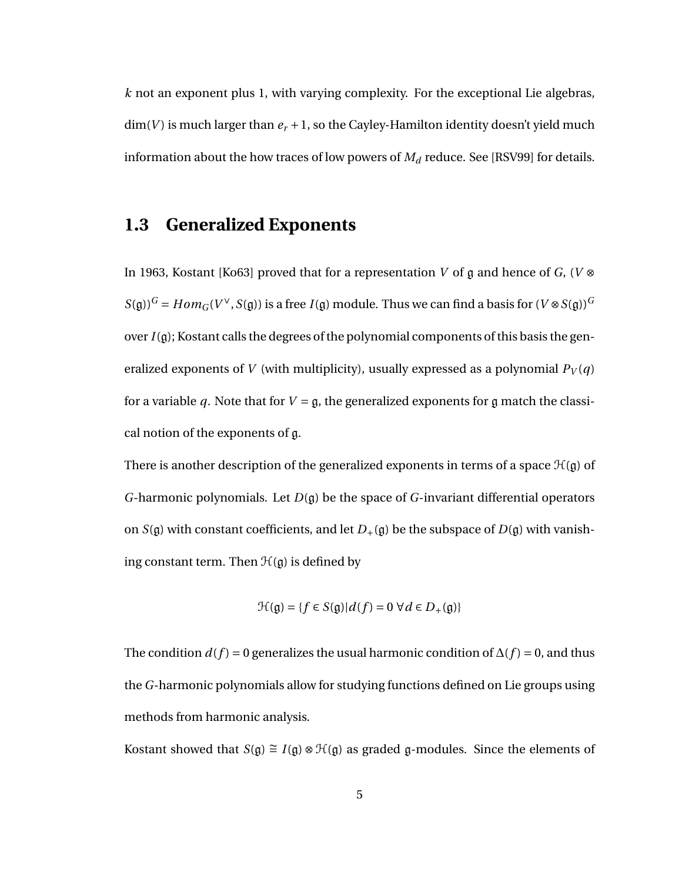$k$ not an exponent plus 1, with varying complexity. For the exceptional Lie algebras, $\dim(V)$ is much larger than $e_r + 1$, so the Cayley-Hamilton identity doesn't yield much information about the how traces of low powers of $M_d$ reduce. See [RSV99] for details.

## 1.3 Generalized Exponents

In 1963, Kostant [Ko63] proved that for a representation $V$ of $\mathfrak{g}$ and hence of $G$, $(V \otimes S(\mathfrak{g}))^G = Hom_G(V^\vee, S(\mathfrak{g}))$ is a free $I(\mathfrak{g})$ module. Thus we can find a basis for $(V \otimes S(\mathfrak{g}))^G$ over $I(\mathfrak{g})$; Kostant calls the degrees of the polynomial components of this basis the generalized exponents of $V$ (with multiplicity), usually expressed as a polynomial $P_V(q)$ for a variable $q$. Note that for $V = \mathfrak{g}$, the generalized exponents for $\mathfrak{g}$ match the classical notion of the exponents of $\mathfrak{g}$.

There is another description of the generalized exponents in terms of a space $\mathcal{H}(\mathfrak{g})$ of $G$-harmonic polynomials. Let $D(\mathfrak{g})$ be the space of $G$-invariant differential operators on $S(\mathfrak{g})$ with constant coefficients, and let $D_+(\mathfrak{g})$ be the subspace of $D(\mathfrak{g})$ with vanishing constant term. Then $\mathcal{H}(\mathfrak{g})$ is defined by

$$\mathcal{H}(\mathfrak{g}) = \{f \in S(\mathfrak{g}) | d(f) = 0 \; \forall d \in D_+(\mathfrak{g})\}$$

The condition $d(f) = 0$ generalizes the usual harmonic condition of $\Delta(f) = 0$, and thus the $G$-harmonic polynomials allow for studying functions defined on Lie groups using methods from harmonic analysis.

Kostant showed that $S(\mathfrak{g}) \cong I(\mathfrak{g}) \otimes \mathcal{H}(\mathfrak{g})$ as graded $\mathfrak{g}$-modules. Since the elements of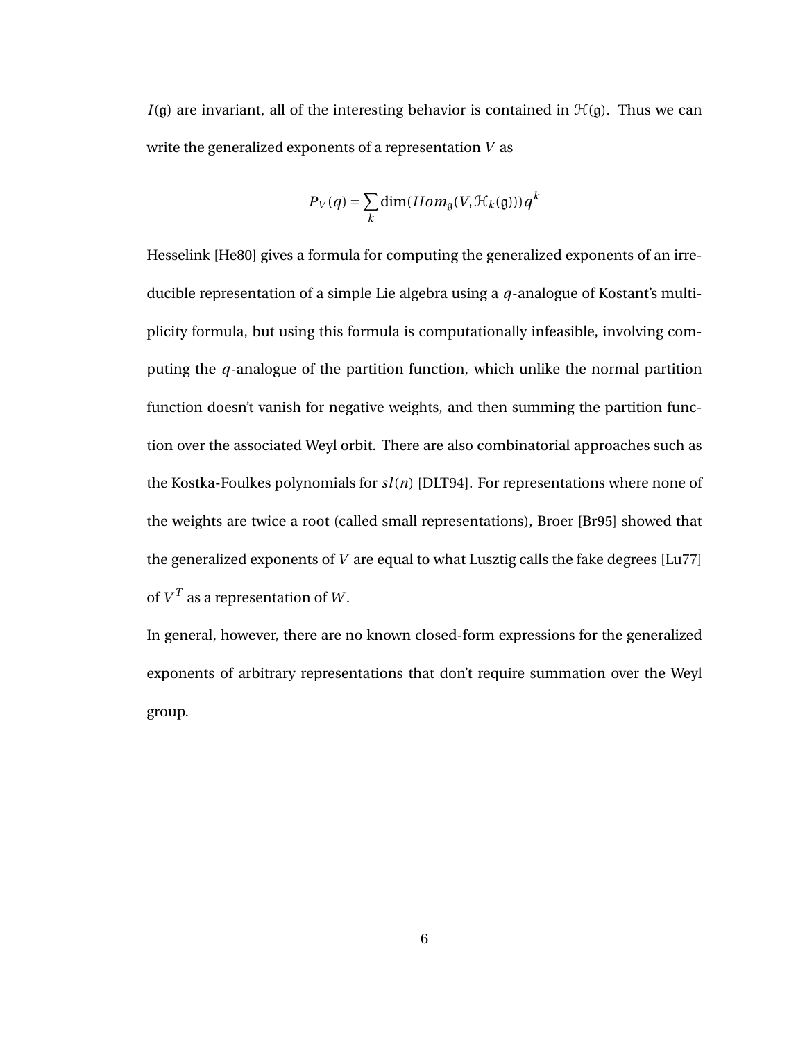$I(\mathfrak{g})$ are invariant, all of the interesting behavior is contained in $\mathcal{H}(\mathfrak{g})$. Thus we can write the generalized exponents of a representation $V$ as

$$P_V(q) = \sum_k \dim(Hom_{\mathfrak{g}}(V, \mathcal{H}_k(\mathfrak{g})))q^k$$

Hesselink [He80] gives a formula for computing the generalized exponents of an irreducible representation of a simple Lie algebra using a $q$-analogue of Kostant's multiplicity formula, but using this formula is computationally infeasible, involving computing the $q$-analogue of the partition function, which unlike the normal partition function doesn't vanish for negative weights, and then summing the partition function over the associated Weyl orbit. There are also combinatorial approaches such as the Kostka-Foulkes polynomials for $sl(n)$ [DLT94]. For representations where none of the weights are twice a root (called small representations), Broer [Br95] showed that the generalized exponents of $V$ are equal to what Lusztig calls the fake degrees [Lu77] of $V^T$ as a representation of $W$.

In general, however, there are no known closed-form expressions for the generalized exponents of arbitrary representations that don't require summation over the Weyl group.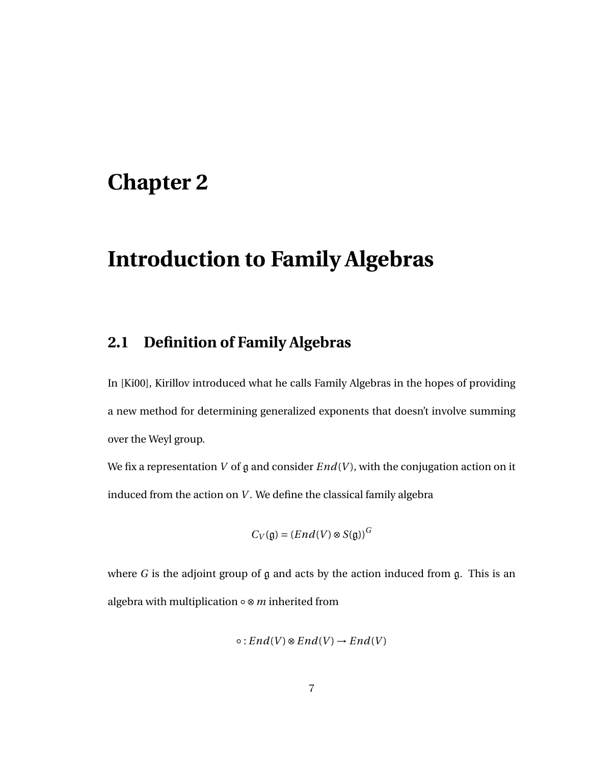# Chapter 2

# Introduction to Family Algebras

## 2.1 Definition of Family Algebras

In [Ki00], Kirillov introduced what he calls Family Algebras in the hopes of providing a new method for determining generalized exponents that doesn't involve summing over the Weyl group.

We fix a representation $V$ of $\mathfrak{g}$ and consider $End(V)$, with the conjugation action on it induced from the action on $V$. We define the classical family algebra

$$C_V(\mathfrak{g}) = (End(V) \otimes S(\mathfrak{g}))^G$$

where $G$ is the adjoint group of $\mathfrak{g}$ and acts by the action induced from $\mathfrak{g}$. This is an algebra with multiplication $\circ \otimes m$ inherited from

$$\circ : End(V) \otimes End(V) \to End(V)$$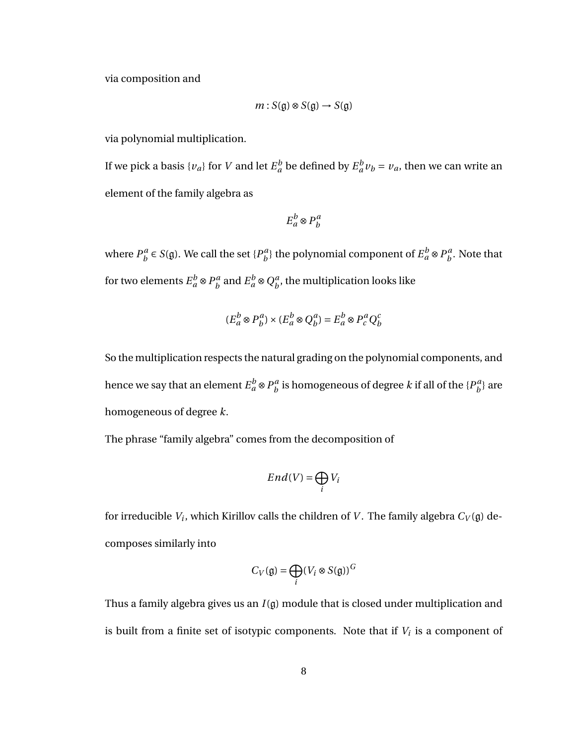via composition and

$$m : S(\mathfrak{g}) \otimes S(\mathfrak{g}) \to S(\mathfrak{g})$$

via polynomial multiplication.

If we pick a basis $\{v_a\}$ for $V$ and let $E_a^b$ be defined by $E_a^b v_b = v_a$, then we can write an element of the family algebra as

$$E_a^b \otimes P_b^a$$

where $P_b^a \in S(\mathfrak{g})$. We call the set $\{P_b^a\}$ the polynomial component of $E_a^b \otimes P_b^a$. Note that for two elements $E_a^b \otimes P_b^a$ and $E_a^b \otimes Q_b^a$, the multiplication looks like

$$(E_a^b \otimes P_b^a) \times (E_a^b \otimes Q_b^a) = E_a^b \otimes P_c^a Q_b^c$$

So the multiplication respects the natural grading on the polynomial components, and hence we say that an element $E_a^b \otimes P_b^a$ is homogeneous of degree $k$ if all of the $\{P_b^a\}$ are homogeneous of degree $k$.

The phrase "family algebra" comes from the decomposition of

$$End(V) = \bigoplus_i V_i$$

for irreducible $V_i$, which Kirillov calls the children of $V$. The family algebra $C_V(\mathfrak{g})$ decomposes similarly into

$$C_V(\mathfrak{g}) = \bigoplus_i (V_i \otimes S(\mathfrak{g}))^G$$

Thus a family algebra gives us an $I(\mathfrak{g})$ module that is closed under multiplication and is built from a finite set of isotypic components. Note that if $V_i$ is a component of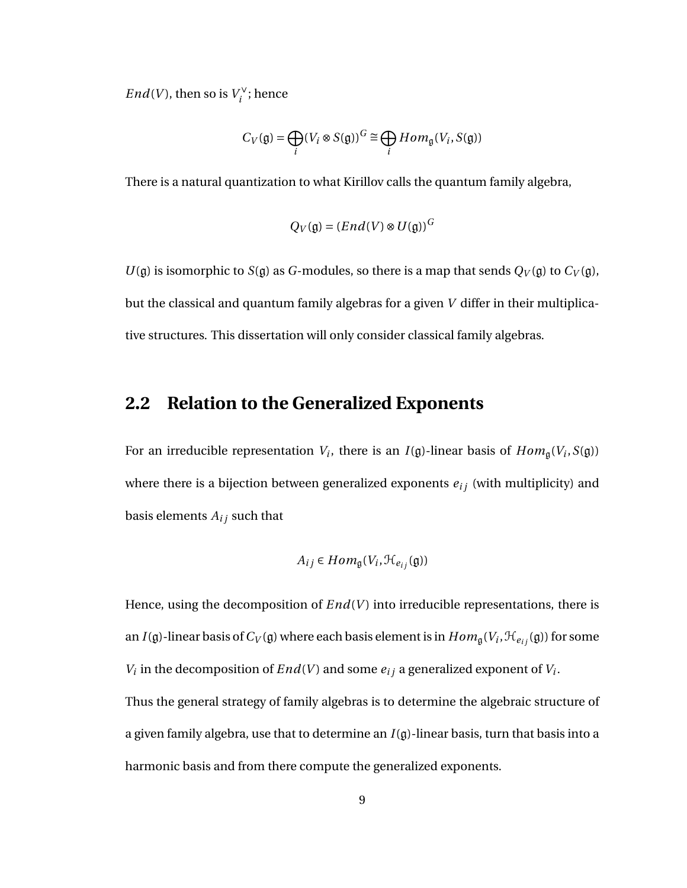$End(V)$, then so is $V_i^\vee$; hence

$$C_V(\mathfrak{g}) = \bigoplus_i (V_i \otimes S(\mathfrak{g}))^G \cong \bigoplus_i Hom_{\mathfrak{g}}(V_i, S(\mathfrak{g}))$$

There is a natural quantization to what Kirillov calls the quantum family algebra,

$$Q_V(\mathfrak{g}) = (End(V) \otimes U(\mathfrak{g}))^G$$

$U(\mathfrak{g})$ is isomorphic to $S(\mathfrak{g})$ as $G$-modules, so there is a map that sends $Q_V(\mathfrak{g})$ to $C_V(\mathfrak{g})$, but the classical and quantum family algebras for a given $V$ differ in their multiplicative structures. This dissertation will only consider classical family algebras.

## 2.2 Relation to the Generalized Exponents

For an irreducible representation $V_i$, there is an $I(\mathfrak{g})$-linear basis of $Hom_{\mathfrak{g}}(V_i, S(\mathfrak{g}))$ where there is a bijection between generalized exponents $e_{ij}$ (with multiplicity) and basis elements $A_{ij}$ such that

$$A_{ij} \in Hom_{\mathfrak{g}}(V_i, \mathcal{H}_{e_{ij}}(\mathfrak{g}))$$

Hence, using the decomposition of $End(V)$ into irreducible representations, there is an $I(\mathfrak{g})$-linear basis of $C_V(\mathfrak{g})$ where each basis element is in $Hom_{\mathfrak{g}}(V_i, \mathcal{H}_{e_{ij}}(\mathfrak{g}))$ for some $V_i$ in the decomposition of $End(V)$ and some $e_{ij}$ a generalized exponent of $V_i$.

Thus the general strategy of family algebras is to determine the algebraic structure of a given family algebra, use that to determine an $I(\mathfrak{g})$-linear basis, turn that basis into a harmonic basis and from there compute the generalized exponents.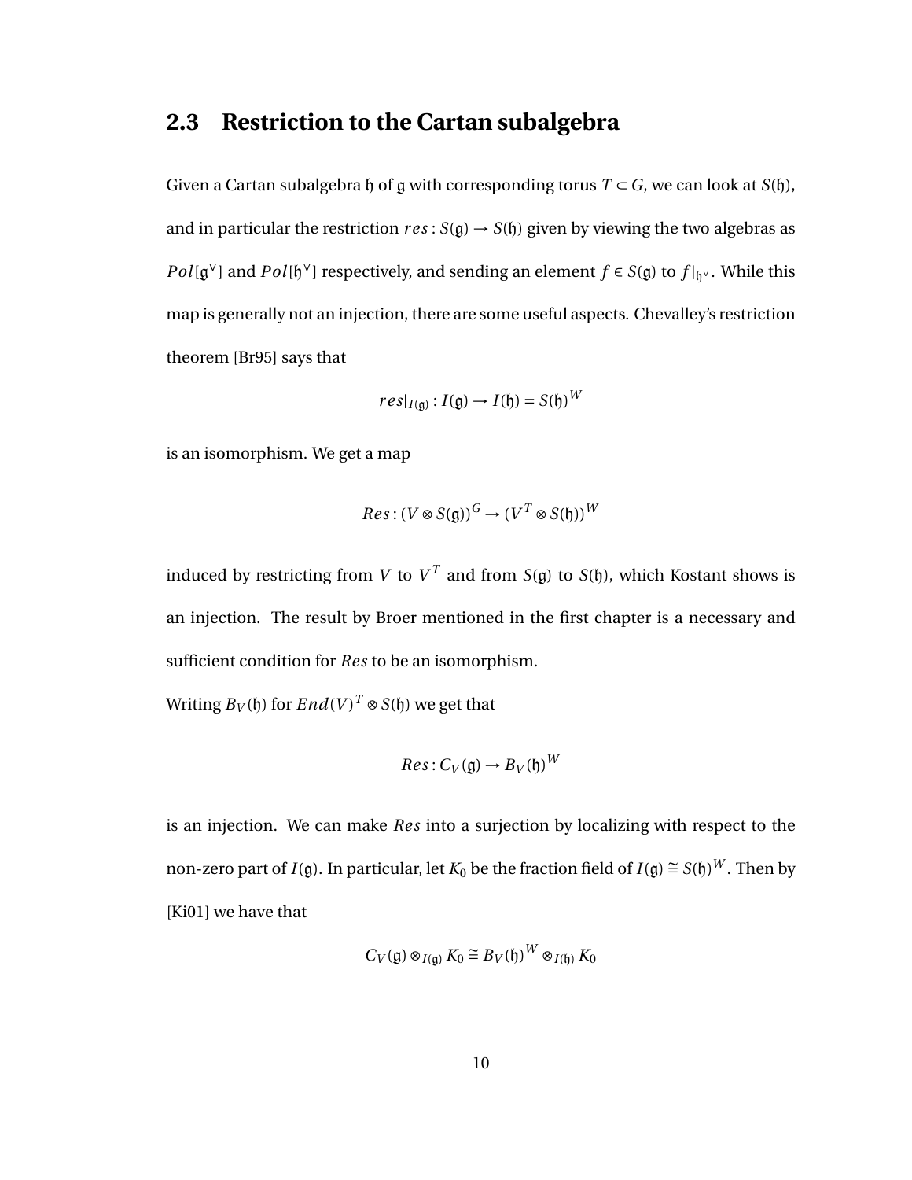## 2.3 Restriction to the Cartan subalgebra

Given a Cartan subalgebra $\mathfrak{h}$ of $\mathfrak{g}$ with corresponding torus $T \subset G$, we can look at $S(\mathfrak{h})$, and in particular the restriction $res : S(\mathfrak{g}) \to S(\mathfrak{h})$ given by viewing the two algebras as $Pol[\mathfrak{g}^\vee]$ and $Pol[\mathfrak{h}^\vee]$ respectively, and sending an element $f \in S(\mathfrak{g})$ to $f|_{\mathfrak{h}^\vee}$. While this map is generally not an injection, there are some useful aspects. Chevalley's restriction theorem [Br95] says that

$$res|_{I(\mathfrak{g})} : I(\mathfrak{g}) \to I(\mathfrak{h}) = S(\mathfrak{h})^W$$

is an isomorphism. We get a map

$$Res : (V \otimes S(\mathfrak{g}))^G \to (V^T \otimes S(\mathfrak{h}))^W$$

induced by restricting from $V$ to $V^T$ and from $S(\mathfrak{g})$ to $S(\mathfrak{h})$, which Kostant shows is an injection. The result by Broer mentioned in the first chapter is a necessary and sufficient condition for $Res$ to be an isomorphism.

Writing $B_V(\mathfrak{h})$ for $End(V)^T \otimes S(\mathfrak{h})$ we get that

$$Res : C_V(\mathfrak{g}) \to B_V(\mathfrak{h})^W$$

is an injection. We can make $Res$ into a surjection by localizing with respect to the non-zero part of $I(\mathfrak{g})$. In particular, let $K_0$ be the fraction field of $I(\mathfrak{g}) \cong S(\mathfrak{h})^W$. Then by [Ki01] we have that

$$C_V(\mathfrak{g}) \otimes_{I(\mathfrak{g})} K_0 \cong B_V(\mathfrak{h})^W \otimes_{I(\mathfrak{h})} K_0$$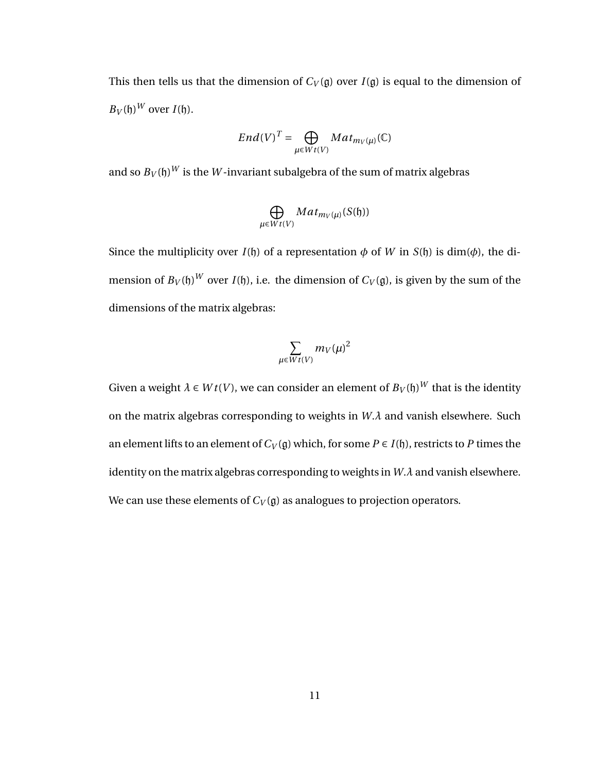This then tells us that the dimension of $C_V(\mathfrak{g})$ over $I(\mathfrak{g})$ is equal to the dimension of $B_V(\mathfrak{h})^W$ over $I(\mathfrak{h})$.

$$End(V)^T = \bigoplus_{\mu \in Wt(V)} Mat_{m_V(\mu)}(\mathbb{C})$$

and so $B_V(\mathfrak{h})^W$ is the $W$-invariant subalgebra of the sum of matrix algebras

$$\bigoplus_{\mu \in Wt(V)} Mat_{m_V(\mu)}(S(\mathfrak{h}))$$

Since the multiplicity over $I(\mathfrak{h})$ of a representation $\phi$ of $W$ in $S(\mathfrak{h})$ is $\dim(\phi)$, the dimension of $B_V(\mathfrak{h})^W$ over $I(\mathfrak{h})$, i.e. the dimension of $C_V(\mathfrak{g})$, is given by the sum of the dimensions of the matrix algebras:

$$\sum_{\mu \in Wt(V)} m_V(\mu)^2$$

Given a weight $\lambda \in Wt(V)$, we can consider an element of $B_V(\mathfrak{h})^W$ that is the identity on the matrix algebras corresponding to weights in $W.\lambda$ and vanish elsewhere. Such an element lifts to an element of $C_V(\mathfrak{g})$ which, for some $P \in I(\mathfrak{h})$, restricts to $P$ times the identity on the matrix algebras corresponding to weights in $W.\lambda$ and vanish elsewhere. We can use these elements of $C_V(\mathfrak{g})$ as analogues to projection operators.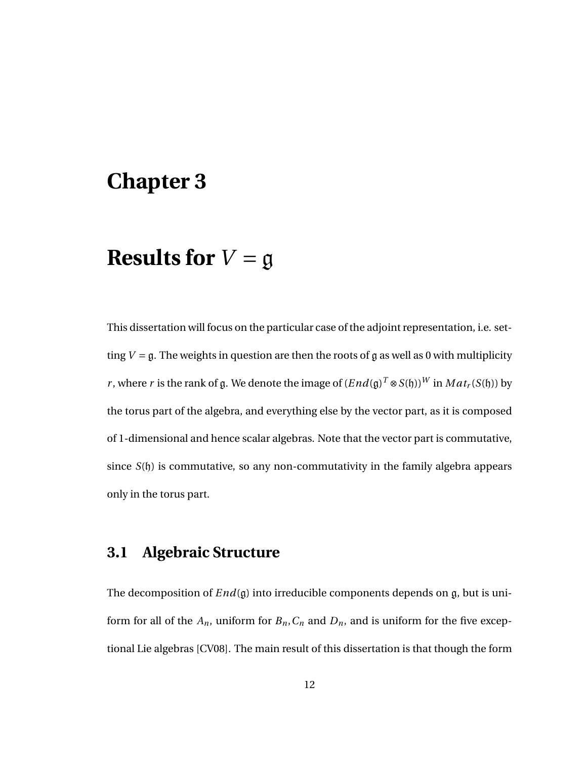# Chapter 3

# Results for $V = \mathfrak{g}$

This dissertation will focus on the particular case of the adjoint representation, i.e. setting $V = \mathfrak{g}$. The weights in question are then the roots of $\mathfrak{g}$ as well as 0 with multiplicity $r$, where $r$ is the rank of $\mathfrak{g}$. We denote the image of $(End(\mathfrak{g})^T \otimes S(\mathfrak{h}))^W$ in $Mat_r(S(\mathfrak{h}))$ by the torus part of the algebra, and everything else by the vector part, as it is composed of 1-dimensional and hence scalar algebras. Note that the vector part is commutative, since $S(\mathfrak{h})$ is commutative, so any non-commutativity in the family algebra appears only in the torus part.

## 3.1 Algebraic Structure

The decomposition of $End(\mathfrak{g})$ into irreducible components depends on $\mathfrak{g}$, but is uniform for all of the $A_n$, uniform for $B_n, C_n$ and $D_n$, and is uniform for the five exceptional Lie algebras [CV08]. The main result of this dissertation is that though the form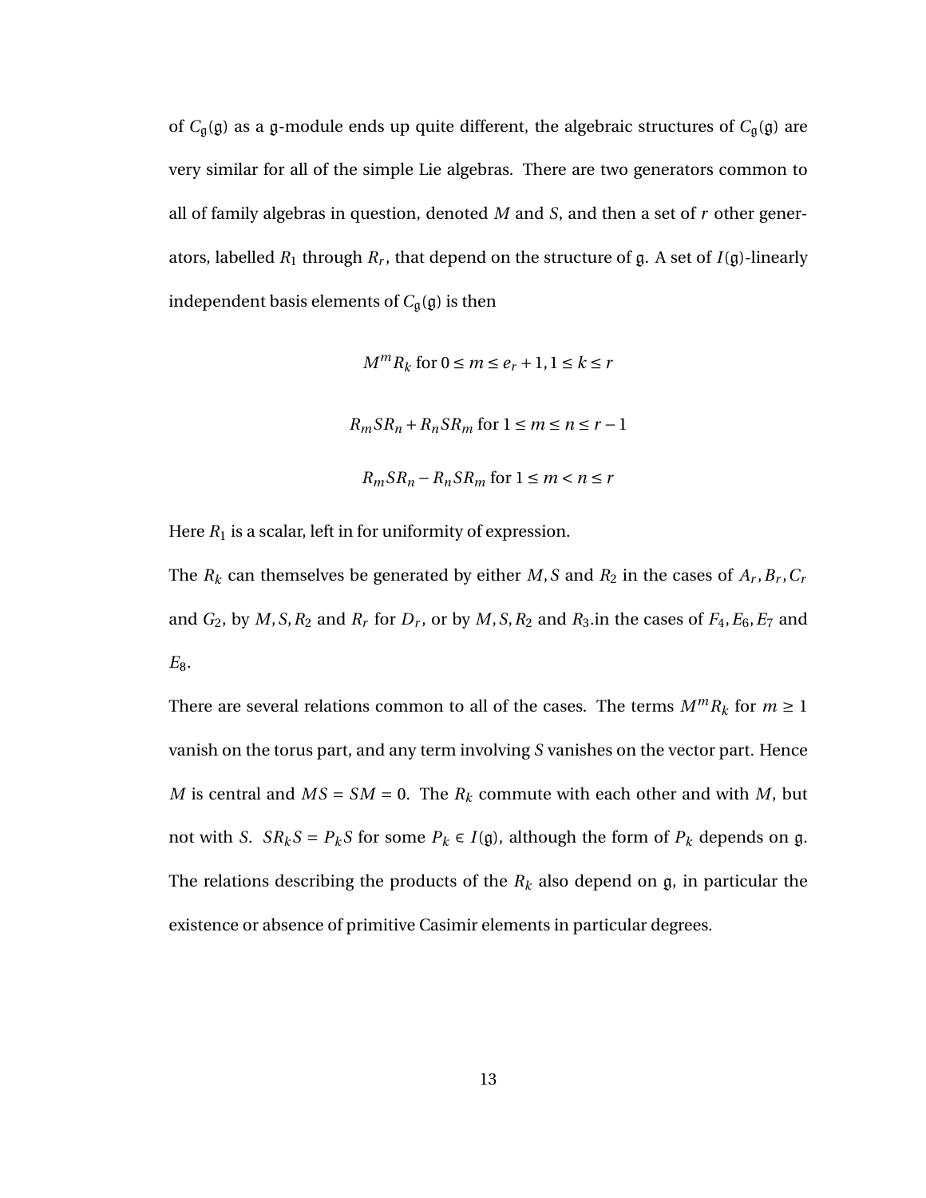of $C_{\mathfrak{g}}(\mathfrak{g})$ as a $\mathfrak{g}$-module ends up quite different, the algebraic structures of $C_{\mathfrak{g}}(\mathfrak{g})$ are very similar for all of the simple Lie algebras. There are two generators common to all of family algebras in question, denoted $M$ and $S$, and then a set of $r$ other generators, labelled $R_1$ through $R_r$, that depend on the structure of $\mathfrak{g}$. A set of $I(\mathfrak{g})$-linearly independent basis elements of $C_{\mathfrak{g}}(\mathfrak{g})$ is then

$$M^m R_k \text{ for } 0 \le m \le e_r + 1, 1 \le k \le r$$

$$R_m S R_n + R_n S R_m \text{ for } 1 \le m \le n \le r - 1$$

$$R_m S R_n - R_n S R_m \text{ for } 1 \le m < n \le r$$

Here $R_1$ is a scalar, left in for uniformity of expression.

The $R_k$ can themselves be generated by either $M, S$ and $R_2$ in the cases of $A_r, B_r, C_r$ and $G_2$, by $M, S, R_2$ and $R_r$ for $D_r$, or by $M, S, R_2$ and $R_3$.in the cases of $F_4, E_6, E_7$ and $E_8$.

There are several relations common to all of the cases. The terms $M^m R_k$ for $m \ge 1$ vanish on the torus part, and any term involving $S$ vanishes on the vector part. Hence $M$ is central and $MS = SM = 0$. The $R_k$ commute with each other and with $M$, but not with $S$. $SR_kS = P_kS$ for some $P_k \in I(\mathfrak{g})$, although the form of $P_k$ depends on $\mathfrak{g}$. The relations describing the products of the $R_k$ also depend on $\mathfrak{g}$, in particular the existence or absence of primitive Casimir elements in particular degrees.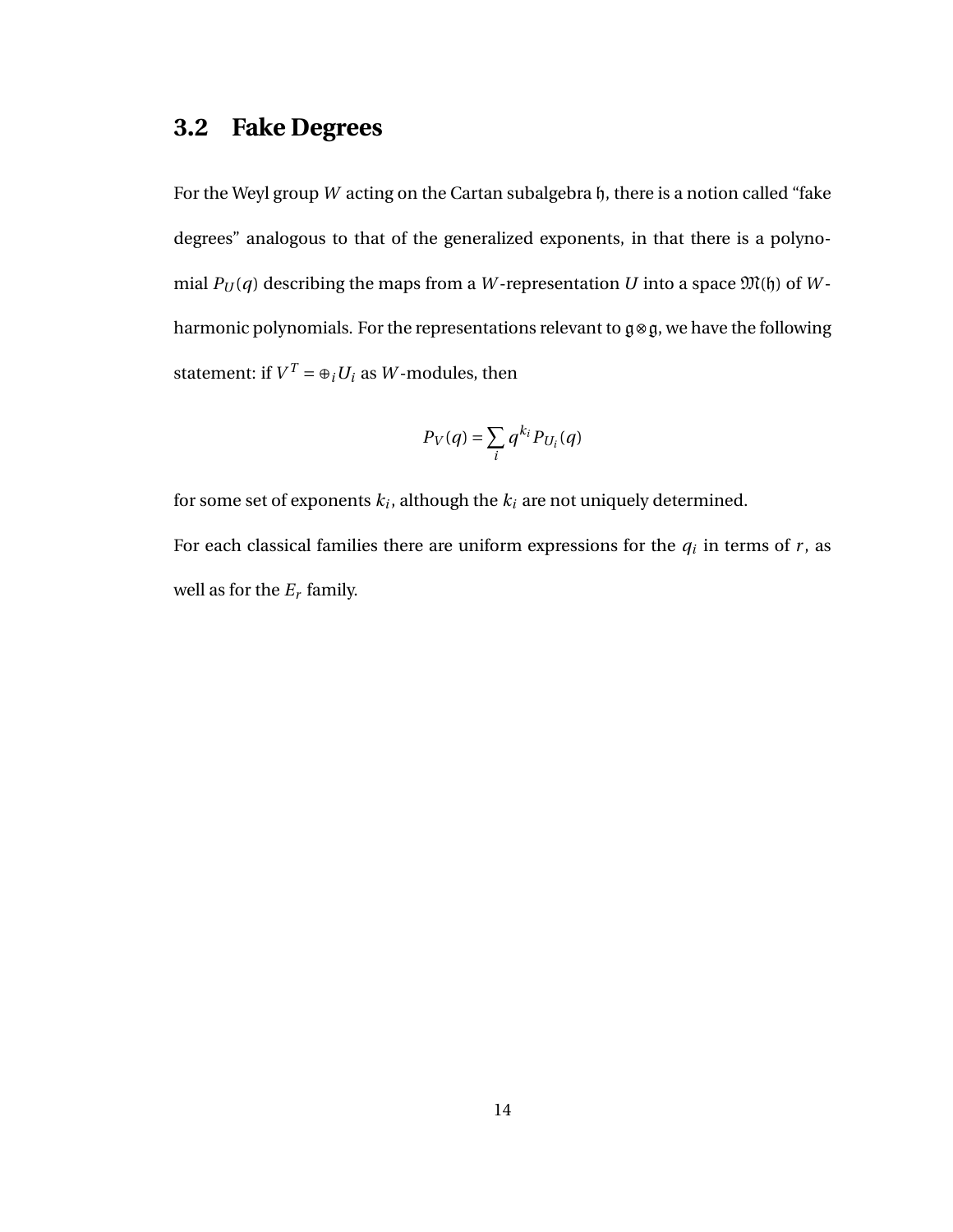## 3.2 Fake Degrees

For the Weyl group $W$ acting on the Cartan subalgebra $\mathfrak{h}$, there is a notion called "fake degrees" analogous to that of the generalized exponents, in that there is a polynomial $P_U(q)$ describing the maps from a $W$-representation $U$ into a space $\mathfrak{M}(\mathfrak{h})$ of $W$-harmonic polynomials. For the representations relevant to $\mathfrak{g} \otimes \mathfrak{g}$, we have the following statement: if $V^T = \oplus_i U_i$ as $W$-modules, then

$$P_V(q) = \sum_i q^{k_i} P_{U_i}(q)$$

for some set of exponents $k_i$, although the $k_i$ are not uniquely determined.

For each classical families there are uniform expressions for the $q_i$ in terms of $r$, as well as for the $E_r$ family.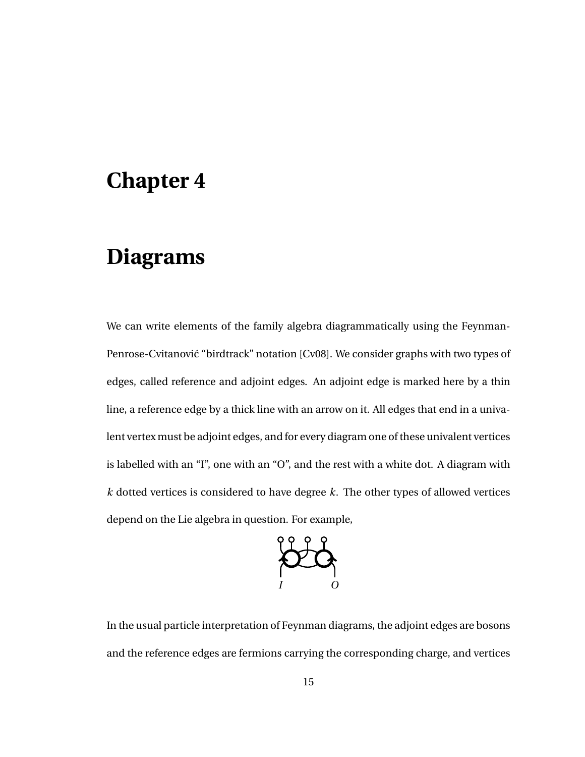# Chapter 4

# Diagrams

We can write elements of the family algebra diagrammatically using the Feynman-Penrose-Cvitanović "birdtrack" notation [Cv08]. We consider graphs with two types of edges, called reference and adjoint edges. An adjoint edge is marked here by a thin line, a reference edge by a thick line with an arrow on it. All edges that end in a univalent vertex must be adjoint edges, and for every diagram one of these univalent vertices is labelled with an "I", one with an "O", and the rest with a white dot. A diagram with $k$ dotted vertices is considered to have degree $k$. The other types of allowed vertices depend on the Lie algebra in question. For example,

In the usual particle interpretation of Feynman diagrams, the adjoint edges are bosons and the reference edges are fermions carrying the corresponding charge, and vertices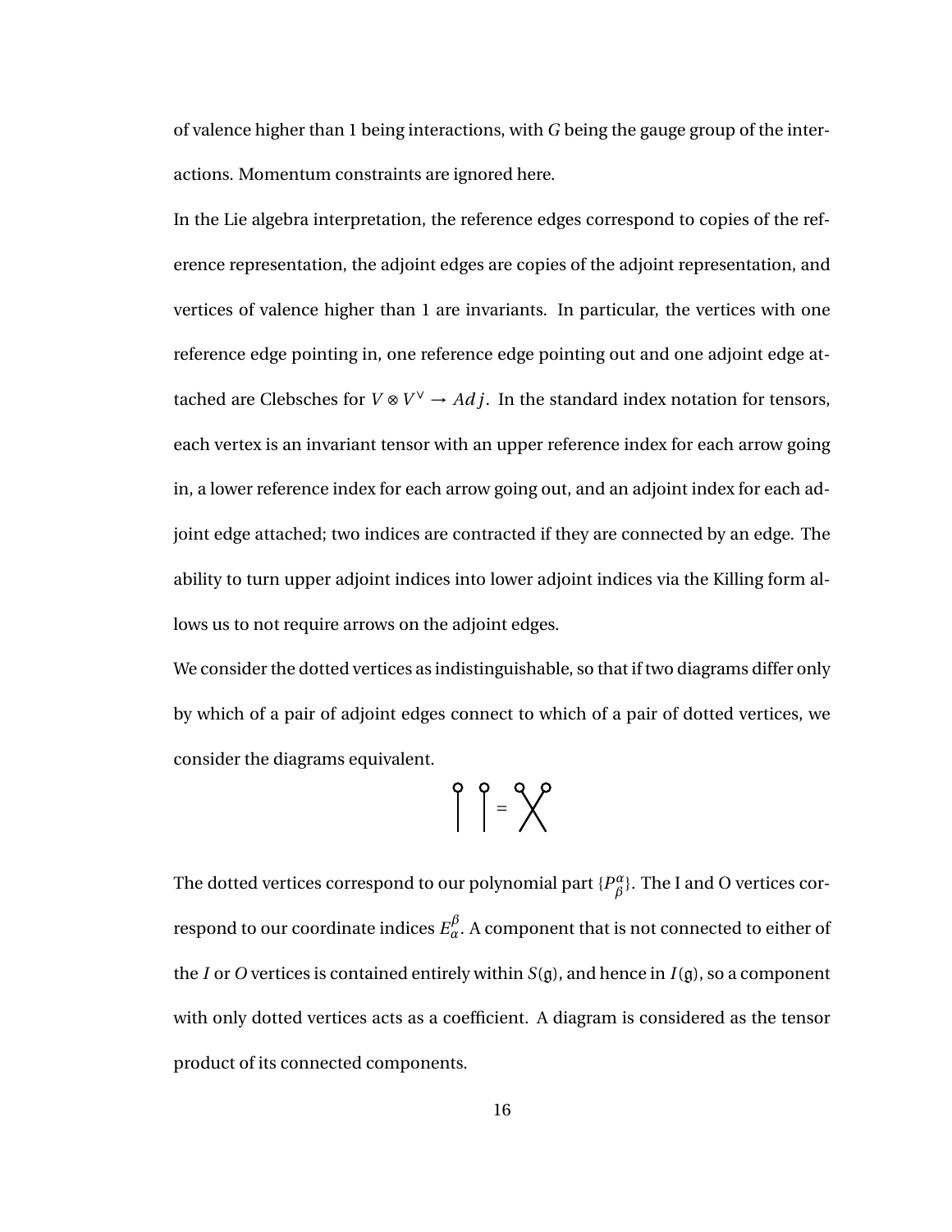of valence higher than 1 being interactions, with $G$ being the gauge group of the interactions. Momentum constraints are ignored here.

In the Lie algebra interpretation, the reference edges correspond to copies of the reference representation, the adjoint edges are copies of the adjoint representation, and vertices of valence higher than 1 are invariants. In particular, the vertices with one reference edge pointing in, one reference edge pointing out and one adjoint edge attached are Clebsches for $V \otimes V^{\vee} \to Adj$. In the standard index notation for tensors, each vertex is an invariant tensor with an upper reference index for each arrow going in, a lower reference index for each arrow going out, and an adjoint index for each adjoint edge attached; two indices are contracted if they are connected by an edge. The ability to turn upper adjoint indices into lower adjoint indices via the Killing form allows us to not require arrows on the adjoint edges.

We consider the dotted vertices as indistinguishable, so that if two diagrams differ only by which of a pair of adjoint edges connect to which of a pair of dotted vertices, we consider the diagrams equivalent.

The dotted vertices correspond to our polynomial part $\{P^{\alpha}_{\beta}\}$. The I and O vertices correspond to our coordinate indices $E^{\beta}_{\alpha}$. A component that is not connected to either of the $I$ or $O$ vertices is contained entirely within $S(\mathfrak{g})$, and hence in $I(\mathfrak{g})$, so a component with only dotted vertices acts as a coefficient. A diagram is considered as the tensor product of its connected components.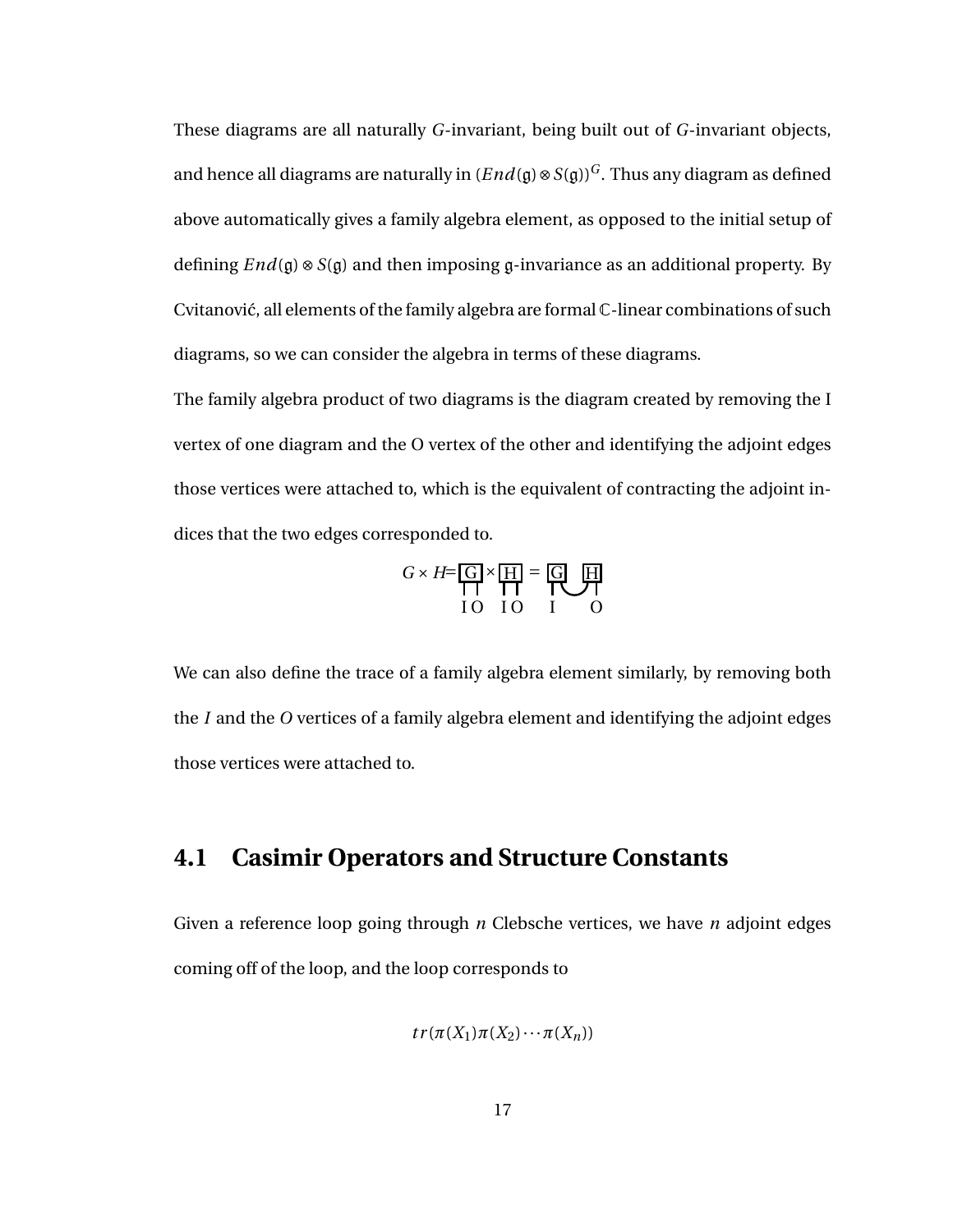These diagrams are all naturally $G$-invariant, being built out of $G$-invariant objects, and hence all diagrams are naturally in $(End(\mathfrak{g}) \otimes S(\mathfrak{g}))^G$. Thus any diagram as defined above automatically gives a family algebra element, as opposed to the initial setup of defining $End(\mathfrak{g}) \otimes S(\mathfrak{g})$ and then imposing $\mathfrak{g}$-invariance as an additional property. By Cvitanović, all elements of the family algebra are formal $\mathbb{C}$-linear combinations of such diagrams, so we can consider the algebra in terms of these diagrams.

The family algebra product of two diagrams is the diagram created by removing the I vertex of one diagram and the O vertex of the other and identifying the adjoint edges those vertices were attached to, which is the equivalent of contracting the adjoint indices that the two edges corresponded to.

$G \times H$= [G] × [H] = [G] [H]

I O  I O  I  O

We can also define the trace of a family algebra element similarly, by removing both the $I$ and the $O$ vertices of a family algebra element and identifying the adjoint edges those vertices were attached to.

## 4.1 Casimir Operators and Structure Constants

Given a reference loop going through $n$ Clebsche vertices, we have $n$ adjoint edges coming off of the loop, and the loop corresponds to

$$tr(\pi(X_1)\pi(X_2)\cdots\pi(X_n))$$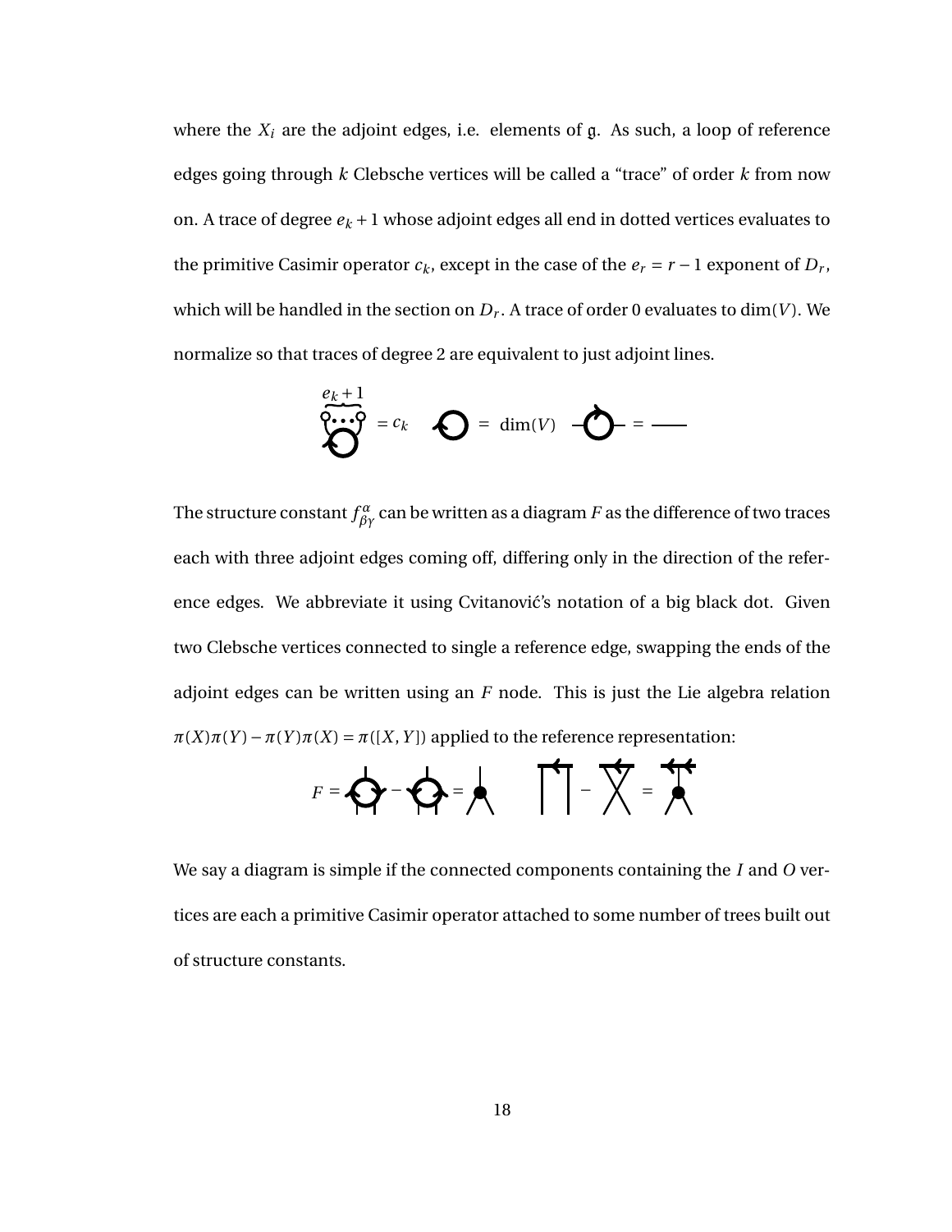where the $X_i$ are the adjoint edges, i.e. elements of $\mathfrak{g}$. As such, a loop of reference edges going through $k$ Clebsche vertices will be called a "trace" of order $k$ from now on. A trace of degree $e_k + 1$ whose adjoint edges all end in dotted vertices evaluates to the primitive Casimir operator $c_k$, except in the case of the $e_r = r - 1$ exponent of $D_r$, which will be handled in the section on $D_r$. A trace of order 0 evaluates to $\dim(V)$. We normalize so that traces of degree 2 are equivalent to just adjoint lines.

$$\overbrace{\circ\cdots\circ}^{e_k+1} = c_k \qquad \bigcirc = \dim(V) \qquad -\bigcirc- = \text{———}$$

The structure constant $f^{\alpha}_{\beta\gamma}$ can be written as a diagram $F$ as the difference of two traces each with three adjoint edges coming off, differing only in the direction of the reference edges. We abbreviate it using Cvitanović's notation of a big black dot. Given two Clebsche vertices connected to single a reference edge, swapping the ends of the adjoint edges can be written using an $F$ node. This is just the Lie algebra relation $\pi(X)\pi(Y) - \pi(Y)\pi(X) = \pi([X, Y])$ applied to the reference representation:

$$F = \bigcirc - \bigcirc = \bullet \qquad \sqcap\sqcap - \times = \bullet$$

We say a diagram is simple if the connected components containing the $I$ and $O$ vertices are each a primitive Casimir operator attached to some number of trees built out of structure constants.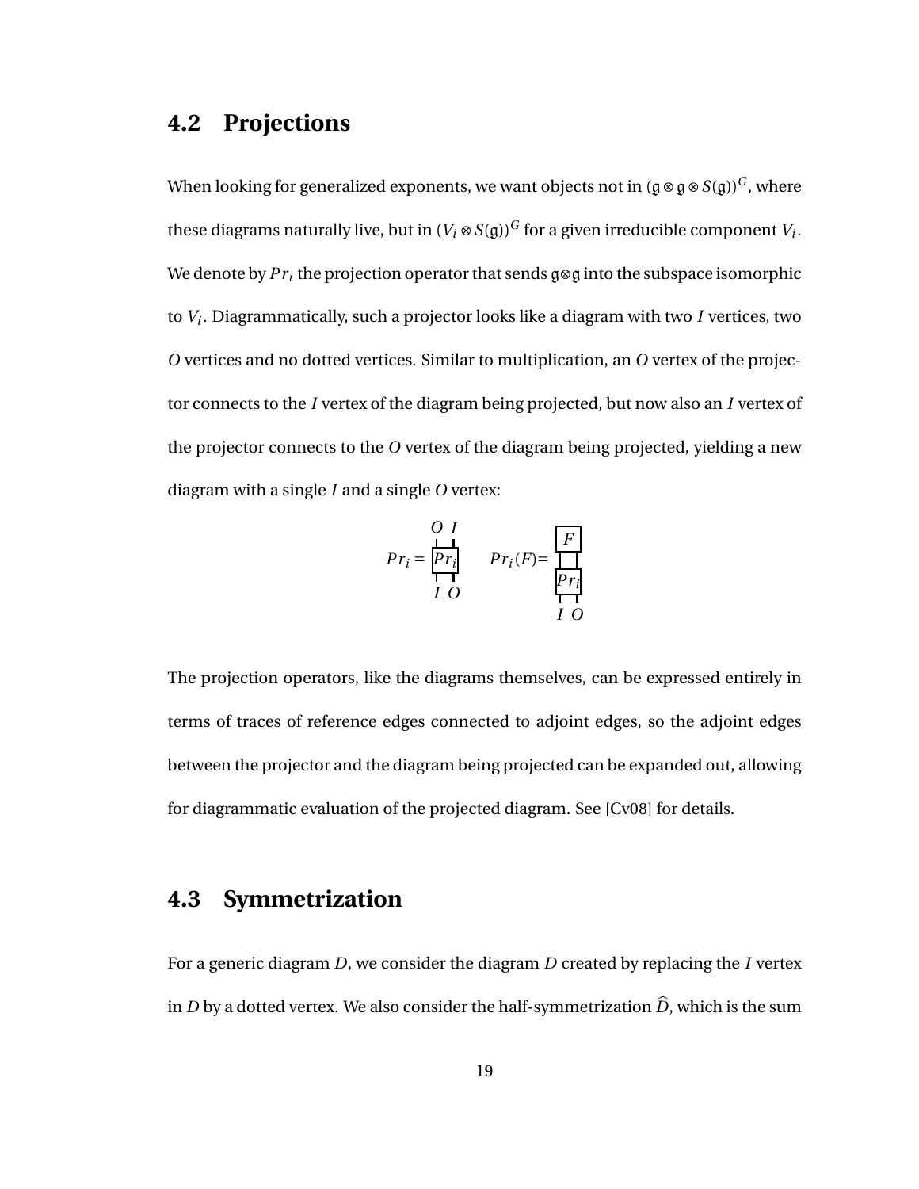## 4.2 Projections

When looking for generalized exponents, we want objects not in $(\mathfrak{g} \otimes \mathfrak{g} \otimes S(\mathfrak{g}))^G$, where these diagrams naturally live, but in $(V_i \otimes S(\mathfrak{g}))^G$ for a given irreducible component $V_i$. We denote by $Pr_i$ the projection operator that sends $\mathfrak{g} \otimes \mathfrak{g}$ into the subspace isomorphic to $V_i$. Diagrammatically, such a projector looks like a diagram with two $I$ vertices, two $O$ vertices and no dotted vertices. Similar to multiplication, an $O$ vertex of the projector connects to the $I$ vertex of the diagram being projected, but now also an $I$ vertex of the projector connects to the $O$ vertex of the diagram being projected, yielding a new diagram with a single $I$ and a single $O$ vertex:

$Pr_i =$ [diagram: box $Pr_i$ with $O$, $I$ on top and $I$, $O$ on bottom] $\qquad Pr_i(F)=$ [diagram: box $F$ connected above box $Pr_i$, with $I$, $O$ on bottom]

The projection operators, like the diagrams themselves, can be expressed entirely in terms of traces of reference edges connected to adjoint edges, so the adjoint edges between the projector and the diagram being projected can be expanded out, allowing for diagrammatic evaluation of the projected diagram. See [Cv08] for details.

## 4.3 Symmetrization

For a generic diagram $D$, we consider the diagram $\overline{D}$ created by replacing the $I$ vertex in $D$ by a dotted vertex. We also consider the half-symmetrization $\widehat{D}$, which is the sum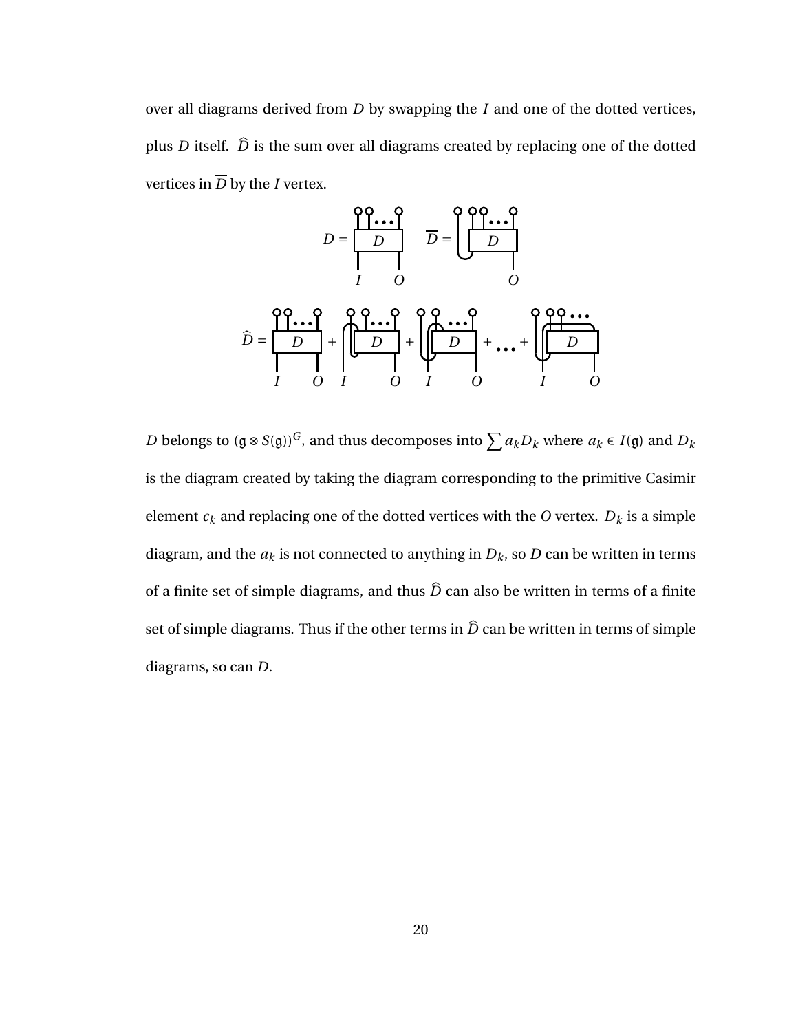over all diagrams derived from $D$ by swapping the $I$ and one of the dotted vertices, plus $D$ itself. $\widehat{D}$ is the sum over all diagrams created by replacing one of the dotted vertices in $\overline{D}$ by the $I$ vertex.

$\overline{D}$ belongs to $(\mathfrak{g} \otimes S(\mathfrak{g}))^G$, and thus decomposes into $\sum a_k D_k$ where $a_k \in I(\mathfrak{g})$ and $D_k$ is the diagram created by taking the diagram corresponding to the primitive Casimir element $c_k$ and replacing one of the dotted vertices with the $O$ vertex. $D_k$ is a simple diagram, and the $a_k$ is not connected to anything in $D_k$, so $\overline{D}$ can be written in terms of a finite set of simple diagrams, and thus $\widehat{D}$ can also be written in terms of a finite set of simple diagrams. Thus if the other terms in $\widehat{D}$ can be written in terms of simple diagrams, so can $D$.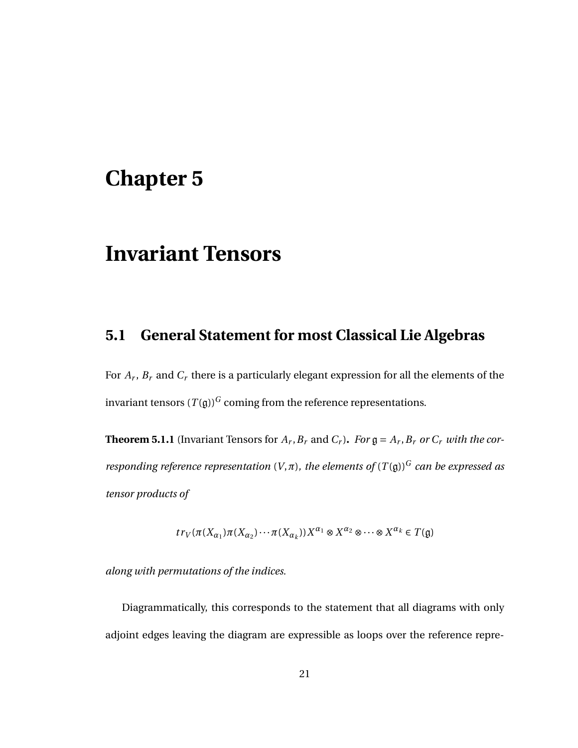# Chapter 5

# Invariant Tensors

## 5.1 General Statement for most Classical Lie Algebras

For $A_r$, $B_r$ and $C_r$ there is a particularly elegant expression for all the elements of the invariant tensors $(T(\mathfrak{g}))^G$ coming from the reference representations.

**Theorem 5.1.1** (Invariant Tensors for $A_r, B_r$ and $C_r$)**.** *For $\mathfrak{g} = A_r, B_r$ or $C_r$ with the corresponding reference representation $(V, \pi)$, the elements of $(T(\mathfrak{g}))^G$ can be expressed as tensor products of*

$$tr_V(\pi(X_{\alpha_1})\pi(X_{\alpha_2})\cdots\pi(X_{\alpha_k}))X^{\alpha_1} \otimes X^{\alpha_2} \otimes \cdots \otimes X^{\alpha_k} \in T(\mathfrak{g})$$

*along with permutations of the indices.*

Diagrammatically, this corresponds to the statement that all diagrams with only adjoint edges leaving the diagram are expressible as loops over the reference repre-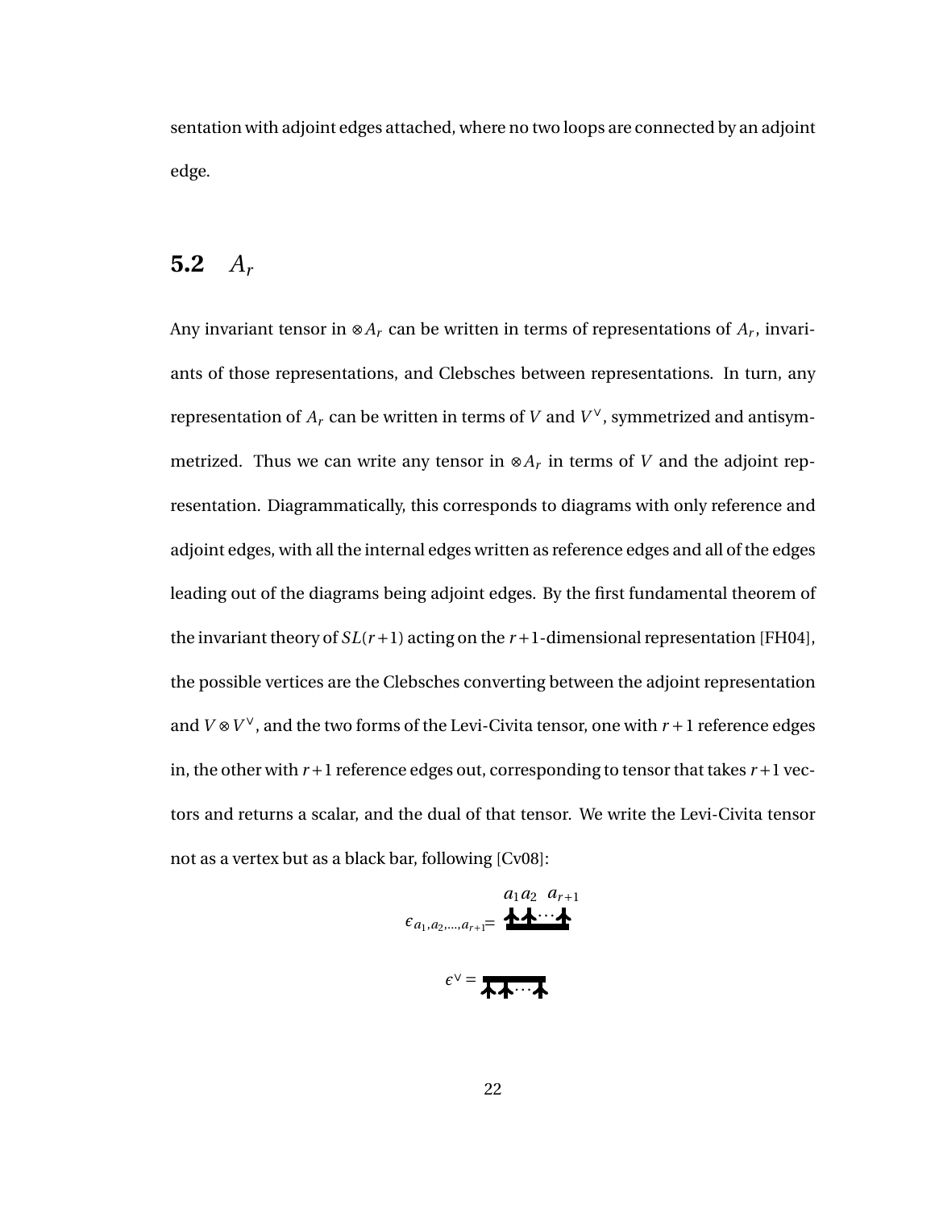sentation with adjoint edges attached, where no two loops are connected by an adjoint edge.

## 5.2 $A_r$

Any invariant tensor in $\otimes A_r$ can be written in terms of representations of $A_r$, invariants of those representations, and Clebsches between representations. In turn, any representation of $A_r$ can be written in terms of $V$ and $V^\vee$, symmetrized and antisymmetrized. Thus we can write any tensor in $\otimes A_r$ in terms of $V$ and the adjoint representation. Diagrammatically, this corresponds to diagrams with only reference and adjoint edges, with all the internal edges written as reference edges and all of the edges leading out of the diagrams being adjoint edges. By the first fundamental theorem of the invariant theory of $SL(r+1)$ acting on the $r+1$-dimensional representation [FH04], the possible vertices are the Clebsches converting between the adjoint representation and $V \otimes V^\vee$, and the two forms of the Levi-Civita tensor, one with $r+1$ reference edges in, the other with $r+1$ reference edges out, corresponding to tensor that takes $r+1$ vectors and returns a scalar, and the dual of that tensor. We write the Levi-Civita tensor not as a vertex but as a black bar, following [Cv08]:

$$\epsilon_{a_1,a_2,\ldots,a_{r+1}} = \text{(diagram: black bar with edges } a_1 a_2 \cdots a_{r+1} \text{ pointing up)}$$

$$\epsilon^\vee = \text{(diagram: black bar with edges pointing up into the bar from below)}$$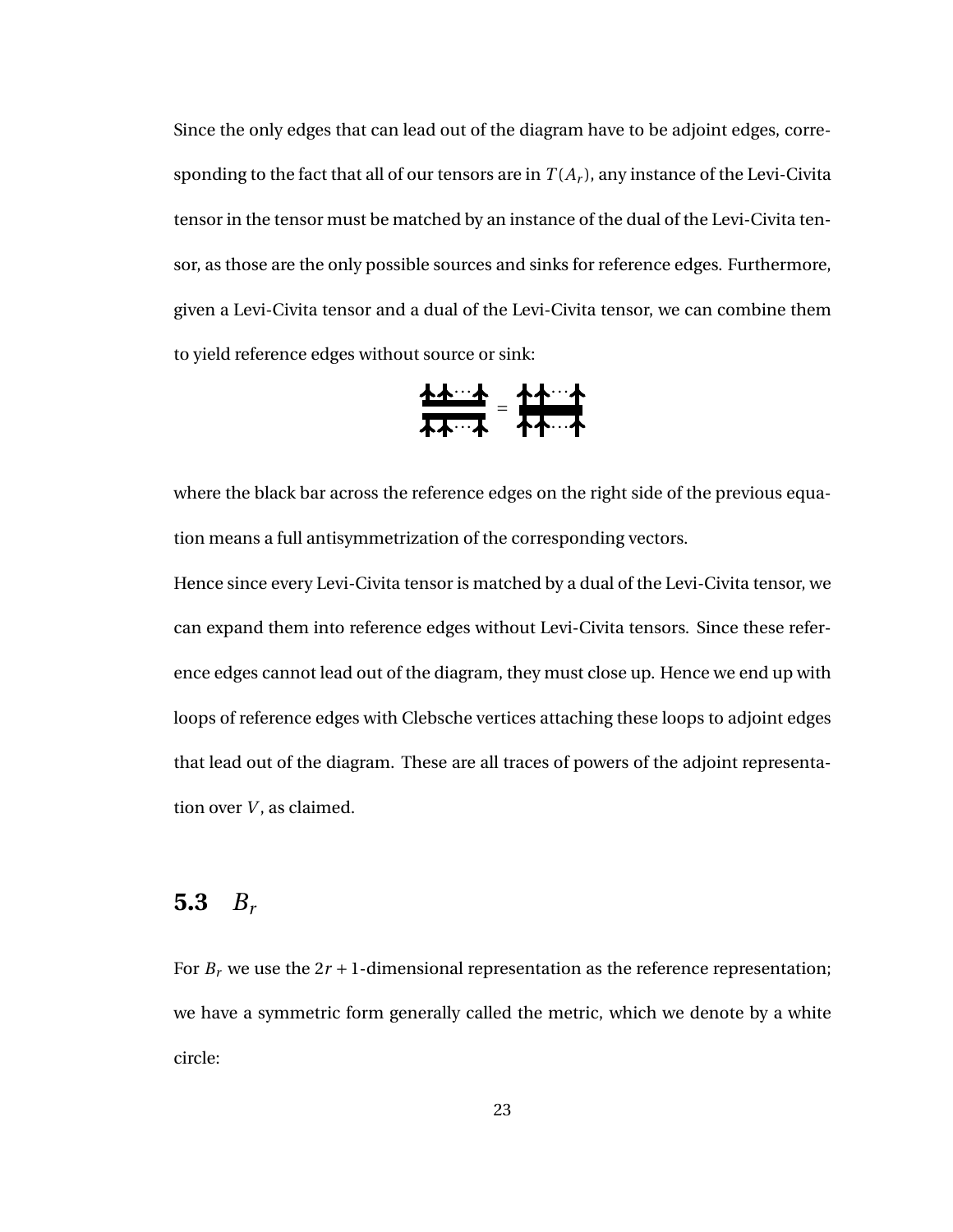Since the only edges that can lead out of the diagram have to be adjoint edges, corresponding to the fact that all of our tensors are in $T(A_r)$, any instance of the Levi-Civita tensor in the tensor must be matched by an instance of the dual of the Levi-Civita tensor, as those are the only possible sources and sinks for reference edges. Furthermore, given a Levi-Civita tensor and a dual of the Levi-Civita tensor, we can combine them to yield reference edges without source or sink:

where the black bar across the reference edges on the right side of the previous equation means a full antisymmetrization of the corresponding vectors.

Hence since every Levi-Civita tensor is matched by a dual of the Levi-Civita tensor, we can expand them into reference edges without Levi-Civita tensors. Since these reference edges cannot lead out of the diagram, they must close up. Hence we end up with loops of reference edges with Clebsche vertices attaching these loops to adjoint edges that lead out of the diagram. These are all traces of powers of the adjoint representation over $V$, as claimed.

## 5.3 $B_r$

For $B_r$ we use the $2r+1$-dimensional representation as the reference representation; we have a symmetric form generally called the metric, which we denote by a white circle: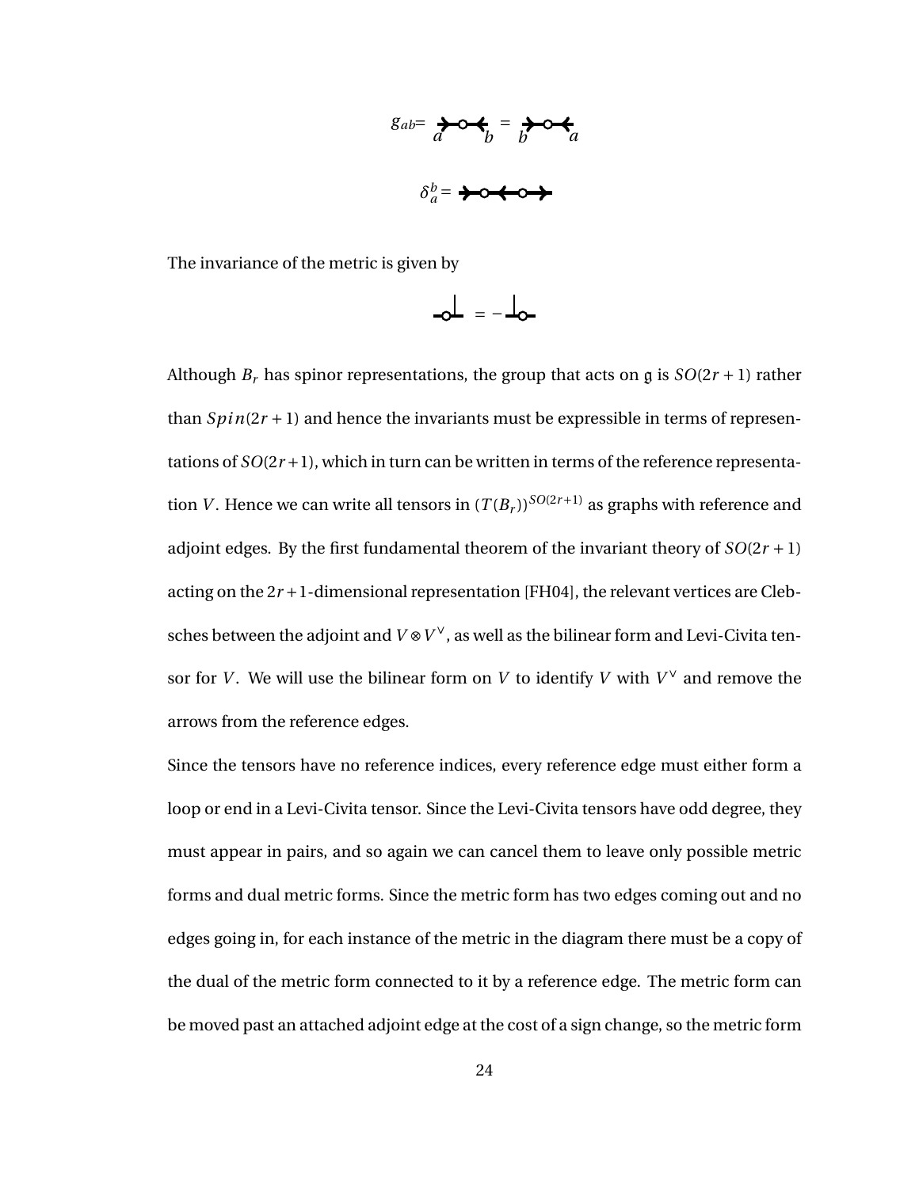$g_{ab}$ = [diagram] = [diagram]

$\delta_a^b$ = [diagram]

The invariance of the metric is given by

[diagram] = − [diagram]

Although $B_r$ has spinor representations, the group that acts on $\mathfrak{g}$ is $SO(2r+1)$ rather than $Spin(2r+1)$ and hence the invariants must be expressible in terms of representations of $SO(2r+1)$, which in turn can be written in terms of the reference representation $V$. Hence we can write all tensors in $(T(B_r))^{SO(2r+1)}$ as graphs with reference and adjoint edges. By the first fundamental theorem of the invariant theory of $SO(2r+1)$ acting on the $2r+1$-dimensional representation [FH04], the relevant vertices are Clebsches between the adjoint and $V \otimes V^\vee$, as well as the bilinear form and Levi-Civita tensor for $V$. We will use the bilinear form on $V$ to identify $V$ with $V^\vee$ and remove the arrows from the reference edges.

Since the tensors have no reference indices, every reference edge must either form a loop or end in a Levi-Civita tensor. Since the Levi-Civita tensors have odd degree, they must appear in pairs, and so again we can cancel them to leave only possible metric forms and dual metric forms. Since the metric form has two edges coming out and no edges going in, for each instance of the metric in the diagram there must be a copy of the dual of the metric form connected to it by a reference edge. The metric form can be moved past an attached adjoint edge at the cost of a sign change, so the metric form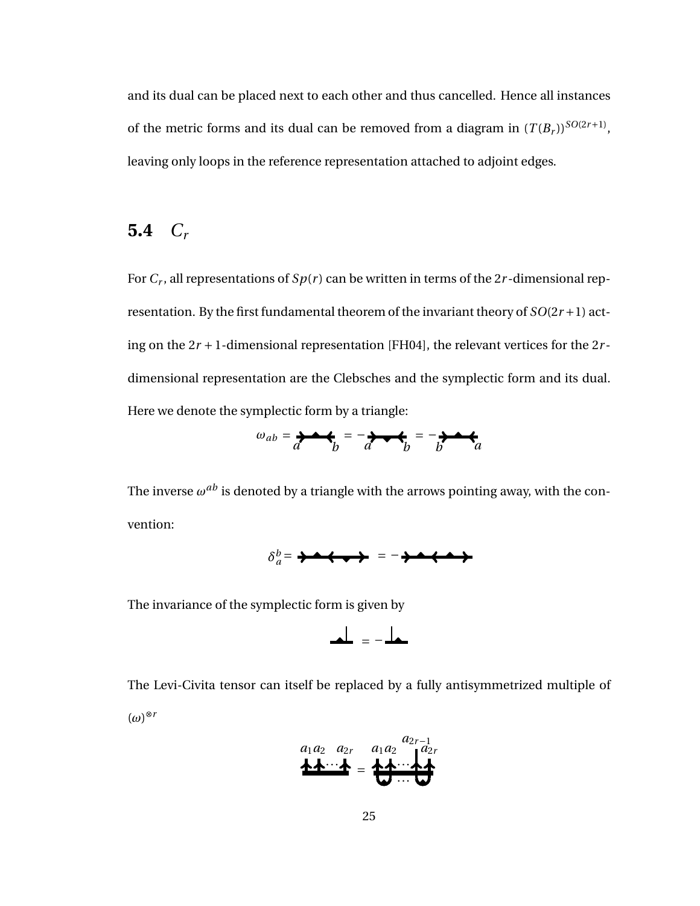and its dual can be placed next to each other and thus cancelled. Hence all instances of the metric forms and its dual can be removed from a diagram in $(T(B_r))^{SO(2r+1)}$, leaving only loops in the reference representation attached to adjoint edges.

## 5.4 $C_r$

For $C_r$, all representations of $Sp(r)$ can be written in terms of the $2r$-dimensional representation. By the first fundamental theorem of the invariant theory of $SO(2r+1)$ acting on the $2r+1$-dimensional representation [FH04], the relevant vertices for the $2r$-dimensional representation are the Clebsches and the symplectic form and its dual. Here we denote the symplectic form by a triangle:

$$\omega_{ab} = \underset{a \quad\quad b}{\rightarrow\!\blacktriangle\!\leftarrow} = -\underset{a \quad\quad b}{\rightarrow\!\blacktriangledown\!\leftarrow} = -\underset{b \quad\quad a}{\rightarrow\!\blacktriangle\!\leftarrow}$$

The inverse $\omega^{ab}$ is denoted by a triangle with the arrows pointing away, with the convention:

$$\delta_a^b = \rightarrow\!\blacktriangle\!\leftarrow\!\blacktriangledown\!\rightarrow \;= -\rightarrow\!\blacktriangle\!\leftarrow\!\blacktriangle\!\rightarrow$$

The invariance of the symplectic form is given by

$$\blacktriangle\!\!\perp = -\perp\!\!\blacktriangle$$

The Levi-Civita tensor can itself be replaced by a fully antisymmetrized multiple of $(\omega)^{\otimes r}$

$$\underset{}{\overset{a_1 a_2 \quad a_{2r}}{\uparrow\uparrow\cdots\uparrow}} = \overset{a_1 a_2 \quad a_{2r-1} \; a_{2r}}{\uparrow\uparrow\cdots\uparrow\uparrow}$$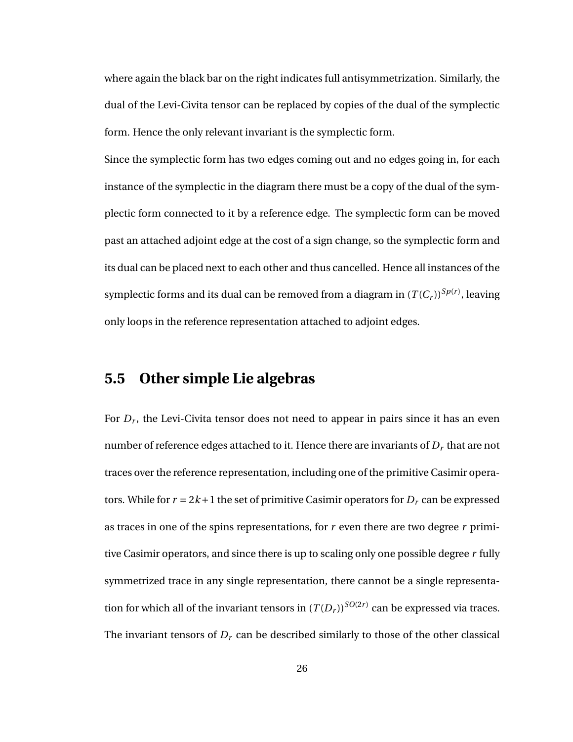where again the black bar on the right indicates full antisymmetrization. Similarly, the dual of the Levi-Civita tensor can be replaced by copies of the dual of the symplectic form. Hence the only relevant invariant is the symplectic form.

Since the symplectic form has two edges coming out and no edges going in, for each instance of the symplectic in the diagram there must be a copy of the dual of the symplectic form connected to it by a reference edge. The symplectic form can be moved past an attached adjoint edge at the cost of a sign change, so the symplectic form and its dual can be placed next to each other and thus cancelled. Hence all instances of the symplectic forms and its dual can be removed from a diagram in $(T(C_r))^{Sp(r)}$, leaving only loops in the reference representation attached to adjoint edges.

## 5.5 Other simple Lie algebras

For $D_r$, the Levi-Civita tensor does not need to appear in pairs since it has an even number of reference edges attached to it. Hence there are invariants of $D_r$ that are not traces over the reference representation, including one of the primitive Casimir operators. While for $r = 2k+1$ the set of primitive Casimir operators for $D_r$ can be expressed as traces in one of the spins representations, for $r$ even there are two degree $r$ primitive Casimir operators, and since there is up to scaling only one possible degree $r$ fully symmetrized trace in any single representation, there cannot be a single representation for which all of the invariant tensors in $(T(D_r))^{SO(2r)}$ can be expressed via traces. The invariant tensors of $D_r$ can be described similarly to those of the other classical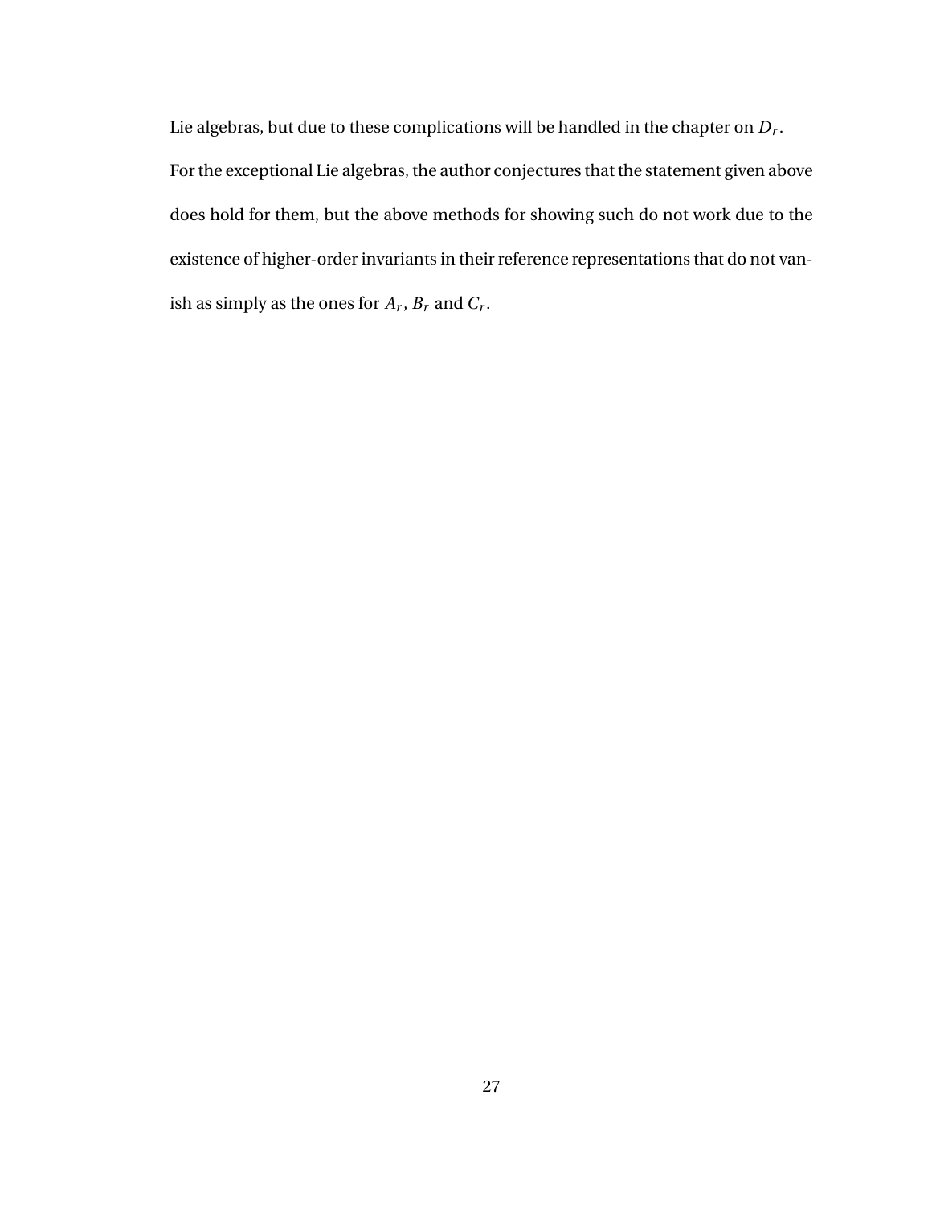Lie algebras, but due to these complications will be handled in the chapter on $D_r$.

For the exceptional Lie algebras, the author conjectures that the statement given above does hold for them, but the above methods for showing such do not work due to the existence of higher-order invariants in their reference representations that do not vanish as simply as the ones for $A_r$, $B_r$ and $C_r$.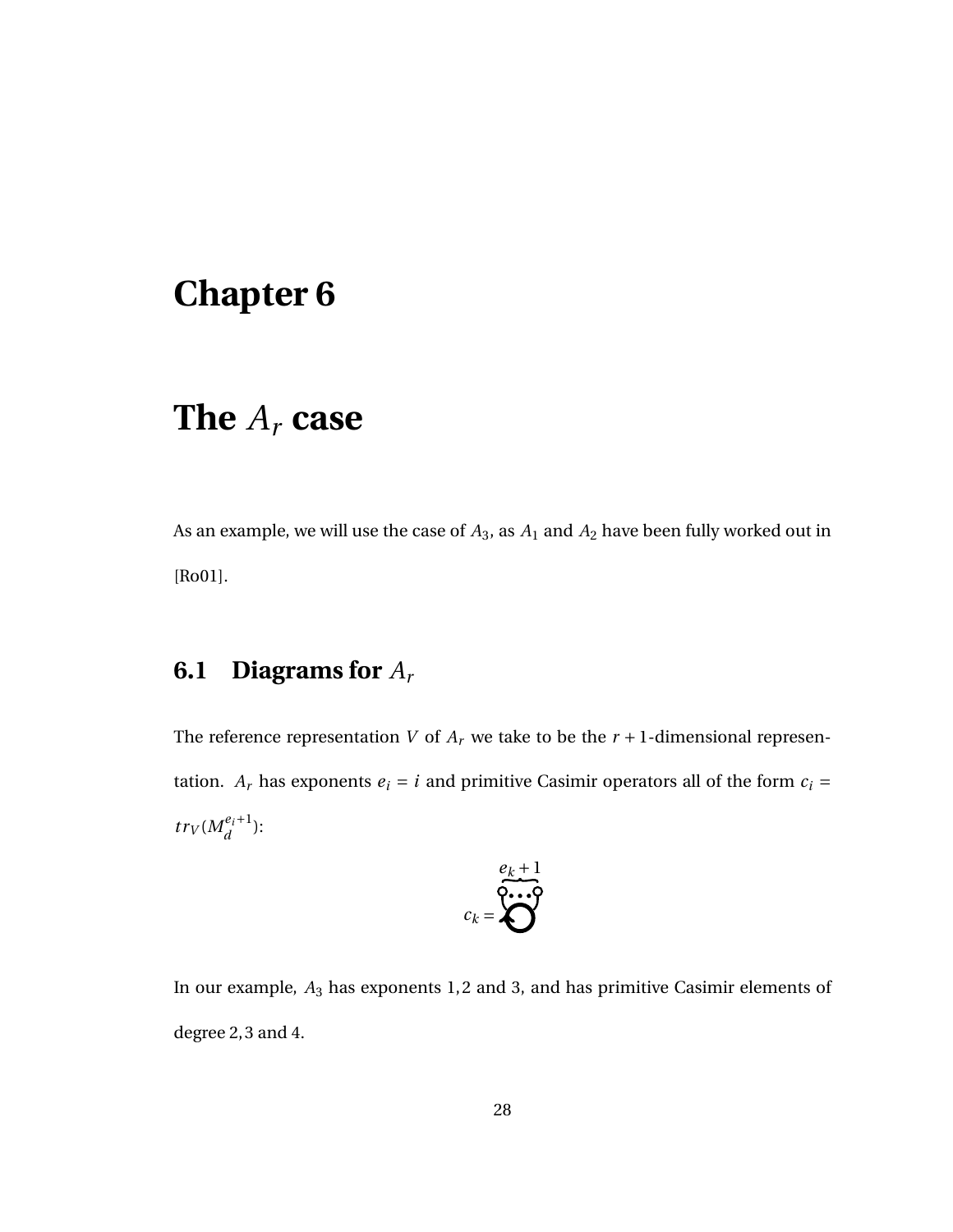# Chapter 6

# The $A_r$ case

As an example, we will use the case of $A_3$, as $A_1$ and $A_2$ have been fully worked out in [Ro01].

## 6.1 Diagrams for $A_r$

The reference representation $V$ of $A_r$ we take to be the $r+1$-dimensional representation. $A_r$ has exponents $e_i = i$ and primitive Casimir operators all of the form $c_i = tr_V(M_d^{e_i+1})$:

$$c_k = \overbrace{\circ \cdots \circ}^{e_k+1}$$

In our example, $A_3$ has exponents $1, 2$ and $3$, and has primitive Casimir elements of degree $2, 3$ and $4$.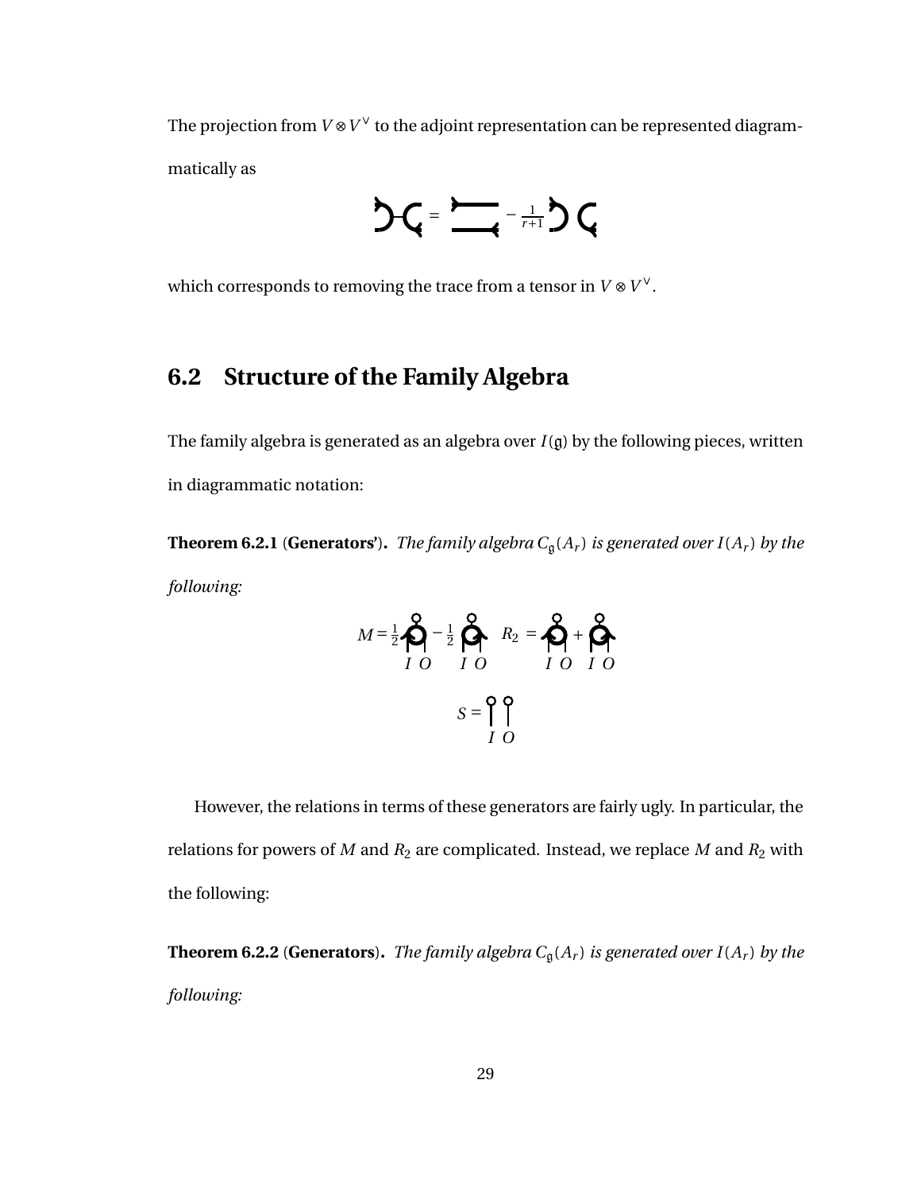The projection from $V \otimes V^\vee$ to the adjoint representation can be represented diagrammatically as

$$\text{[diagram]} = \text{[diagram]} - \frac{1}{r+1}\,\text{[diagram]}$$

which corresponds to removing the trace from a tensor in $V \otimes V^\vee$.

## 6.2 Structure of the Family Algebra

The family algebra is generated as an algebra over $I(\mathfrak{g})$ by the following pieces, written in diagrammatic notation:

**Theorem 6.2.1** (**Generators'**). *The family algebra $C_{\mathfrak{g}}(A_r)$ is generated over $I(A_r)$ by the following:*

$$M = \tfrac{1}{2}\,\underset{I\ O}{\text{[diagram]}} - \tfrac{1}{2}\,\underset{I\ O}{\text{[diagram]}} \qquad R_2 = \underset{I\ O}{\text{[diagram]}} + \underset{I\ O}{\text{[diagram]}}$$

$$S = \underset{I\ O}{\text{[diagram]}}$$

However, the relations in terms of these generators are fairly ugly. In particular, the relations for powers of $M$ and $R_2$ are complicated. Instead, we replace $M$ and $R_2$ with the following:

**Theorem 6.2.2** (**Generators**). *The family algebra $C_{\mathfrak{g}}(A_r)$ is generated over $I(A_r)$ by the following:*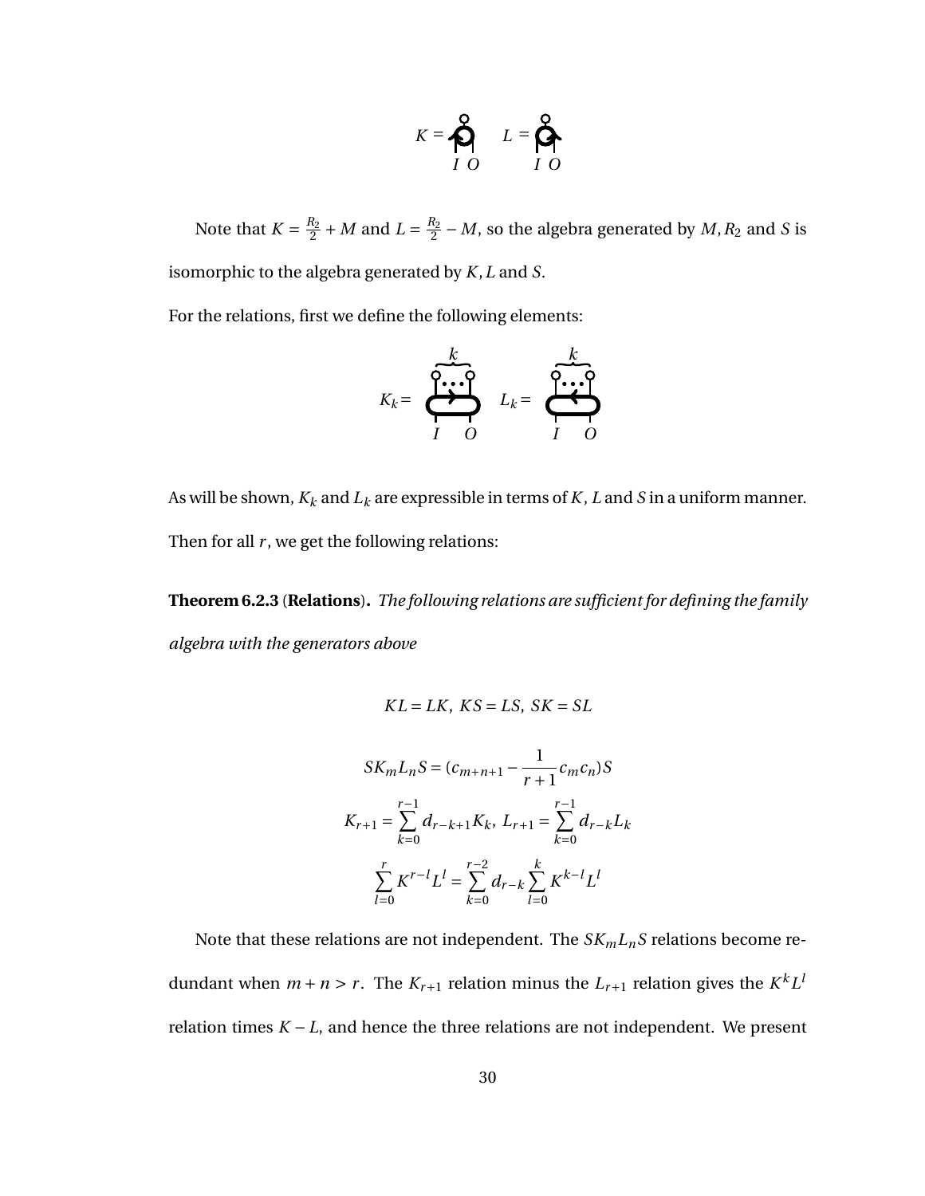$K =$ $\quad L =$

$I\ O \qquad I\ O$

Note that $K = \frac{R_2}{2} + M$ and $L = \frac{R_2}{2} - M$, so the algebra generated by $M, R_2$ and $S$ is isomorphic to the algebra generated by $K, L$ and $S$.

For the relations, first we define the following elements:

$K_k =$ $\quad L_k =$

As will be shown, $K_k$ and $L_k$ are expressible in terms of $K$, $L$ and $S$ in a uniform manner. Then for all $r$, we get the following relations:

**Theorem 6.2.3** (**Relations**)**.** *The following relations are sufficient for defining the family algebra with the generators above*

$$KL = LK,\ KS = LS,\ SK = SL$$

$$SK_mL_nS = (c_{m+n+1} - \frac{1}{r+1}c_mc_n)S$$

$$K_{r+1} = \sum_{k=0}^{r-1} d_{r-k+1}K_k,\ L_{r+1} = \sum_{k=0}^{r-1} d_{r-k}L_k$$

$$\sum_{l=0}^{r} K^{r-l}L^l = \sum_{k=0}^{r-2} d_{r-k}\sum_{l=0}^{k} K^{k-l}L^l$$

Note that these relations are not independent. The $SK_mL_nS$ relations become redundant when $m + n > r$. The $K_{r+1}$ relation minus the $L_{r+1}$ relation gives the $K^kL^l$ relation times $K - L$, and hence the three relations are not independent. We present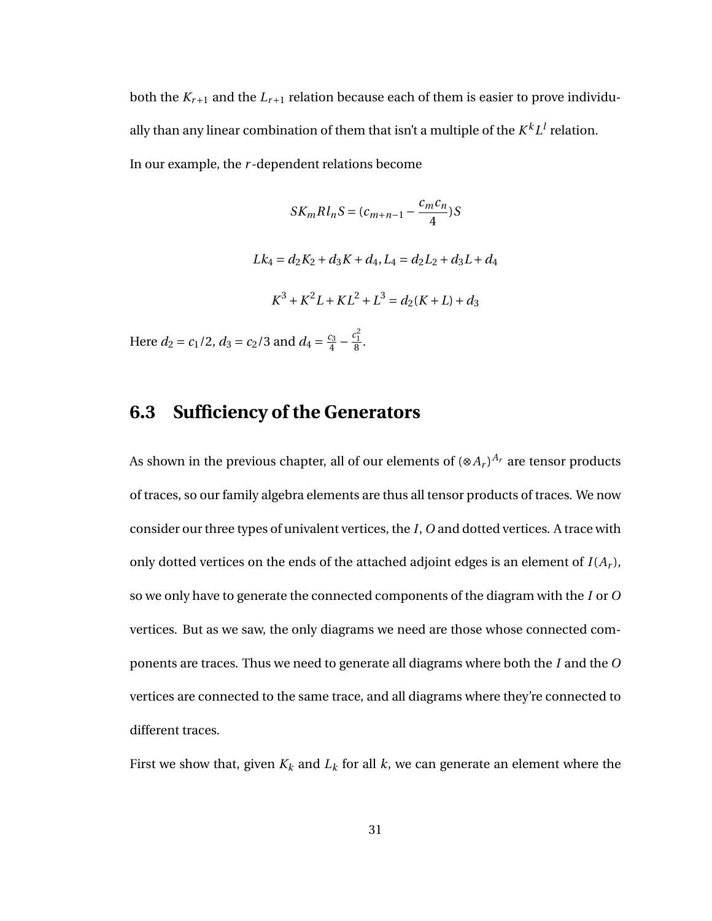both the $K_{r+1}$ and the $L_{r+1}$ relation because each of them is easier to prove individually than any linear combination of them that isn't a multiple of the $K^k L^l$ relation.

In our example, the $r$-dependent relations become

$$SK_m Rl_n S = (c_{m+n-1} - \frac{c_m c_n}{4})S$$

$$Lk_4 = d_2 K_2 + d_3 K + d_4, L_4 = d_2 L_2 + d_3 L + d_4$$

$$K^3 + K^2 L + KL^2 + L^3 = d_2(K + L) + d_3$$

Here $d_2 = c_1/2$, $d_3 = c_2/3$ and $d_4 = \frac{c_3}{4} - \frac{c_1^2}{8}$.

## 6.3 Sufficiency of the Generators

As shown in the previous chapter, all of our elements of $(\otimes A_r)^{A_r}$ are tensor products of traces, so our family algebra elements are thus all tensor products of traces. We now consider our three types of univalent vertices, the $I$, $O$ and dotted vertices. A trace with only dotted vertices on the ends of the attached adjoint edges is an element of $I(A_r)$, so we only have to generate the connected components of the diagram with the $I$ or $O$ vertices. But as we saw, the only diagrams we need are those whose connected components are traces. Thus we need to generate all diagrams where both the $I$ and the $O$ vertices are connected to the same trace, and all diagrams where they're connected to different traces.

First we show that, given $K_k$ and $L_k$ for all $k$, we can generate an element where the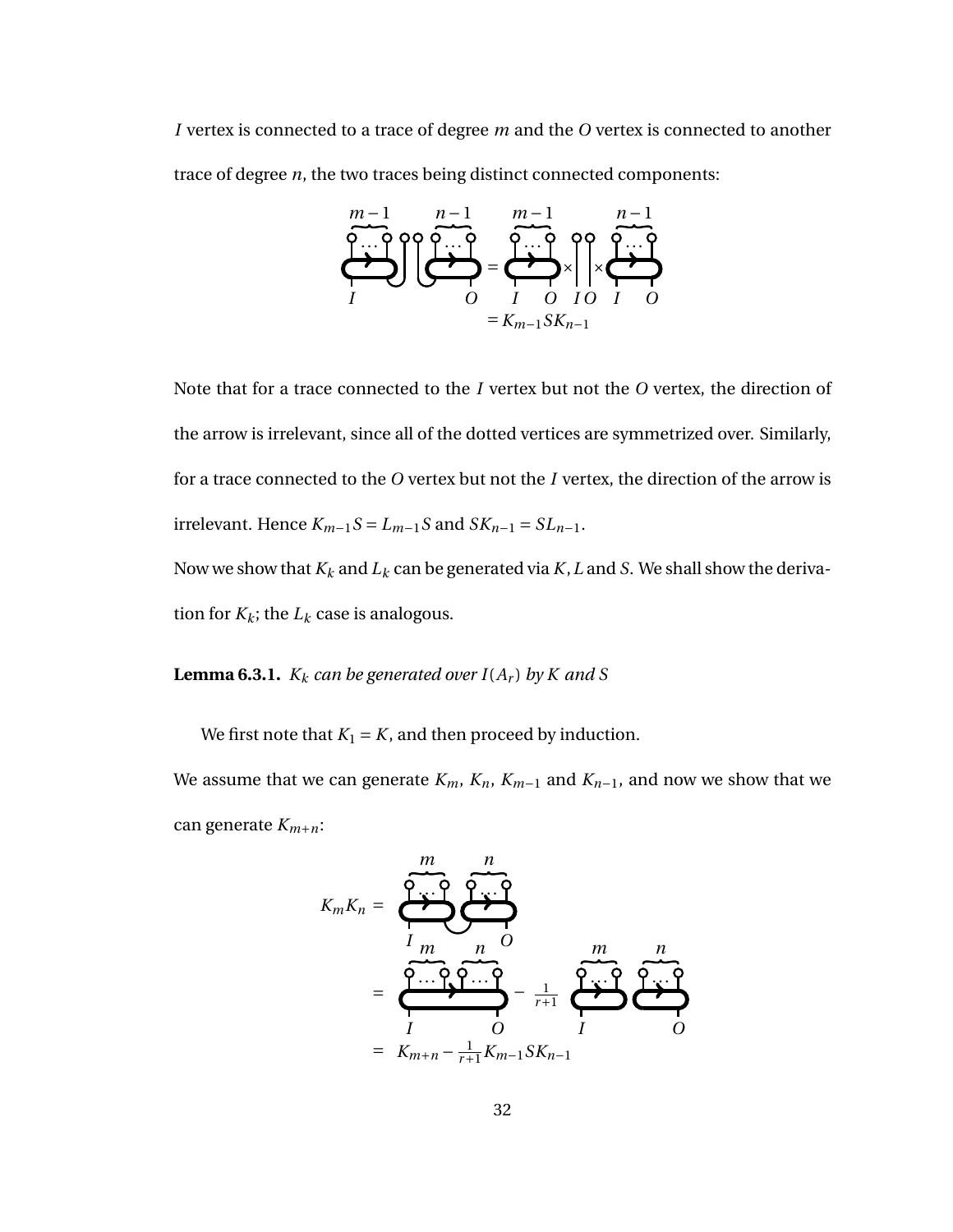$I$ vertex is connected to a trace of degree $m$ and the $O$ vertex is connected to another trace of degree $n$, the two traces being distinct connected components:

$$= K_{m-1} S K_{n-1}$$

Note that for a trace connected to the $I$ vertex but not the $O$ vertex, the direction of the arrow is irrelevant, since all of the dotted vertices are symmetrized over. Similarly, for a trace connected to the $O$ vertex but not the $I$ vertex, the direction of the arrow is irrelevant. Hence $K_{m-1}S = L_{m-1}S$ and $SK_{n-1} = SL_{n-1}$.

Now we show that $K_k$ and $L_k$ can be generated via $K$, $L$ and $S$. We shall show the derivation for $K_k$; the $L_k$ case is analogous.

**Lemma 6.3.1.** *$K_k$ can be generated over $I(A_r)$ by $K$ and $S$*

We first note that $K_1 = K$, and then proceed by induction.

We assume that we can generate $K_m$, $K_n$, $K_{m-1}$ and $K_{n-1}$, and now we show that we can generate $K_{m+n}$:

$$K_m K_n = \cdots = \cdots - \frac{1}{r+1} \cdots = K_{m+n} - \frac{1}{r+1} K_{m-1} S K_{n-1}$$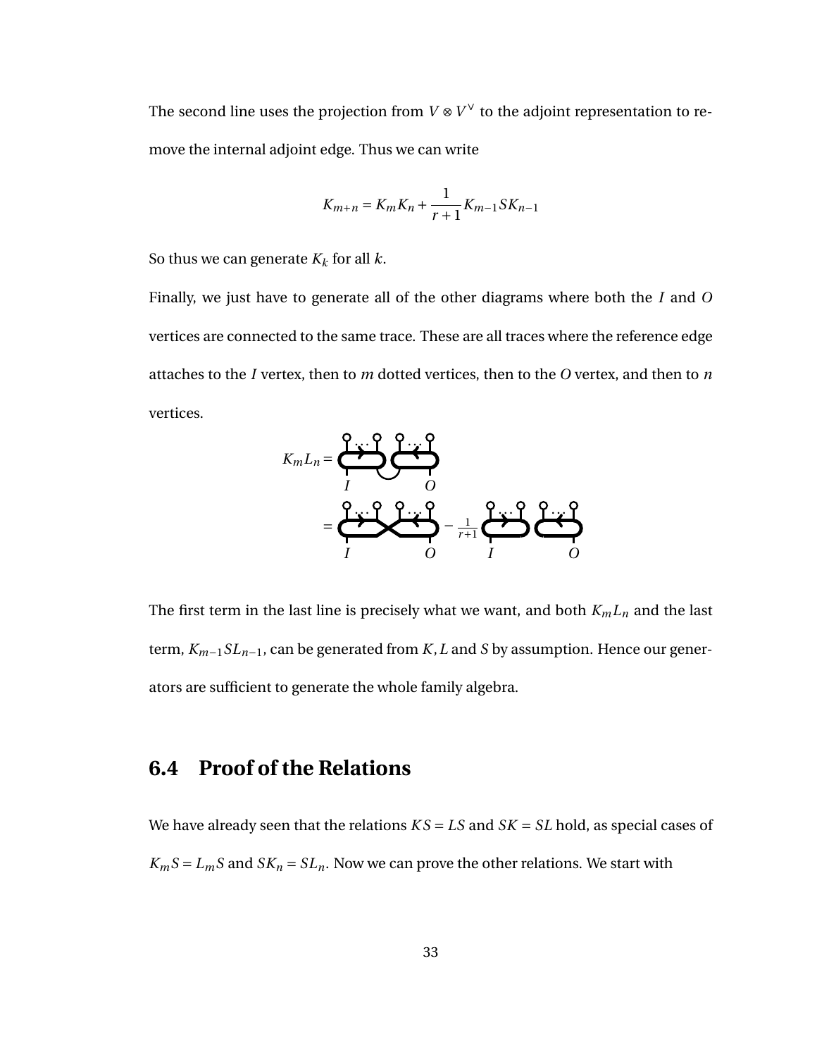The second line uses the projection from $V \otimes V^\vee$ to the adjoint representation to remove the internal adjoint edge. Thus we can write

$$K_{m+n} = K_m K_n + \frac{1}{r+1} K_{m-1} S K_{n-1}$$

So thus we can generate $K_k$ for all $k$.

Finally, we just have to generate all of the other diagrams where both the $I$ and $O$ vertices are connected to the same trace. These are all traces where the reference edge attaches to the $I$ vertex, then to $m$ dotted vertices, then to the $O$ vertex, and then to $n$ vertices.

$K_m L_n =$

$= \quad - \frac{1}{r+1}$

The first term in the last line is precisely what we want, and both $K_m L_n$ and the last term, $K_{m-1} S L_{n-1}$, can be generated from $K$, $L$ and $S$ by assumption. Hence our generators are sufficient to generate the whole family algebra.

## 6.4 Proof of the Relations

We have already seen that the relations $KS = LS$ and $SK = SL$ hold, as special cases of $K_m S = L_m S$ and $SK_n = SL_n$. Now we can prove the other relations. We start with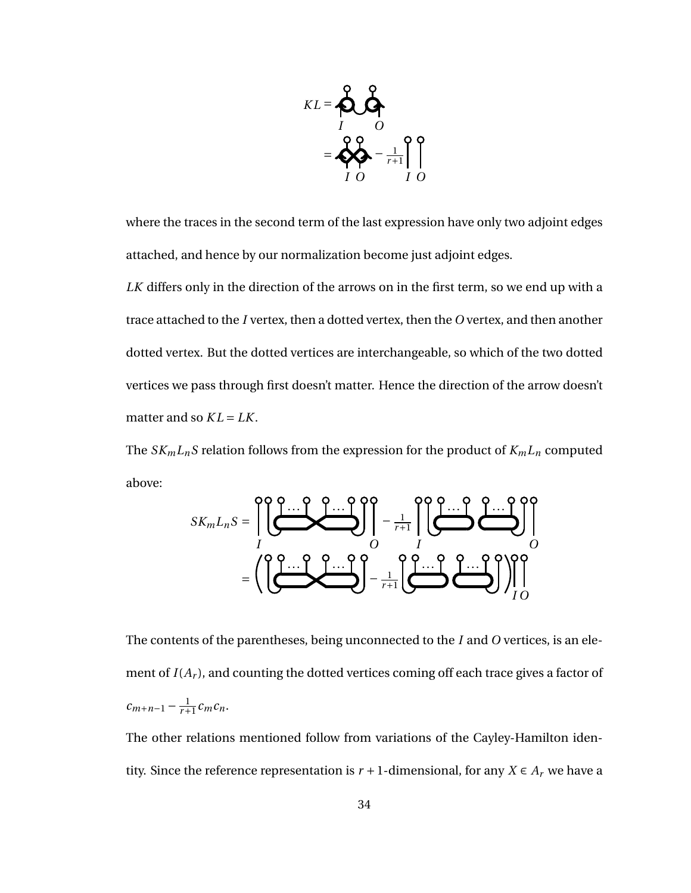$KL =$ [diagram, $I$, $O$]

$= $ [diagram, $I$ $O$] $- \frac{1}{r+1}$ [diagram, $I$ $O$]

where the traces in the second term of the last expression have only two adjoint edges attached, and hence by our normalization become just adjoint edges.

$LK$ differs only in the direction of the arrows on in the first term, so we end up with a trace attached to the $I$ vertex, then a dotted vertex, then the $O$ vertex, and then another dotted vertex. But the dotted vertices are interchangeable, so which of the two dotted vertices we pass through first doesn't matter. Hence the direction of the arrow doesn't matter and so $KL = LK$.

The $SK_mL_nS$ relation follows from the expression for the product of $K_mL_n$ computed above:

$SK_mL_nS =$ [diagram, $I$, $O$] $- \frac{1}{r+1}$ [diagram, $I$, $O$]

$= \Big($ [diagram] $- \frac{1}{r+1}$ [diagram] $\Big)$ [diagram, $I$ $O$]

The contents of the parentheses, being unconnected to the $I$ and $O$ vertices, is an element of $I(A_r)$, and counting the dotted vertices coming off each trace gives a factor of $c_{m+n-1} - \frac{1}{r+1}c_mc_n$.

The other relations mentioned follow from variations of the Cayley-Hamilton identity. Since the reference representation is $r+1$-dimensional, for any $X \in A_r$ we have a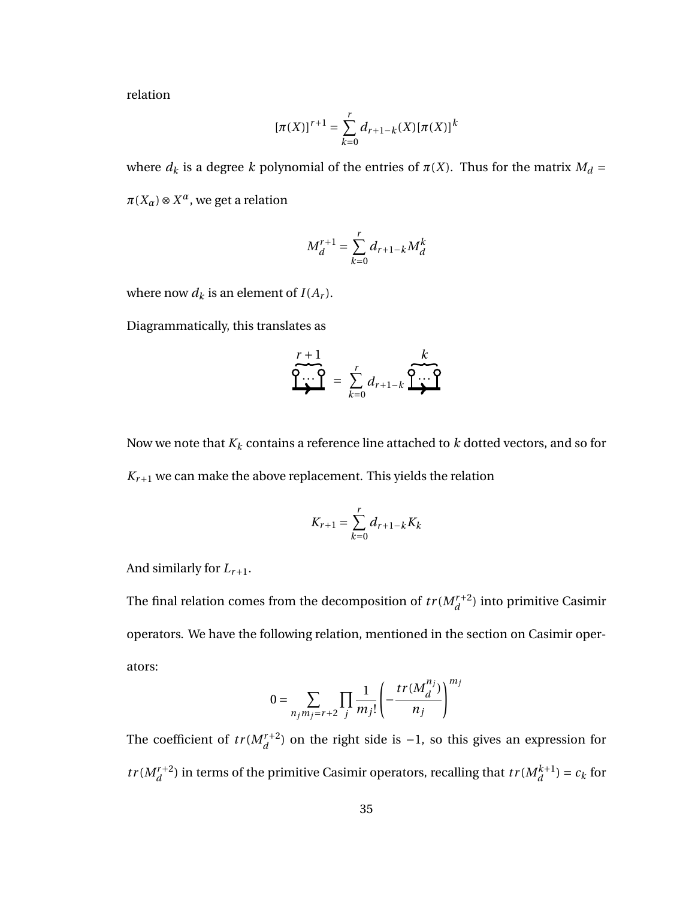relation

$$[\pi(X)]^{r+1} = \sum_{k=0}^{r} d_{r+1-k}(X)[\pi(X)]^k$$

where $d_k$ is a degree $k$ polynomial of the entries of $\pi(X)$. Thus for the matrix $M_d = \pi(X_\alpha) \otimes X^\alpha$, we get a relation

$$M_d^{r+1} = \sum_{k=0}^{r} d_{r+1-k} M_d^k$$

where now $d_k$ is an element of $I(A_r)$.

Diagrammatically, this translates as

$$\overbrace{\underset{\longrightarrow}{\circ \cdots \circ}}^{r+1} = \sum_{k=0}^{r} d_{r+1-k} \overbrace{\underset{\longrightarrow}{\circ \cdots \circ}}^{k}$$

Now we note that $K_k$ contains a reference line attached to $k$ dotted vectors, and so for $K_{r+1}$ we can make the above replacement. This yields the relation

$$K_{r+1} = \sum_{k=0}^{r} d_{r+1-k} K_k$$

And similarly for $L_{r+1}$.

The final relation comes from the decomposition of $tr(M_d^{r+2})$ into primitive Casimir operators. We have the following relation, mentioned in the section on Casimir operators:

$$0 = \sum_{n_j m_j = r+2} \prod_j \frac{1}{m_j!} \left( -\frac{tr(M_d^{n_j})}{n_j} \right)^{m_j}$$

The coefficient of $tr(M_d^{r+2})$ on the right side is $-1$, so this gives an expression for $tr(M_d^{r+2})$ in terms of the primitive Casimir operators, recalling that $tr(M_d^{k+1}) = c_k$ for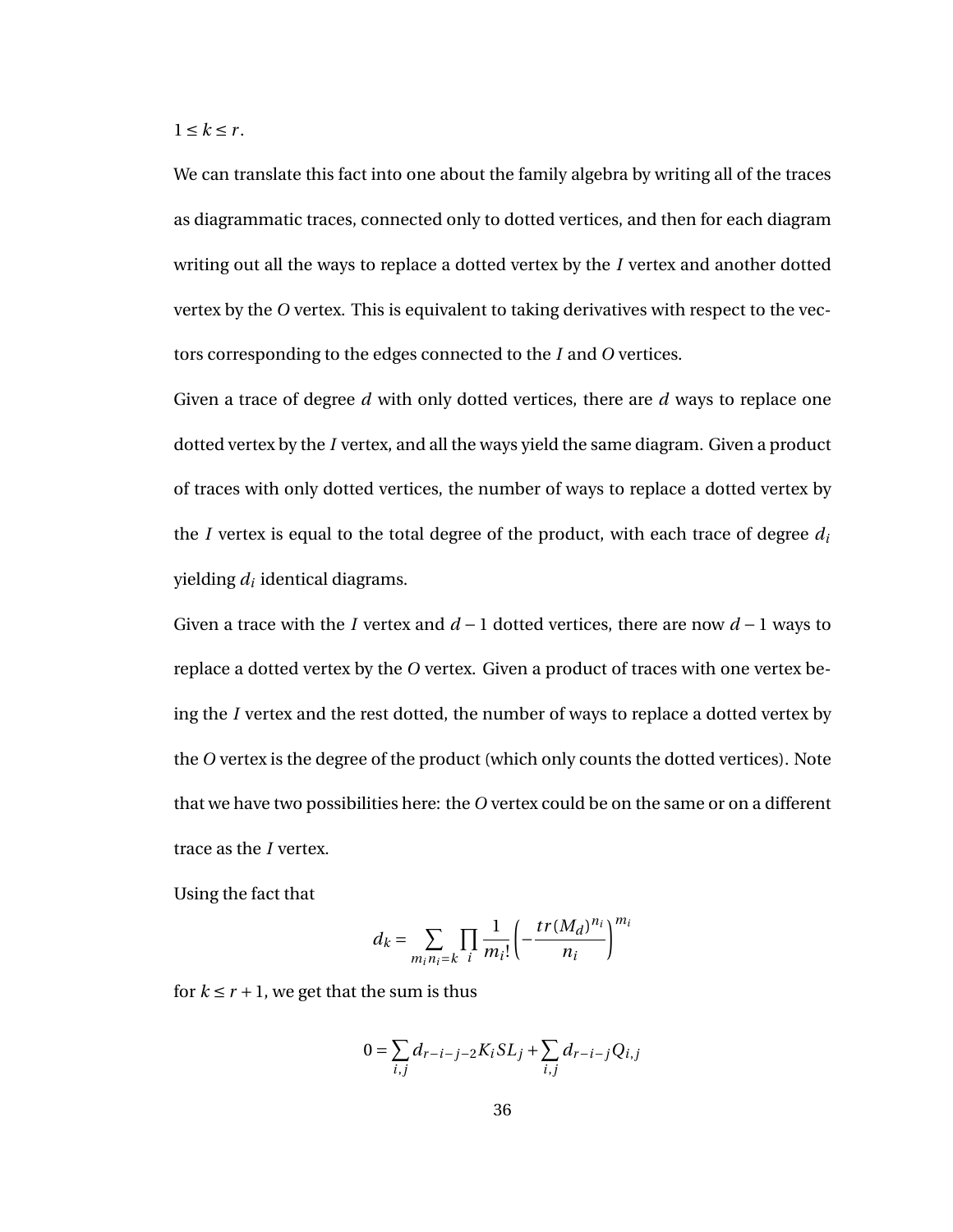$1 \leq k \leq r$.

We can translate this fact into one about the family algebra by writing all of the traces as diagrammatic traces, connected only to dotted vertices, and then for each diagram writing out all the ways to replace a dotted vertex by the $I$ vertex and another dotted vertex by the $O$ vertex. This is equivalent to taking derivatives with respect to the vectors corresponding to the edges connected to the $I$ and $O$ vertices.

Given a trace of degree $d$ with only dotted vertices, there are $d$ ways to replace one dotted vertex by the $I$ vertex, and all the ways yield the same diagram. Given a product of traces with only dotted vertices, the number of ways to replace a dotted vertex by the $I$ vertex is equal to the total degree of the product, with each trace of degree $d_i$ yielding $d_i$ identical diagrams.

Given a trace with the $I$ vertex and $d-1$ dotted vertices, there are now $d-1$ ways to replace a dotted vertex by the $O$ vertex. Given a product of traces with one vertex being the $I$ vertex and the rest dotted, the number of ways to replace a dotted vertex by the $O$ vertex is the degree of the product (which only counts the dotted vertices). Note that we have two possibilities here: the $O$ vertex could be on the same or on a different trace as the $I$ vertex.

Using the fact that

$$d_k = \sum_{m_i n_i = k} \prod_i \frac{1}{m_i!} \left( -\frac{tr(M_d)^{n_i}}{n_i} \right)^{m_i}$$

for $k \leq r+1$, we get that the sum is thus

$$0 = \sum_{i,j} d_{r-i-j-2} K_i S L_j + \sum_{i,j} d_{r-i-j} Q_{i,j}$$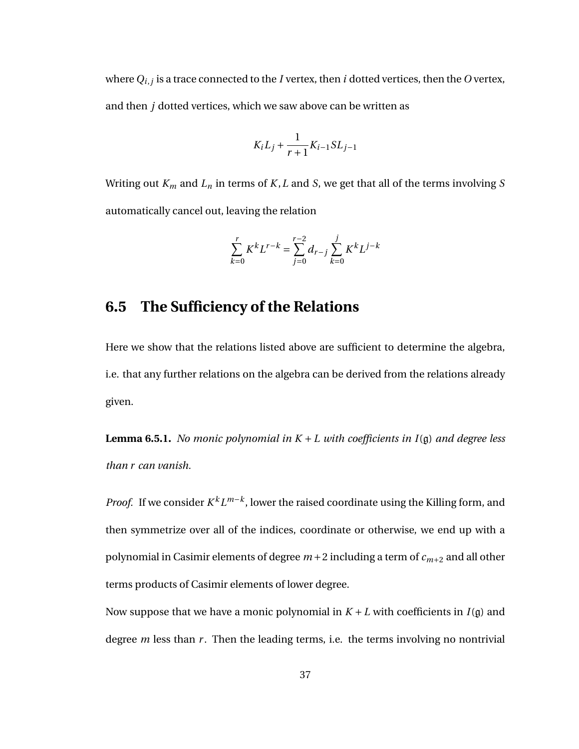where $Q_{i,j}$ is a trace connected to the $I$ vertex, then $i$ dotted vertices, then the $O$ vertex, and then $j$ dotted vertices, which we saw above can be written as

$$K_i L_j + \frac{1}{r+1} K_{i-1} S L_{j-1}$$

Writing out $K_m$ and $L_n$ in terms of $K, L$ and $S$, we get that all of the terms involving $S$ automatically cancel out, leaving the relation

$$\sum_{k=0}^{r} K^k L^{r-k} = \sum_{j=0}^{r-2} d_{r-j} \sum_{k=0}^{j} K^k L^{j-k}$$

## 6.5 The Sufficiency of the Relations

Here we show that the relations listed above are sufficient to determine the algebra, i.e. that any further relations on the algebra can be derived from the relations already given.

**Lemma 6.5.1.** *No monic polynomial in $K + L$ with coefficients in $I(\mathfrak{g})$ and degree less than $r$ can vanish.*

*Proof.* If we consider $K^k L^{m-k}$, lower the raised coordinate using the Killing form, and then symmetrize over all of the indices, coordinate or otherwise, we end up with a polynomial in Casimir elements of degree $m+2$ including a term of $c_{m+2}$ and all other terms products of Casimir elements of lower degree.

Now suppose that we have a monic polynomial in $K + L$ with coefficients in $I(\mathfrak{g})$ and degree $m$ less than $r$. Then the leading terms, i.e. the terms involving no nontrivial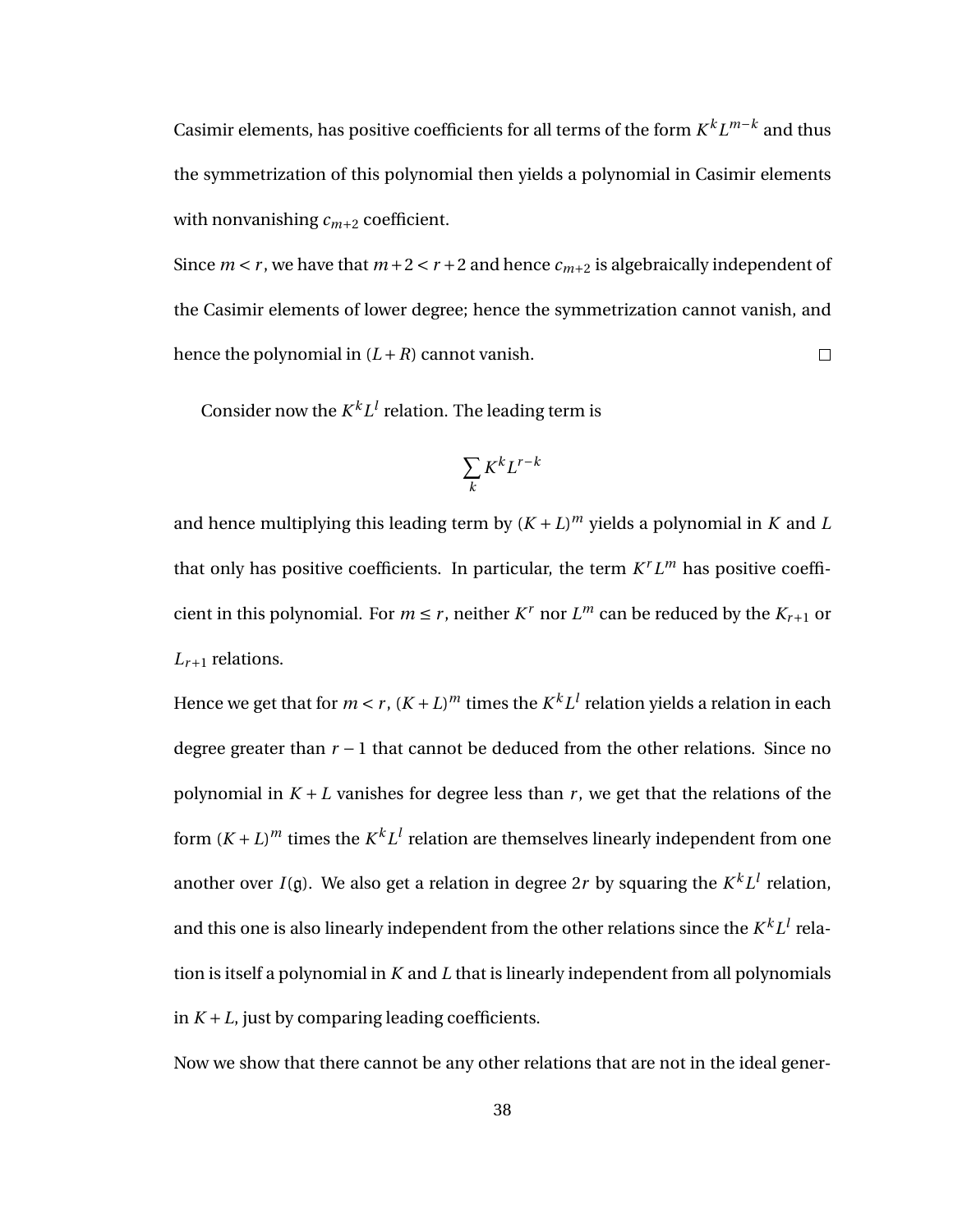Casimir elements, has positive coefficients for all terms of the form $K^k L^{m-k}$ and thus the symmetrization of this polynomial then yields a polynomial in Casimir elements with nonvanishing $c_{m+2}$ coefficient.

Since $m < r$, we have that $m+2 < r+2$ and hence $c_{m+2}$ is algebraically independent of the Casimir elements of lower degree; hence the symmetrization cannot vanish, and hence the polynomial in $(L+R)$ cannot vanish. □

Consider now the $K^k L^l$ relation. The leading term is

$$\sum_k K^k L^{r-k}$$

and hence multiplying this leading term by $(K+L)^m$ yields a polynomial in $K$ and $L$ that only has positive coefficients. In particular, the term $K^r L^m$ has positive coefficient in this polynomial. For $m \leq r$, neither $K^r$ nor $L^m$ can be reduced by the $K_{r+1}$ or $L_{r+1}$ relations.

Hence we get that for $m < r$, $(K+L)^m$ times the $K^k L^l$ relation yields a relation in each degree greater than $r-1$ that cannot be deduced from the other relations. Since no polynomial in $K+L$ vanishes for degree less than $r$, we get that the relations of the form $(K+L)^m$ times the $K^k L^l$ relation are themselves linearly independent from one another over $I(\mathfrak{g})$. We also get a relation in degree $2r$ by squaring the $K^k L^l$ relation, and this one is also linearly independent from the other relations since the $K^k L^l$ relation is itself a polynomial in $K$ and $L$ that is linearly independent from all polynomials in $K+L$, just by comparing leading coefficients.

Now we show that there cannot be any other relations that are not in the ideal gener-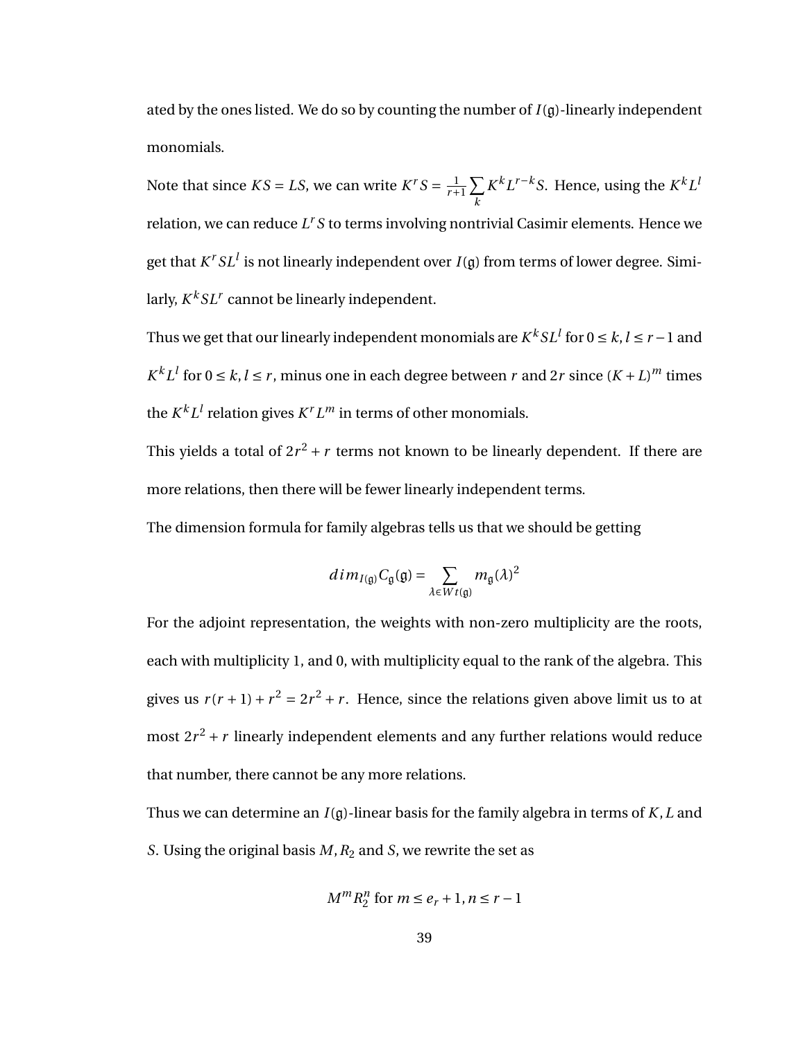ated by the ones listed. We do so by counting the number of $I(\mathfrak{g})$-linearly independent monomials.

Note that since $KS = LS$, we can write $K^r S = \frac{1}{r+1}\sum_k K^k L^{r-k} S$. Hence, using the $K^k L^l$ relation, we can reduce $L^r S$ to terms involving nontrivial Casimir elements. Hence we get that $K^r S L^l$ is not linearly independent over $I(\mathfrak{g})$ from terms of lower degree. Similarly, $K^k S L^r$ cannot be linearly independent.

Thus we get that our linearly independent monomials are $K^k S L^l$ for $0 \leq k, l \leq r-1$ and $K^k L^l$ for $0 \leq k, l \leq r$, minus one in each degree between $r$ and $2r$ since $(K+L)^m$ times the $K^k L^l$ relation gives $K^r L^m$ in terms of other monomials.

This yields a total of $2r^2 + r$ terms not known to be linearly dependent. If there are more relations, then there will be fewer linearly independent terms.

The dimension formula for family algebras tells us that we should be getting

$$dim_{I(\mathfrak{g})} C_{\mathfrak{g}}(\mathfrak{g}) = \sum_{\lambda \in Wt(\mathfrak{g})} m_{\mathfrak{g}}(\lambda)^2$$

For the adjoint representation, the weights with non-zero multiplicity are the roots, each with multiplicity 1, and 0, with multiplicity equal to the rank of the algebra. This gives us $r(r+1) + r^2 = 2r^2 + r$. Hence, since the relations given above limit us to at most $2r^2 + r$ linearly independent elements and any further relations would reduce that number, there cannot be any more relations.

Thus we can determine an $I(\mathfrak{g})$-linear basis for the family algebra in terms of $K, L$ and $S$. Using the original basis $M, R_2$ and $S$, we rewrite the set as

$$M^m R_2^n \text{ for } m \leq e_r + 1, n \leq r-1$$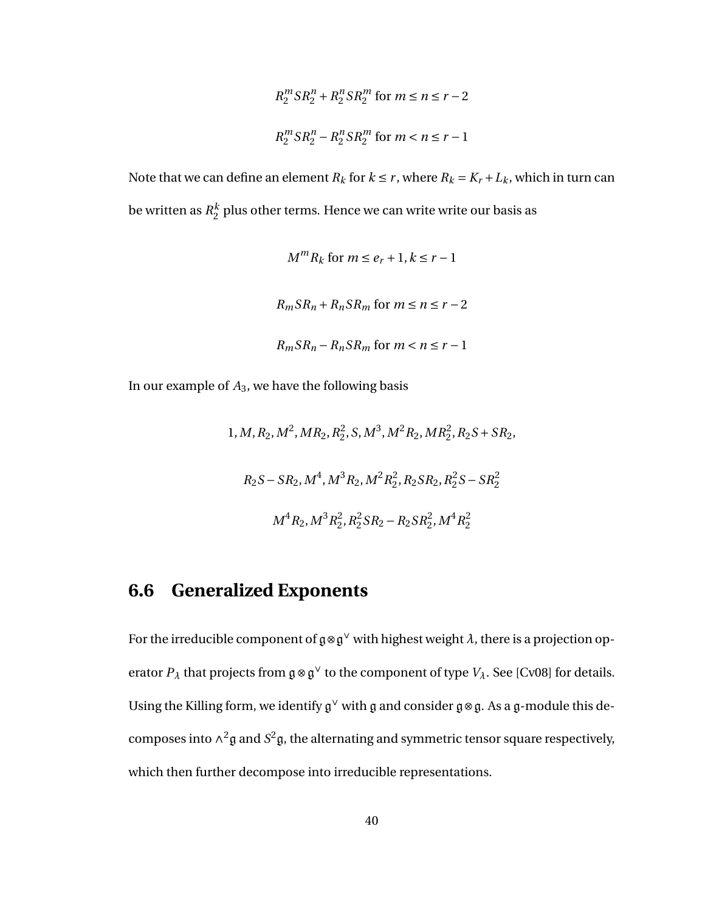$$R_2^m S R_2^n + R_2^n S R_2^m \text{ for } m \le n \le r-2$$

$$R_2^m S R_2^n - R_2^n S R_2^m \text{ for } m < n \le r-1$$

Note that we can define an element $R_k$ for $k \le r$, where $R_k = K_r + L_k$, which in turn can be written as $R_2^k$ plus other terms. Hence we can write write our basis as

$$M^m R_k \text{ for } m \le e_r + 1, k \le r-1$$

$$R_m S R_n + R_n S R_m \text{ for } m \le n \le r-2$$

$$R_m S R_n - R_n S R_m \text{ for } m < n \le r-1$$

In our example of $A_3$, we have the following basis

$$1, M, R_2, M^2, MR_2, R_2^2, S, M^3, M^2R_2, MR_2^2, R_2S + SR_2,$$

$$R_2S - SR_2, M^4, M^3R_2, M^2R_2^2, R_2SR_2, R_2^2S - SR_2^2$$

$$M^4R_2, M^3R_2^2, R_2^2SR_2 - R_2SR_2^2, M^4R_2^2$$

## 6.6 Generalized Exponents

For the irreducible component of $\mathfrak{g} \otimes \mathfrak{g}^\vee$ with highest weight $\lambda$, there is a projection operator $P_\lambda$ that projects from $\mathfrak{g} \otimes \mathfrak{g}^\vee$ to the component of type $V_\lambda$. See [Cv08] for details. Using the Killing form, we identify $\mathfrak{g}^\vee$ with $\mathfrak{g}$ and consider $\mathfrak{g} \otimes \mathfrak{g}$. As a $\mathfrak{g}$-module this decomposes into $\wedge^2 \mathfrak{g}$ and $S^2\mathfrak{g}$, the alternating and symmetric tensor square respectively, which then further decompose into irreducible representations.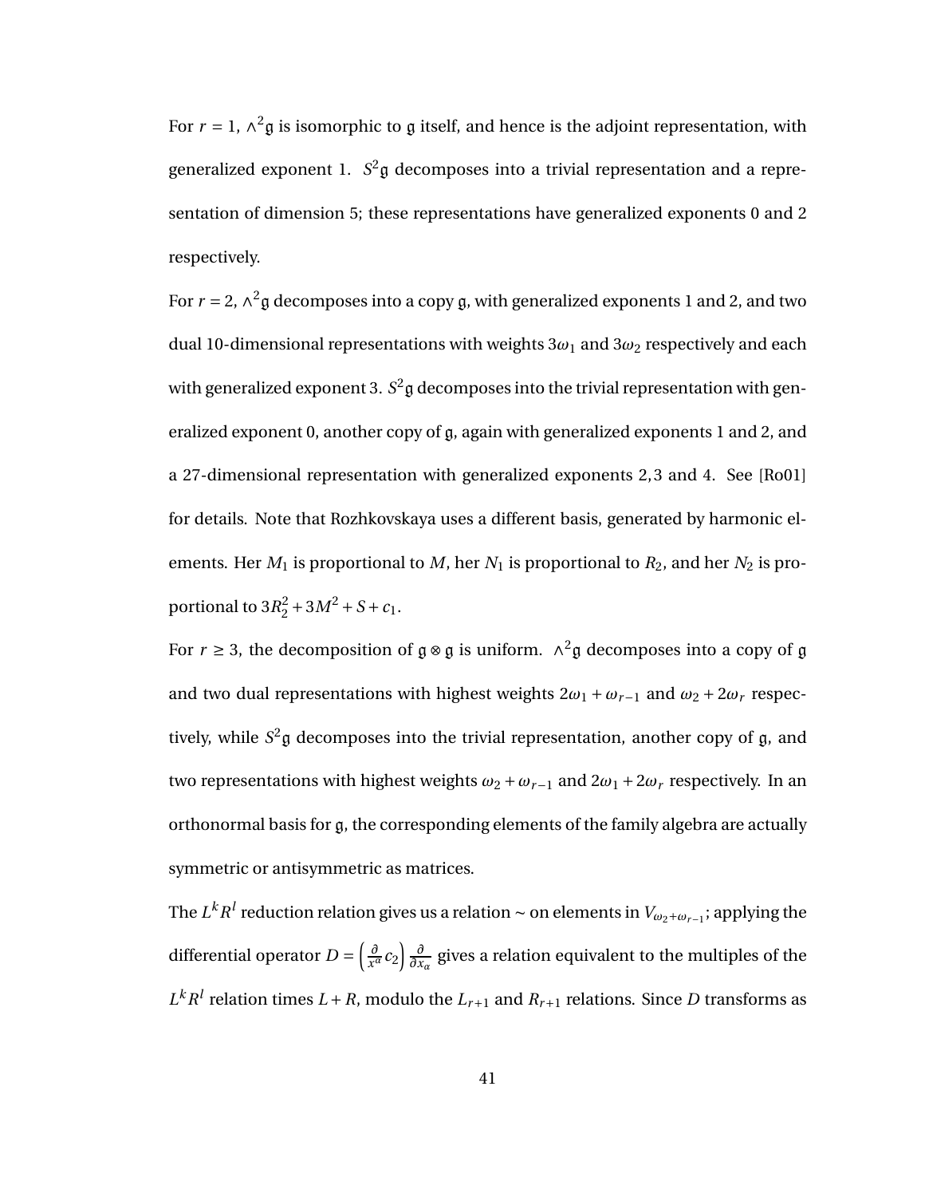For $r = 1$, $\wedge^2\mathfrak{g}$ is isomorphic to $\mathfrak{g}$ itself, and hence is the adjoint representation, with generalized exponent 1. $S^2\mathfrak{g}$ decomposes into a trivial representation and a representation of dimension 5; these representations have generalized exponents 0 and 2 respectively.

For $r = 2$, $\wedge^2\mathfrak{g}$ decomposes into a copy $\mathfrak{g}$, with generalized exponents 1 and 2, and two dual 10-dimensional representations with weights $3\omega_1$ and $3\omega_2$ respectively and each with generalized exponent 3. $S^2\mathfrak{g}$ decomposes into the trivial representation with generalized exponent 0, another copy of $\mathfrak{g}$, again with generalized exponents 1 and 2, and a 27-dimensional representation with generalized exponents 2, 3 and 4. See [Ro01] for details. Note that Rozhkovskaya uses a different basis, generated by harmonic elements. Her $M_1$ is proportional to $M$, her $N_1$ is proportional to $R_2$, and her $N_2$ is proportional to $3R_2^2 + 3M^2 + S + c_1$.

For $r \geq 3$, the decomposition of $\mathfrak{g} \otimes \mathfrak{g}$ is uniform. $\wedge^2\mathfrak{g}$ decomposes into a copy of $\mathfrak{g}$ and two dual representations with highest weights $2\omega_1 + \omega_{r-1}$ and $\omega_2 + 2\omega_r$ respectively, while $S^2\mathfrak{g}$ decomposes into the trivial representation, another copy of $\mathfrak{g}$, and two representations with highest weights $\omega_2 + \omega_{r-1}$ and $2\omega_1 + 2\omega_r$ respectively. In an orthonormal basis for $\mathfrak{g}$, the corresponding elements of the family algebra are actually symmetric or antisymmetric as matrices.

The $L^k R^l$ reduction relation gives us a relation $\sim$ on elements in $V_{\omega_2+\omega_{r-1}}$; applying the differential operator $D = \left(\frac{\partial}{x^\alpha} c_2\right) \frac{\partial}{\partial x_\alpha}$ gives a relation equivalent to the multiples of the $L^k R^l$ relation times $L + R$, modulo the $L_{r+1}$ and $R_{r+1}$ relations. Since $D$ transforms as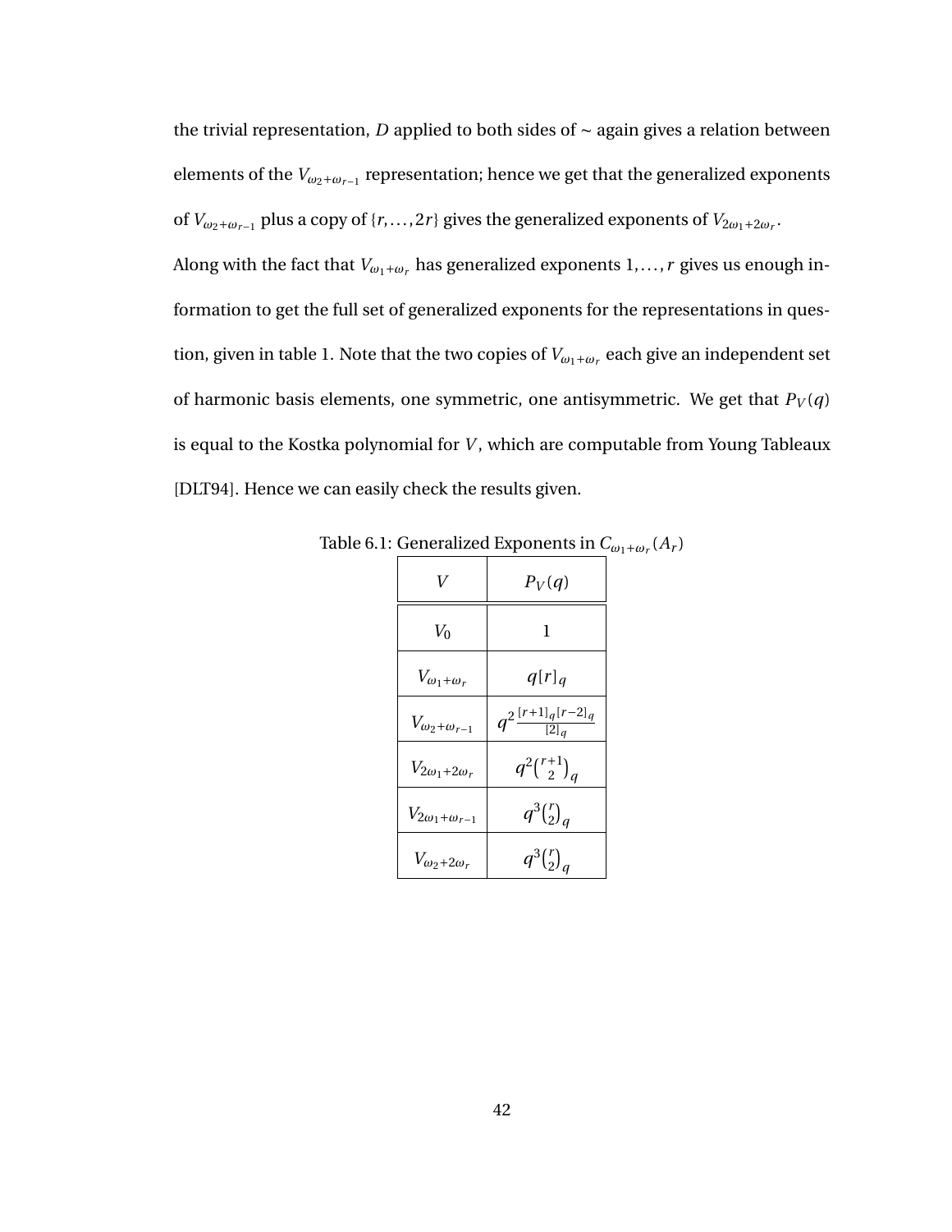the trivial representation, $D$ applied to both sides of $\sim$ again gives a relation between elements of the $V_{\omega_2+\omega_{r-1}}$ representation; hence we get that the generalized exponents of $V_{\omega_2+\omega_{r-1}}$ plus a copy of $\{r,\ldots,2r\}$ gives the generalized exponents of $V_{2\omega_1+2\omega_r}$. Along with the fact that $V_{\omega_1+\omega_r}$ has generalized exponents $1,\ldots,r$ gives us enough information to get the full set of generalized exponents for the representations in question, given in table 1. Note that the two copies of $V_{\omega_1+\omega_r}$ each give an independent set of harmonic basis elements, one symmetric, one antisymmetric. We get that $P_V(q)$ is equal to the Kostka polynomial for $V$, which are computable from Young Tableaux [DLT94]. Hence we can easily check the results given.

Table 6.1: Generalized Exponents in $C_{\omega_1+\omega_r}(A_r)$

| $V$ | $P_V(q)$ |
|---|---|
| $V_0$ | $1$ |
| $V_{\omega_1+\omega_r}$ | $q[r]_q$ |
| $V_{\omega_2+\omega_{r-1}}$ | $q^2\frac{[r+1]_q[r-2]_q}{[2]_q}$ |
| $V_{2\omega_1+2\omega_r}$ | $q^2\binom{r+1}{2}_q$ |
| $V_{2\omega_1+\omega_{r-1}}$ | $q^3\binom{r}{2}_q$ |
| $V_{\omega_2+2\omega_r}$ | $q^3\binom{r}{2}_q$ |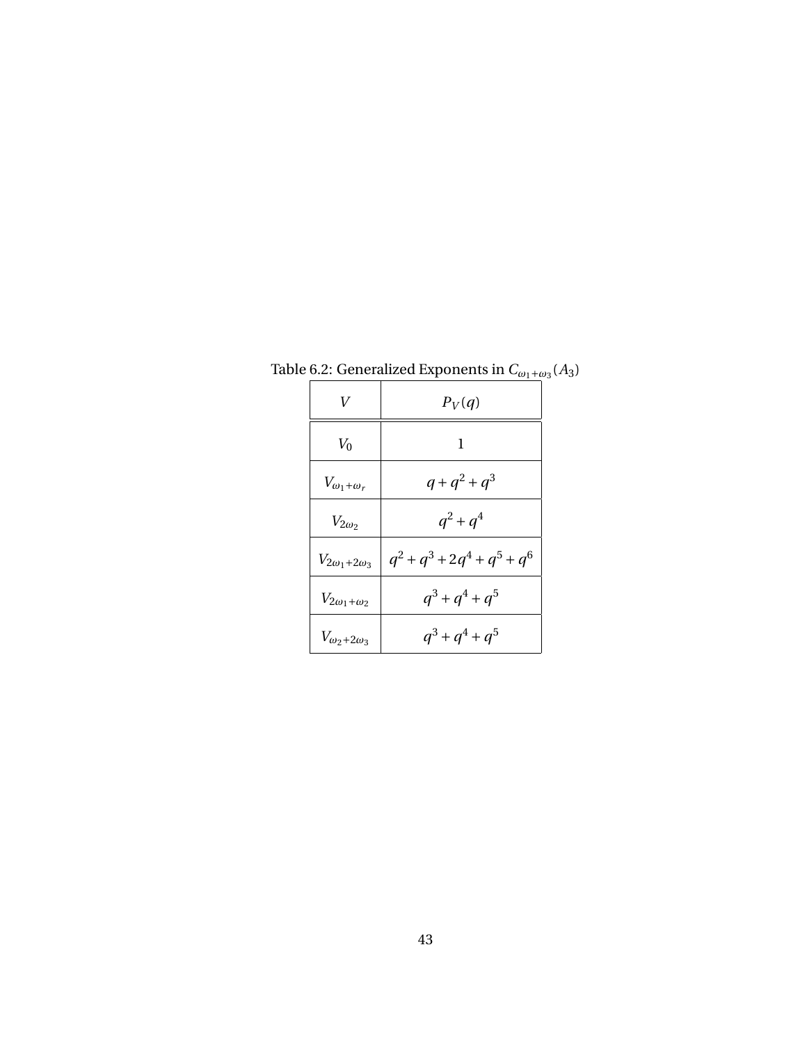Table 6.2: Generalized Exponents in $C_{\omega_1+\omega_3}(A_3)$

| $V$ | $P_V(q)$ |
|---|---|
| $V_0$ | $1$ |
| $V_{\omega_1+\omega_r}$ | $q+q^2+q^3$ |
| $V_{2\omega_2}$ | $q^2+q^4$ |
| $V_{2\omega_1+2\omega_3}$ | $q^2+q^3+2q^4+q^5+q^6$ |
| $V_{2\omega_1+\omega_2}$ | $q^3+q^4+q^5$ |
| $V_{\omega_2+2\omega_3}$ | $q^3+q^4+q^5$ |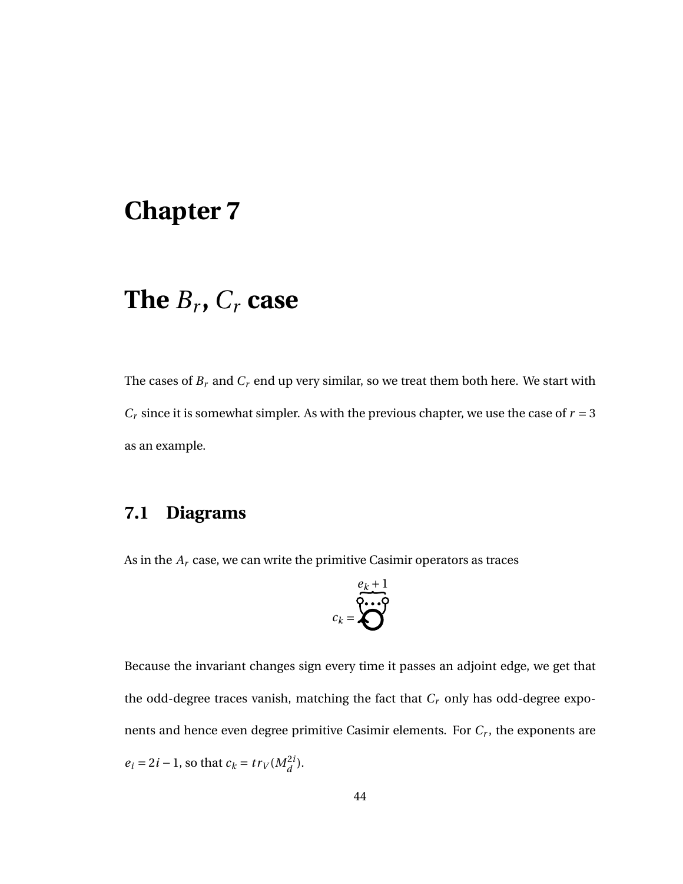# Chapter 7

# The $B_r$, $C_r$ case

The cases of $B_r$ and $C_r$ end up very similar, so we treat them both here. We start with $C_r$ since it is somewhat simpler. As with the previous chapter, we use the case of $r = 3$ as an example.

## 7.1 Diagrams

As in the $A_r$ case, we can write the primitive Casimir operators as traces

$$c_k = \overbrace{\circ \cdots \circ}^{e_k+1}$$

Because the invariant changes sign every time it passes an adjoint edge, we get that the odd-degree traces vanish, matching the fact that $C_r$ only has odd-degree exponents and hence even degree primitive Casimir elements. For $C_r$, the exponents are $e_i = 2i - 1$, so that $c_k = tr_V(M_d^{2i})$.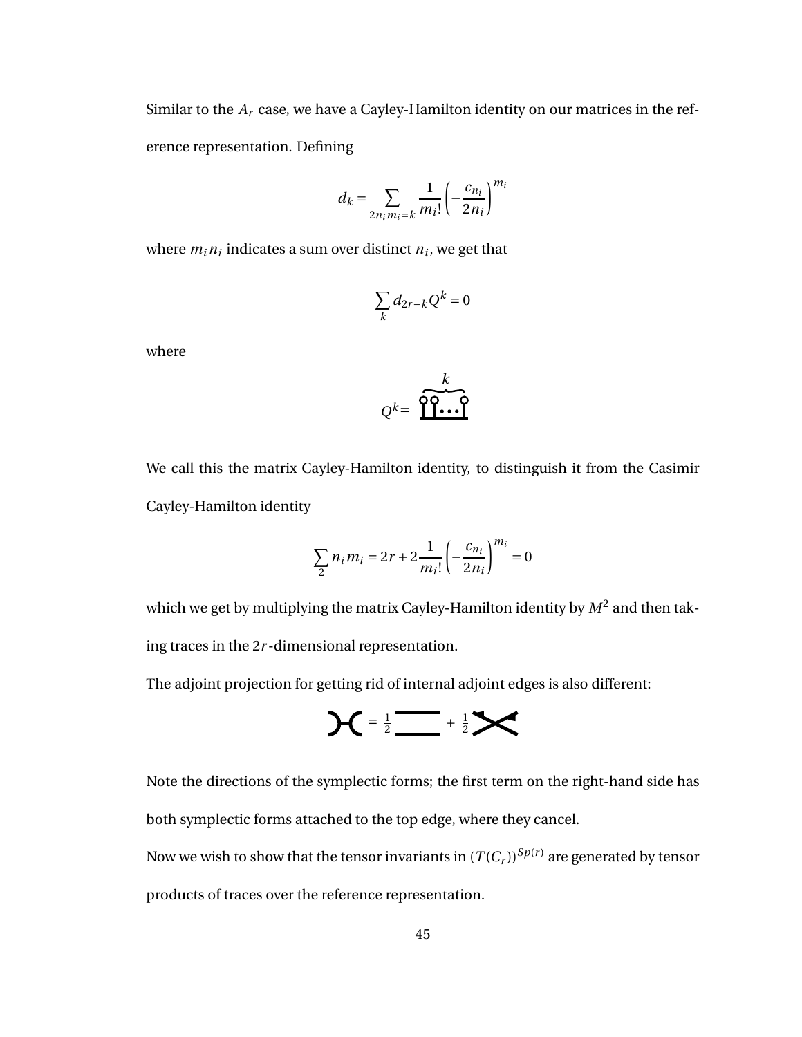Similar to the $A_r$ case, we have a Cayley-Hamilton identity on our matrices in the reference representation. Defining

$$d_k = \sum_{2n_i m_i = k} \frac{1}{m_i!} \left( -\frac{c_{n_i}}{2n_i} \right)^{m_i}$$

where $m_i n_i$ indicates a sum over distinct $n_i$, we get that

$$\sum_k d_{2r-k} Q^k = 0$$

where

$$Q^k = \overbrace{\text{⫯⫯} \cdots \text{⫯}}^{k}$$

We call this the matrix Cayley-Hamilton identity, to distinguish it from the Casimir Cayley-Hamilton identity

$$\sum_{2} n_i m_i = 2r + 2 \frac{1}{m_i!} \left( -\frac{c_{n_i}}{2n_i} \right)^{m_i} = 0$$

which we get by multiplying the matrix Cayley-Hamilton identity by $M^2$ and then taking traces in the $2r$-dimensional representation.

The adjoint projection for getting rid of internal adjoint edges is also different:

$$)\!\!-\!\!( \; = \frac{1}{2} \; \overline{\underline{\quad\quad}} \; + \frac{1}{2} \; \times$$

Note the directions of the symplectic forms; the first term on the right-hand side has both symplectic forms attached to the top edge, where they cancel.

Now we wish to show that the tensor invariants in $(T(C_r))^{Sp(r)}$ are generated by tensor products of traces over the reference representation.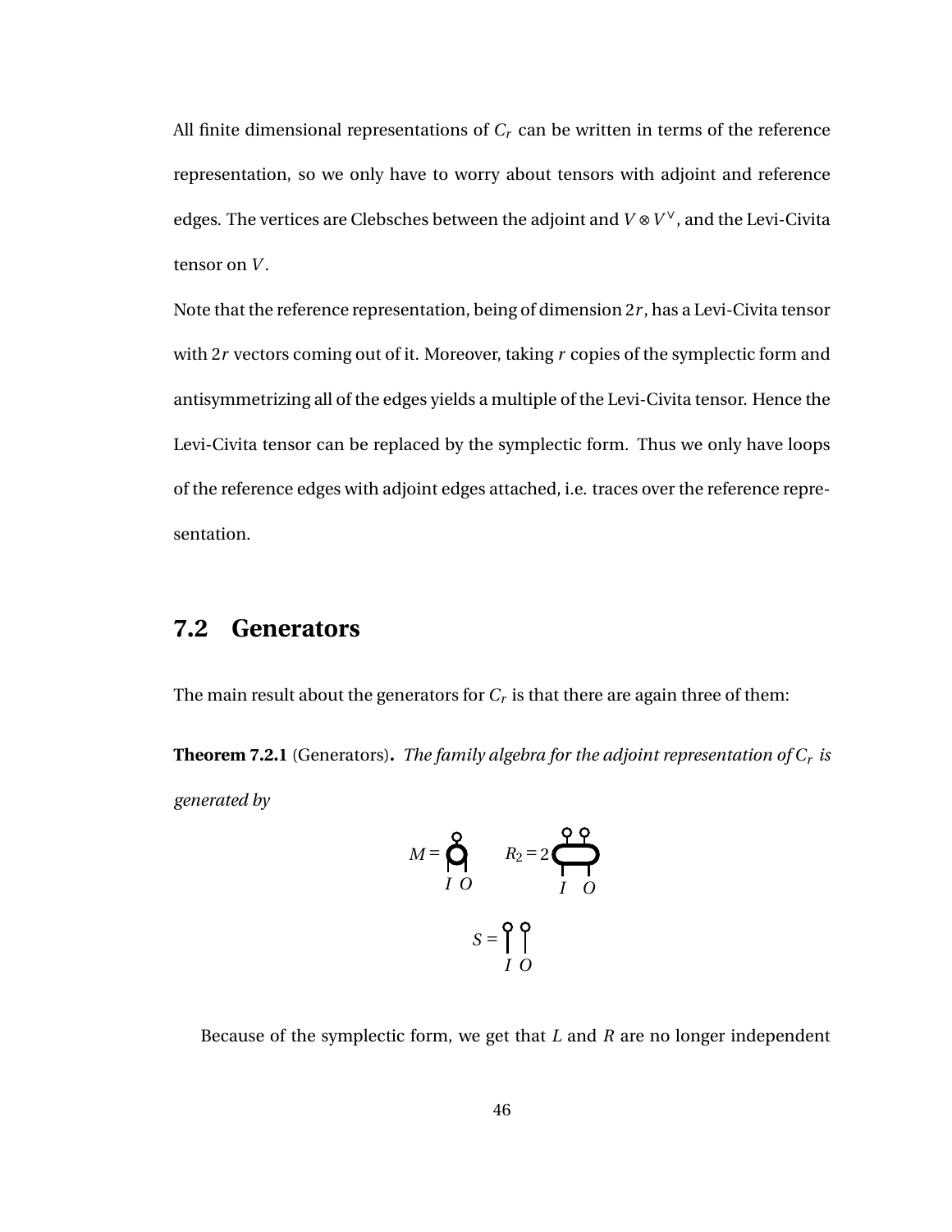All finite dimensional representations of $C_r$ can be written in terms of the reference representation, so we only have to worry about tensors with adjoint and reference edges. The vertices are Clebsches between the adjoint and $V \otimes V^\vee$, and the Levi-Civita tensor on $V$.

Note that the reference representation, being of dimension $2r$, has a Levi-Civita tensor with $2r$ vectors coming out of it. Moreover, taking $r$ copies of the symplectic form and antisymmetrizing all of the edges yields a multiple of the Levi-Civita tensor. Hence the Levi-Civita tensor can be replaced by the symplectic form. Thus we only have loops of the reference edges with adjoint edges attached, i.e. traces over the reference representation.

## 7.2 Generators

The main result about the generators for $C_r$ is that there are again three of them:

**Theorem 7.2.1** (Generators)**.** *The family algebra for the adjoint representation of $C_r$ is generated by*

$M =$ (diagram, legs $I$ $O$) $\qquad R_2 = 2$ (diagram, legs $I$ $O$)

$S =$ (diagram, legs $I$ $O$)

Because of the symplectic form, we get that $L$ and $R$ are no longer independent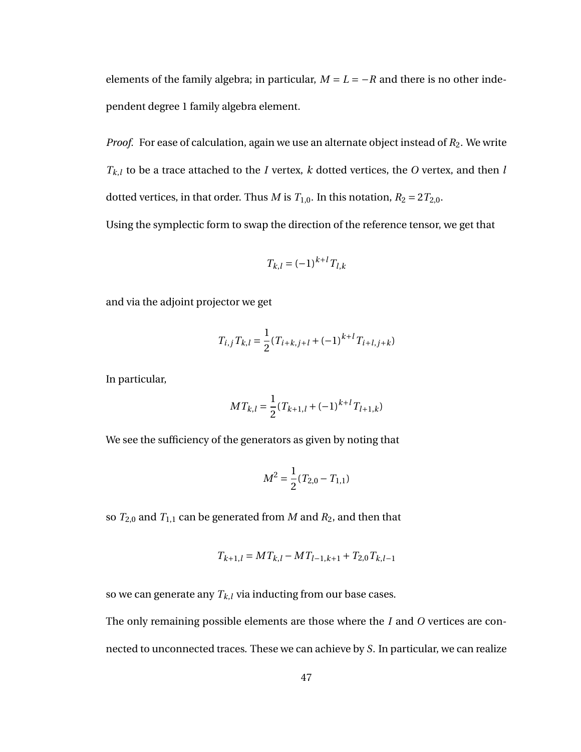elements of the family algebra; in particular, $M = L = -R$ and there is no other independent degree 1 family algebra element.

*Proof.* For ease of calculation, again we use an alternate object instead of $R_2$. We write $T_{k,l}$ to be a trace attached to the $I$ vertex, $k$ dotted vertices, the $O$ vertex, and then $l$ dotted vertices, in that order. Thus $M$ is $T_{1,0}$. In this notation, $R_2 = 2T_{2,0}$.

Using the symplectic form to swap the direction of the reference tensor, we get that

$$T_{k,l} = (-1)^{k+l} T_{l,k}$$

and via the adjoint projector we get

$$T_{i,j} T_{k,l} = \frac{1}{2}(T_{i+k,j+l} + (-1)^{k+l} T_{i+l,j+k})$$

In particular,

$$M T_{k,l} = \frac{1}{2}(T_{k+1,l} + (-1)^{k+l} T_{l+1,k})$$

We see the sufficiency of the generators as given by noting that

$$M^2 = \frac{1}{2}(T_{2,0} - T_{1,1})$$

so $T_{2,0}$ and $T_{1,1}$ can be generated from $M$ and $R_2$, and then that

$$T_{k+1,l} = M T_{k,l} - M T_{l-1,k+1} + T_{2,0} T_{k,l-1}$$

so we can generate any $T_{k,l}$ via inducting from our base cases.

The only remaining possible elements are those where the $I$ and $O$ vertices are connected to unconnected traces. These we can achieve by $S$. In particular, we can realize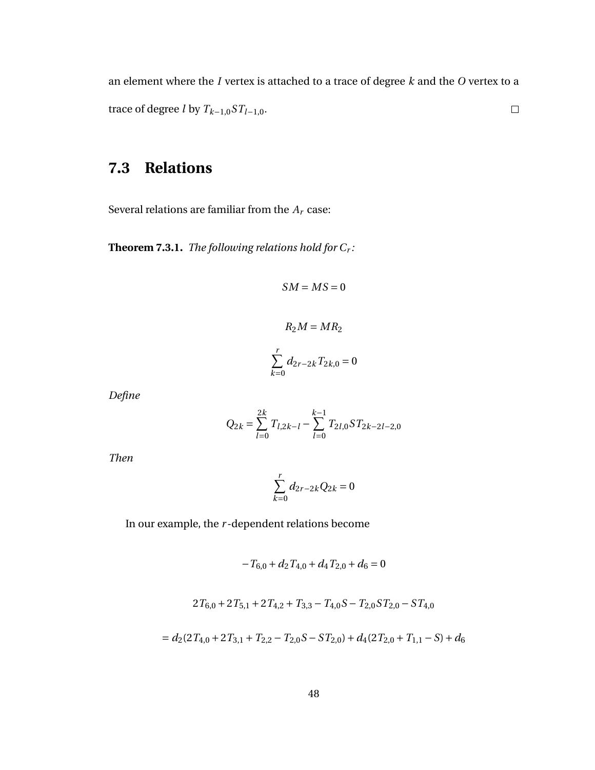an element where the $I$ vertex is attached to a trace of degree $k$ and the $O$ vertex to a trace of degree $l$ by $T_{k-1,0}ST_{l-1,0}$. □

## 7.3 Relations

Several relations are familiar from the $A_r$ case:

**Theorem 7.3.1.** *The following relations hold for $C_r$:*

$$SM = MS = 0$$

$$R_2 M = MR_2$$

$$\sum_{k=0}^{r} d_{2r-2k} T_{2k,0} = 0$$

*Define*

$$Q_{2k} = \sum_{l=0}^{2k} T_{l,2k-l} - \sum_{l=0}^{k-1} T_{2l,0} S T_{2k-2l-2,0}$$

*Then*

$$\sum_{k=0}^{r} d_{2r-2k} Q_{2k} = 0$$

In our example, the $r$-dependent relations become

$$-T_{6,0} + d_2 T_{4,0} + d_4 T_{2,0} + d_6 = 0$$

$$2T_{6,0} + 2T_{5,1} + 2T_{4,2} + T_{3,3} - T_{4,0}S - T_{2,0}ST_{2,0} - ST_{4,0}$$

$$= d_2(2T_{4,0} + 2T_{3,1} + T_{2,2} - T_{2,0}S - ST_{2,0}) + d_4(2T_{2,0} + T_{1,1} - S) + d_6$$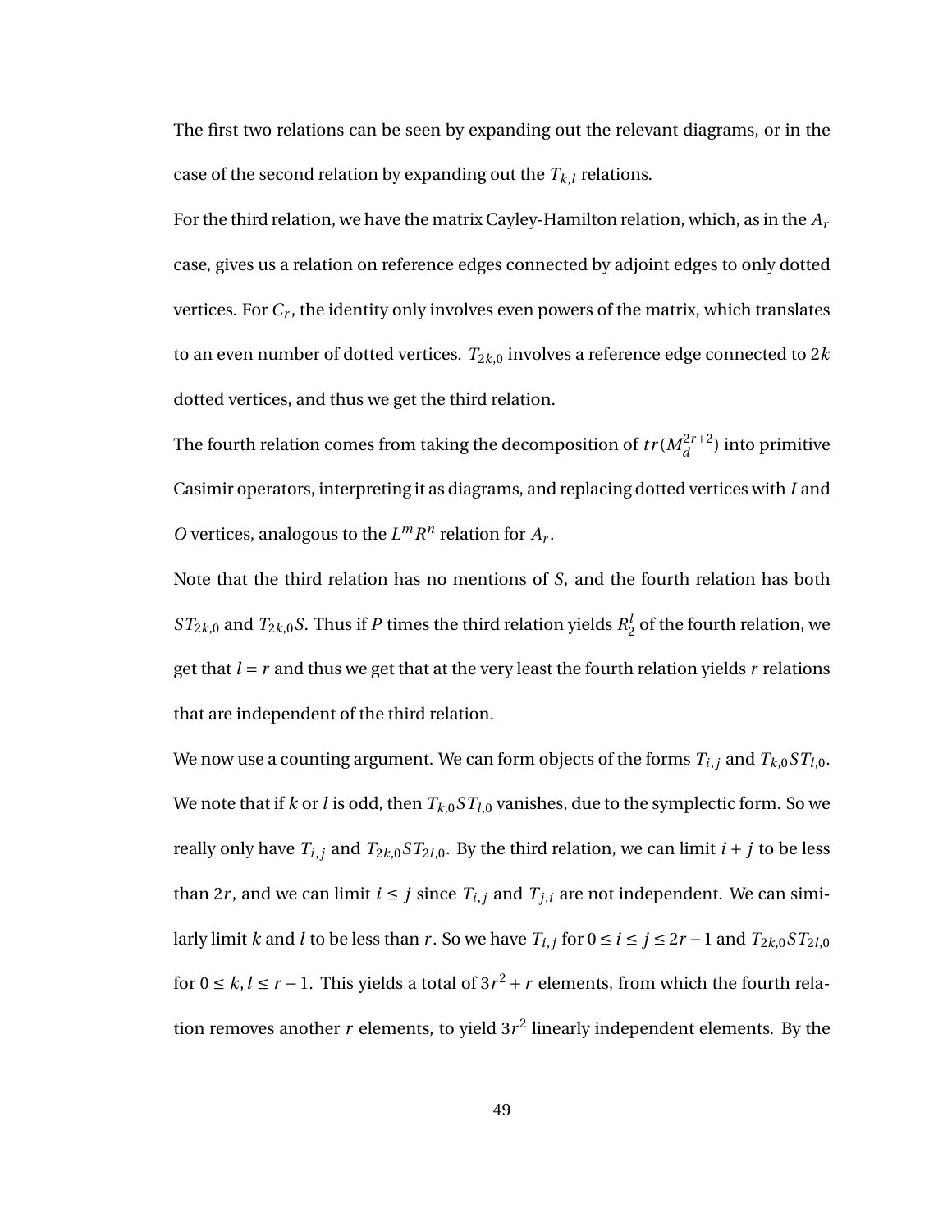The first two relations can be seen by expanding out the relevant diagrams, or in the case of the second relation by expanding out the $T_{k,l}$ relations.

For the third relation, we have the matrix Cayley-Hamilton relation, which, as in the $A_r$ case, gives us a relation on reference edges connected by adjoint edges to only dotted vertices. For $C_r$, the identity only involves even powers of the matrix, which translates to an even number of dotted vertices. $T_{2k,0}$ involves a reference edge connected to $2k$ dotted vertices, and thus we get the third relation.

The fourth relation comes from taking the decomposition of $tr(M_d^{2r+2})$ into primitive Casimir operators, interpreting it as diagrams, and replacing dotted vertices with $I$ and $O$ vertices, analogous to the $L^m R^n$ relation for $A_r$.

Note that the third relation has no mentions of $S$, and the fourth relation has both $ST_{2k,0}$ and $T_{2k,0}S$. Thus if $P$ times the third relation yields $R_2^l$ of the fourth relation, we get that $l = r$ and thus we get that at the very least the fourth relation yields $r$ relations that are independent of the third relation.

We now use a counting argument. We can form objects of the forms $T_{i,j}$ and $T_{k,0}ST_{l,0}$. We note that if $k$ or $l$ is odd, then $T_{k,0}ST_{l,0}$ vanishes, due to the symplectic form. So we really only have $T_{i,j}$ and $T_{2k,0}ST_{2l,0}$. By the third relation, we can limit $i + j$ to be less than $2r$, and we can limit $i \le j$ since $T_{i,j}$ and $T_{j,i}$ are not independent. We can similarly limit $k$ and $l$ to be less than $r$. So we have $T_{i,j}$ for $0 \le i \le j \le 2r-1$ and $T_{2k,0}ST_{2l,0}$ for $0 \le k, l \le r-1$. This yields a total of $3r^2 + r$ elements, from which the fourth relation removes another $r$ elements, to yield $3r^2$ linearly independent elements. By the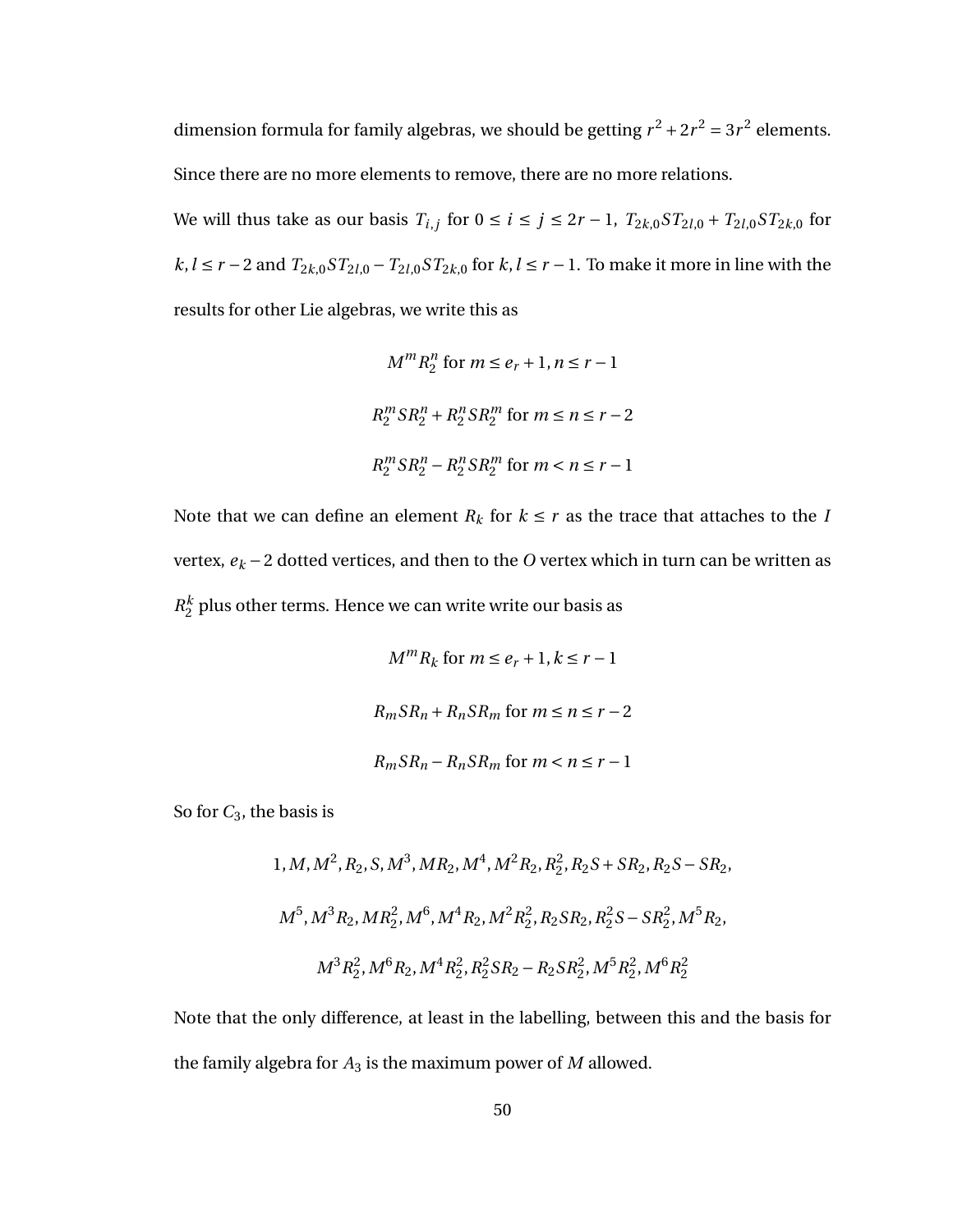dimension formula for family algebras, we should be getting $r^2 + 2r^2 = 3r^2$ elements. Since there are no more elements to remove, there are no more relations.

We will thus take as our basis $T_{i,j}$ for $0 \le i \le j \le 2r-1$, $T_{2k,0}ST_{2l,0} + T_{2l,0}ST_{2k,0}$ for $k,l \le r-2$ and $T_{2k,0}ST_{2l,0} - T_{2l,0}ST_{2k,0}$ for $k,l \le r-1$. To make it more in line with the results for other Lie algebras, we write this as

$$M^m R_2^n \text{ for } m \le e_r + 1, n \le r-1$$

$$R_2^m S R_2^n + R_2^n S R_2^m \text{ for } m \le n \le r-2$$

$$R_2^m S R_2^n - R_2^n S R_2^m \text{ for } m < n \le r-1$$

Note that we can define an element $R_k$ for $k \le r$ as the trace that attaches to the $I$ vertex, $e_k - 2$ dotted vertices, and then to the $O$ vertex which in turn can be written as $R_2^k$ plus other terms. Hence we can write write our basis as

$$M^m R_k \text{ for } m \le e_r + 1, k \le r-1$$

$$R_m S R_n + R_n S R_m \text{ for } m \le n \le r-2$$

$$R_m S R_n - R_n S R_m \text{ for } m < n \le r-1$$

So for $C_3$, the basis is

$$1, M, M^2, R_2, S, M^3, MR_2, M^4, M^2R_2, R_2^2, R_2S + SR_2, R_2S - SR_2,$$

$$M^5, M^3R_2, MR_2^2, M^6, M^4R_2, M^2R_2^2, R_2SR_2, R_2^2S - SR_2^2, M^5R_2,$$

$$M^3R_2^2, M^6R_2, M^4R_2^2, R_2^2SR_2 - R_2SR_2^2, M^5R_2^2, M^6R_2^2$$

Note that the only difference, at least in the labelling, between this and the basis for the family algebra for $A_3$ is the maximum power of $M$ allowed.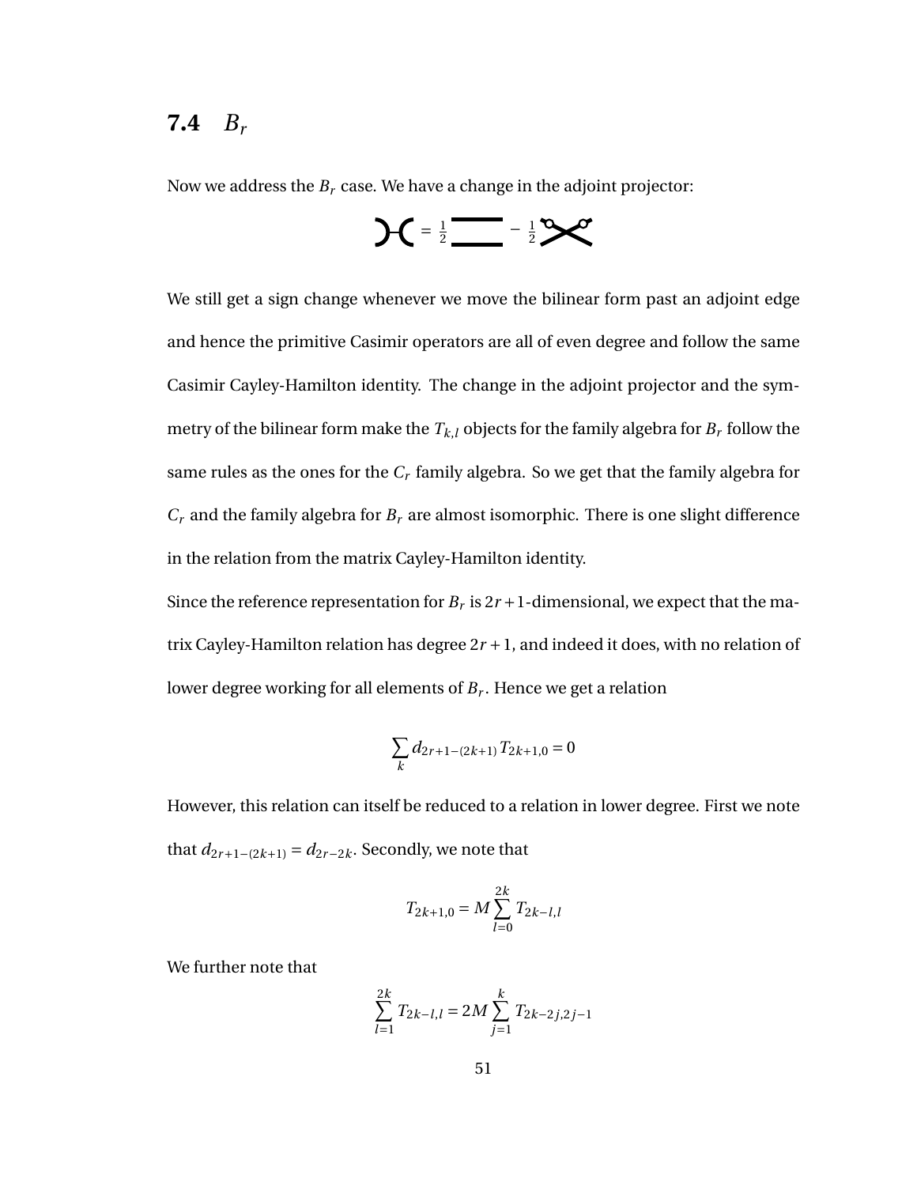## 7.4 $B_r$

Now we address the $B_r$ case. We have a change in the adjoint projector:

$$)( = \frac{1}{2} = - \frac{1}{2} \asymp$$

We still get a sign change whenever we move the bilinear form past an adjoint edge and hence the primitive Casimir operators are all of even degree and follow the same Casimir Cayley-Hamilton identity. The change in the adjoint projector and the symmetry of the bilinear form make the $T_{k,l}$ objects for the family algebra for $B_r$ follow the same rules as the ones for the $C_r$ family algebra. So we get that the family algebra for $C_r$ and the family algebra for $B_r$ are almost isomorphic. There is one slight difference in the relation from the matrix Cayley-Hamilton identity.

Since the reference representation for $B_r$ is $2r+1$-dimensional, we expect that the matrix Cayley-Hamilton relation has degree $2r+1$, and indeed it does, with no relation of lower degree working for all elements of $B_r$. Hence we get a relation

$$\sum_k d_{2r+1-(2k+1)} T_{2k+1,0} = 0$$

However, this relation can itself be reduced to a relation in lower degree. First we note that $d_{2r+1-(2k+1)} = d_{2r-2k}$. Secondly, we note that

$$T_{2k+1,0} = M \sum_{l=0}^{2k} T_{2k-l,l}$$

We further note that

$$\sum_{l=1}^{2k} T_{2k-l,l} = 2M \sum_{j=1}^{k} T_{2k-2j,2j-1}$$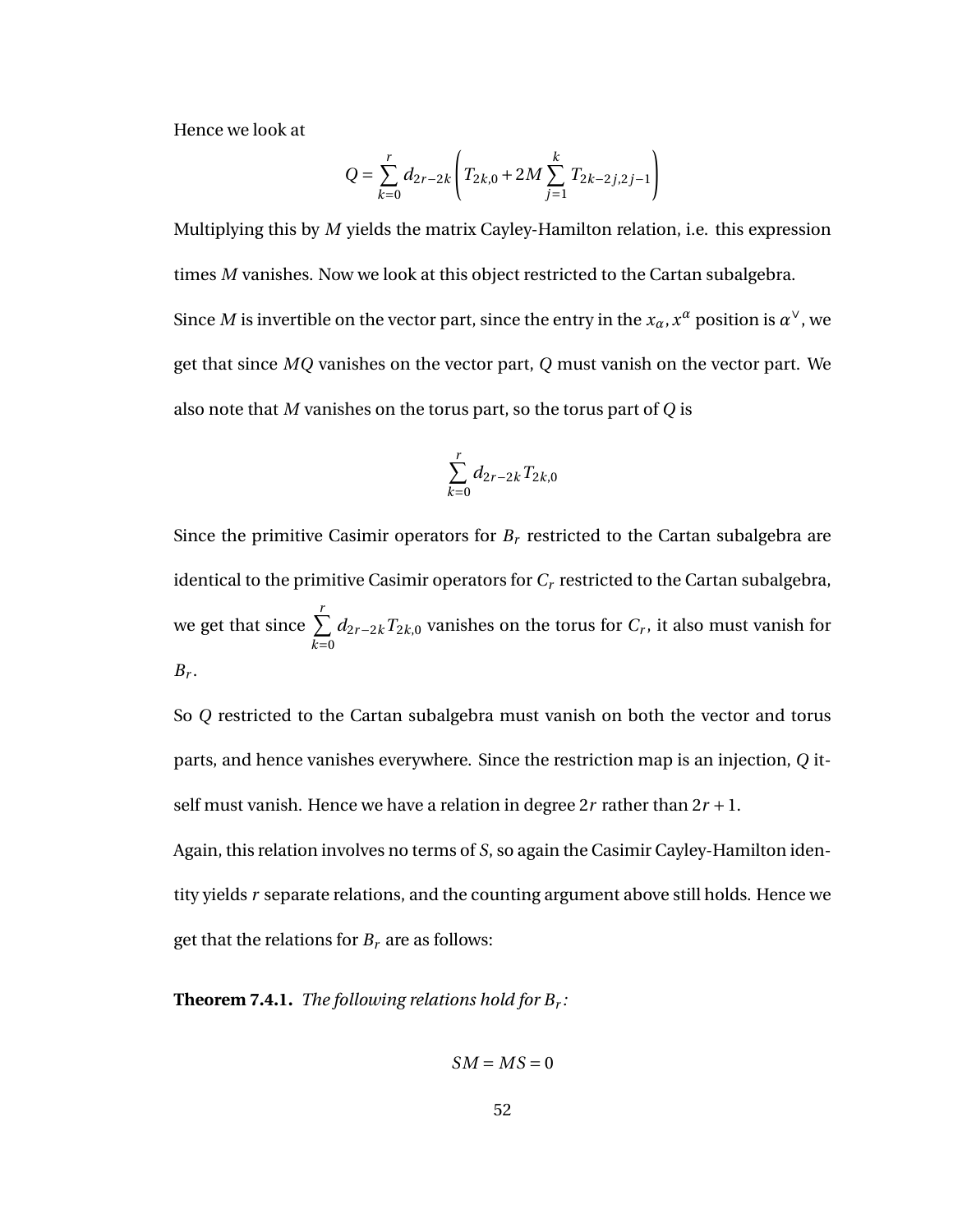Hence we look at

$$Q = \sum_{k=0}^{r} d_{2r-2k} \left( T_{2k,0} + 2M \sum_{j=1}^{k} T_{2k-2j,2j-1} \right)$$

Multiplying this by $M$ yields the matrix Cayley-Hamilton relation, i.e. this expression times $M$ vanishes. Now we look at this object restricted to the Cartan subalgebra. Since $M$ is invertible on the vector part, since the entry in the $x_\alpha, x^\alpha$ position is $\alpha^\vee$, we get that since $MQ$ vanishes on the vector part, $Q$ must vanish on the vector part. We also note that $M$ vanishes on the torus part, so the torus part of $Q$ is

$$\sum_{k=0}^{r} d_{2r-2k} T_{2k,0}$$

Since the primitive Casimir operators for $B_r$ restricted to the Cartan subalgebra are identical to the primitive Casimir operators for $C_r$ restricted to the Cartan subalgebra, we get that since $\sum_{k=0}^{r} d_{2r-2k} T_{2k,0}$ vanishes on the torus for $C_r$, it also must vanish for $B_r$.

So $Q$ restricted to the Cartan subalgebra must vanish on both the vector and torus parts, and hence vanishes everywhere. Since the restriction map is an injection, $Q$ itself must vanish. Hence we have a relation in degree $2r$ rather than $2r+1$.

Again, this relation involves no terms of $S$, so again the Casimir Cayley-Hamilton identity yields $r$ separate relations, and the counting argument above still holds. Hence we get that the relations for $B_r$ are as follows:

**Theorem 7.4.1.** *The following relations hold for $B_r$:*

$$SM = MS = 0$$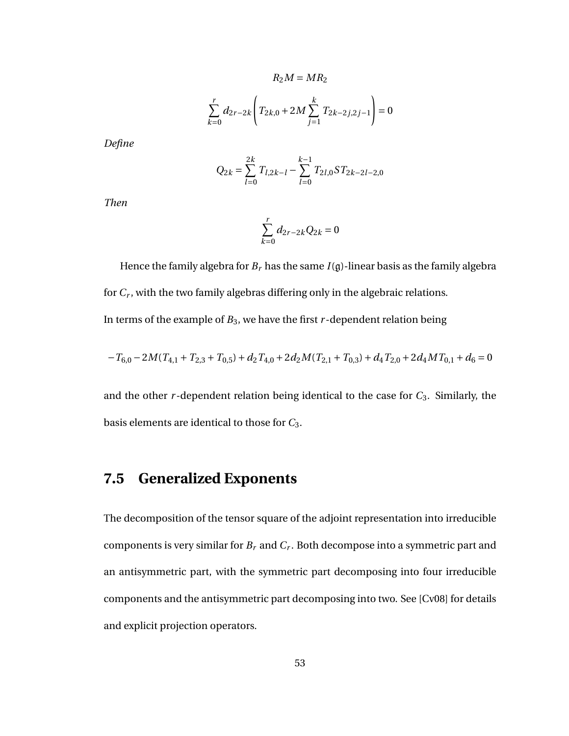$$R_2 M = M R_2$$

$$\sum_{k=0}^{r} d_{2r-2k} \left( T_{2k,0} + 2M \sum_{j=1}^{k} T_{2k-2j,2j-1} \right) = 0$$

*Define*

$$Q_{2k} = \sum_{l=0}^{2k} T_{l,2k-l} - \sum_{l=0}^{k-1} T_{2l,0} S T_{2k-2l-2,0}$$

*Then*

$$\sum_{k=0}^{r} d_{2r-2k} Q_{2k} = 0$$

Hence the family algebra for $B_r$ has the same $I(\mathfrak{g})$-linear basis as the family algebra for $C_r$, with the two family algebras differing only in the algebraic relations.

In terms of the example of $B_3$, we have the first $r$-dependent relation being

$$-T_{6,0} - 2M(T_{4,1} + T_{2,3} + T_{0,5}) + d_2 T_{4,0} + 2d_2 M(T_{2,1} + T_{0,3}) + d_4 T_{2,0} + 2d_4 M T_{0,1} + d_6 = 0$$

and the other $r$-dependent relation being identical to the case for $C_3$. Similarly, the basis elements are identical to those for $C_3$.

## 7.5 Generalized Exponents

The decomposition of the tensor square of the adjoint representation into irreducible components is very similar for $B_r$ and $C_r$. Both decompose into a symmetric part and an antisymmetric part, with the symmetric part decomposing into four irreducible components and the antisymmetric part decomposing into two. See [Cv08] for details and explicit projection operators.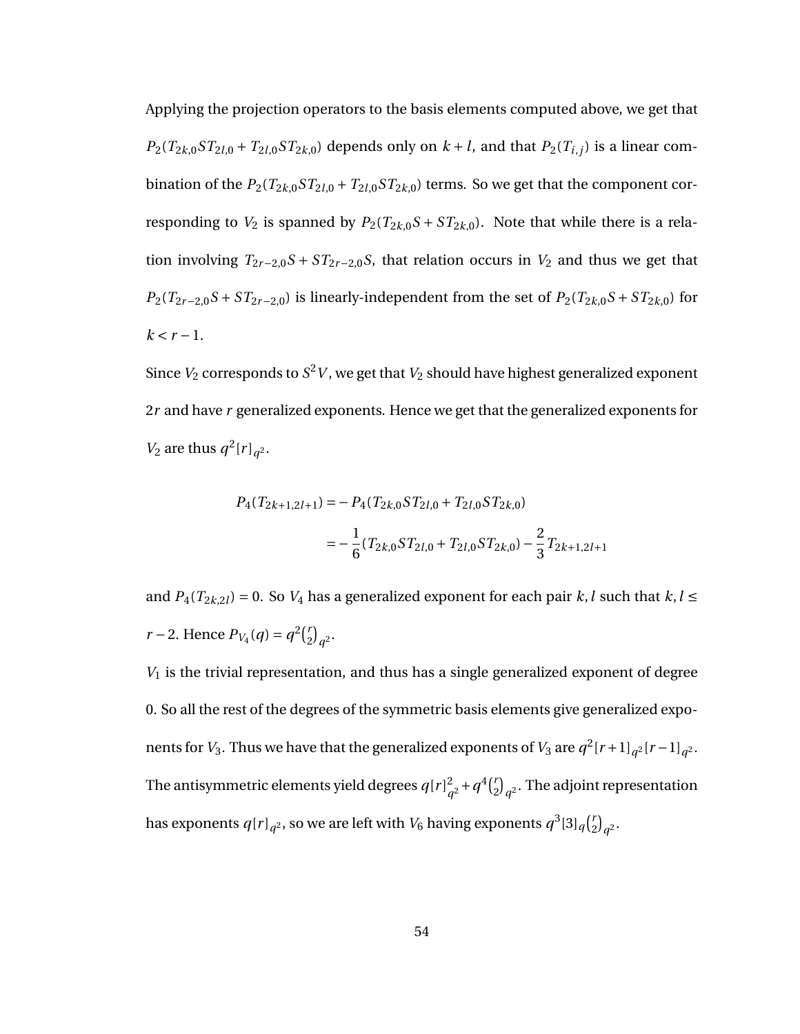Applying the projection operators to the basis elements computed above, we get that $P_2(T_{2k,0}ST_{2l,0} + T_{2l,0}ST_{2k,0})$ depends only on $k+l$, and that $P_2(T_{i,j})$ is a linear combination of the $P_2(T_{2k,0}ST_{2l,0} + T_{2l,0}ST_{2k,0})$ terms. So we get that the component corresponding to $V_2$ is spanned by $P_2(T_{2k,0}S + ST_{2k,0})$. Note that while there is a relation involving $T_{2r-2,0}S + ST_{2r-2,0}S$, that relation occurs in $V_2$ and thus we get that $P_2(T_{2r-2,0}S + ST_{2r-2,0})$ is linearly-independent from the set of $P_2(T_{2k,0}S + ST_{2k,0})$ for $k < r-1$.

Since $V_2$ corresponds to $S^2V$, we get that $V_2$ should have highest generalized exponent $2r$ and have $r$ generalized exponents. Hence we get that the generalized exponents for $V_2$ are thus $q^2[r]_{q^2}$.

$$
\begin{aligned}
P_4(T_{2k+1,2l+1}) &= -P_4(T_{2k,0}ST_{2l,0} + T_{2l,0}ST_{2k,0}) \\
&= -\frac{1}{6}(T_{2k,0}ST_{2l,0} + T_{2l,0}ST_{2k,0}) - \frac{2}{3}T_{2k+1,2l+1}
\end{aligned}
$$

and $P_4(T_{2k,2l}) = 0$. So $V_4$ has a generalized exponent for each pair $k,l$ such that $k,l \leq r-2$. Hence $P_{V_4}(q) = q^2\binom{r}{2}_{q^2}$.

$V_1$ is the trivial representation, and thus has a single generalized exponent of degree 0. So all the rest of the degrees of the symmetric basis elements give generalized exponents for $V_3$. Thus we have that the generalized exponents of $V_3$ are $q^2[r+1]_{q^2}[r-1]_{q^2}$. The antisymmetric elements yield degrees $q[r]_{q^2}^2 + q^4\binom{r}{2}_{q^2}$. The adjoint representation has exponents $q[r]_{q^2}$, so we are left with $V_6$ having exponents $q^3[3]_q\binom{r}{2}_{q^2}$.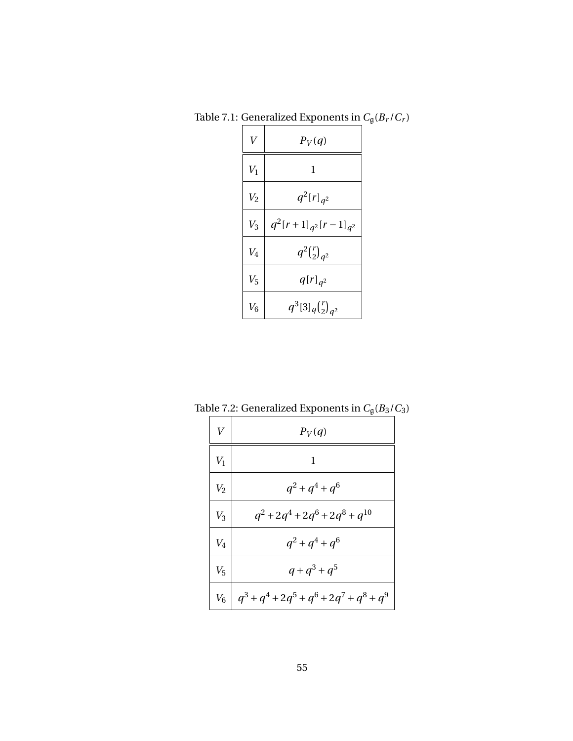Table 7.1: Generalized Exponents in $C_{\mathfrak{g}}(B_r/C_r)$

| $V$ | $P_V(q)$ |
|---|---|
| $V_1$ | $1$ |
| $V_2$ | $q^2[r]_{q^2}$ |
| $V_3$ | $q^2[r+1]_{q^2}[r-1]_{q^2}$ |
| $V_4$ | $q^2\binom{r}{2}_{q^2}$ |
| $V_5$ | $q[r]_{q^2}$ |
| $V_6$ | $q^3[3]_q\binom{r}{2}_{q^2}$ |

Table 7.2: Generalized Exponents in $C_{\mathfrak{g}}(B_3/C_3)$

| $V$ | $P_V(q)$ |
|---|---|
| $V_1$ | $1$ |
| $V_2$ | $q^2+q^4+q^6$ |
| $V_3$ | $q^2+2q^4+2q^6+2q^8+q^{10}$ |
| $V_4$ | $q^2+q^4+q^6$ |
| $V_5$ | $q+q^3+q^5$ |
| $V_6$ | $q^3+q^4+2q^5+q^6+2q^7+q^8+q^9$ |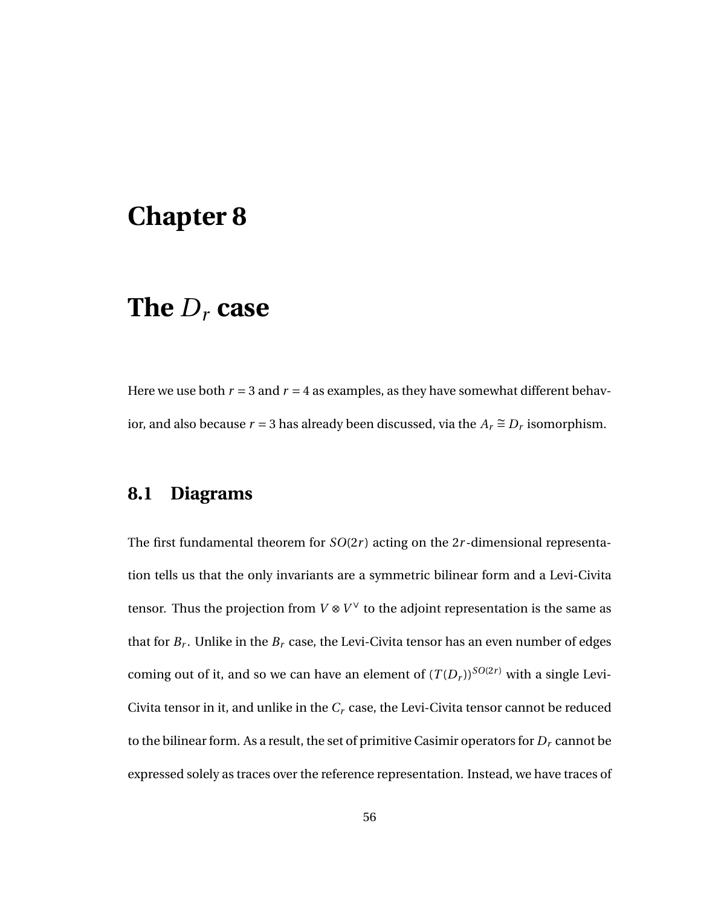# Chapter 8

# The $D_r$ case

Here we use both $r = 3$ and $r = 4$ as examples, as they have somewhat different behavior, and also because $r = 3$ has already been discussed, via the $A_r \cong D_r$ isomorphism.

## 8.1 Diagrams

The first fundamental theorem for $SO(2r)$ acting on the $2r$-dimensional representation tells us that the only invariants are a symmetric bilinear form and a Levi-Civita tensor. Thus the projection from $V \otimes V^\vee$ to the adjoint representation is the same as that for $B_r$. Unlike in the $B_r$ case, the Levi-Civita tensor has an even number of edges coming out of it, and so we can have an element of $(T(D_r))^{SO(2r)}$ with a single Levi-Civita tensor in it, and unlike in the $C_r$ case, the Levi-Civita tensor cannot be reduced to the bilinear form. As a result, the set of primitive Casimir operators for $D_r$ cannot be expressed solely as traces over the reference representation. Instead, we have traces of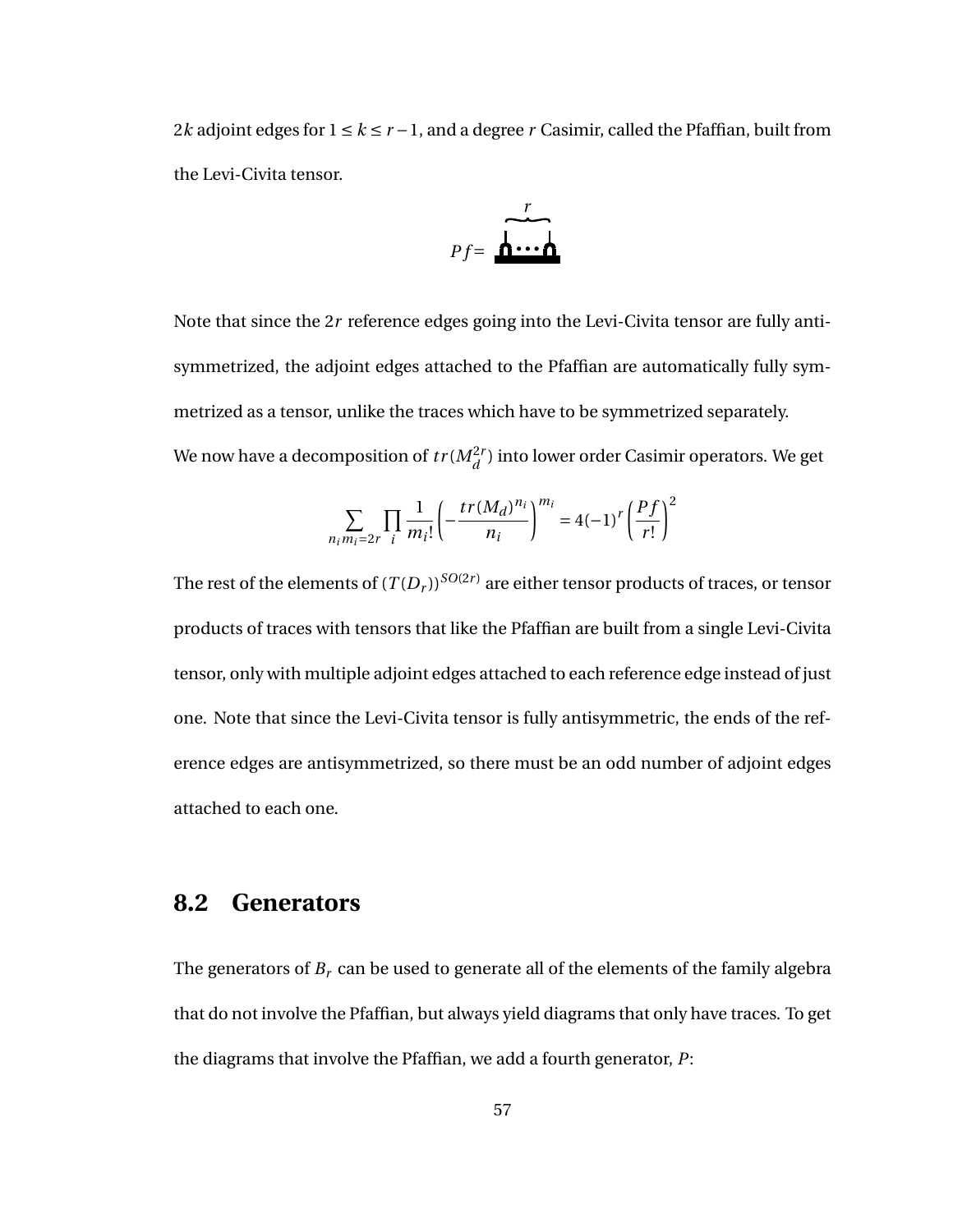$2k$ adjoint edges for $1 \leq k \leq r-1$, and a degree $r$ Casimir, called the Pfaffian, built from the Levi-Civita tensor.

$$Pf = \overbrace{\sqcap \cdots \sqcap}^{r}$$

Note that since the $2r$ reference edges going into the Levi-Civita tensor are fully antisymmetrized, the adjoint edges attached to the Pfaffian are automatically fully symmetrized as a tensor, unlike the traces which have to be symmetrized separately.

We now have a decomposition of $tr(M_d^{2r})$ into lower order Casimir operators. We get

$$\sum_{n_i m_i = 2r} \prod_i \frac{1}{m_i!} \left( -\frac{tr(M_d)^{n_i}}{n_i} \right)^{m_i} = 4(-1)^r \left( \frac{Pf}{r!} \right)^2$$

The rest of the elements of $(T(D_r))^{SO(2r)}$ are either tensor products of traces, or tensor products of traces with tensors that like the Pfaffian are built from a single Levi-Civita tensor, only with multiple adjoint edges attached to each reference edge instead of just one. Note that since the Levi-Civita tensor is fully antisymmetric, the ends of the reference edges are antisymmetrized, so there must be an odd number of adjoint edges attached to each one.

## 8.2 Generators

The generators of $B_r$ can be used to generate all of the elements of the family algebra that do not involve the Pfaffian, but always yield diagrams that only have traces. To get the diagrams that involve the Pfaffian, we add a fourth generator, $P$: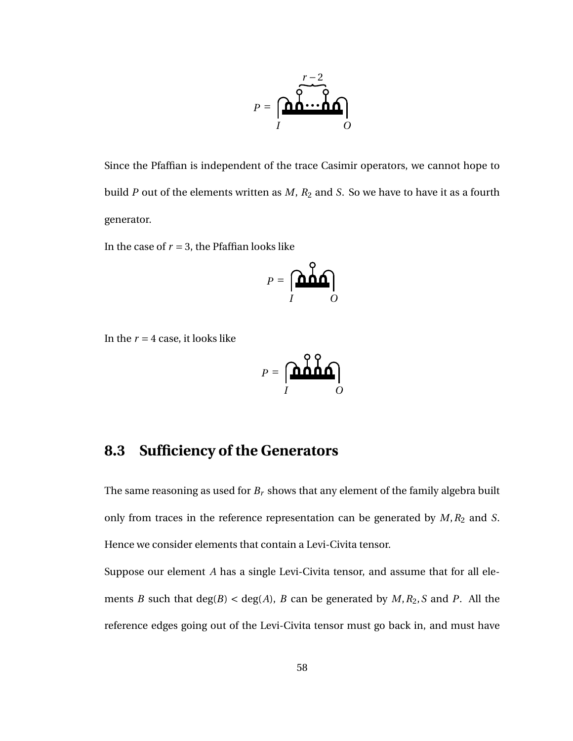$P =$

Since the Pfaffian is independent of the trace Casimir operators, we cannot hope to build $P$ out of the elements written as $M$, $R_2$ and $S$. So we have to have it as a fourth generator.

In the case of $r = 3$, the Pfaffian looks like

$P =$

In the $r = 4$ case, it looks like

$P =$

## 8.3 Sufficiency of the Generators

The same reasoning as used for $B_r$ shows that any element of the family algebra built only from traces in the reference representation can be generated by $M, R_2$ and $S$. Hence we consider elements that contain a Levi-Civita tensor.

Suppose our element $A$ has a single Levi-Civita tensor, and assume that for all elements $B$ such that $\deg(B) < \deg(A)$, $B$ can be generated by $M, R_2, S$ and $P$. All the reference edges going out of the Levi-Civita tensor must go back in, and must have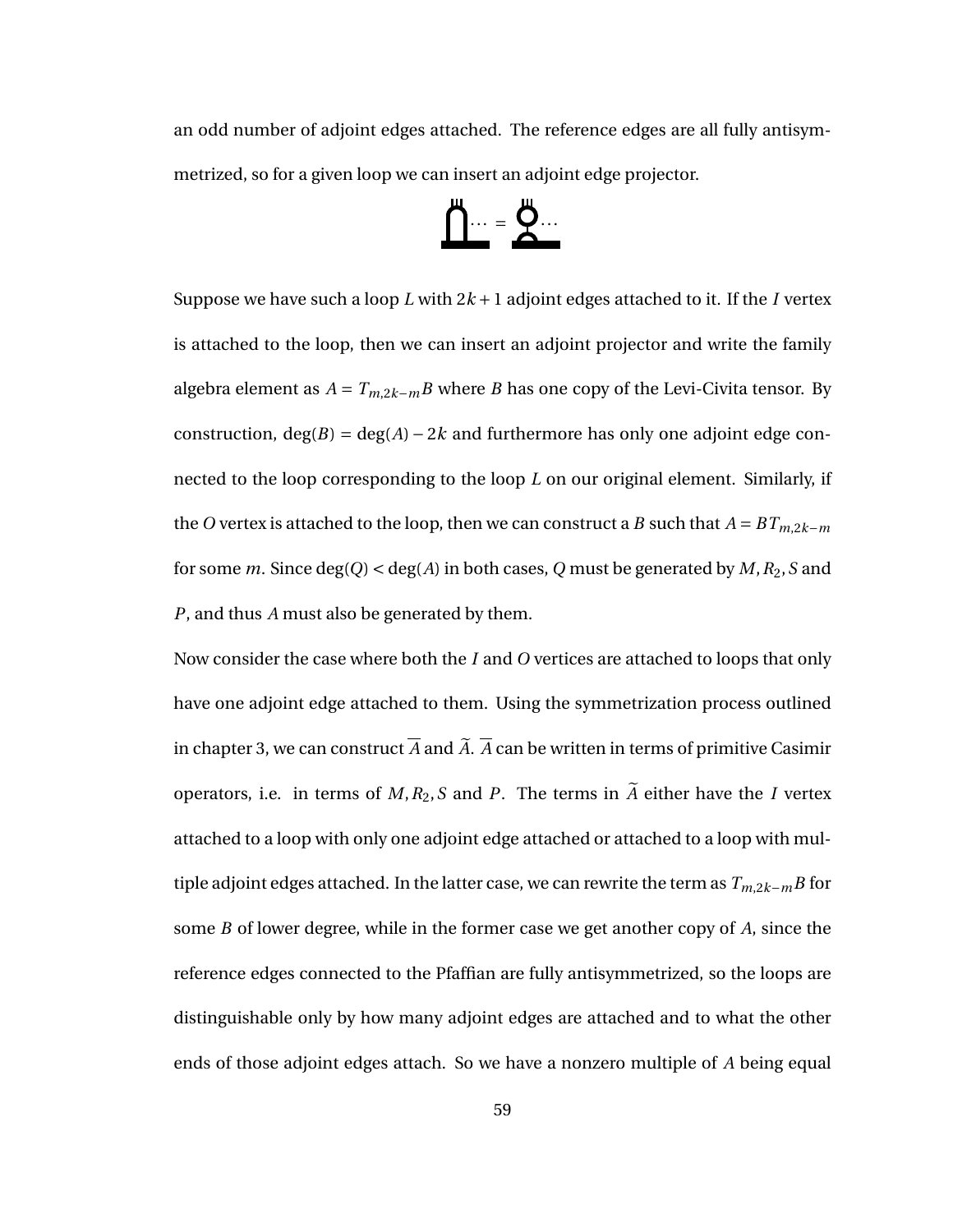an odd number of adjoint edges attached. The reference edges are all fully antisymmetrized, so for a given loop we can insert an adjoint edge projector.

Suppose we have such a loop $L$ with $2k+1$ adjoint edges attached to it. If the $I$ vertex is attached to the loop, then we can insert an adjoint projector and write the family algebra element as $A = T_{m,2k-m}B$ where $B$ has one copy of the Levi-Civita tensor. By construction, $\deg(B) = \deg(A) - 2k$ and furthermore has only one adjoint edge connected to the loop corresponding to the loop $L$ on our original element. Similarly, if the $O$ vertex is attached to the loop, then we can construct a $B$ such that $A = BT_{m,2k-m}$ for some $m$. Since $\deg(Q) < \deg(A)$ in both cases, $Q$ must be generated by $M, R_2, S$ and $P$, and thus $A$ must also be generated by them.

Now consider the case where both the $I$ and $O$ vertices are attached to loops that only have one adjoint edge attached to them. Using the symmetrization process outlined in chapter 3, we can construct $\overline{A}$ and $\widetilde{A}$. $\overline{A}$ can be written in terms of primitive Casimir operators, i.e. in terms of $M, R_2, S$ and $P$. The terms in $\widetilde{A}$ either have the $I$ vertex attached to a loop with only one adjoint edge attached or attached to a loop with multiple adjoint edges attached. In the latter case, we can rewrite the term as $T_{m,2k-m}B$ for some $B$ of lower degree, while in the former case we get another copy of $A$, since the reference edges connected to the Pfaffian are fully antisymmetrized, so the loops are distinguishable only by how many adjoint edges are attached and to what the other ends of those adjoint edges attach. So we have a nonzero multiple of $A$ being equal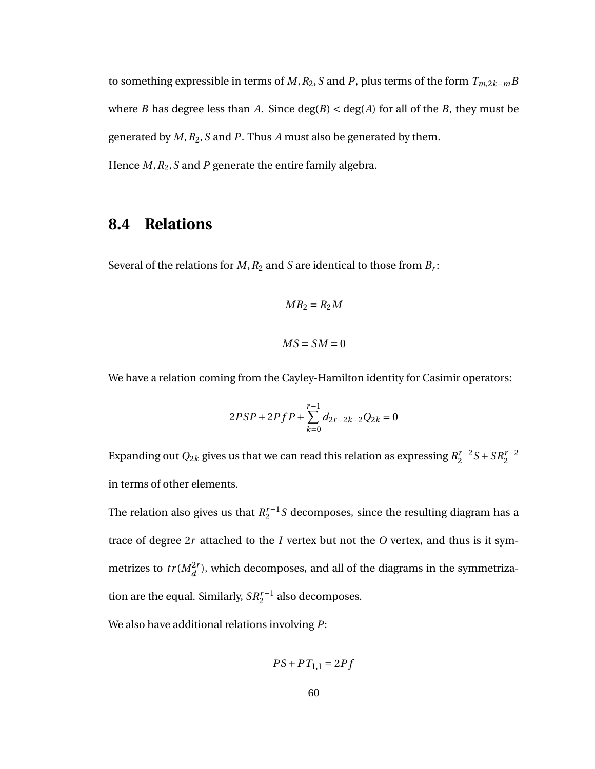to something expressible in terms of $M, R_2, S$ and $P$, plus terms of the form $T_{m,2k-m}B$ where $B$ has degree less than $A$. Since $\deg(B) < \deg(A)$ for all of the $B$, they must be generated by $M, R_2, S$ and $P$. Thus $A$ must also be generated by them.

Hence $M, R_2, S$ and $P$ generate the entire family algebra.

## 8.4 Relations

Several of the relations for $M, R_2$ and $S$ are identical to those from $B_r$:

$$MR_2 = R_2M$$

$$MS = SM = 0$$

We have a relation coming from the Cayley-Hamilton identity for Casimir operators:

$$2PSP + 2PfP + \sum_{k=0}^{r-1} d_{2r-2k-2}Q_{2k} = 0$$

Expanding out $Q_{2k}$ gives us that we can read this relation as expressing $R_2^{r-2}S + SR_2^{r-2}$ in terms of other elements.

The relation also gives us that $R_2^{r-1}S$ decomposes, since the resulting diagram has a trace of degree $2r$ attached to the $I$ vertex but not the $O$ vertex, and thus is it symmetrizes to $tr(M_d^{2r})$, which decomposes, and all of the diagrams in the symmetrization are the equal. Similarly, $SR_2^{r-1}$ also decomposes.

We also have additional relations involving $P$:

$$PS + PT_{1,1} = 2Pf$$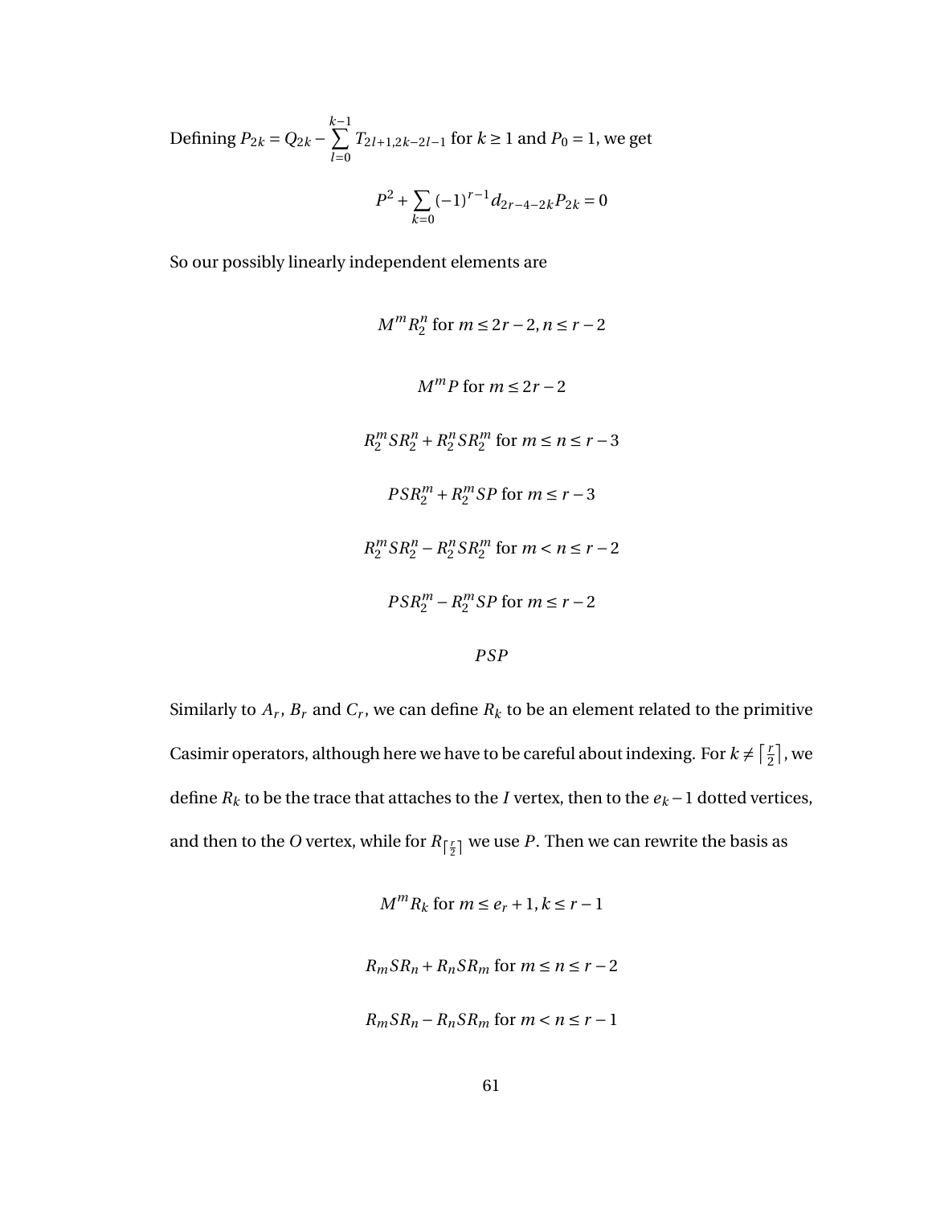Defining $P_{2k} = Q_{2k} - \sum_{l=0}^{k-1} T_{2l+1,2k-2l-1}$ for $k \geq 1$ and $P_0 = 1$, we get

$$P^2 + \sum_{k=0} (-1)^{r-1} d_{2r-4-2k} P_{2k} = 0$$

So our possibly linearly independent elements are

$$M^m R_2^n \text{ for } m \leq 2r-2, n \leq r-2$$

$$M^m P \text{ for } m \leq 2r-2$$

$$R_2^m S R_2^n + R_2^n S R_2^m \text{ for } m \leq n \leq r-3$$

$$P S R_2^m + R_2^m S P \text{ for } m \leq r-3$$

$$R_2^m S R_2^n - R_2^n S R_2^m \text{ for } m < n \leq r-2$$

$$P S R_2^m - R_2^m S P \text{ for } m \leq r-2$$

$$PSP$$

Similarly to $A_r$, $B_r$ and $C_r$, we can define $R_k$ to be an element related to the primitive Casimir operators, although here we have to be careful about indexing. For $k \neq \lceil \frac{r}{2} \rceil$, we define $R_k$ to be the trace that attaches to the $I$ vertex, then to the $e_k - 1$ dotted vertices, and then to the $O$ vertex, while for $R_{\lceil \frac{r}{2} \rceil}$ we use $P$. Then we can rewrite the basis as

$$M^m R_k \text{ for } m \leq e_r + 1, k \leq r-1$$

$$R_m S R_n + R_n S R_m \text{ for } m \leq n \leq r-2$$

$$R_m S R_n - R_n S R_m \text{ for } m < n \leq r-1$$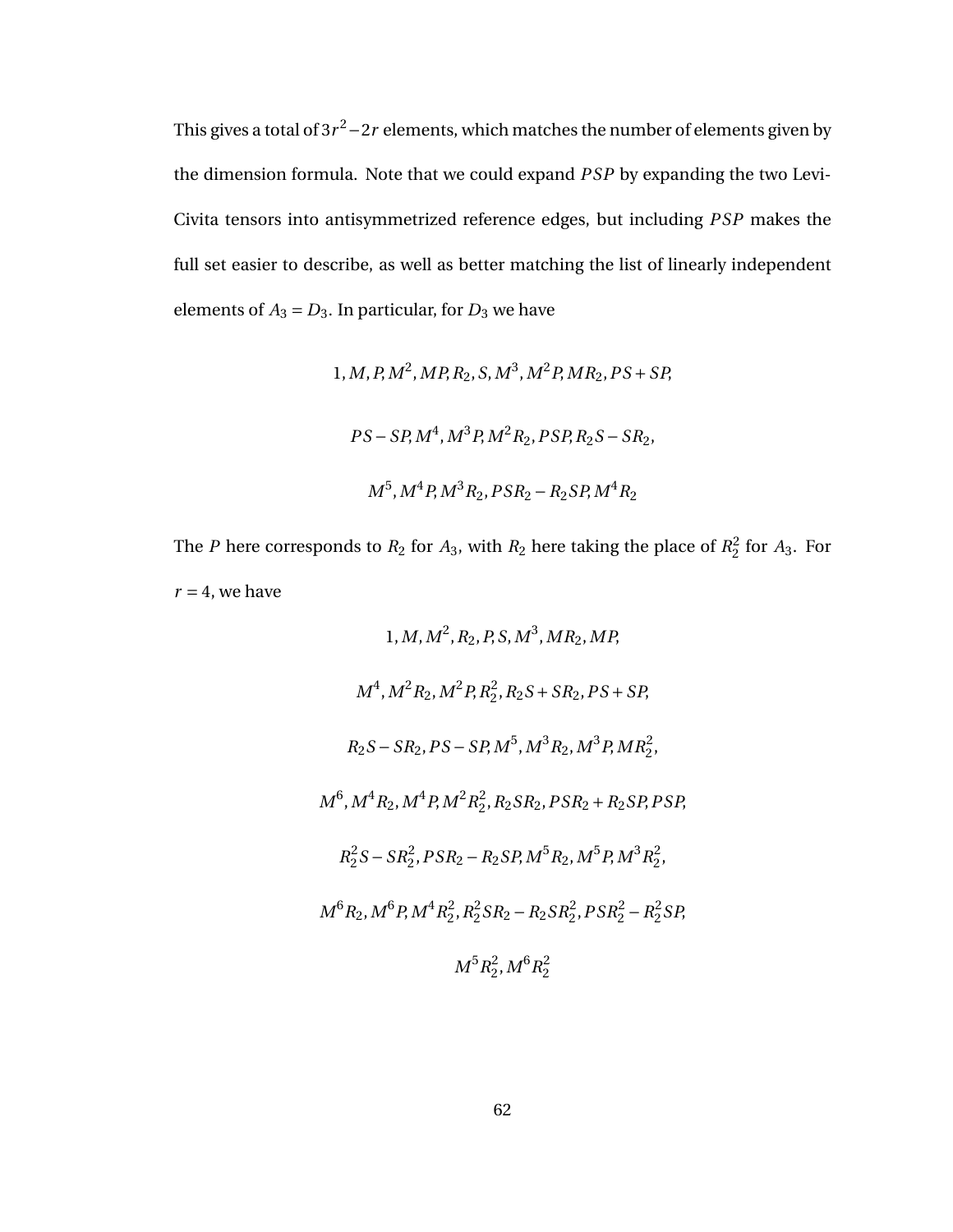This gives a total of $3r^2 - 2r$ elements, which matches the number of elements given by the dimension formula. Note that we could expand $PSP$ by expanding the two Levi-Civita tensors into antisymmetrized reference edges, but including $PSP$ makes the full set easier to describe, as well as better matching the list of linearly independent elements of $A_3 = D_3$. In particular, for $D_3$ we have

$$1, M, P, M^2, MP, R_2, S, M^3, M^2P, MR_2, PS + SP,$$

$$PS - SP, M^4, M^3P, M^2R_2, PSP, R_2S - SR_2,$$

$$M^5, M^4P, M^3R_2, PSR_2 - R_2SP, M^4R_2$$

The $P$ here corresponds to $R_2$ for $A_3$, with $R_2$ here taking the place of $R_2^2$ for $A_3$. For $r = 4$, we have

$$1, M, M^2, R_2, P, S, M^3, MR_2, MP,$$

$$M^4, M^2R_2, M^2P, R_2^2, R_2S + SR_2, PS + SP,$$

$$R_2S - SR_2, PS - SP, M^5, M^3R_2, M^3P, MR_2^2,$$

$$M^6, M^4R_2, M^4P, M^2R_2^2, R_2SR_2, PSR_2 + R_2SP, PSP,$$

$$R_2^2S - SR_2^2, PSR_2 - R_2SP, M^5R_2, M^5P, M^3R_2^2,$$

$$M^6R_2, M^6P, M^4R_2^2, R_2^2SR_2 - R_2SR_2^2, PSR_2^2 - R_2^2SP,$$

$$M^5R_2^2, M^6R_2^2$$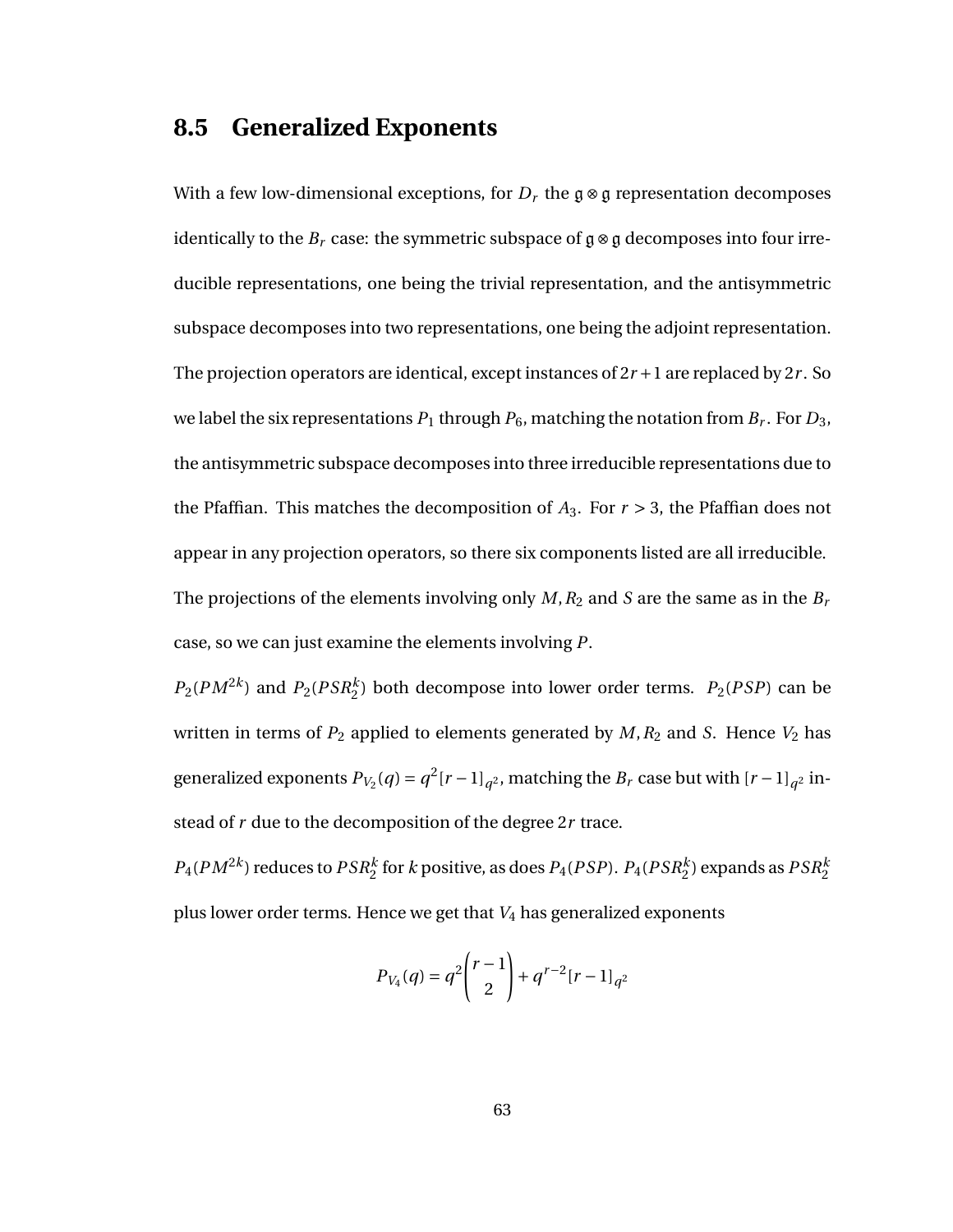## 8.5 Generalized Exponents

With a few low-dimensional exceptions, for $D_r$ the $\mathfrak{g} \otimes \mathfrak{g}$ representation decomposes identically to the $B_r$ case: the symmetric subspace of $\mathfrak{g} \otimes \mathfrak{g}$ decomposes into four irreducible representations, one being the trivial representation, and the antisymmetric subspace decomposes into two representations, one being the adjoint representation. The projection operators are identical, except instances of $2r+1$ are replaced by $2r$. So we label the six representations $P_1$ through $P_6$, matching the notation from $B_r$. For $D_3$, the antisymmetric subspace decomposes into three irreducible representations due to the Pfaffian. This matches the decomposition of $A_3$. For $r > 3$, the Pfaffian does not appear in any projection operators, so there six components listed are all irreducible.

The projections of the elements involving only $M, R_2$ and $S$ are the same as in the $B_r$ case, so we can just examine the elements involving $P$.

$P_2(PM^{2k})$ and $P_2(PSR_2^k)$ both decompose into lower order terms. $P_2(PSP)$ can be written in terms of $P_2$ applied to elements generated by $M, R_2$ and $S$. Hence $V_2$ has generalized exponents $P_{V_2}(q) = q^2[r-1]_{q^2}$, matching the $B_r$ case but with $[r-1]_{q^2}$ instead of $r$ due to the decomposition of the degree $2r$ trace.

$P_4(PM^{2k})$ reduces to $PSR_2^k$ for $k$ positive, as does $P_4(PSP)$. $P_4(PSR_2^k)$ expands as $PSR_2^k$ plus lower order terms. Hence we get that $V_4$ has generalized exponents

$$P_{V_4}(q) = q^2\binom{r-1}{2} + q^{r-2}[r-1]_{q^2}$$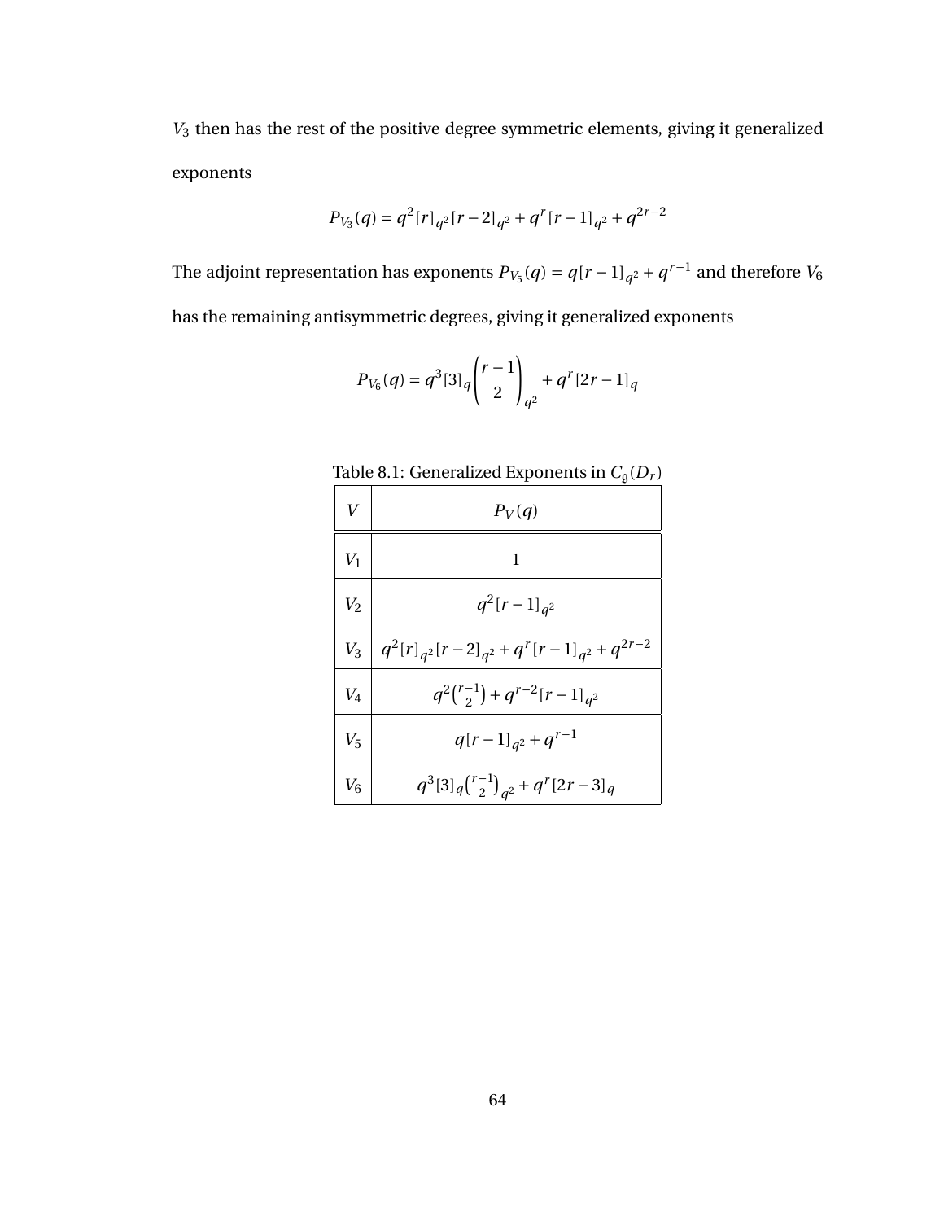$V_3$ then has the rest of the positive degree symmetric elements, giving it generalized exponents

$$P_{V_3}(q) = q^2[r]_{q^2}[r-2]_{q^2} + q^r[r-1]_{q^2} + q^{2r-2}$$

The adjoint representation has exponents $P_{V_5}(q) = q[r-1]_{q^2} + q^{r-1}$ and therefore $V_6$ has the remaining antisymmetric degrees, giving it generalized exponents

$$P_{V_6}(q) = q^3[3]_q \binom{r-1}{2}_{q^2} + q^r[2r-1]_q$$

Table 8.1: Generalized Exponents in $C_{\mathfrak{g}}(D_r)$

| $V$ | $P_V(q)$ |
|---|---|
| $V_1$ | $1$ |
| $V_2$ | $q^2[r-1]_{q^2}$ |
| $V_3$ | $q^2[r]_{q^2}[r-2]_{q^2} + q^r[r-1]_{q^2} + q^{2r-2}$ |
| $V_4$ | $q^2\binom{r-1}{2} + q^{r-2}[r-1]_{q^2}$ |
| $V_5$ | $q[r-1]_{q^2} + q^{r-1}$ |
| $V_6$ | $q^3[3]_q\binom{r-1}{2}_{q^2} + q^r[2r-3]_q$ |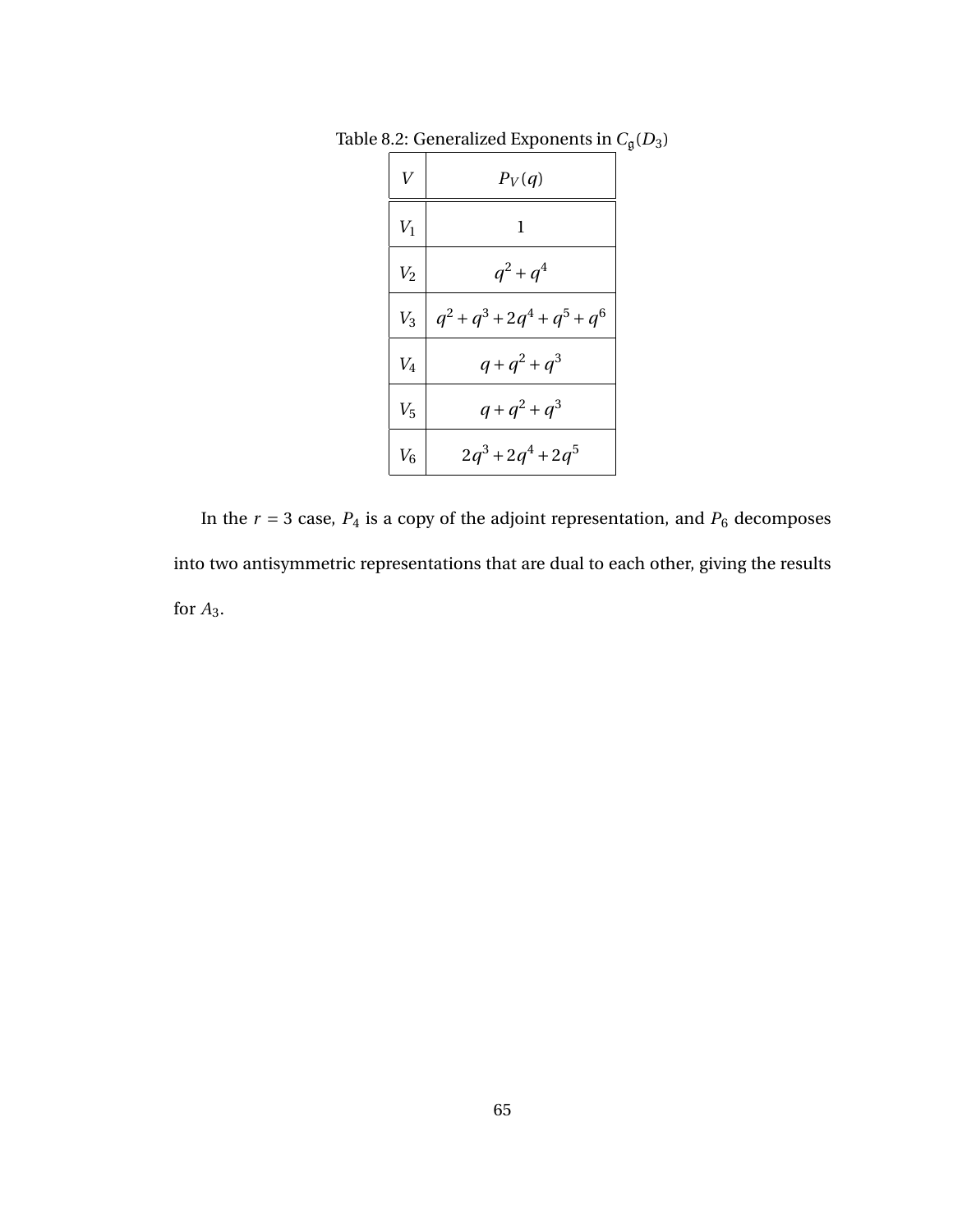Table 8.2: Generalized Exponents in $C_{\mathfrak{g}}(D_3)$

| $V$ | $P_V(q)$ |
|---|---|
| $V_1$ | $1$ |
| $V_2$ | $q^2+q^4$ |
| $V_3$ | $q^2+q^3+2q^4+q^5+q^6$ |
| $V_4$ | $q+q^2+q^3$ |
| $V_5$ | $q+q^2+q^3$ |
| $V_6$ | $2q^3+2q^4+2q^5$ |

In the $r = 3$ case, $P_4$ is a copy of the adjoint representation, and $P_6$ decomposes into two antisymmetric representations that are dual to each other, giving the results for $A_3$.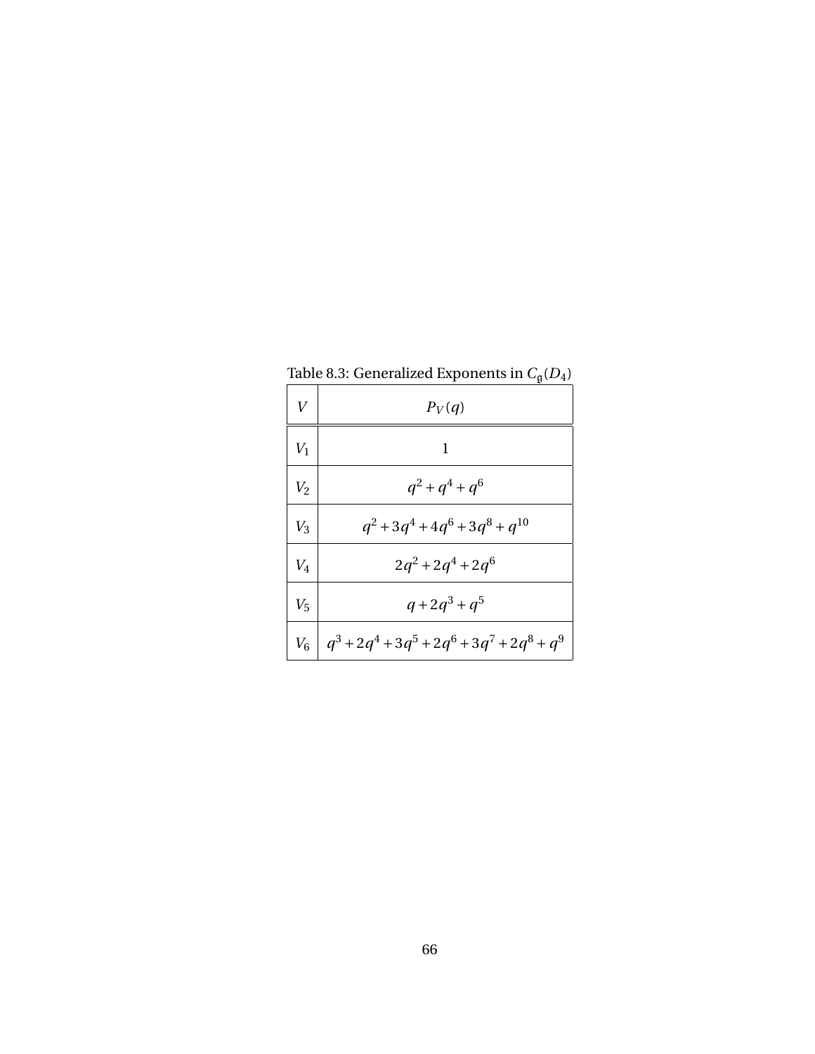Table 8.3: Generalized Exponents in $C_{\mathfrak{g}}(D_4)$

| $V$ | $P_V(q)$ |
|---|---|
| $V_1$ | $1$ |
| $V_2$ | $q^2 + q^4 + q^6$ |
| $V_3$ | $q^2 + 3q^4 + 4q^6 + 3q^8 + q^{10}$ |
| $V_4$ | $2q^2 + 2q^4 + 2q^6$ |
| $V_5$ | $q + 2q^3 + q^5$ |
| $V_6$ | $q^3 + 2q^4 + 3q^5 + 2q^6 + 3q^7 + 2q^8 + q^9$ |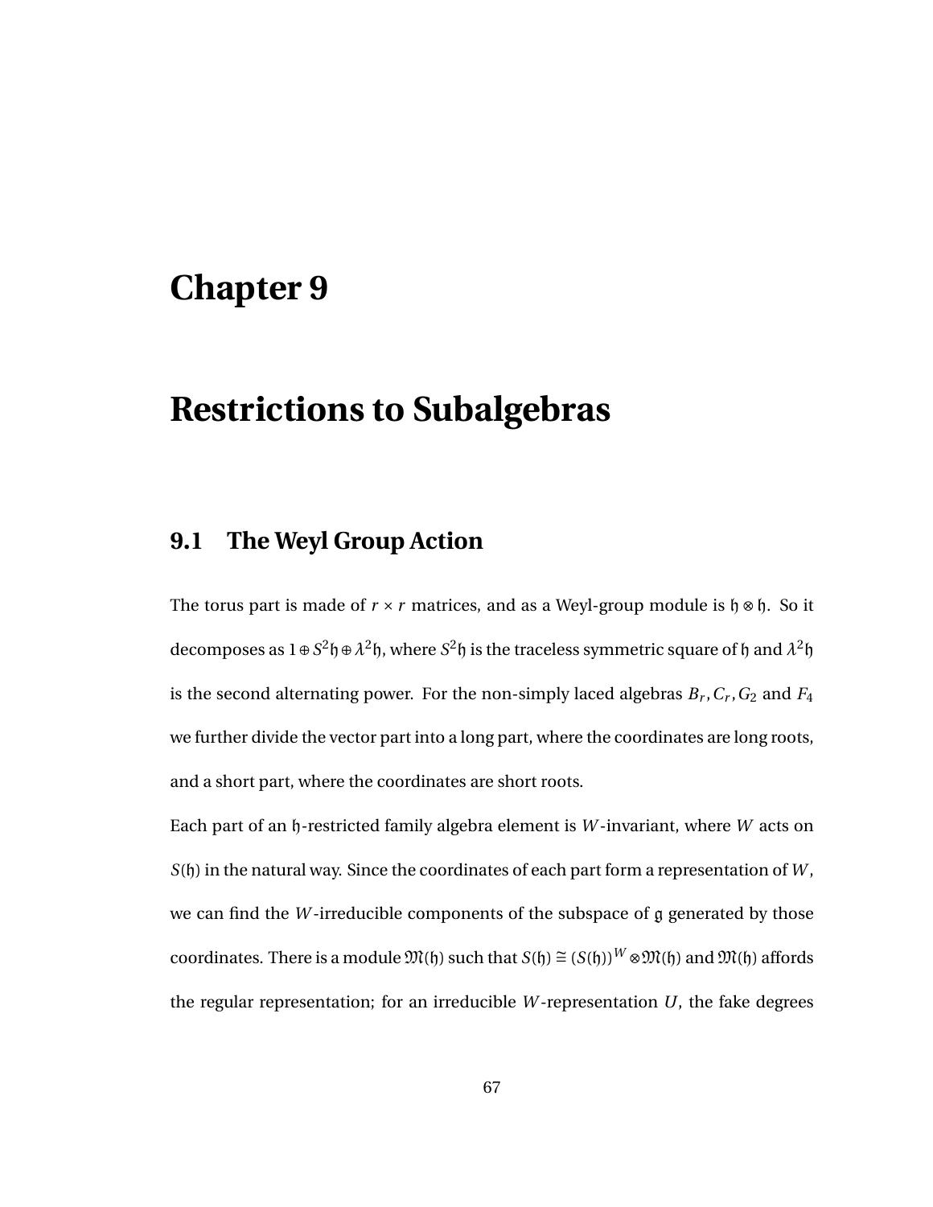# Chapter 9

# Restrictions to Subalgebras

## 9.1 The Weyl Group Action

The torus part is made of $r \times r$ matrices, and as a Weyl-group module is $\mathfrak{h} \otimes \mathfrak{h}$. So it decomposes as $1 \oplus S^2\mathfrak{h} \oplus \lambda^2\mathfrak{h}$, where $S^2\mathfrak{h}$ is the traceless symmetric square of $\mathfrak{h}$ and $\lambda^2\mathfrak{h}$ is the second alternating power. For the non-simply laced algebras $B_r, C_r, G_2$ and $F_4$ we further divide the vector part into a long part, where the coordinates are long roots, and a short part, where the coordinates are short roots.

Each part of an $\mathfrak{h}$-restricted family algebra element is $W$-invariant, where $W$ acts on $S(\mathfrak{h})$ in the natural way. Since the coordinates of each part form a representation of $W$, we can find the $W$-irreducible components of the subspace of $\mathfrak{g}$ generated by those coordinates. There is a module $\mathfrak{M}(\mathfrak{h})$ such that $S(\mathfrak{h}) \cong (S(\mathfrak{h}))^W \otimes \mathfrak{M}(\mathfrak{h})$ and $\mathfrak{M}(\mathfrak{h})$ affords the regular representation; for an irreducible $W$-representation $U$, the fake degrees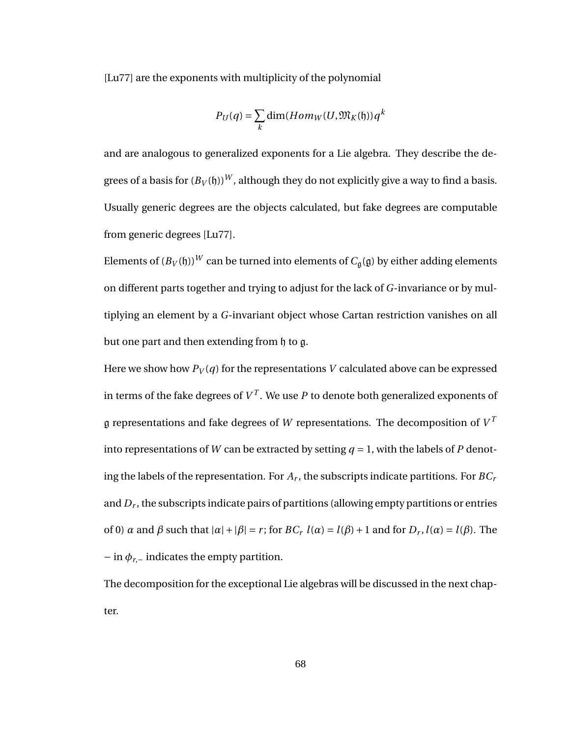[Lu77] are the exponents with multiplicity of the polynomial

$$P_U(q) = \sum_k \dim(Hom_W(U, \mathfrak{M}_K(\mathfrak{h}))q^k$$

and are analogous to generalized exponents for a Lie algebra. They describe the degrees of a basis for $(B_V(\mathfrak{h}))^W$, although they do not explicitly give a way to find a basis. Usually generic degrees are the objects calculated, but fake degrees are computable from generic degrees [Lu77].

Elements of $(B_V(\mathfrak{h}))^W$ can be turned into elements of $C_{\mathfrak{g}}(\mathfrak{g})$ by either adding elements on different parts together and trying to adjust for the lack of $G$-invariance or by multiplying an element by a $G$-invariant object whose Cartan restriction vanishes on all but one part and then extending from $\mathfrak{h}$ to $\mathfrak{g}$.

Here we show how $P_V(q)$ for the representations $V$ calculated above can be expressed in terms of the fake degrees of $V^T$. We use $P$ to denote both generalized exponents of $\mathfrak{g}$ representations and fake degrees of $W$ representations. The decomposition of $V^T$ into representations of $W$ can be extracted by setting $q = 1$, with the labels of $P$ denoting the labels of the representation. For $A_r$, the subscripts indicate partitions. For $BC_r$ and $D_r$, the subscripts indicate pairs of partitions (allowing empty partitions or entries of 0) $\alpha$ and $\beta$ such that $|\alpha| + |\beta| = r$; for $BC_r$ $l(\alpha) = l(\beta) + 1$ and for $D_r$, $l(\alpha) = l(\beta)$. The $-$ in $\phi_{r,-}$ indicates the empty partition.

The decomposition for the exceptional Lie algebras will be discussed in the next chapter.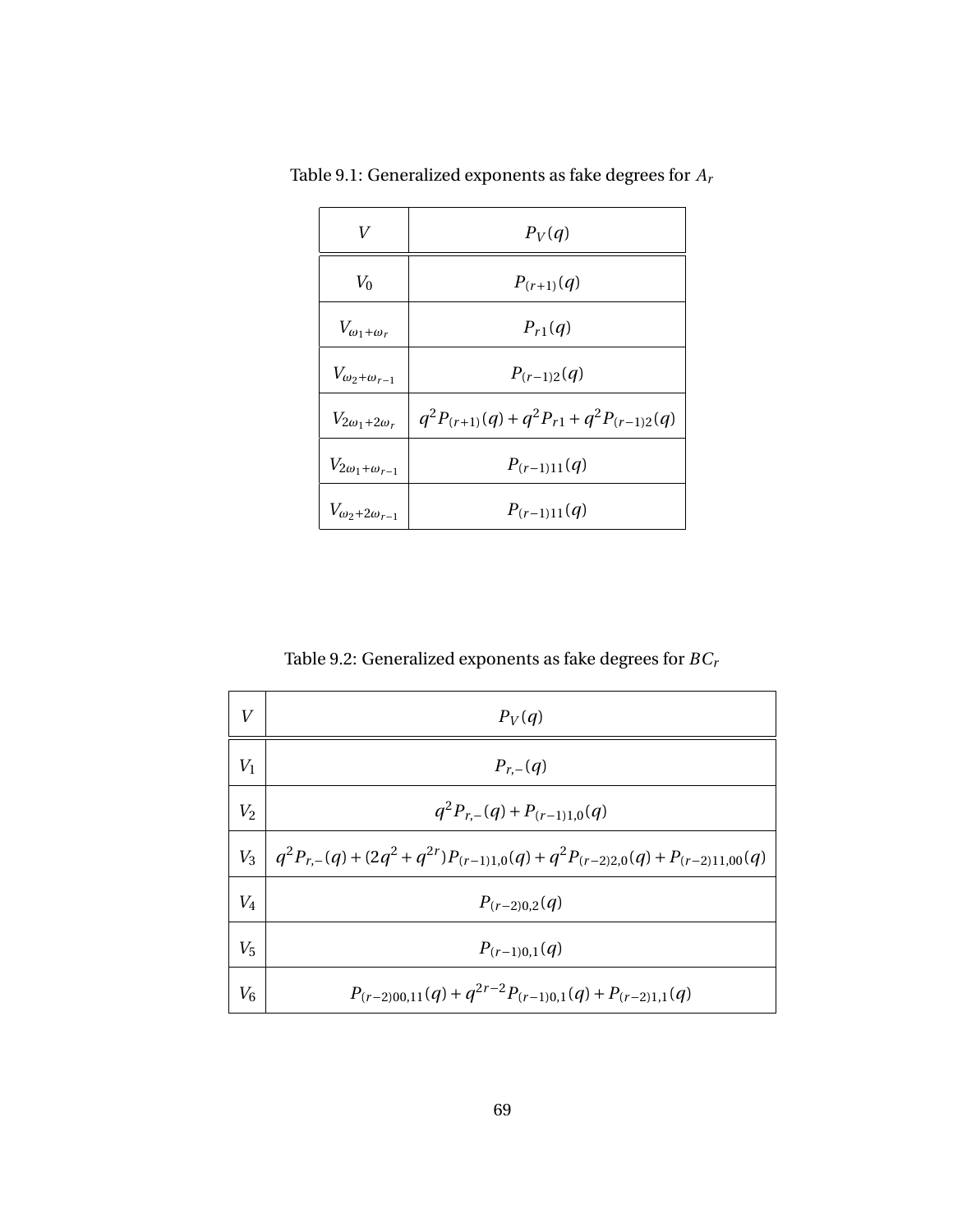Table 9.1: Generalized exponents as fake degrees for $A_r$

| $V$ | $P_V(q)$ |
|---|---|
| $V_0$ | $P_{(r+1)}(q)$ |
| $V_{\omega_1+\omega_r}$ | $P_{r1}(q)$ |
| $V_{\omega_2+\omega_{r-1}}$ | $P_{(r-1)2}(q)$ |
| $V_{2\omega_1+2\omega_r}$ | $q^2P_{(r+1)}(q)+q^2P_{r1}+q^2P_{(r-1)2}(q)$ |
| $V_{2\omega_1+\omega_{r-1}}$ | $P_{(r-1)11}(q)$ |
| $V_{\omega_2+2\omega_{r-1}}$ | $P_{(r-1)11}(q)$ |

Table 9.2: Generalized exponents as fake degrees for $BC_r$

| $V$ | $P_V(q)$ |
|---|---|
| $V_1$ | $P_{r,-}(q)$ |
| $V_2$ | $q^2P_{r,-}(q)+P_{(r-1)1,0}(q)$ |
| $V_3$ | $q^2P_{r,-}(q)+(2q^2+q^{2r})P_{(r-1)1,0}(q)+q^2P_{(r-2)2,0}(q)+P_{(r-2)11,00}(q)$ |
| $V_4$ | $P_{(r-2)0,2}(q)$ |
| $V_5$ | $P_{(r-1)0,1}(q)$ |
| $V_6$ | $P_{(r-2)00,11}(q)+q^{2r-2}P_{(r-1)0,1}(q)+P_{(r-2)1,1}(q)$ |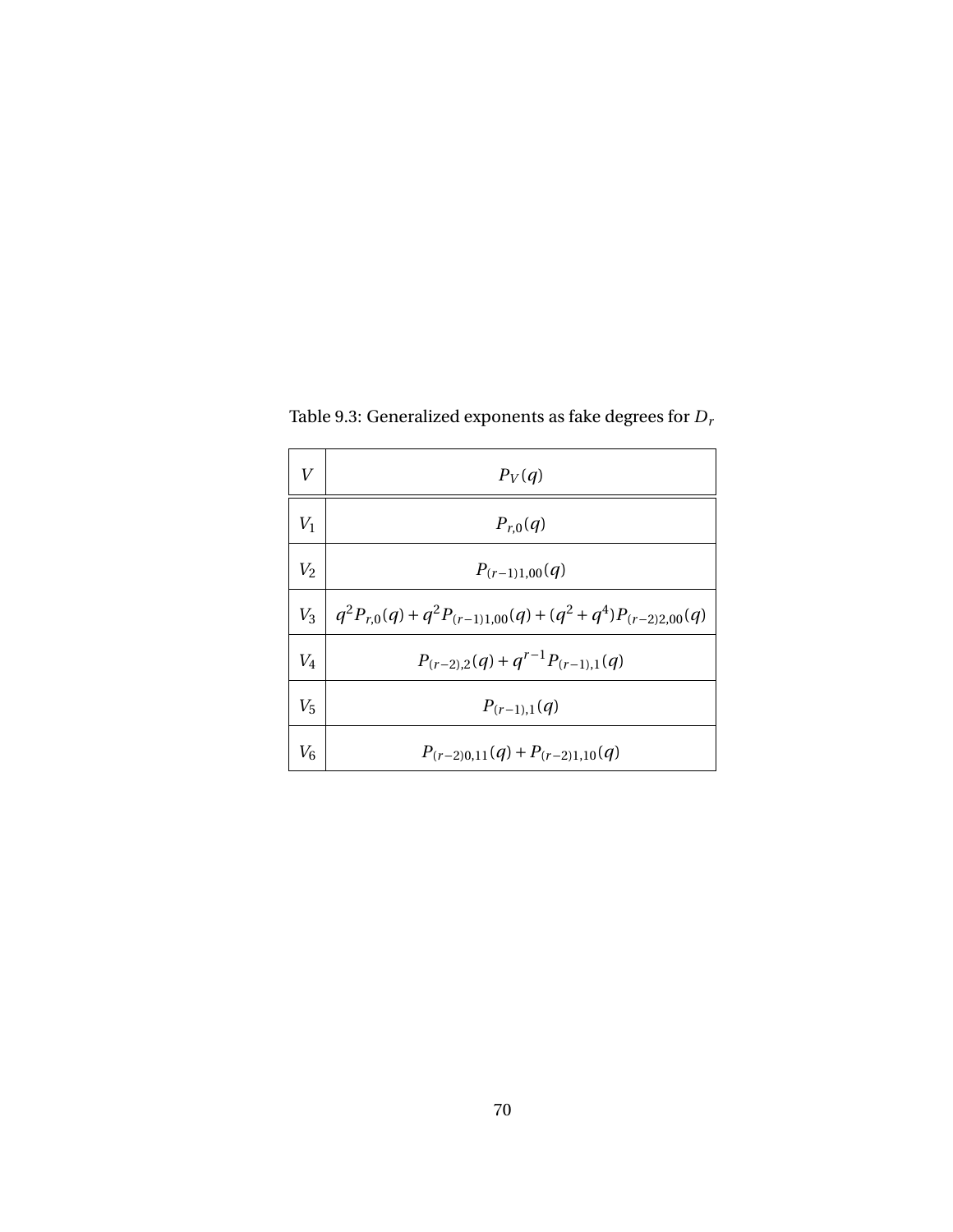Table 9.3: Generalized exponents as fake degrees for $D_r$

| $V$ | $P_V(q)$ |
|---|---|
| $V_1$ | $P_{r,0}(q)$ |
| $V_2$ | $P_{(r-1)1,00}(q)$ |
| $V_3$ | $q^2 P_{r,0}(q) + q^2 P_{(r-1)1,00}(q) + (q^2 + q^4) P_{(r-2)2,00}(q)$ |
| $V_4$ | $P_{(r-2),2}(q) + q^{r-1} P_{(r-1),1}(q)$ |
| $V_5$ | $P_{(r-1),1}(q)$ |
| $V_6$ | $P_{(r-2)0,11}(q) + P_{(r-2)1,10}(q)$ |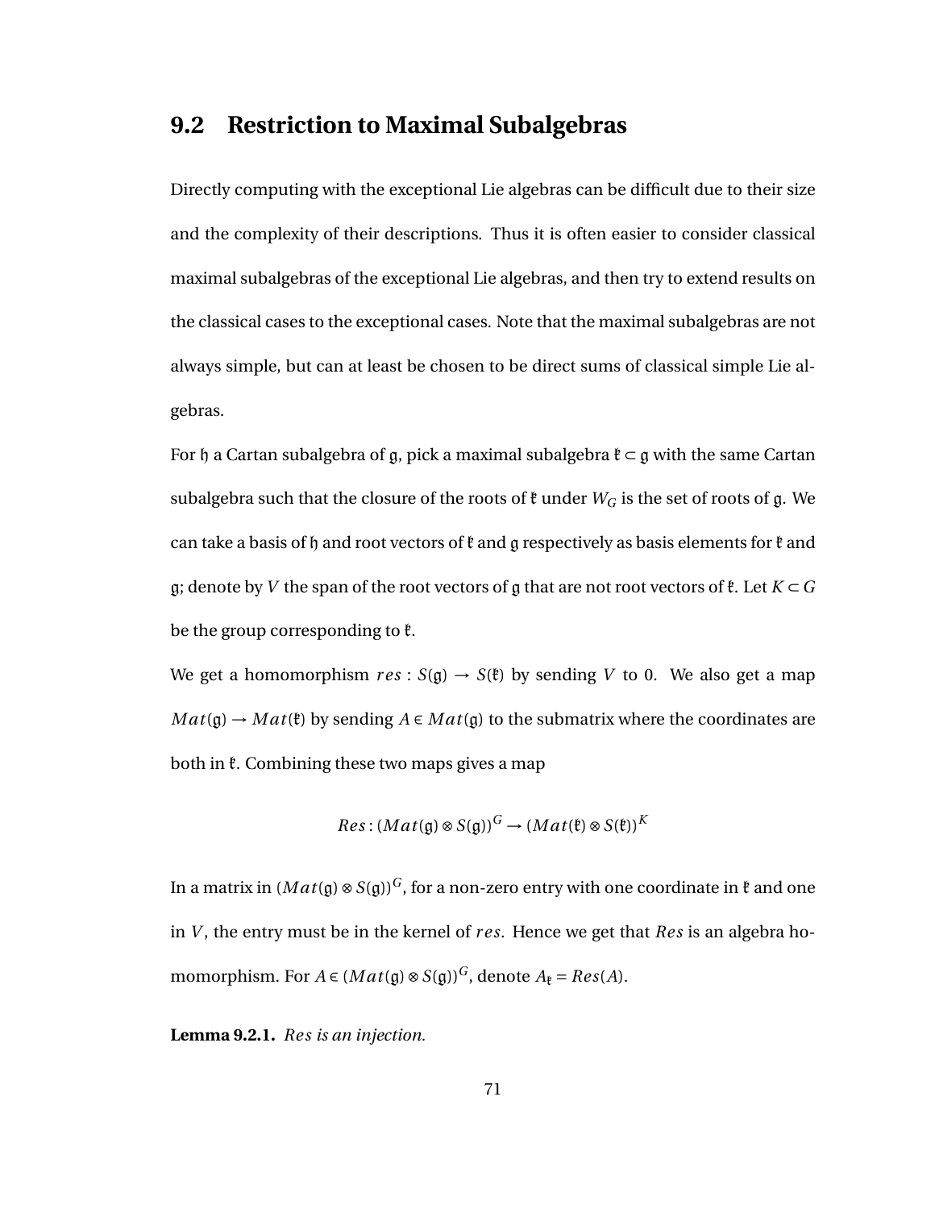## 9.2 Restriction to Maximal Subalgebras

Directly computing with the exceptional Lie algebras can be difficult due to their size and the complexity of their descriptions. Thus it is often easier to consider classical maximal subalgebras of the exceptional Lie algebras, and then try to extend results on the classical cases to the exceptional cases. Note that the maximal subalgebras are not always simple, but can at least be chosen to be direct sums of classical simple Lie algebras.

For $\mathfrak{h}$ a Cartan subalgebra of $\mathfrak{g}$, pick a maximal subalgebra $\mathfrak{k} \subset \mathfrak{g}$ with the same Cartan subalgebra such that the closure of the roots of $\mathfrak{k}$ under $W_G$ is the set of roots of $\mathfrak{g}$. We can take a basis of $\mathfrak{h}$ and root vectors of $\mathfrak{k}$ and $\mathfrak{g}$ respectively as basis elements for $\mathfrak{k}$ and $\mathfrak{g}$; denote by $V$ the span of the root vectors of $\mathfrak{g}$ that are not root vectors of $\mathfrak{k}$. Let $K \subset G$ be the group corresponding to $\mathfrak{k}$.

We get a homomorphism $res : S(\mathfrak{g}) \to S(\mathfrak{k})$ by sending $V$ to 0. We also get a map $Mat(\mathfrak{g}) \to Mat(\mathfrak{k})$ by sending $A \in Mat(\mathfrak{g})$ to the submatrix where the coordinates are both in $\mathfrak{k}$. Combining these two maps gives a map

$$Res : (Mat(\mathfrak{g}) \otimes S(\mathfrak{g}))^G \to (Mat(\mathfrak{k}) \otimes S(\mathfrak{k}))^K$$

In a matrix in $(Mat(\mathfrak{g}) \otimes S(\mathfrak{g}))^G$, for a non-zero entry with one coordinate in $\mathfrak{k}$ and one in $V$, the entry must be in the kernel of $res$. Hence we get that $Res$ is an algebra homomorphism. For $A \in (Mat(\mathfrak{g}) \otimes S(\mathfrak{g}))^G$, denote $A_{\mathfrak{k}} = Res(A)$.

**Lemma 9.2.1.** *$Res$ is an injection.*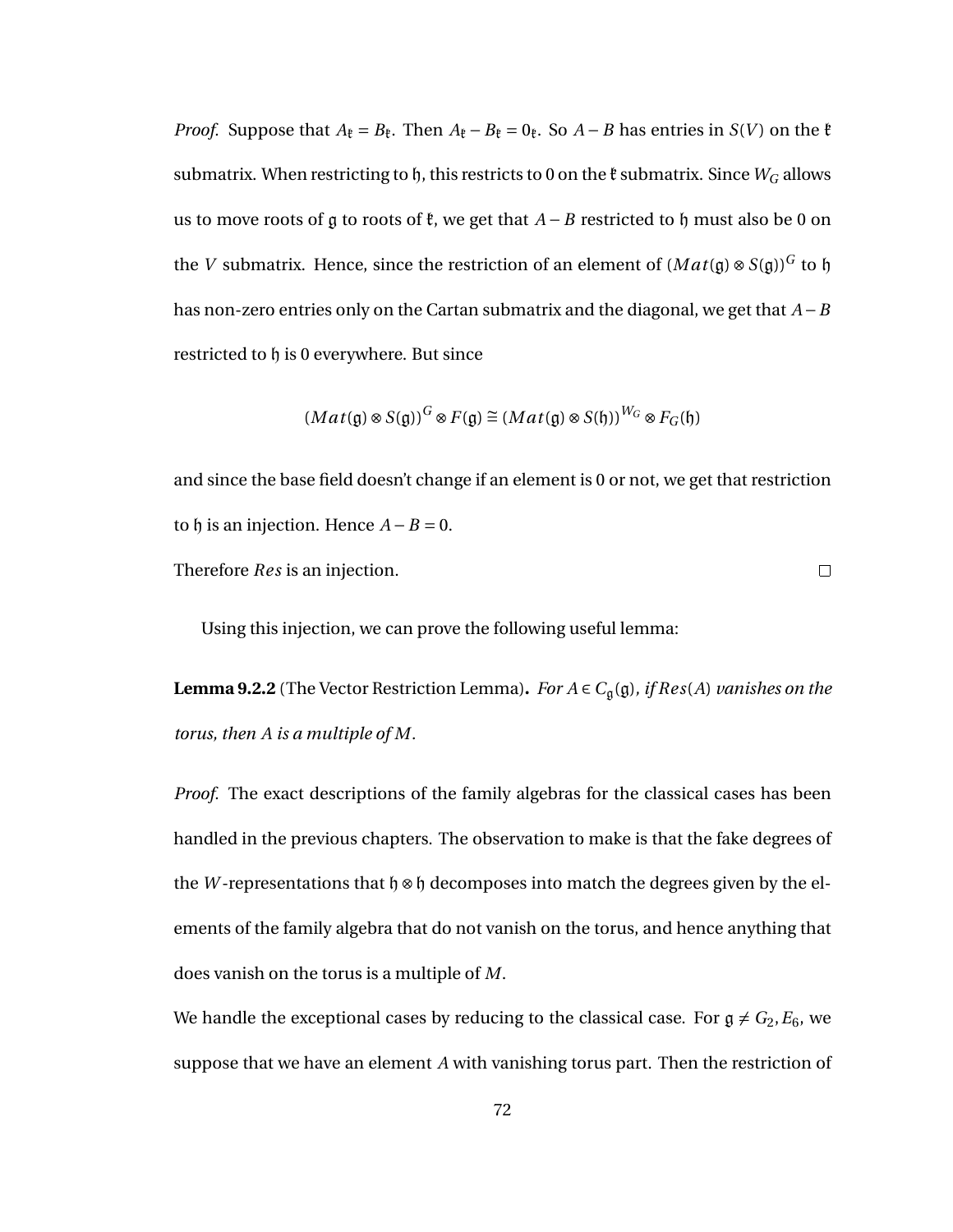*Proof.* Suppose that $A_{\mathfrak{k}} = B_{\mathfrak{k}}$. Then $A_{\mathfrak{k}} - B_{\mathfrak{k}} = 0_{\mathfrak{k}}$. So $A - B$ has entries in $S(V)$ on the $\mathfrak{k}$ submatrix. When restricting to $\mathfrak{h}$, this restricts to 0 on the $\mathfrak{k}$ submatrix. Since $W_G$ allows us to move roots of $\mathfrak{g}$ to roots of $\mathfrak{k}$, we get that $A - B$ restricted to $\mathfrak{h}$ must also be 0 on the $V$ submatrix. Hence, since the restriction of an element of $(Mat(\mathfrak{g}) \otimes S(\mathfrak{g}))^G$ to $\mathfrak{h}$ has non-zero entries only on the Cartan submatrix and the diagonal, we get that $A - B$ restricted to $\mathfrak{h}$ is 0 everywhere. But since

$$(Mat(\mathfrak{g}) \otimes S(\mathfrak{g}))^G \otimes F(\mathfrak{g}) \cong (Mat(\mathfrak{g}) \otimes S(\mathfrak{h}))^{W_G} \otimes F_G(\mathfrak{h})$$

and since the base field doesn't change if an element is 0 or not, we get that restriction to $\mathfrak{h}$ is an injection. Hence $A - B = 0$.

Therefore $Res$ is an injection. $\square$

Using this injection, we can prove the following useful lemma:

**Lemma 9.2.2** (The Vector Restriction Lemma)**.** *For $A \in C_{\mathfrak{g}}(\mathfrak{g})$, if $Res(A)$ vanishes on the torus, then $A$ is a multiple of $M$.*

*Proof.* The exact descriptions of the family algebras for the classical cases has been handled in the previous chapters. The observation to make is that the fake degrees of the $W$-representations that $\mathfrak{h} \otimes \mathfrak{h}$ decomposes into match the degrees given by the elements of the family algebra that do not vanish on the torus, and hence anything that does vanish on the torus is a multiple of $M$.

We handle the exceptional cases by reducing to the classical case. For $\mathfrak{g} \neq G_2, E_6$, we suppose that we have an element $A$ with vanishing torus part. Then the restriction of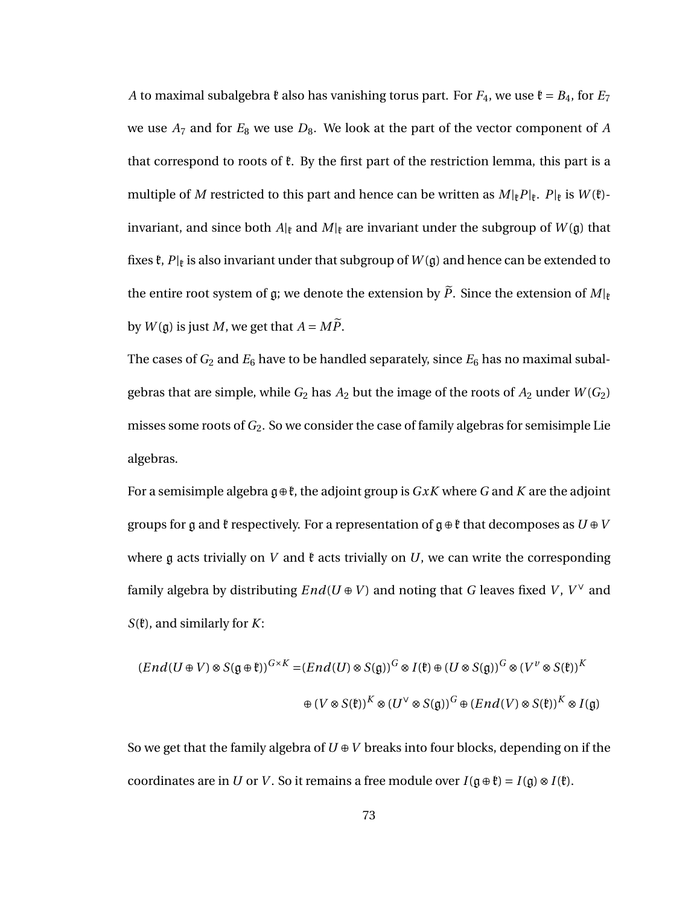$A$ to maximal subalgebra $\mathfrak{k}$ also has vanishing torus part. For $F_4$, we use $\mathfrak{k} = B_4$, for $E_7$ we use $A_7$ and for $E_8$ we use $D_8$. We look at the part of the vector component of $A$ that correspond to roots of $\mathfrak{k}$. By the first part of the restriction lemma, this part is a multiple of $M$ restricted to this part and hence can be written as $M|_{\mathfrak{k}}P|_{\mathfrak{k}}$. $P|_{\mathfrak{k}}$ is $W(\mathfrak{k})$-invariant, and since both $A|_{\mathfrak{k}}$ and $M|_{\mathfrak{k}}$ are invariant under the subgroup of $W(\mathfrak{g})$ that fixes $\mathfrak{k}$, $P|_{\mathfrak{k}}$ is also invariant under that subgroup of $W(\mathfrak{g})$ and hence can be extended to the entire root system of $\mathfrak{g}$; we denote the extension by $\widetilde{P}$. Since the extension of $M|_{\mathfrak{k}}$ by $W(\mathfrak{g})$ is just $M$, we get that $A = M\widetilde{P}$.

The cases of $G_2$ and $E_6$ have to be handled separately, since $E_6$ has no maximal subalgebras that are simple, while $G_2$ has $A_2$ but the image of the roots of $A_2$ under $W(G_2)$ misses some roots of $G_2$. So we consider the case of family algebras for semisimple Lie algebras.

For a semisimple algebra $\mathfrak{g} \oplus \mathfrak{k}$, the adjoint group is $GxK$ where $G$ and $K$ are the adjoint groups for $\mathfrak{g}$ and $\mathfrak{k}$ respectively. For a representation of $\mathfrak{g} \oplus \mathfrak{k}$ that decomposes as $U \oplus V$ where $\mathfrak{g}$ acts trivially on $V$ and $\mathfrak{k}$ acts trivially on $U$, we can write the corresponding family algebra by distributing $End(U \oplus V)$ and noting that $G$ leaves fixed $V$, $V^\vee$ and $S(\mathfrak{k})$, and similarly for $K$:

$$
\begin{aligned}
(End(U \oplus V) \otimes S(\mathfrak{g} \oplus \mathfrak{k}))^{G \times K} = &(End(U) \otimes S(\mathfrak{g}))^G \otimes I(\mathfrak{k}) \oplus (U \otimes S(\mathfrak{g}))^G \otimes (V^v \otimes S(\mathfrak{k}))^K \\
&\oplus (V \otimes S(\mathfrak{k}))^K \otimes (U^\vee \otimes S(\mathfrak{g}))^G \oplus (End(V) \otimes S(\mathfrak{k}))^K \otimes I(\mathfrak{g})
\end{aligned}
$$

So we get that the family algebra of $U \oplus V$ breaks into four blocks, depending on if the coordinates are in $U$ or $V$. So it remains a free module over $I(\mathfrak{g} \oplus \mathfrak{k}) = I(\mathfrak{g}) \otimes I(\mathfrak{k})$.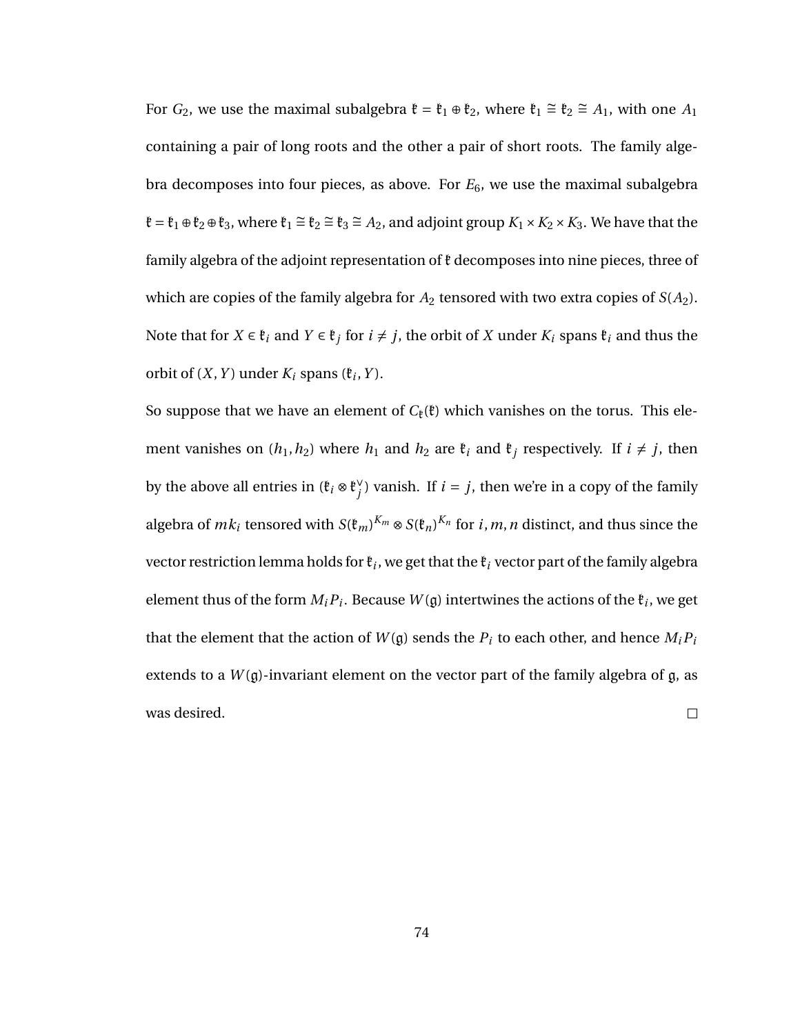For $G_2$, we use the maximal subalgebra $\mathfrak{k} = \mathfrak{k}_1 \oplus \mathfrak{k}_2$, where $\mathfrak{k}_1 \cong \mathfrak{k}_2 \cong A_1$, with one $A_1$ containing a pair of long roots and the other a pair of short roots. The family algebra decomposes into four pieces, as above. For $E_6$, we use the maximal subalgebra $\mathfrak{k} = \mathfrak{k}_1 \oplus \mathfrak{k}_2 \oplus \mathfrak{k}_3$, where $\mathfrak{k}_1 \cong \mathfrak{k}_2 \cong \mathfrak{k}_3 \cong A_2$, and adjoint group $K_1 \times K_2 \times K_3$. We have that the family algebra of the adjoint representation of $\mathfrak{k}$ decomposes into nine pieces, three of which are copies of the family algebra for $A_2$ tensored with two extra copies of $S(A_2)$. Note that for $X \in \mathfrak{k}_i$ and $Y \in \mathfrak{k}_j$ for $i \neq j$, the orbit of $X$ under $K_i$ spans $\mathfrak{k}_i$ and thus the orbit of $(X, Y)$ under $K_i$ spans $(\mathfrak{k}_i, Y)$.

So suppose that we have an element of $C_{\mathfrak{k}}(\mathfrak{k})$ which vanishes on the torus. This element vanishes on $(h_1, h_2)$ where $h_1$ and $h_2$ are $\mathfrak{k}_i$ and $\mathfrak{k}_j$ respectively. If $i \neq j$, then by the above all entries in $(\mathfrak{k}_i \otimes \mathfrak{k}_j^\vee)$ vanish. If $i = j$, then we're in a copy of the family algebra of $mk_i$ tensored with $S(\mathfrak{k}_m)^{K_m} \otimes S(\mathfrak{k}_n)^{K_n}$ for $i, m, n$ distinct, and thus since the vector restriction lemma holds for $\mathfrak{k}_i$, we get that the $\mathfrak{k}_i$ vector part of the family algebra element thus of the form $M_i P_i$. Because $W(\mathfrak{g})$ intertwines the actions of the $\mathfrak{k}_i$, we get that the element that the action of $W(\mathfrak{g})$ sends the $P_i$ to each other, and hence $M_i P_i$ extends to a $W(\mathfrak{g})$-invariant element on the vector part of the family algebra of $\mathfrak{g}$, as was desired. $\square$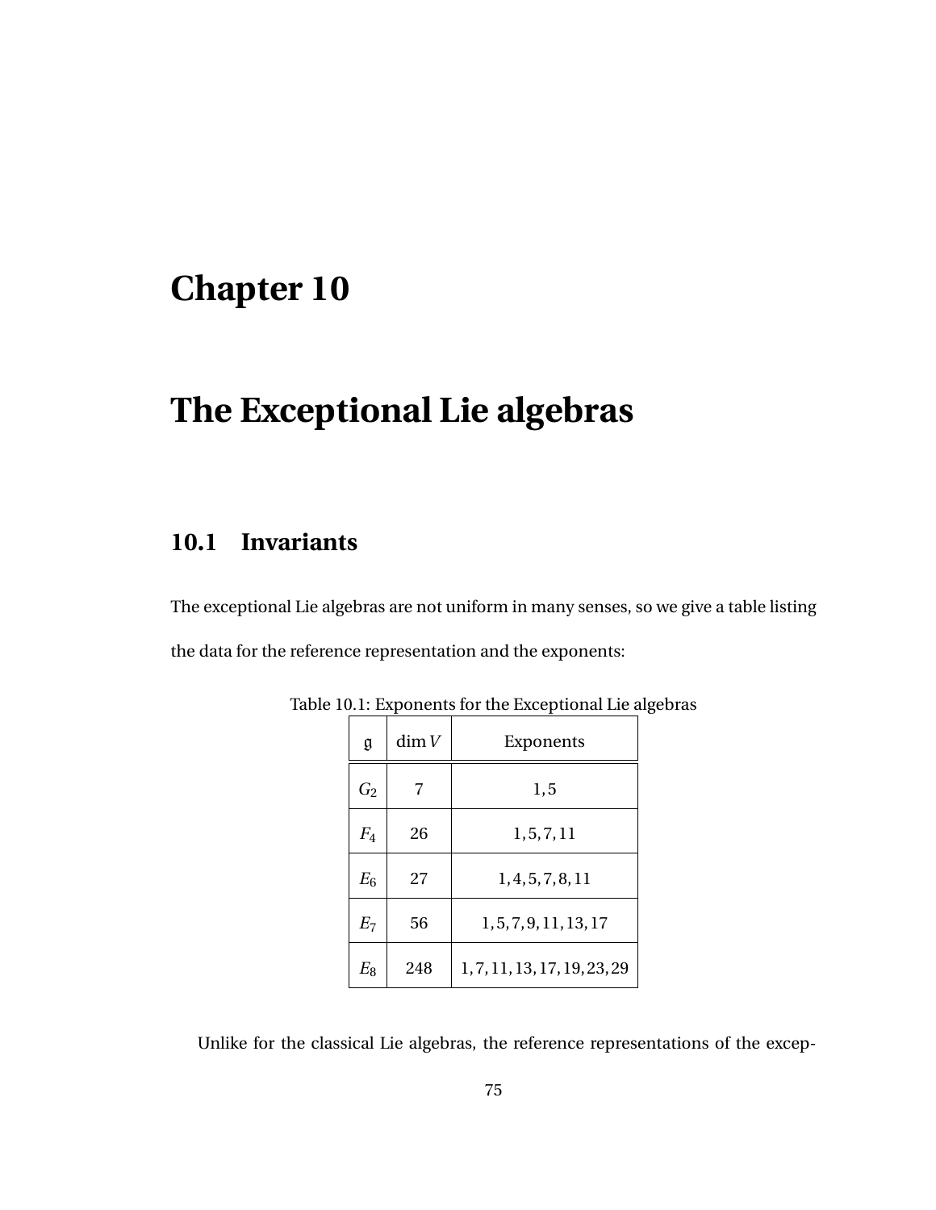# Chapter 10

# The Exceptional Lie algebras

## 10.1 Invariants

The exceptional Lie algebras are not uniform in many senses, so we give a table listing the data for the reference representation and the exponents:

Table 10.1: Exponents for the Exceptional Lie algebras

| $\mathfrak{g}$ | $\dim V$ | Exponents |
|---|---|---|
| $G_2$ | 7 | $1, 5$ |
| $F_4$ | 26 | $1, 5, 7, 11$ |
| $E_6$ | 27 | $1, 4, 5, 7, 8, 11$ |
| $E_7$ | 56 | $1, 5, 7, 9, 11, 13, 17$ |
| $E_8$ | 248 | $1, 7, 11, 13, 17, 19, 23, 29$ |

Unlike for the classical Lie algebras, the reference representations of the excep-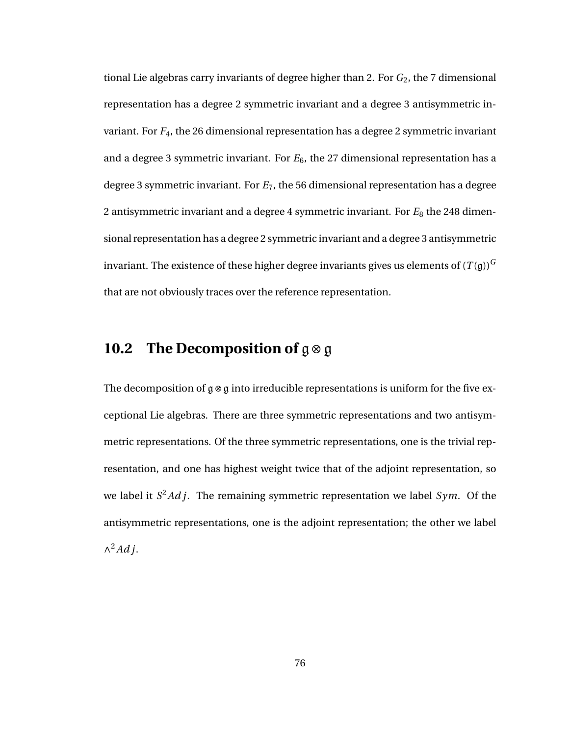tional Lie algebras carry invariants of degree higher than 2. For $G_2$, the 7 dimensional representation has a degree 2 symmetric invariant and a degree 3 antisymmetric invariant. For $F_4$, the 26 dimensional representation has a degree 2 symmetric invariant and a degree 3 symmetric invariant. For $E_6$, the 27 dimensional representation has a degree 3 symmetric invariant. For $E_7$, the 56 dimensional representation has a degree 2 antisymmetric invariant and a degree 4 symmetric invariant. For $E_8$ the 248 dimensional representation has a degree 2 symmetric invariant and a degree 3 antisymmetric invariant. The existence of these higher degree invariants gives us elements of $(T(\mathfrak{g}))^G$ that are not obviously traces over the reference representation.

## 10.2 The Decomposition of $\mathfrak{g} \otimes \mathfrak{g}$

The decomposition of $\mathfrak{g} \otimes \mathfrak{g}$ into irreducible representations is uniform for the five exceptional Lie algebras. There are three symmetric representations and two antisymmetric representations. Of the three symmetric representations, one is the trivial representation, and one has highest weight twice that of the adjoint representation, so we label it $S^2 Adj$. The remaining symmetric representation we label $Sym$. Of the antisymmetric representations, one is the adjoint representation; the other we label $\wedge^2 Adj$.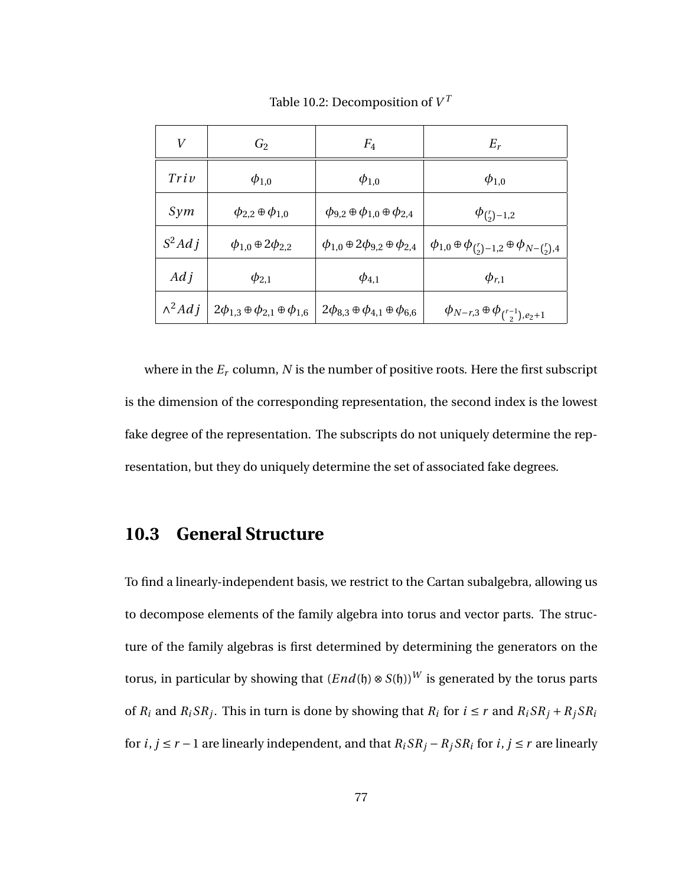Table 10.2: Decomposition of $V^T$

| $V$ | $G_2$ | $F_4$ | $E_r$ |
|---|---|---|---|
| $Triv$ | $\phi_{1,0}$ | $\phi_{1,0}$ | $\phi_{1,0}$ |
| $Sym$ | $\phi_{2,2} \oplus \phi_{1,0}$ | $\phi_{9,2} \oplus \phi_{1,0} \oplus \phi_{2,4}$ | $\phi_{\binom{r}{2}-1,2}$ |
| $S^2 Adj$ | $\phi_{1,0} \oplus 2\phi_{2,2}$ | $\phi_{1,0} \oplus 2\phi_{9,2} \oplus \phi_{2,4}$ | $\phi_{1,0} \oplus \phi_{\binom{r}{2}-1,2} \oplus \phi_{N-\binom{r}{2},4}$ |
| $Adj$ | $\phi_{2,1}$ | $\phi_{4,1}$ | $\phi_{r,1}$ |
| $\wedge^2 Adj$ | $2\phi_{1,3} \oplus \phi_{2,1} \oplus \phi_{1,6}$ | $2\phi_{8,3} \oplus \phi_{4,1} \oplus \phi_{6,6}$ | $\phi_{N-r,3} \oplus \phi_{\binom{r-1}{2},e_2+1}$ |

where in the $E_r$ column, $N$ is the number of positive roots. Here the first subscript is the dimension of the corresponding representation, the second index is the lowest fake degree of the representation. The subscripts do not uniquely determine the representation, but they do uniquely determine the set of associated fake degrees.

## 10.3 General Structure

To find a linearly-independent basis, we restrict to the Cartan subalgebra, allowing us to decompose elements of the family algebra into torus and vector parts. The structure of the family algebras is first determined by determining the generators on the torus, in particular by showing that $(End(\mathfrak{h}) \otimes S(\mathfrak{h}))^W$ is generated by the torus parts of $R_i$ and $R_i S R_j$. This in turn is done by showing that $R_i$ for $i \leq r$ and $R_i S R_j + R_j S R_i$ for $i, j \leq r-1$ are linearly independent, and that $R_i S R_j - R_j S R_i$ for $i, j \leq r$ are linearly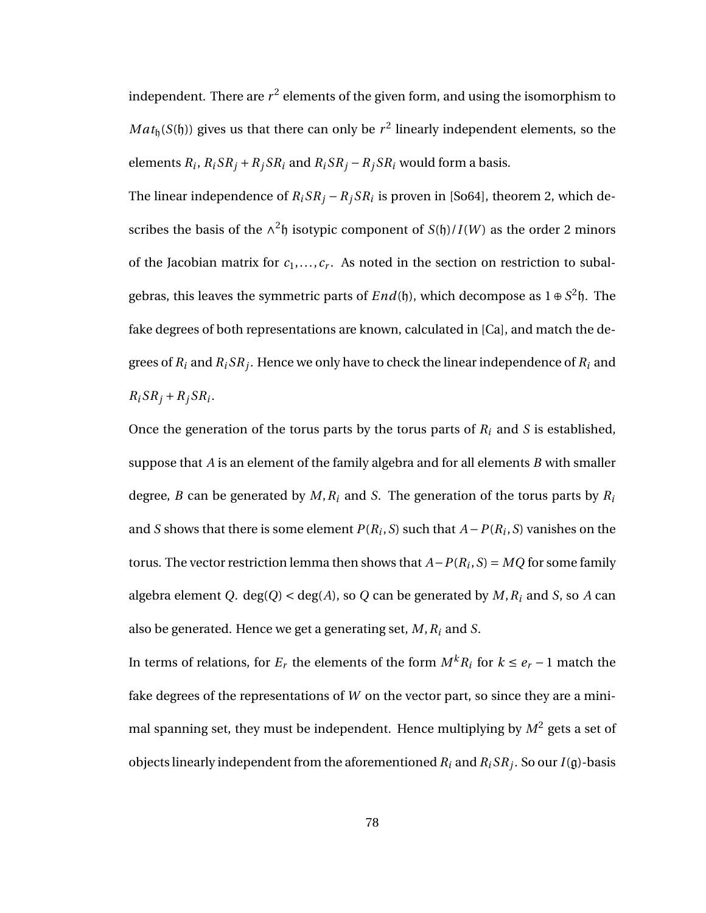independent. There are $r^2$ elements of the given form, and using the isomorphism to $Mat_{\mathfrak{h}}(S(\mathfrak{h}))$ gives us that there can only be $r^2$ linearly independent elements, so the elements $R_i$, $R_iSR_j + R_jSR_i$ and $R_iSR_j - R_jSR_i$ would form a basis.

The linear independence of $R_iSR_j - R_jSR_i$ is proven in [So64], theorem 2, which describes the basis of the $\wedge^2\mathfrak{h}$ isotypic component of $S(\mathfrak{h})/I(W)$ as the order 2 minors of the Jacobian matrix for $c_1, \dots, c_r$. As noted in the section on restriction to subalgebras, this leaves the symmetric parts of $End(\mathfrak{h})$, which decompose as $1 \oplus S^2\mathfrak{h}$. The fake degrees of both representations are known, calculated in [Ca], and match the degrees of $R_i$ and $R_iSR_j$. Hence we only have to check the linear independence of $R_i$ and $R_iSR_j + R_jSR_i$.

Once the generation of the torus parts by the torus parts of $R_i$ and $S$ is established, suppose that $A$ is an element of the family algebra and for all elements $B$ with smaller degree, $B$ can be generated by $M, R_i$ and $S$. The generation of the torus parts by $R_i$ and $S$ shows that there is some element $P(R_i, S)$ such that $A - P(R_i, S)$ vanishes on the torus. The vector restriction lemma then shows that $A - P(R_i, S) = MQ$ for some family algebra element $Q$. $\deg(Q) < \deg(A)$, so $Q$ can be generated by $M, R_i$ and $S$, so $A$ can also be generated. Hence we get a generating set, $M, R_i$ and $S$.

In terms of relations, for $E_r$ the elements of the form $M^kR_i$ for $k \leq e_r - 1$ match the fake degrees of the representations of $W$ on the vector part, so since they are a minimal spanning set, they must be independent. Hence multiplying by $M^2$ gets a set of objects linearly independent from the aforementioned $R_i$ and $R_iSR_j$. So our $I(\mathfrak{g})$-basis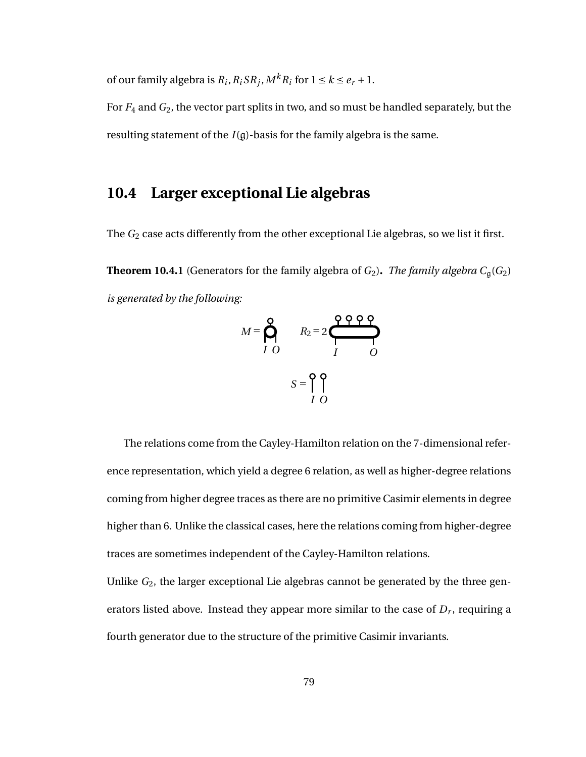of our family algebra is $R_i, R_iSR_j, M^kR_i$ for $1 \leq k \leq e_r + 1$.

For $F_4$ and $G_2$, the vector part splits in two, and so must be handled separately, but the resulting statement of the $I(\mathfrak{g})$-basis for the family algebra is the same.

## 10.4 Larger exceptional Lie algebras

The $G_2$ case acts differently from the other exceptional Lie algebras, so we list it first.

**Theorem 10.4.1** (Generators for the family algebra of $G_2$)**.** *The family algebra $C_{\mathfrak{g}}(G_2)$ is generated by the following:*

$M =$ (diagram with inputs $I$ $O$) $\qquad R_2 = 2$ (diagram with inputs $I$, $O$)

$S =$ (diagram with inputs $I$ $O$)

The relations come from the Cayley-Hamilton relation on the 7-dimensional reference representation, which yield a degree 6 relation, as well as higher-degree relations coming from higher degree traces as there are no primitive Casimir elements in degree higher than 6. Unlike the classical cases, here the relations coming from higher-degree traces are sometimes independent of the Cayley-Hamilton relations.

Unlike $G_2$, the larger exceptional Lie algebras cannot be generated by the three generators listed above. Instead they appear more similar to the case of $D_r$, requiring a fourth generator due to the structure of the primitive Casimir invariants.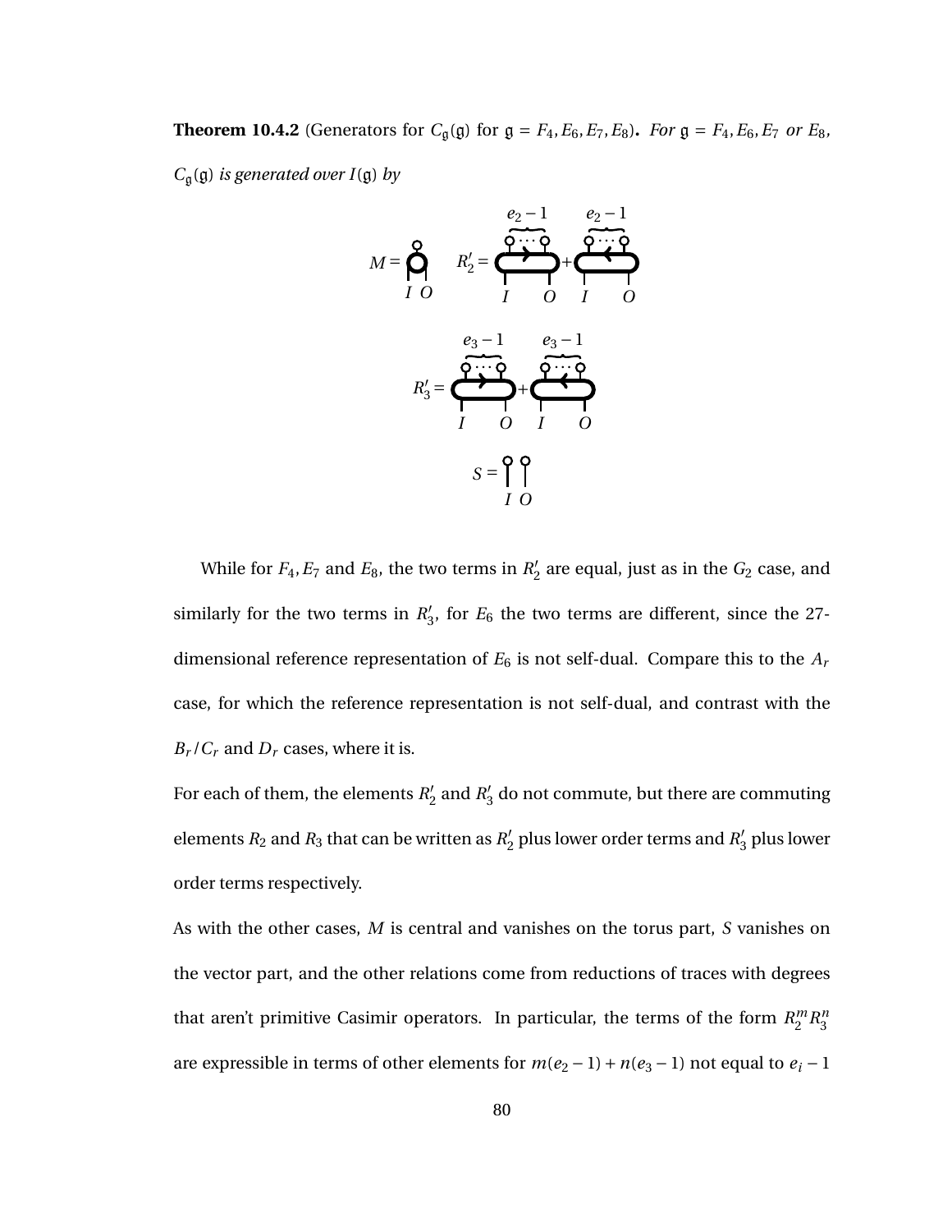**Theorem 10.4.2** (Generators for $C_{\mathfrak{g}}(\mathfrak{g})$ for $\mathfrak{g} = F_4, E_6, E_7, E_8$). *For $\mathfrak{g} = F_4, E_6, E_7$ or $E_8$, $C_{\mathfrak{g}}(\mathfrak{g})$ is generated over $I(\mathfrak{g})$ by*

$M =$ (diagram, legs $I$ $O$) $\quad R_2' =$ (diagram with $e_2 - 1$ loops, legs $I$ $O$) $+$ (diagram with $e_2 - 1$ loops, legs $I$ $O$)

$R_3' =$ (diagram with $e_3 - 1$ loops, legs $I$ $O$) $+$ (diagram with $e_3 - 1$ loops, legs $I$ $O$)

$S =$ (diagram, legs $I$ $O$)

While for $F_4, E_7$ and $E_8$, the two terms in $R_2'$ are equal, just as in the $G_2$ case, and similarly for the two terms in $R_3'$, for $E_6$ the two terms are different, since the 27-dimensional reference representation of $E_6$ is not self-dual. Compare this to the $A_r$ case, for which the reference representation is not self-dual, and contrast with the $B_r/C_r$ and $D_r$ cases, where it is.

For each of them, the elements $R_2'$ and $R_3'$ do not commute, but there are commuting elements $R_2$ and $R_3$ that can be written as $R_2'$ plus lower order terms and $R_3'$ plus lower order terms respectively.

As with the other cases, $M$ is central and vanishes on the torus part, $S$ vanishes on the vector part, and the other relations come from reductions of traces with degrees that aren't primitive Casimir operators. In particular, the terms of the form $R_2^m R_3^n$ are expressible in terms of other elements for $m(e_2 - 1) + n(e_3 - 1)$ not equal to $e_i - 1$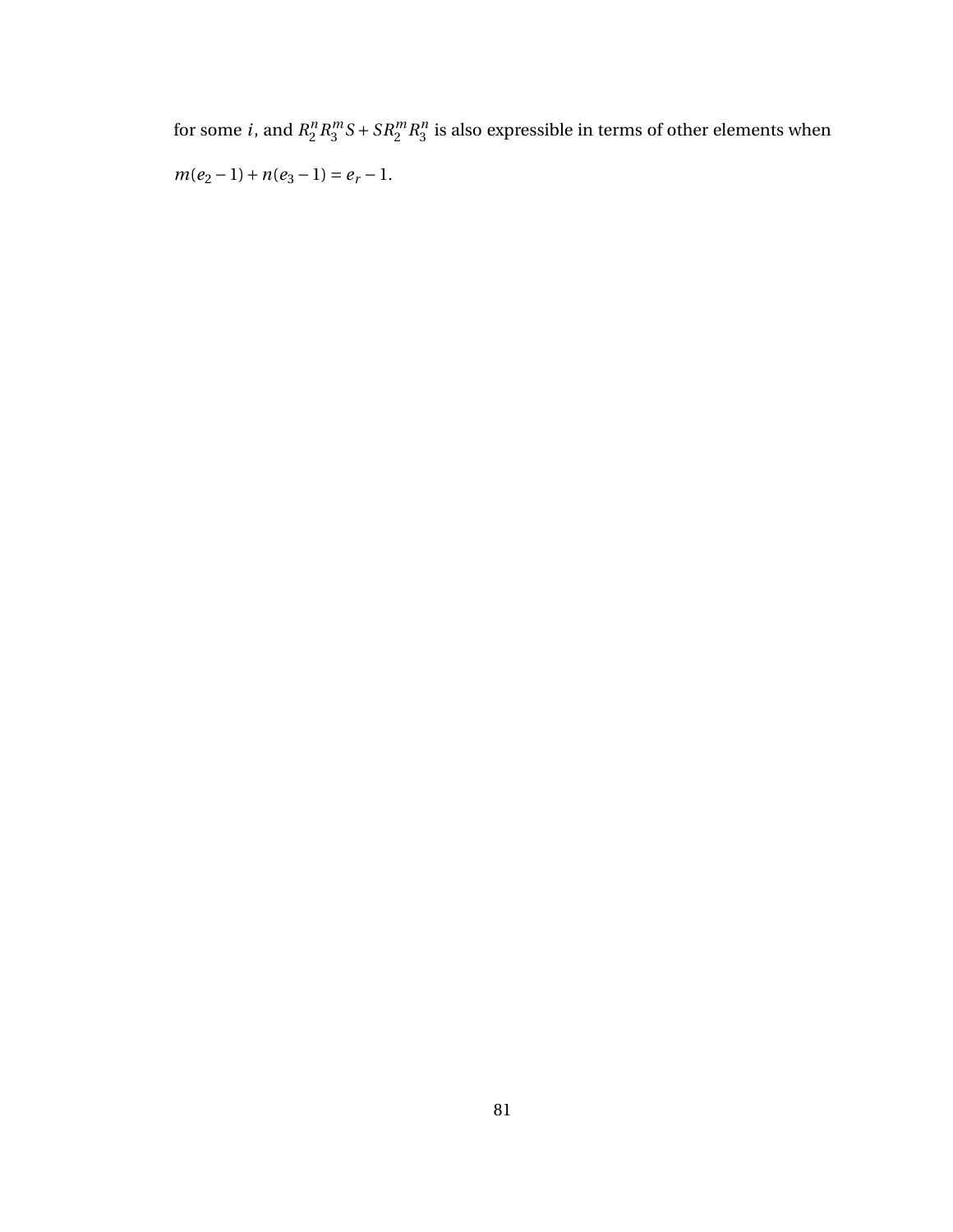for some $i$, and $R_2^n R_3^m S + S R_2^m R_3^n$ is also expressible in terms of other elements when $m(e_2 - 1) + n(e_3 - 1) = e_r - 1$.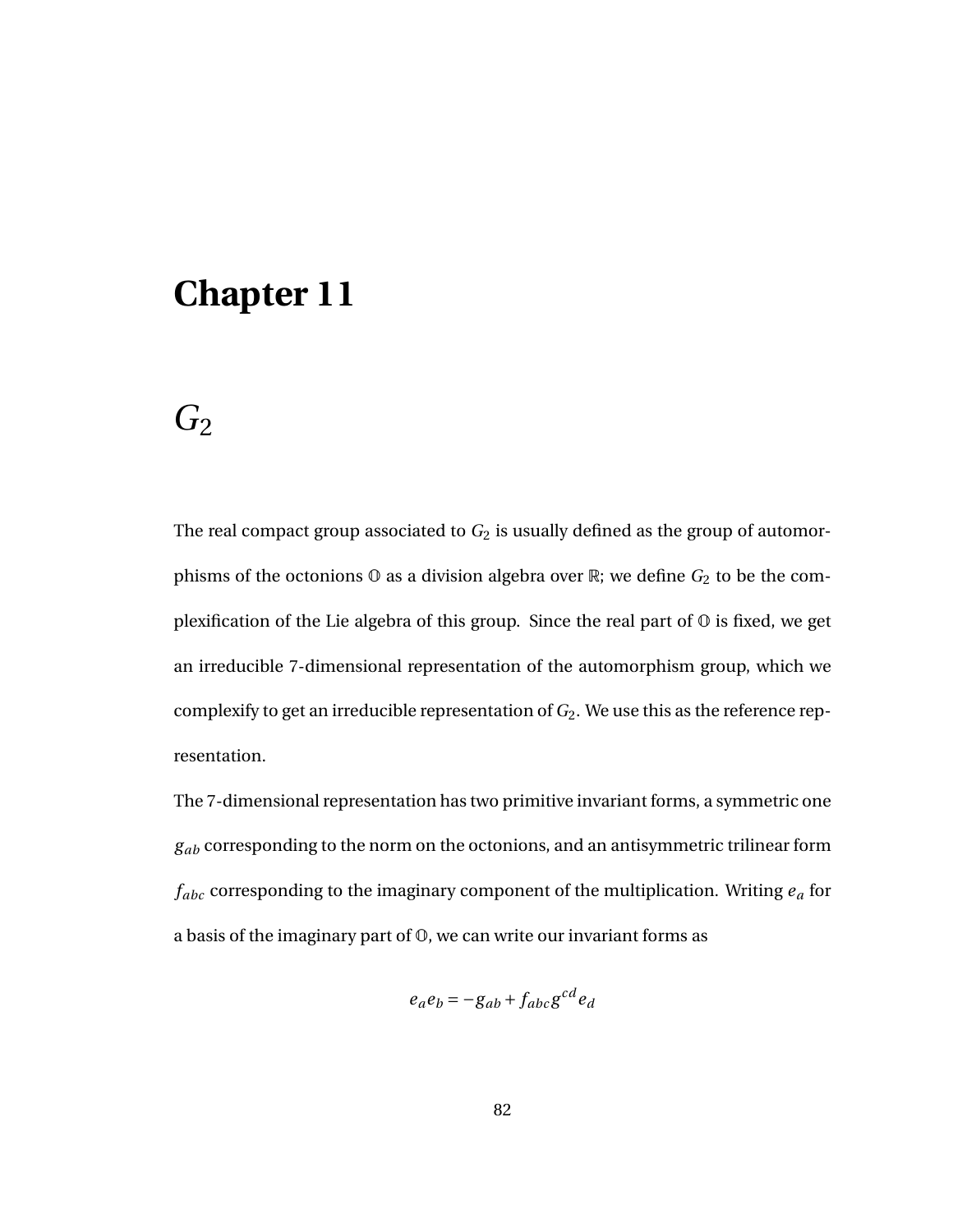# Chapter 11

## $G_2$

The real compact group associated to $G_2$ is usually defined as the group of automorphisms of the octonions $\mathbb{O}$ as a division algebra over $\mathbb{R}$; we define $G_2$ to be the complexification of the Lie algebra of this group. Since the real part of $\mathbb{O}$ is fixed, we get an irreducible 7-dimensional representation of the automorphism group, which we complexify to get an irreducible representation of $G_2$. We use this as the reference representation.

The 7-dimensional representation has two primitive invariant forms, a symmetric one $g_{ab}$ corresponding to the norm on the octonions, and an antisymmetric trilinear form $f_{abc}$ corresponding to the imaginary component of the multiplication. Writing $e_a$ for a basis of the imaginary part of $\mathbb{O}$, we can write our invariant forms as

$$e_a e_b = -g_{ab} + f_{abc} g^{cd} e_d$$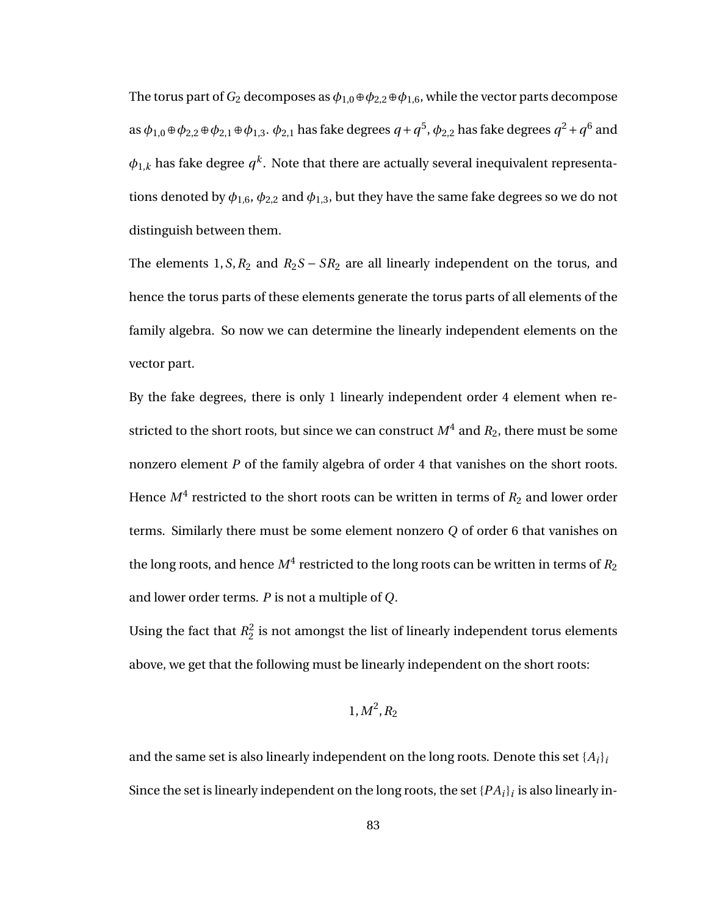The torus part of $G_2$ decomposes as $\phi_{1,0} \oplus \phi_{2,2} \oplus \phi_{1,6}$, while the vector parts decompose as $\phi_{1,0} \oplus \phi_{2,2} \oplus \phi_{2,1} \oplus \phi_{1,3}$. $\phi_{2,1}$ has fake degrees $q + q^5$, $\phi_{2,2}$ has fake degrees $q^2 + q^6$ and $\phi_{1,k}$ has fake degree $q^k$. Note that there are actually several inequivalent representations denoted by $\phi_{1,6}$, $\phi_{2,2}$ and $\phi_{1,3}$, but they have the same fake degrees so we do not distinguish between them.

The elements $1, S, R_2$ and $R_2S - SR_2$ are all linearly independent on the torus, and hence the torus parts of these elements generate the torus parts of all elements of the family algebra. So now we can determine the linearly independent elements on the vector part.

By the fake degrees, there is only 1 linearly independent order 4 element when restricted to the short roots, but since we can construct $M^4$ and $R_2$, there must be some nonzero element $P$ of the family algebra of order 4 that vanishes on the short roots. Hence $M^4$ restricted to the short roots can be written in terms of $R_2$ and lower order terms. Similarly there must be some element nonzero $Q$ of order 6 that vanishes on the long roots, and hence $M^4$ restricted to the long roots can be written in terms of $R_2$ and lower order terms. $P$ is not a multiple of $Q$.

Using the fact that $R_2^2$ is not amongst the list of linearly independent torus elements above, we get that the following must be linearly independent on the short roots:

$$1, M^2, R_2$$

and the same set is also linearly independent on the long roots. Denote this set $\{A_i\}_i$

Since the set is linearly independent on the long roots, the set $\{PA_i\}_i$ is also linearly in-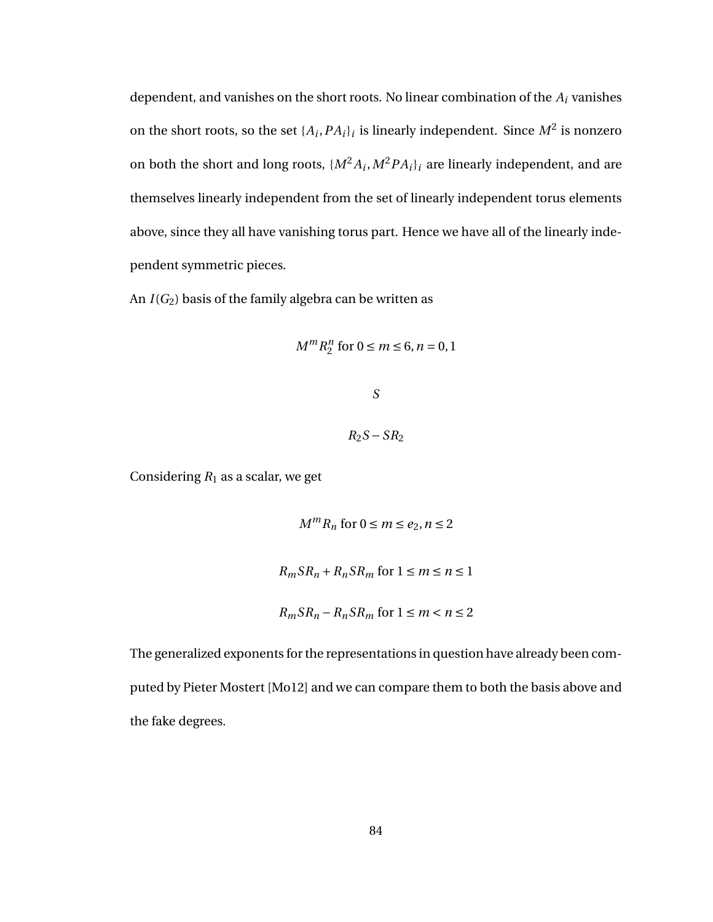dependent, and vanishes on the short roots. No linear combination of the $A_i$ vanishes on the short roots, so the set $\{A_i, PA_i\}_i$ is linearly independent. Since $M^2$ is nonzero on both the short and long roots, $\{M^2A_i, M^2PA_i\}_i$ are linearly independent, and are themselves linearly independent from the set of linearly independent torus elements above, since they all have vanishing torus part. Hence we have all of the linearly independent symmetric pieces.

An $I(G_2)$ basis of the family algebra can be written as

$$M^m R_2^n \text{ for } 0 \leq m \leq 6, n = 0, 1$$

$$S$$

$$R_2 S - S R_2$$

Considering $R_1$ as a scalar, we get

$$M^m R_n \text{ for } 0 \leq m \leq e_2, n \leq 2$$

$$R_m S R_n + R_n S R_m \text{ for } 1 \leq m \leq n \leq 1$$

$$R_m S R_n - R_n S R_m \text{ for } 1 \leq m < n \leq 2$$

The generalized exponents for the representations in question have already been computed by Pieter Mostert [Mo12] and we can compare them to both the basis above and the fake degrees.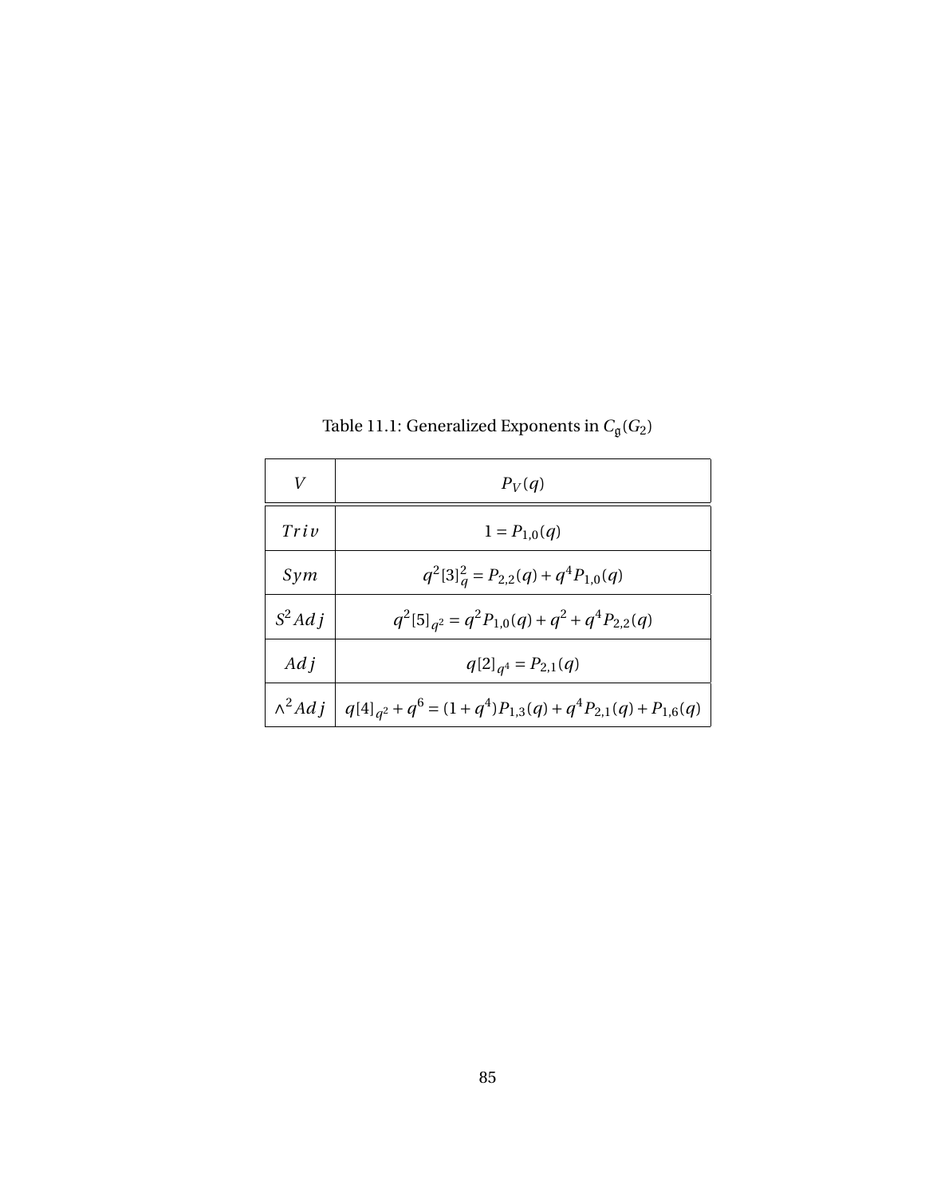Table 11.1: Generalized Exponents in $C_{\mathfrak{g}}(G_2)$

| $V$ | $P_V(q)$ |
| --- | --- |
| $Triv$ | $1 = P_{1,0}(q)$ |
| $Sym$ | $q^2[3]_q^2 = P_{2,2}(q) + q^4 P_{1,0}(q)$ |
| $S^2 Adj$ | $q^2[5]_{q^2} = q^2 P_{1,0}(q) + q^2 + q^4 P_{2,2}(q)$ |
| $Adj$ | $q[2]_{q^4} = P_{2,1}(q)$ |
| $\wedge^2 Adj$ | $q[4]_{q^2} + q^6 = (1+q^4)P_{1,3}(q) + q^4 P_{2,1}(q) + P_{1,6}(q)$ |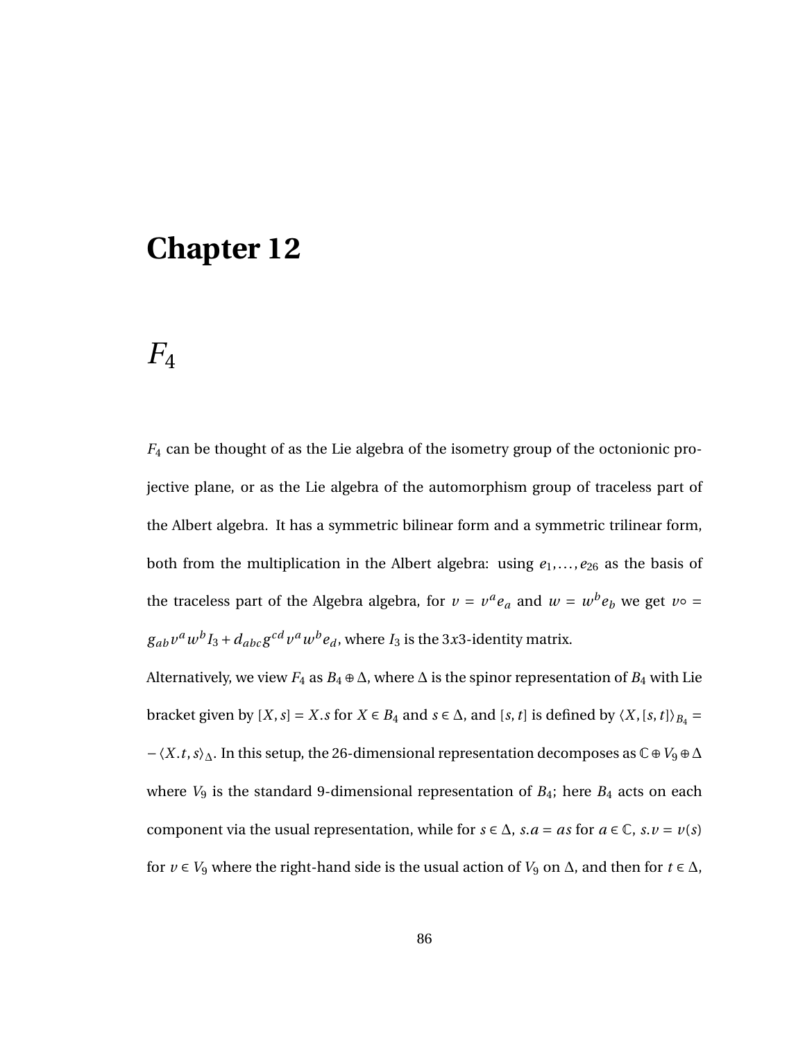# Chapter 12

## $F_4$

$F_4$ can be thought of as the Lie algebra of the isometry group of the octonionic projective plane, or as the Lie algebra of the automorphism group of traceless part of the Albert algebra. It has a symmetric bilinear form and a symmetric trilinear form, both from the multiplication in the Albert algebra: using $e_1, \ldots, e_{26}$ as the basis of the traceless part of the Algebra algebra, for $v = v^a e_a$ and $w = w^b e_b$ we get $v \circ = g_{ab} v^a w^b I_3 + d_{abc} g^{cd} v^a w^b e_d$, where $I_3$ is the $3x3$-identity matrix.

Alternatively, we view $F_4$ as $B_4 \oplus \Delta$, where $\Delta$ is the spinor representation of $B_4$ with Lie bracket given by $[X, s] = X.s$ for $X \in B_4$ and $s \in \Delta$, and $[s, t]$ is defined by $\langle X, [s, t] \rangle_{B_4} = -\langle X.t, s \rangle_\Delta$. In this setup, the 26-dimensional representation decomposes as $\mathbb{C} \oplus V_9 \oplus \Delta$ where $V_9$ is the standard 9-dimensional representation of $B_4$; here $B_4$ acts on each component via the usual representation, while for $s \in \Delta$, $s.a = as$ for $a \in \mathbb{C}$, $s.v = v(s)$ for $v \in V_9$ where the right-hand side is the usual action of $V_9$ on $\Delta$, and then for $t \in \Delta$,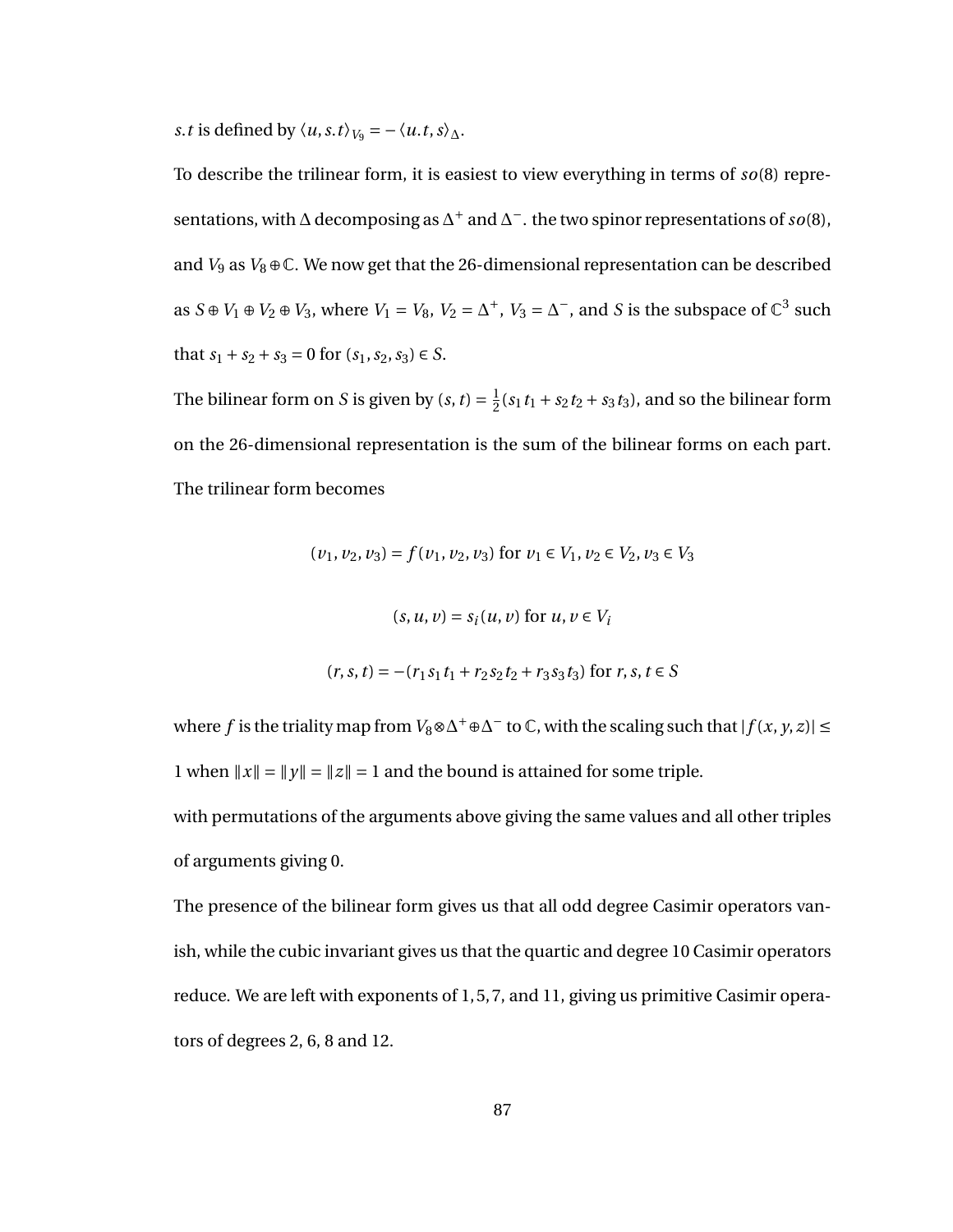$s.t$ is defined by $\langle u, s.t\rangle_{V_9} = -\langle u.t, s\rangle_\Delta$.

To describe the trilinear form, it is easiest to view everything in terms of $so(8)$ representations, with $\Delta$ decomposing as $\Delta^+$ and $\Delta^-$. the two spinor representations of $so(8)$, and $V_9$ as $V_8 \oplus \mathbb{C}$. We now get that the 26-dimensional representation can be described as $S \oplus V_1 \oplus V_2 \oplus V_3$, where $V_1 = V_8$, $V_2 = \Delta^+$, $V_3 = \Delta^-$, and $S$ is the subspace of $\mathbb{C}^3$ such that $s_1 + s_2 + s_3 = 0$ for $(s_1, s_2, s_3) \in S$.

The bilinear form on $S$ is given by $(s, t) = \frac{1}{2}(s_1 t_1 + s_2 t_2 + s_3 t_3)$, and so the bilinear form on the 26-dimensional representation is the sum of the bilinear forms on each part. The trilinear form becomes

$$(v_1, v_2, v_3) = f(v_1, v_2, v_3) \text{ for } v_1 \in V_1, v_2 \in V_2, v_3 \in V_3$$

$$(s, u, v) = s_i(u, v) \text{ for } u, v \in V_i$$

$$(r, s, t) = -(r_1 s_1 t_1 + r_2 s_2 t_2 + r_3 s_3 t_3) \text{ for } r, s, t \in S$$

where $f$ is the triality map from $V_8 \otimes \Delta^+ \oplus \Delta^-$ to $\mathbb{C}$, with the scaling such that $|f(x, y, z)| \leq 1$ when $\|x\| = \|y\| = \|z\| = 1$ and the bound is attained for some triple.

with permutations of the arguments above giving the same values and all other triples of arguments giving 0.

The presence of the bilinear form gives us that all odd degree Casimir operators vanish, while the cubic invariant gives us that the quartic and degree 10 Casimir operators reduce. We are left with exponents of $1, 5, 7$, and $11$, giving us primitive Casimir operators of degrees 2, 6, 8 and 12.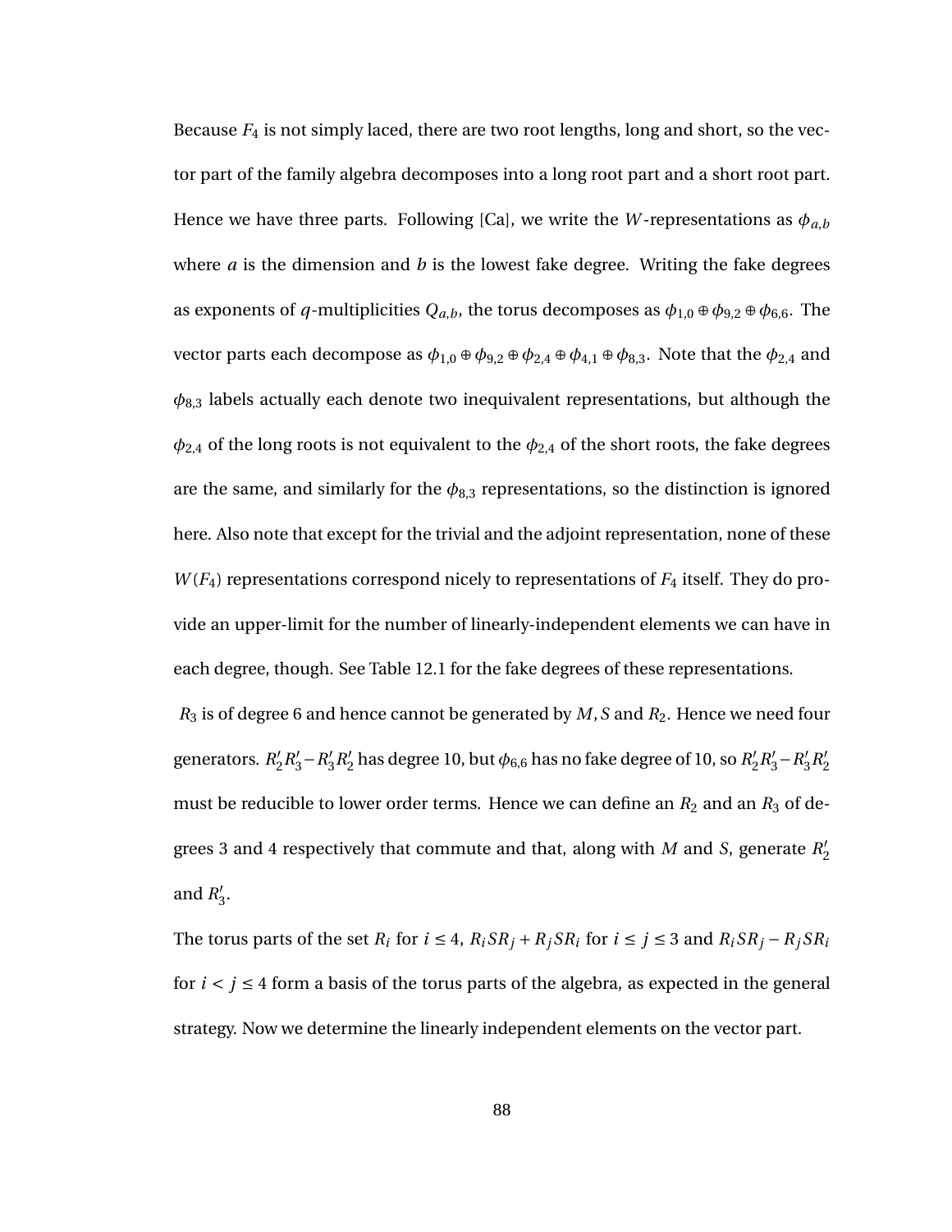Because $F_4$ is not simply laced, there are two root lengths, long and short, so the vector part of the family algebra decomposes into a long root part and a short root part. Hence we have three parts. Following [Ca], we write the $W$-representations as $\phi_{a,b}$ where $a$ is the dimension and $b$ is the lowest fake degree. Writing the fake degrees as exponents of $q$-multiplicities $Q_{a,b}$, the torus decomposes as $\phi_{1,0} \oplus \phi_{9,2} \oplus \phi_{6,6}$. The vector parts each decompose as $\phi_{1,0} \oplus \phi_{9,2} \oplus \phi_{2,4} \oplus \phi_{4,1} \oplus \phi_{8,3}$. Note that the $\phi_{2,4}$ and $\phi_{8,3}$ labels actually each denote two inequivalent representations, but although the $\phi_{2,4}$ of the long roots is not equivalent to the $\phi_{2,4}$ of the short roots, the fake degrees are the same, and similarly for the $\phi_{8,3}$ representations, so the distinction is ignored here. Also note that except for the trivial and the adjoint representation, none of these $W(F_4)$ representations correspond nicely to representations of $F_4$ itself. They do provide an upper-limit for the number of linearly-independent elements we can have in each degree, though. See Table 12.1 for the fake degrees of these representations.

$R_3$ is of degree 6 and hence cannot be generated by $M, S$ and $R_2$. Hence we need four generators. $R_2' R_3' - R_3' R_2'$ has degree 10, but $\phi_{6,6}$ has no fake degree of 10, so $R_2' R_3' - R_3' R_2'$ must be reducible to lower order terms. Hence we can define an $R_2$ and an $R_3$ of degrees 3 and 4 respectively that commute and that, along with $M$ and $S$, generate $R_2'$ and $R_3'$.

The torus parts of the set $R_i$ for $i \leq 4$, $R_i S R_j + R_j S R_i$ for $i \leq j \leq 3$ and $R_i S R_j - R_j S R_i$ for $i < j \leq 4$ form a basis of the torus parts of the algebra, as expected in the general strategy. Now we determine the linearly independent elements on the vector part.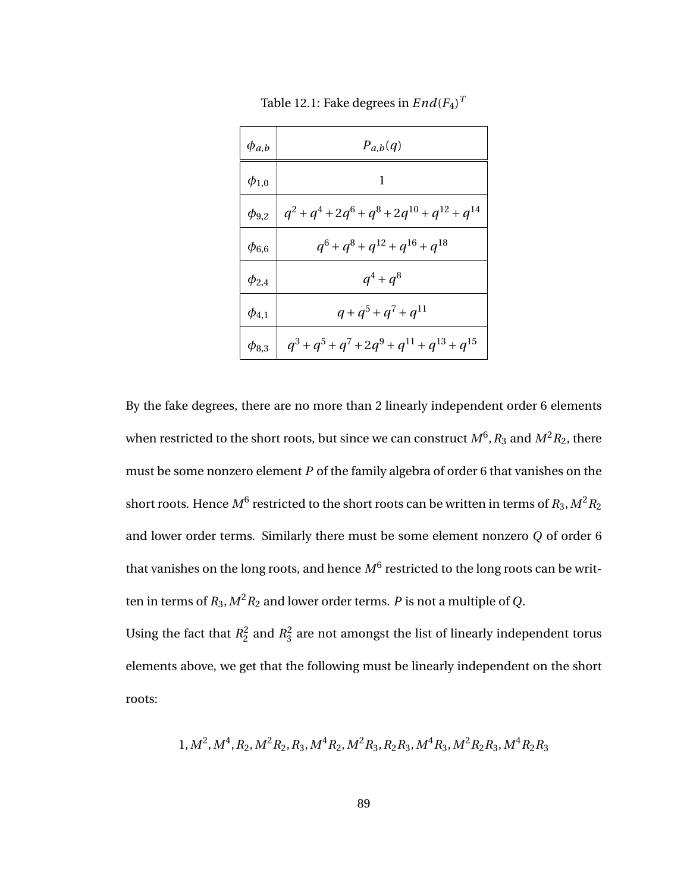Table 12.1: Fake degrees in $End(F_4)^T$

| $\phi_{a,b}$ | $P_{a,b}(q)$ |
|---|---|
| $\phi_{1,0}$ | $1$ |
| $\phi_{9,2}$ | $q^2+q^4+2q^6+q^8+2q^{10}+q^{12}+q^{14}$ |
| $\phi_{6,6}$ | $q^6+q^8+q^{12}+q^{16}+q^{18}$ |
| $\phi_{2,4}$ | $q^4+q^8$ |
| $\phi_{4,1}$ | $q+q^5+q^7+q^{11}$ |
| $\phi_{8,3}$ | $q^3+q^5+q^7+2q^9+q^{11}+q^{13}+q^{15}$ |

By the fake degrees, there are no more than 2 linearly independent order 6 elements when restricted to the short roots, but since we can construct $M^6, R_3$ and $M^2R_2$, there must be some nonzero element $P$ of the family algebra of order 6 that vanishes on the short roots. Hence $M^6$ restricted to the short roots can be written in terms of $R_3, M^2R_2$ and lower order terms. Similarly there must be some element nonzero $Q$ of order 6 that vanishes on the long roots, and hence $M^6$ restricted to the long roots can be written in terms of $R_3, M^2R_2$ and lower order terms. $P$ is not a multiple of $Q$.

Using the fact that $R_2^2$ and $R_3^2$ are not amongst the list of linearly independent torus elements above, we get that the following must be linearly independent on the short roots:

$$1, M^2, M^4, R_2, M^2R_2, R_3, M^4R_2, M^2R_3, R_2R_3, M^4R_3, M^2R_2R_3, M^4R_2R_3$$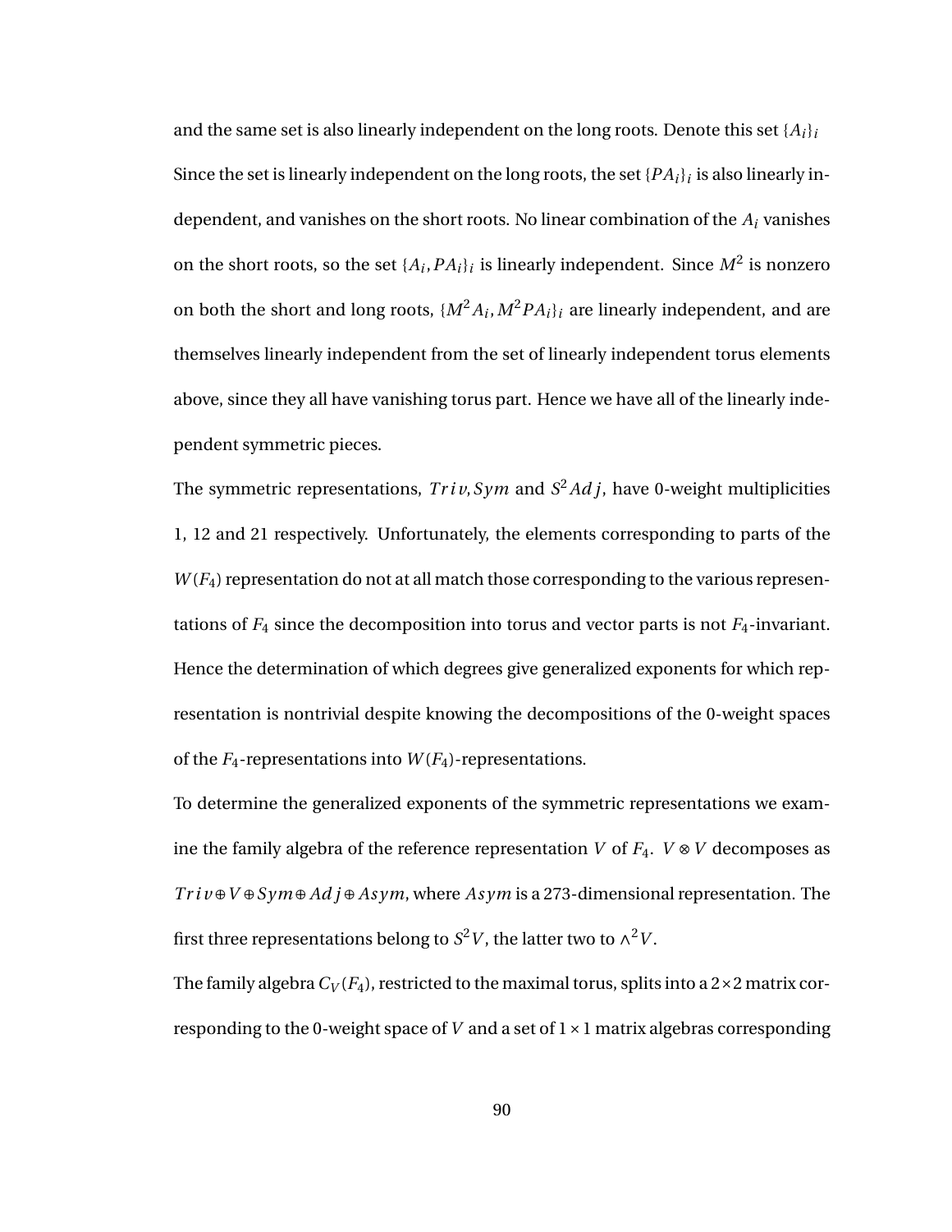and the same set is also linearly independent on the long roots. Denote this set $\{A_i\}_i$

Since the set is linearly independent on the long roots, the set $\{PA_i\}_i$ is also linearly independent, and vanishes on the short roots. No linear combination of the $A_i$ vanishes on the short roots, so the set $\{A_i, PA_i\}_i$ is linearly independent. Since $M^2$ is nonzero on both the short and long roots, $\{M^2 A_i, M^2 PA_i\}_i$ are linearly independent, and are themselves linearly independent from the set of linearly independent torus elements above, since they all have vanishing torus part. Hence we have all of the linearly independent symmetric pieces.

The symmetric representations, $Triv, Sym$ and $S^2 Adj$, have 0-weight multiplicities 1, 12 and 21 respectively. Unfortunately, the elements corresponding to parts of the $W(F_4)$ representation do not at all match those corresponding to the various representations of $F_4$ since the decomposition into torus and vector parts is not $F_4$-invariant. Hence the determination of which degrees give generalized exponents for which representation is nontrivial despite knowing the decompositions of the 0-weight spaces of the $F_4$-representations into $W(F_4)$-representations.

To determine the generalized exponents of the symmetric representations we examine the family algebra of the reference representation $V$ of $F_4$. $V \otimes V$ decomposes as $Triv \oplus V \oplus Sym \oplus Adj \oplus Asym$, where $Asym$ is a 273-dimensional representation. The first three representations belong to $S^2 V$, the latter two to $\wedge^2 V$.

The family algebra $C_V(F_4)$, restricted to the maximal torus, splits into a $2 \times 2$ matrix corresponding to the 0-weight space of $V$ and a set of $1 \times 1$ matrix algebras corresponding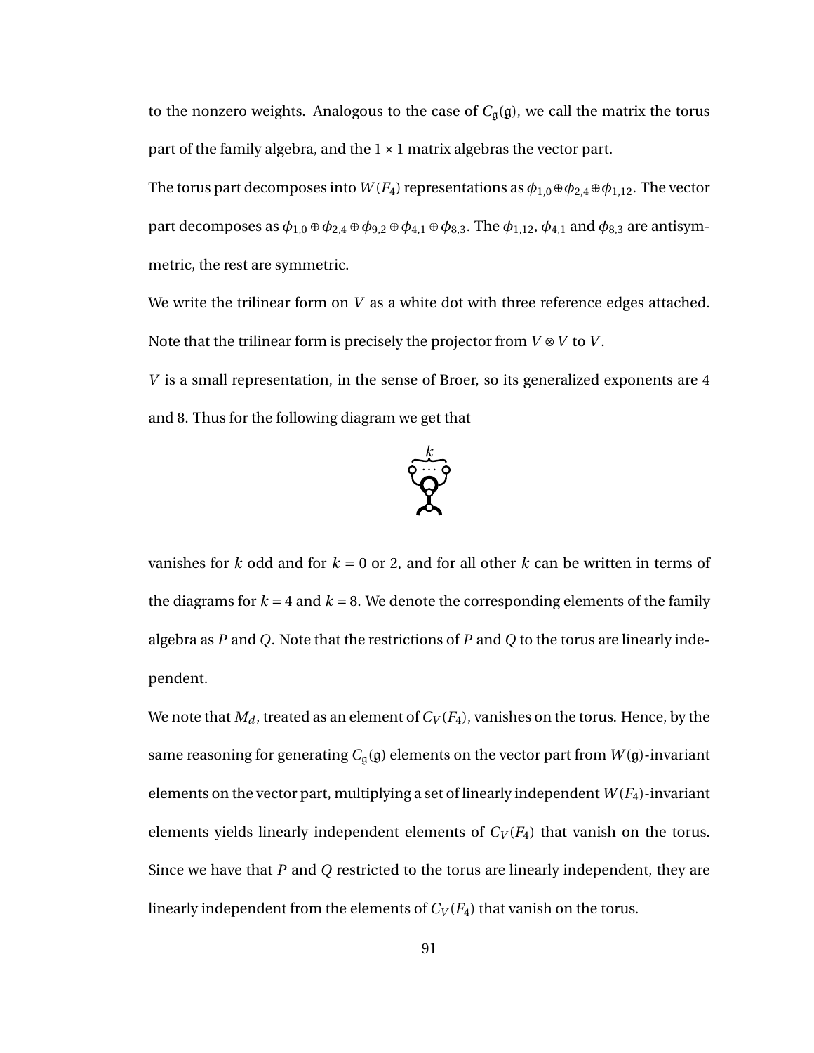to the nonzero weights. Analogous to the case of $C_{\mathfrak{g}}(\mathfrak{g})$, we call the matrix the torus part of the family algebra, and the $1 \times 1$ matrix algebras the vector part.

The torus part decomposes into $W(F_4)$ representations as $\phi_{1,0} \oplus \phi_{2,4} \oplus \phi_{1,12}$. The vector part decomposes as $\phi_{1,0} \oplus \phi_{2,4} \oplus \phi_{9,2} \oplus \phi_{4,1} \oplus \phi_{8,3}$. The $\phi_{1,12}$, $\phi_{4,1}$ and $\phi_{8,3}$ are antisymmetric, the rest are symmetric.

We write the trilinear form on $V$ as a white dot with three reference edges attached. Note that the trilinear form is precisely the projector from $V \otimes V$ to $V$.

$V$ is a small representation, in the sense of Broer, so its generalized exponents are 4 and 8. Thus for the following diagram we get that

vanishes for $k$ odd and for $k = 0$ or 2, and for all other $k$ can be written in terms of the diagrams for $k = 4$ and $k = 8$. We denote the corresponding elements of the family algebra as $P$ and $Q$. Note that the restrictions of $P$ and $Q$ to the torus are linearly independent.

We note that $M_d$, treated as an element of $C_V(F_4)$, vanishes on the torus. Hence, by the same reasoning for generating $C_{\mathfrak{g}}(\mathfrak{g})$ elements on the vector part from $W(\mathfrak{g})$-invariant elements on the vector part, multiplying a set of linearly independent $W(F_4)$-invariant elements yields linearly independent elements of $C_V(F_4)$ that vanish on the torus. Since we have that $P$ and $Q$ restricted to the torus are linearly independent, they are linearly independent from the elements of $C_V(F_4)$ that vanish on the torus.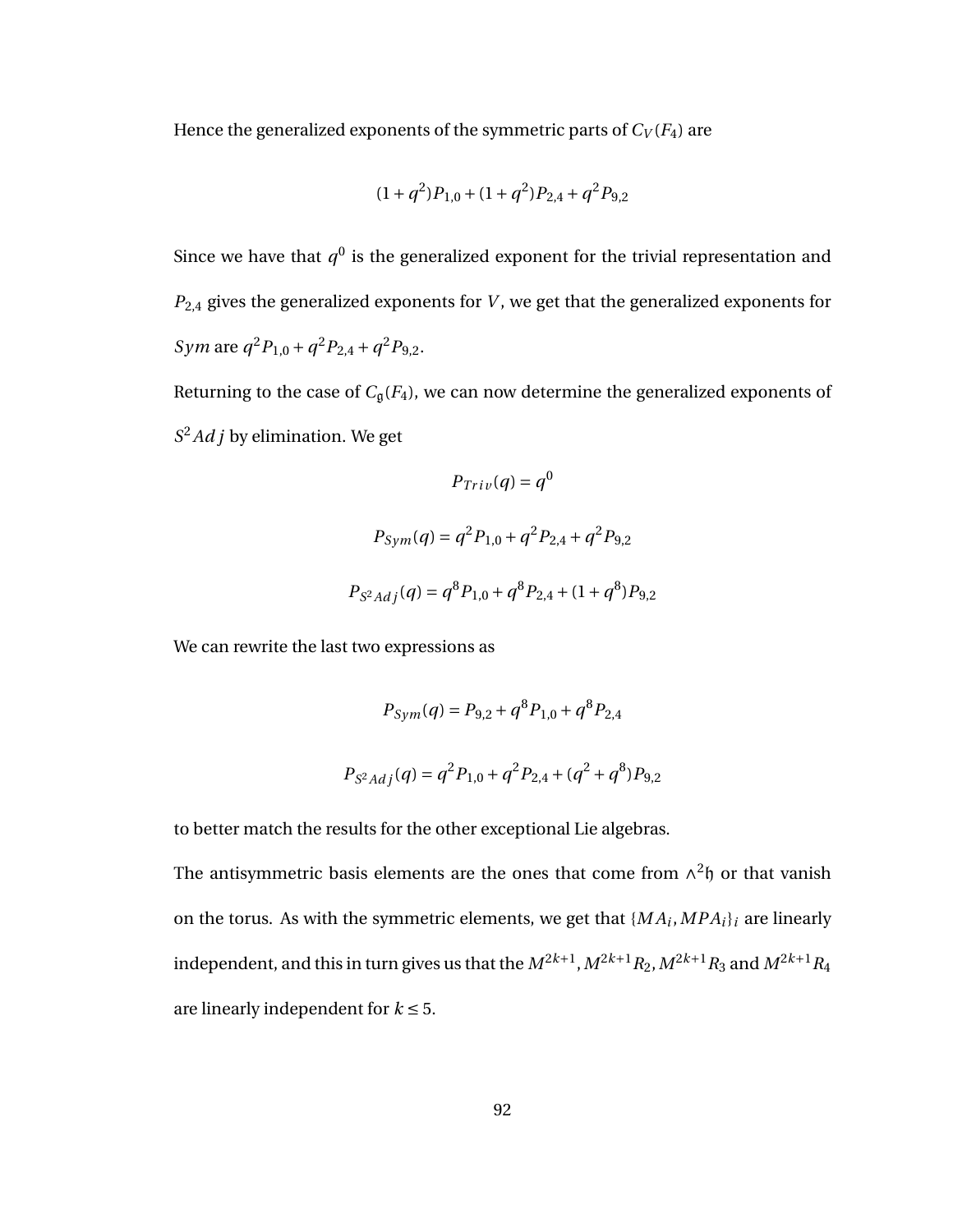Hence the generalized exponents of the symmetric parts of $C_V(F_4)$ are

$$(1+q^2)P_{1,0} + (1+q^2)P_{2,4} + q^2 P_{9,2}$$

Since we have that $q^0$ is the generalized exponent for the trivial representation and $P_{2,4}$ gives the generalized exponents for $V$, we get that the generalized exponents for $Sym$ are $q^2 P_{1,0} + q^2 P_{2,4} + q^2 P_{9,2}$.

Returning to the case of $C_{\mathfrak{g}}(F_4)$, we can now determine the generalized exponents of $S^2 Adj$ by elimination. We get

$$P_{Triv}(q) = q^0$$

$$P_{Sym}(q) = q^2 P_{1,0} + q^2 P_{2,4} + q^2 P_{9,2}$$

$$P_{S^2 Adj}(q) = q^8 P_{1,0} + q^8 P_{2,4} + (1+q^8) P_{9,2}$$

We can rewrite the last two expressions as

$$P_{Sym}(q) = P_{9,2} + q^8 P_{1,0} + q^8 P_{2,4}$$

$$P_{S^2 Adj}(q) = q^2 P_{1,0} + q^2 P_{2,4} + (q^2 + q^8) P_{9,2}$$

to better match the results for the other exceptional Lie algebras.

The antisymmetric basis elements are the ones that come from $\wedge^2 \mathfrak{h}$ or that vanish on the torus. As with the symmetric elements, we get that $\{MA_i, MPA_i\}_i$ are linearly independent, and this in turn gives us that the $M^{2k+1}, M^{2k+1}R_2, M^{2k+1}R_3$ and $M^{2k+1}R_4$ are linearly independent for $k \leq 5$.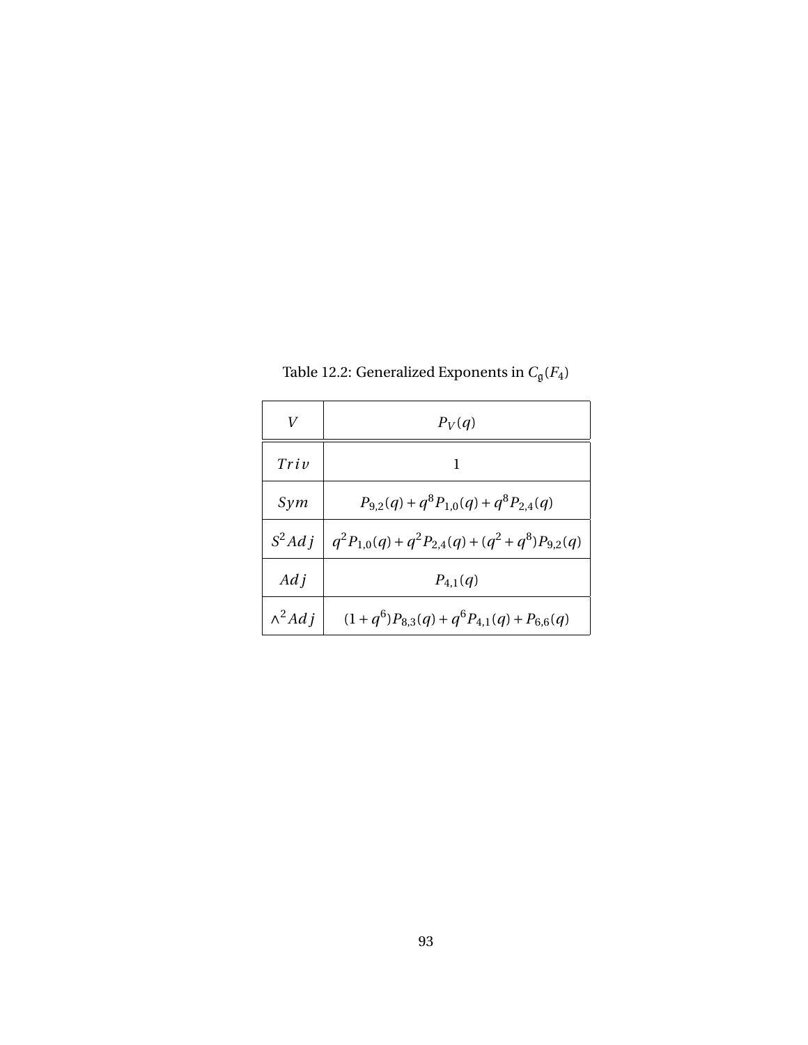Table 12.2: Generalized Exponents in $C_{\mathfrak{g}}(F_4)$

| $V$ | $P_V(q)$ |
|---|---|
| $Triv$ | 1 |
| $Sym$ | $P_{9,2}(q) + q^8 P_{1,0}(q) + q^8 P_{2,4}(q)$ |
| $S^2 Adj$ | $q^2 P_{1,0}(q) + q^2 P_{2,4}(q) + (q^2 + q^8) P_{9,2}(q)$ |
| $Adj$ | $P_{4,1}(q)$ |
| $\wedge^2 Adj$ | $(1 + q^6) P_{8,3}(q) + q^6 P_{4,1}(q) + P_{6,6}(q)$ |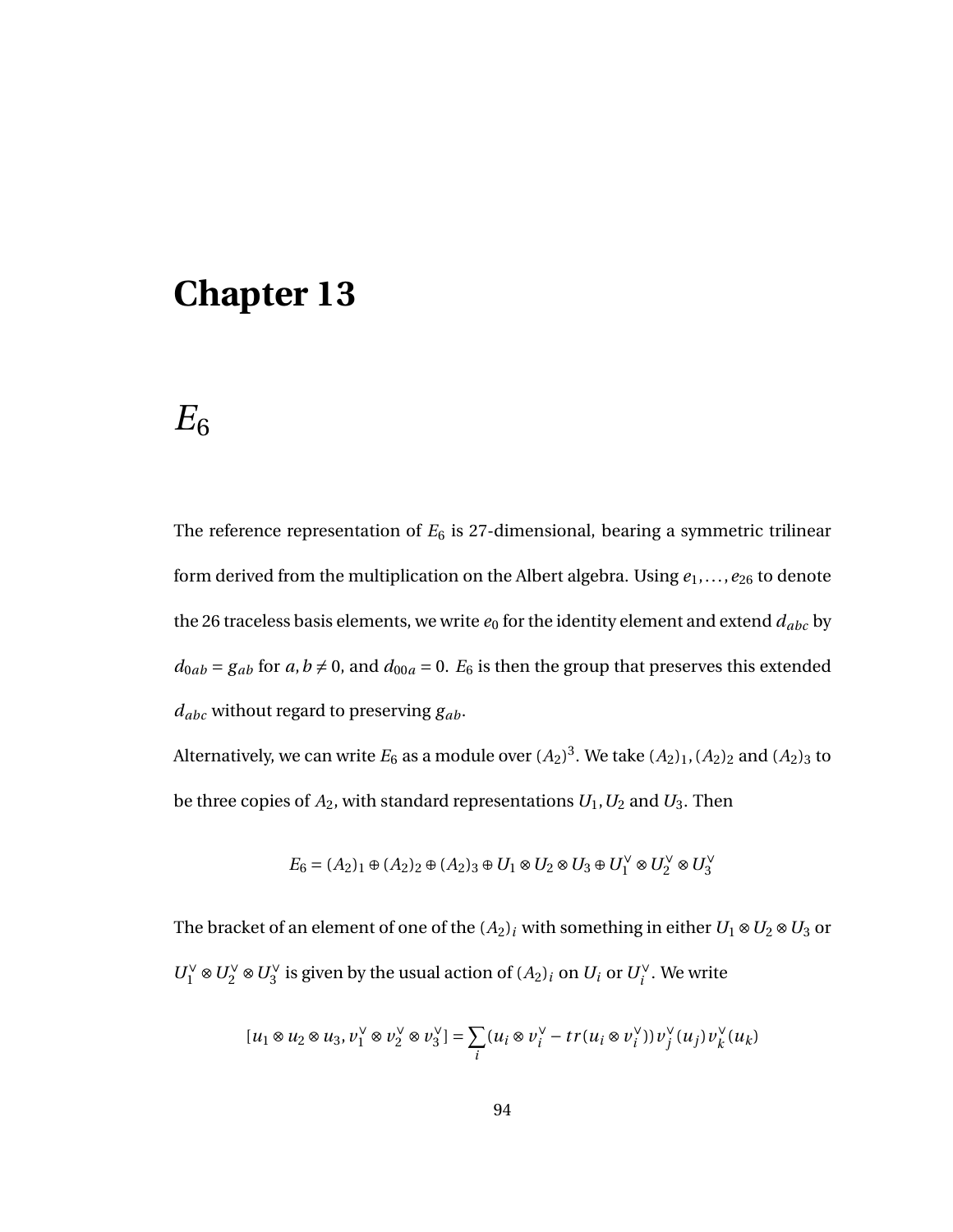# Chapter 13

## $E_6$

The reference representation of $E_6$ is 27-dimensional, bearing a symmetric trilinear form derived from the multiplication on the Albert algebra. Using $e_1, \ldots, e_{26}$ to denote the 26 traceless basis elements, we write $e_0$ for the identity element and extend $d_{abc}$ by $d_{0ab} = g_{ab}$ for $a, b \neq 0$, and $d_{00a} = 0$. $E_6$ is then the group that preserves this extended $d_{abc}$ without regard to preserving $g_{ab}$.

Alternatively, we can write $E_6$ as a module over $(A_2)^3$. We take $(A_2)_1, (A_2)_2$ and $(A_2)_3$ to be three copies of $A_2$, with standard representations $U_1, U_2$ and $U_3$. Then

$$E_6 = (A_2)_1 \oplus (A_2)_2 \oplus (A_2)_3 \oplus U_1 \otimes U_2 \otimes U_3 \oplus U_1^\vee \otimes U_2^\vee \otimes U_3^\vee$$

The bracket of an element of one of the $(A_2)_i$ with something in either $U_1 \otimes U_2 \otimes U_3$ or $U_1^\vee \otimes U_2^\vee \otimes U_3^\vee$ is given by the usual action of $(A_2)_i$ on $U_i$ or $U_i^\vee$. We write

$$[u_1 \otimes u_2 \otimes u_3, v_1^\vee \otimes v_2^\vee \otimes v_3^\vee] = \sum_i (u_i \otimes v_i^\vee - tr(u_i \otimes v_i^\vee)) v_j^\vee(u_j) v_k^\vee(u_k)$$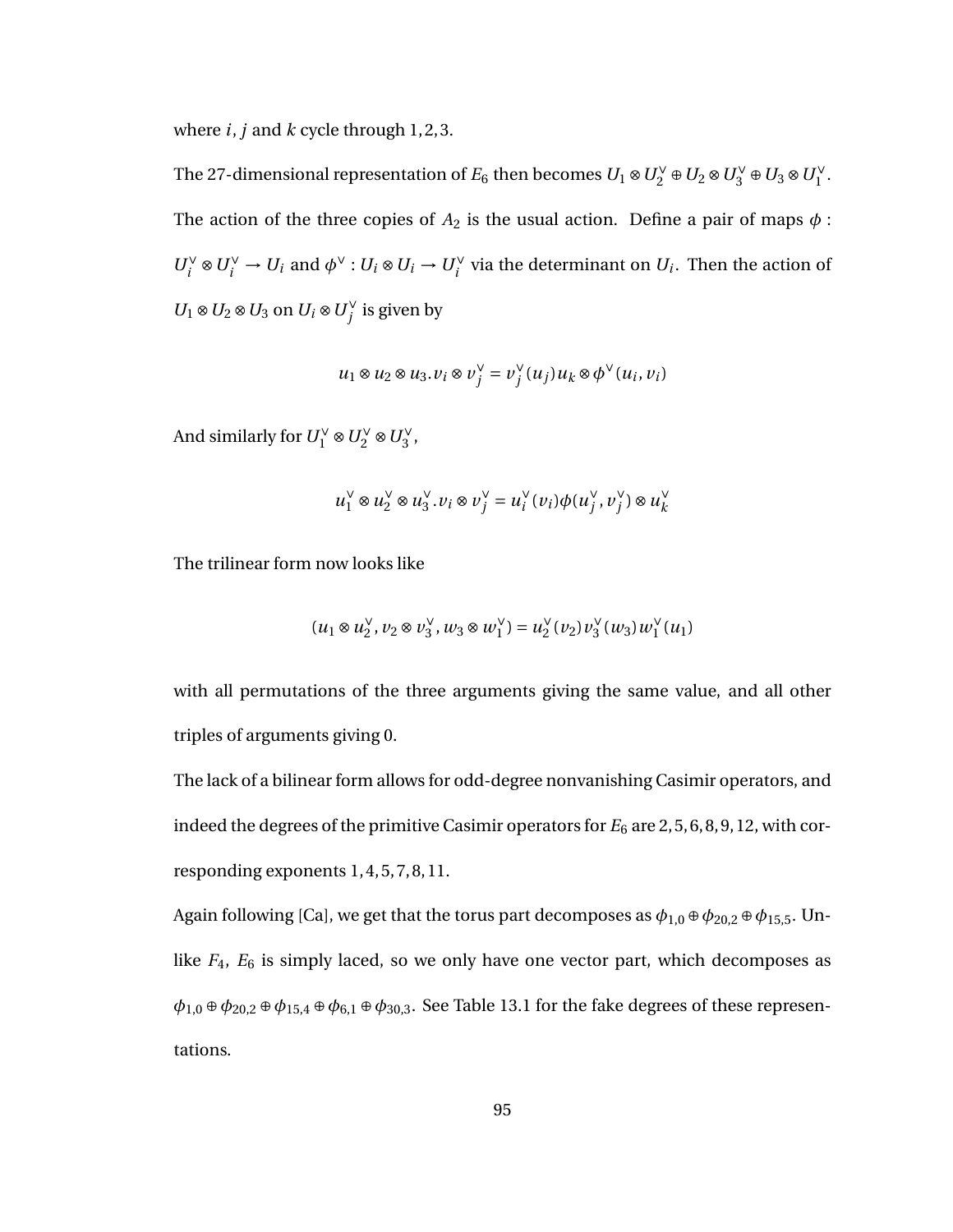where $i$, $j$ and $k$ cycle through $1, 2, 3$.

The 27-dimensional representation of $E_6$ then becomes $U_1 \otimes U_2^\vee \oplus U_2 \otimes U_3^\vee \oplus U_3 \otimes U_1^\vee$. The action of the three copies of $A_2$ is the usual action. Define a pair of maps $\phi : U_i^\vee \otimes U_i^\vee \to U_i$ and $\phi^\vee : U_i \otimes U_i \to U_i^\vee$ via the determinant on $U_i$. Then the action of $U_1 \otimes U_2 \otimes U_3$ on $U_i \otimes U_j^\vee$ is given by

$$u_1 \otimes u_2 \otimes u_3 . v_i \otimes v_j^\vee = v_j^\vee(u_j) u_k \otimes \phi^\vee(u_i, v_i)$$

And similarly for $U_1^\vee \otimes U_2^\vee \otimes U_3^\vee$,

$$u_1^\vee \otimes u_2^\vee \otimes u_3^\vee . v_i \otimes v_j^\vee = u_i^\vee(v_i) \phi(u_j^\vee, v_j^\vee) \otimes u_k^\vee$$

The trilinear form now looks like

$$(u_1 \otimes u_2^\vee, v_2 \otimes v_3^\vee, w_3 \otimes w_1^\vee) = u_2^\vee(v_2) v_3^\vee(w_3) w_1^\vee(u_1)$$

with all permutations of the three arguments giving the same value, and all other triples of arguments giving 0.

The lack of a bilinear form allows for odd-degree nonvanishing Casimir operators, and indeed the degrees of the primitive Casimir operators for $E_6$ are $2, 5, 6, 8, 9, 12$, with corresponding exponents $1, 4, 5, 7, 8, 11$.

Again following [Ca], we get that the torus part decomposes as $\phi_{1,0} \oplus \phi_{20,2} \oplus \phi_{15,5}$. Unlike $F_4$, $E_6$ is simply laced, so we only have one vector part, which decomposes as $\phi_{1,0} \oplus \phi_{20,2} \oplus \phi_{15,4} \oplus \phi_{6,1} \oplus \phi_{30,3}$. See Table 13.1 for the fake degrees of these representations.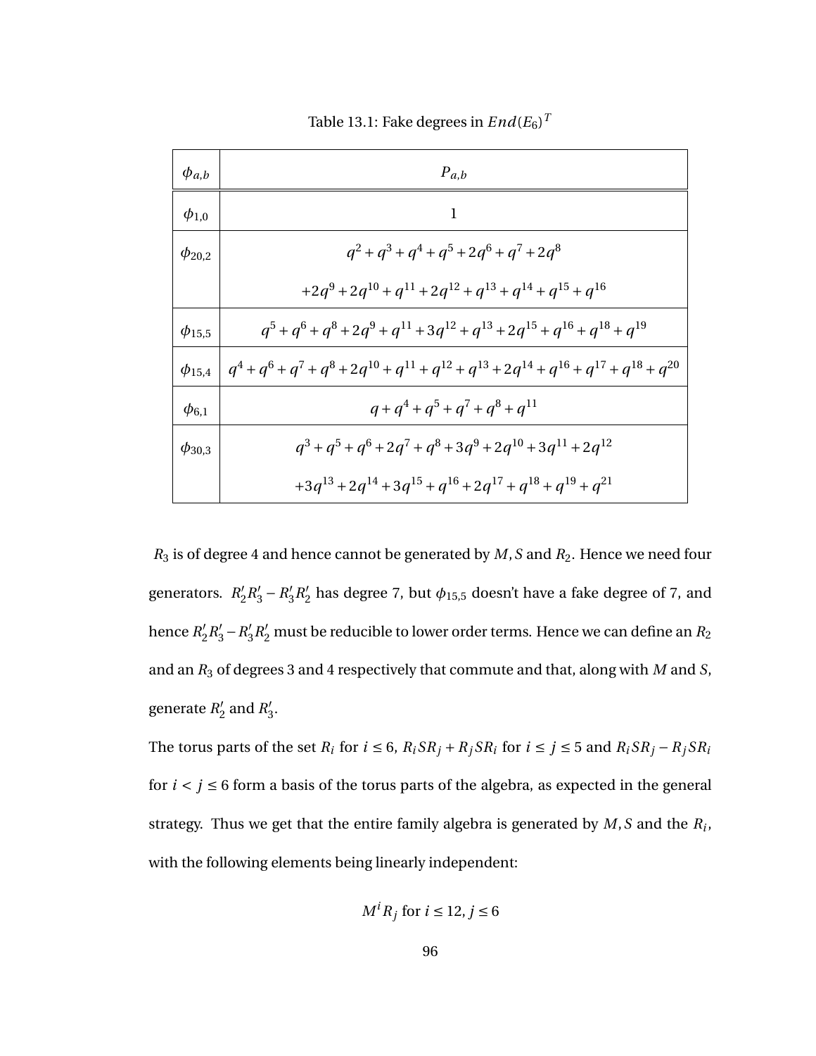Table 13.1: Fake degrees in $End(E_6)^T$

| $\phi_{a,b}$ | $P_{a,b}$ |
|---|---|
| $\phi_{1,0}$ | $1$ |
| $\phi_{20,2}$ | $q^2+q^3+q^4+q^5+2q^6+q^7+2q^8$ $+2q^9+2q^{10}+q^{11}+2q^{12}+q^{13}+q^{14}+q^{15}+q^{16}$ |
| $\phi_{15,5}$ | $q^5+q^6+q^8+2q^9+q^{11}+3q^{12}+q^{13}+2q^{15}+q^{16}+q^{18}+q^{19}$ |
| $\phi_{15,4}$ | $q^4+q^6+q^7+q^8+2q^{10}+q^{11}+q^{12}+q^{13}+2q^{14}+q^{16}+q^{17}+q^{18}+q^{20}$ |
| $\phi_{6,1}$ | $q+q^4+q^5+q^7+q^8+q^{11}$ |
| $\phi_{30,3}$ | $q^3+q^5+q^6+2q^7+q^8+3q^9+2q^{10}+3q^{11}+2q^{12}$ $+3q^{13}+2q^{14}+3q^{15}+q^{16}+2q^{17}+q^{18}+q^{19}+q^{21}$ |

$R_3$ is of degree 4 and hence cannot be generated by $M, S$ and $R_2$. Hence we need four generators. $R_2'R_3' - R_3'R_2'$ has degree 7, but $\phi_{15,5}$ doesn't have a fake degree of 7, and hence $R_2'R_3' - R_3'R_2'$ must be reducible to lower order terms. Hence we can define an $R_2$ and an $R_3$ of degrees 3 and 4 respectively that commute and that, along with $M$ and $S$, generate $R_2'$ and $R_3'$.

The torus parts of the set $R_i$ for $i \leq 6$, $R_iSR_j + R_jSR_i$ for $i \leq j \leq 5$ and $R_iSR_j - R_jSR_i$ for $i < j \leq 6$ form a basis of the torus parts of the algebra, as expected in the general strategy. Thus we get that the entire family algebra is generated by $M, S$ and the $R_i$, with the following elements being linearly independent:

$$M^iR_j \text{ for } i \leq 12, j \leq 6$$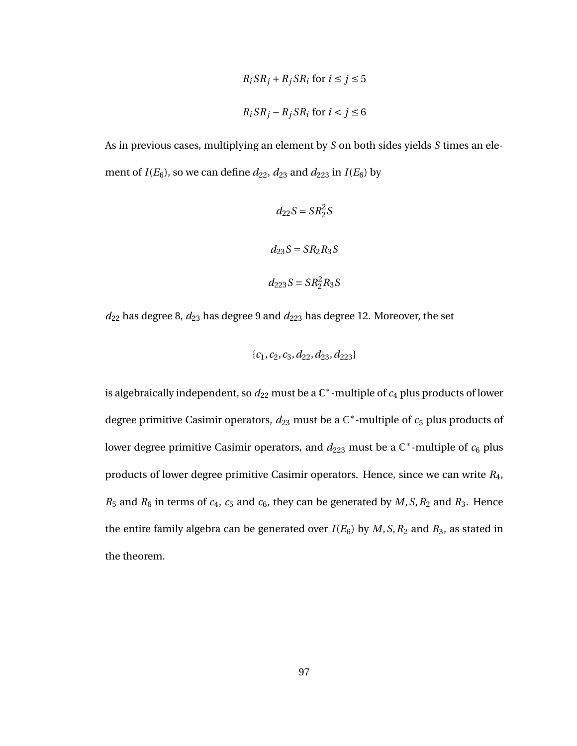$$R_i S R_j + R_j S R_i \text{ for } i \leq j \leq 5$$

$$R_i S R_j - R_j S R_i \text{ for } i < j \leq 6$$

As in previous cases, multiplying an element by $S$ on both sides yields $S$ times an element of $I(E_6)$, so we can define $d_{22}$, $d_{23}$ and $d_{223}$ in $I(E_6)$ by

$$d_{22} S = S R_2^2 S$$

$$d_{23} S = S R_2 R_3 S$$

$$d_{223} S = S R_2^2 R_3 S$$

$d_{22}$ has degree 8, $d_{23}$ has degree 9 and $d_{223}$ has degree 12. Moreover, the set

$$\{c_1, c_2, c_3, d_{22}, d_{23}, d_{223}\}$$

is algebraically independent, so $d_{22}$ must be a $\mathbb{C}^*$-multiple of $c_4$ plus products of lower degree primitive Casimir operators, $d_{23}$ must be a $\mathbb{C}^*$-multiple of $c_5$ plus products of lower degree primitive Casimir operators, and $d_{223}$ must be a $\mathbb{C}^*$-multiple of $c_6$ plus products of lower degree primitive Casimir operators. Hence, since we can write $R_4$, $R_5$ and $R_6$ in terms of $c_4$, $c_5$ and $c_6$, they can be generated by $M, S, R_2$ and $R_3$. Hence the entire family algebra can be generated over $I(E_6)$ by $M, S, R_2$ and $R_3$, as stated in the theorem.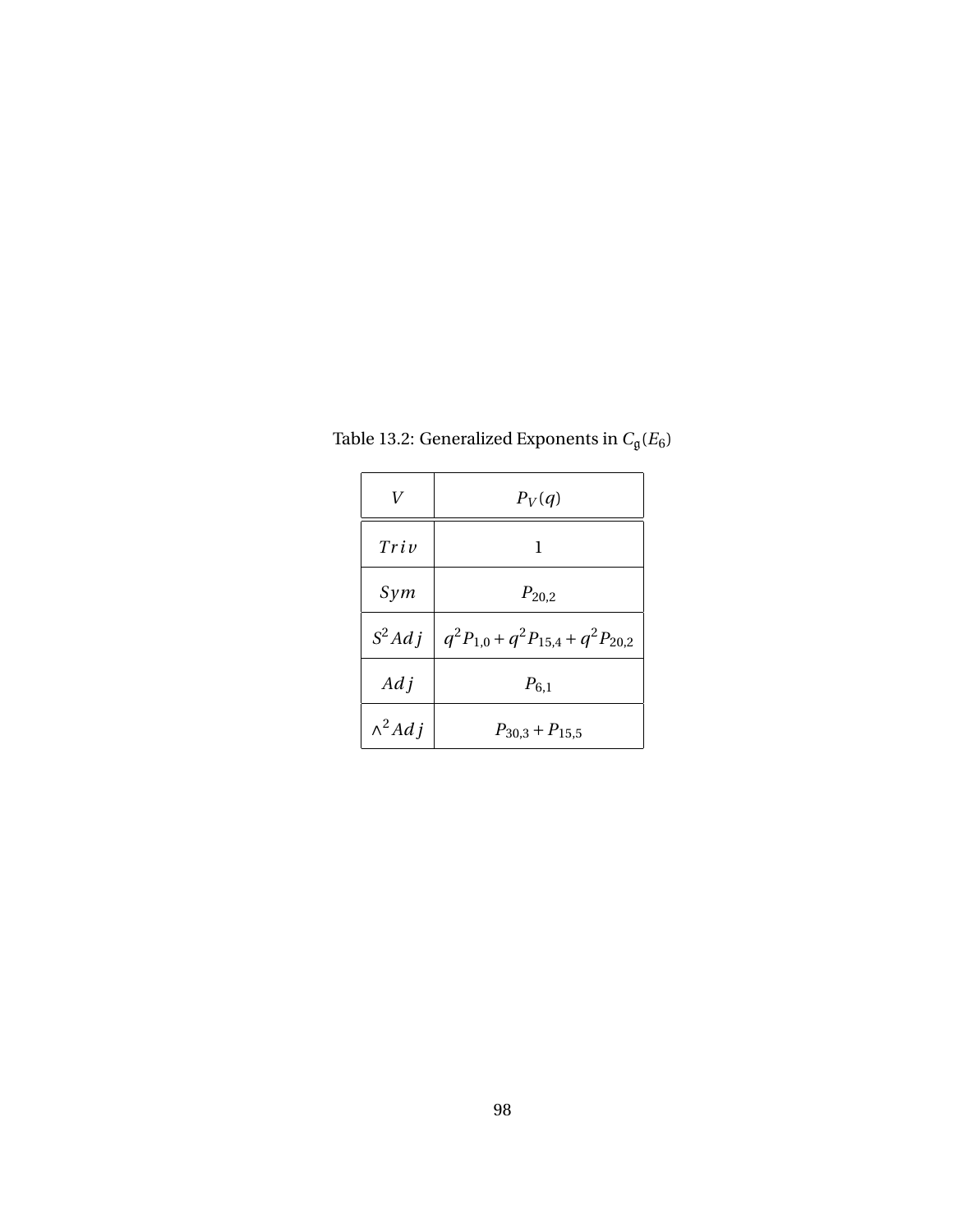Table 13.2: Generalized Exponents in $C_{\mathfrak{g}}(E_6)$

| $V$ | $P_V(q)$ |
|---|---|
| $Triv$ | 1 |
| $Sym$ | $P_{20,2}$ |
| $S^2Adj$ | $q^2P_{1,0} + q^2P_{15,4} + q^2P_{20,2}$ |
| $Adj$ | $P_{6,1}$ |
| $\wedge^2 Adj$ | $P_{30,3} + P_{15,5}$ |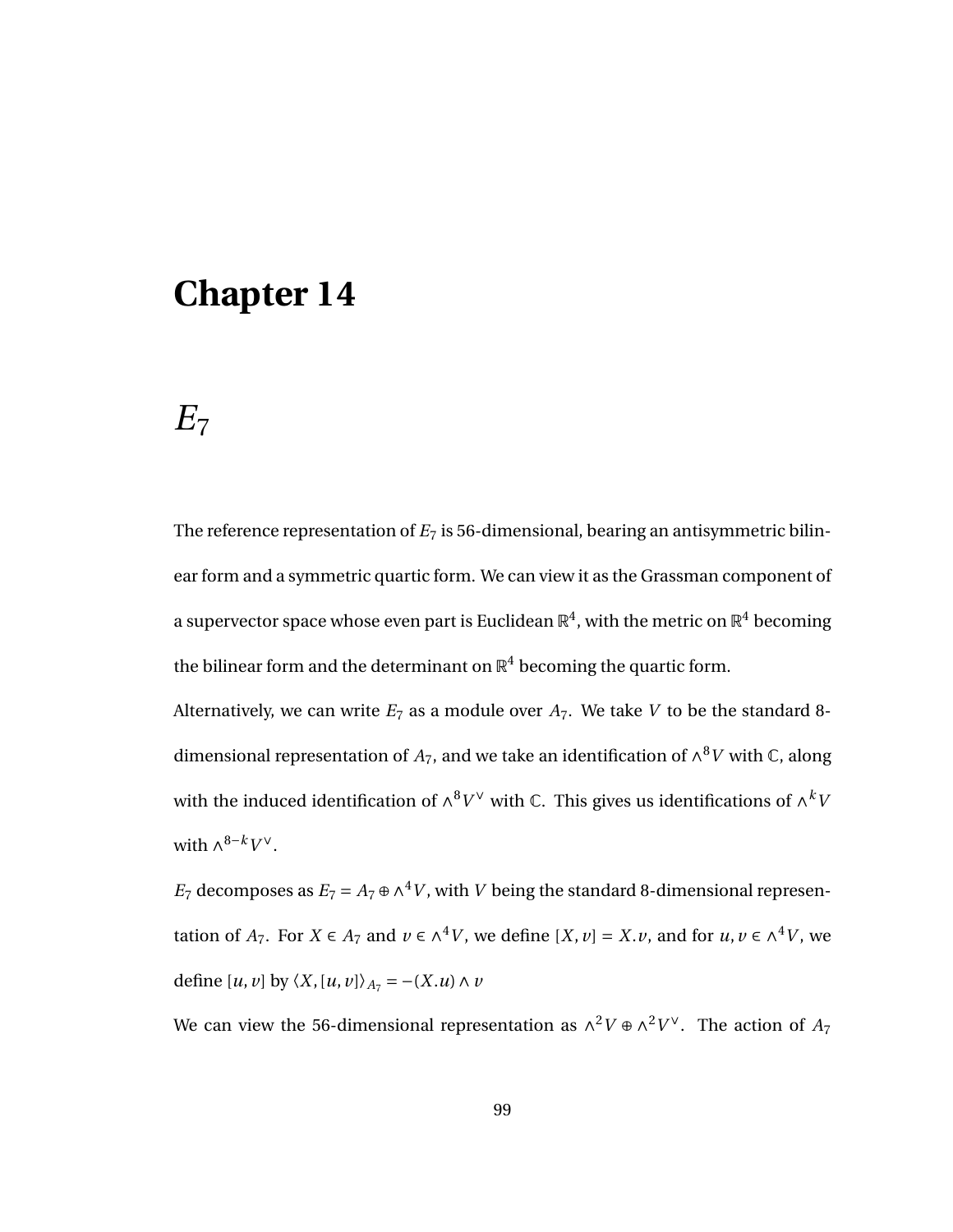# Chapter 14

# $E_7$

The reference representation of $E_7$ is 56-dimensional, bearing an antisymmetric bilinear form and a symmetric quartic form. We can view it as the Grassman component of a supervector space whose even part is Euclidean $\mathbb{R}^4$, with the metric on $\mathbb{R}^4$ becoming the bilinear form and the determinant on $\mathbb{R}^4$ becoming the quartic form.

Alternatively, we can write $E_7$ as a module over $A_7$. We take $V$ to be the standard 8-dimensional representation of $A_7$, and we take an identification of $\wedge^8 V$ with $\mathbb{C}$, along with the induced identification of $\wedge^8 V^\vee$ with $\mathbb{C}$. This gives us identifications of $\wedge^k V$ with $\wedge^{8-k} V^\vee$.

$E_7$ decomposes as $E_7 = A_7 \oplus \wedge^4 V$, with $V$ being the standard 8-dimensional representation of $A_7$. For $X \in A_7$ and $v \in \wedge^4 V$, we define $[X, v] = X.v$, and for $u, v \in \wedge^4 V$, we define $[u, v]$ by $\langle X, [u, v] \rangle_{A_7} = -(X.u) \wedge v$

We can view the 56-dimensional representation as $\wedge^2 V \oplus \wedge^2 V^\vee$. The action of $A_7$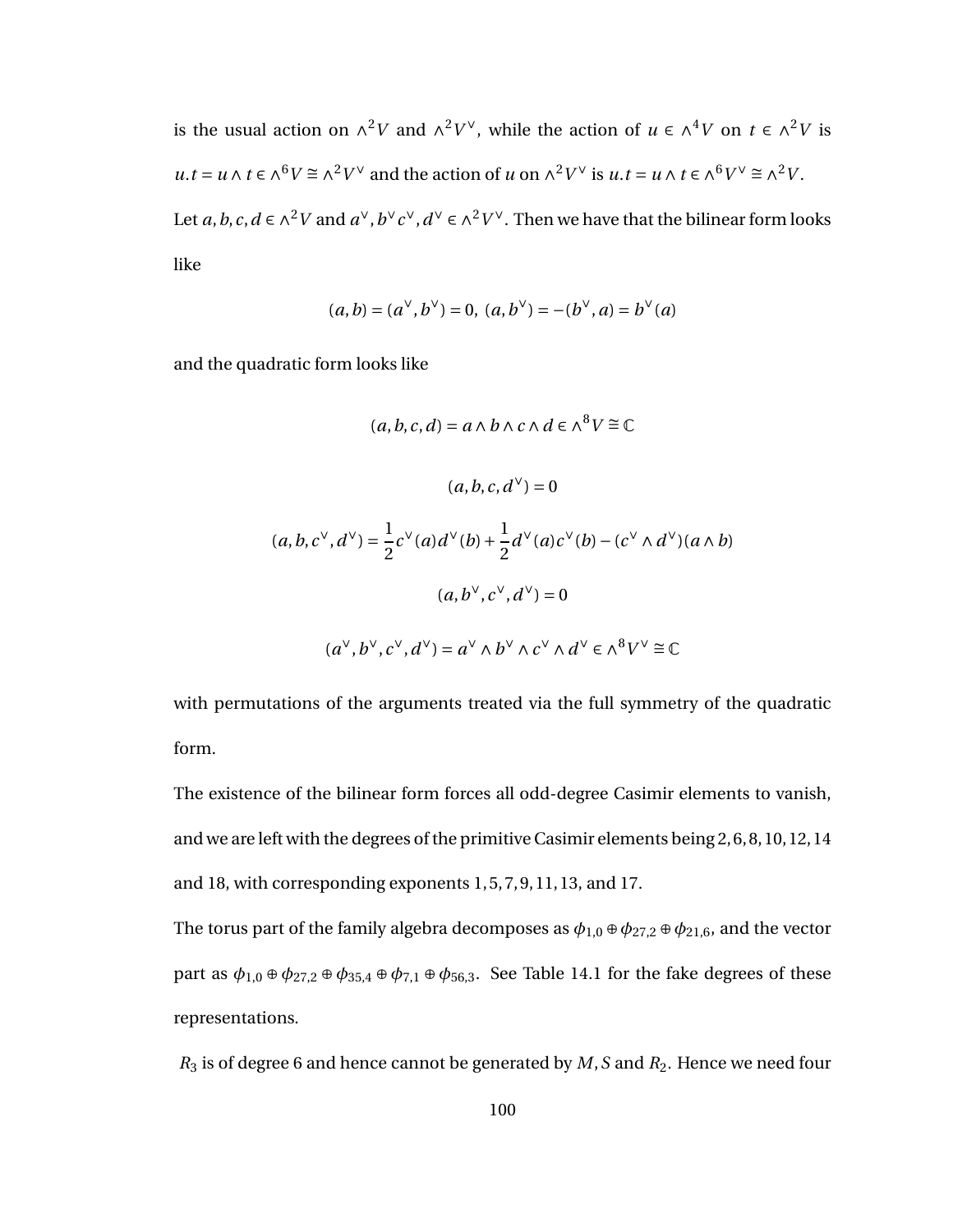is the usual action on $\wedge^2 V$ and $\wedge^2 V^\vee$, while the action of $u \in \wedge^4 V$ on $t \in \wedge^2 V$ is $u.t = u \wedge t \in \wedge^6 V \cong \wedge^2 V^\vee$ and the action of $u$ on $\wedge^2 V^\vee$ is $u.t = u \wedge t \in \wedge^6 V^\vee \cong \wedge^2 V$.

Let $a, b, c, d \in \wedge^2 V$ and $a^\vee, b^\vee c^\vee, d^\vee \in \wedge^2 V^\vee$. Then we have that the bilinear form looks like

$$(a, b) = (a^\vee, b^\vee) = 0,\ (a, b^\vee) = -(b^\vee, a) = b^\vee(a)$$

and the quadratic form looks like

$$(a, b, c, d) = a \wedge b \wedge c \wedge d \in \wedge^8 V \cong \mathbb{C}$$

$$(a, b, c, d^\vee) = 0$$

$$(a, b, c^\vee, d^\vee) = \frac{1}{2}c^\vee(a)d^\vee(b) + \frac{1}{2}d^\vee(a)c^\vee(b) - (c^\vee \wedge d^\vee)(a \wedge b)$$

$$(a, b^\vee, c^\vee, d^\vee) = 0$$

$$(a^\vee, b^\vee, c^\vee, d^\vee) = a^\vee \wedge b^\vee \wedge c^\vee \wedge d^\vee \in \wedge^8 V^\vee \cong \mathbb{C}$$

with permutations of the arguments treated via the full symmetry of the quadratic form.

The existence of the bilinear form forces all odd-degree Casimir elements to vanish, and we are left with the degrees of the primitive Casimir elements being $2, 6, 8, 10, 12, 14$ and $18$, with corresponding exponents $1, 5, 7, 9, 11, 13$, and $17$.

The torus part of the family algebra decomposes as $\phi_{1,0} \oplus \phi_{27,2} \oplus \phi_{21,6}$, and the vector part as $\phi_{1,0} \oplus \phi_{27,2} \oplus \phi_{35,4} \oplus \phi_{7,1} \oplus \phi_{56,3}$. See Table 14.1 for the fake degrees of these representations.

$R_3$ is of degree 6 and hence cannot be generated by $M, S$ and $R_2$. Hence we need four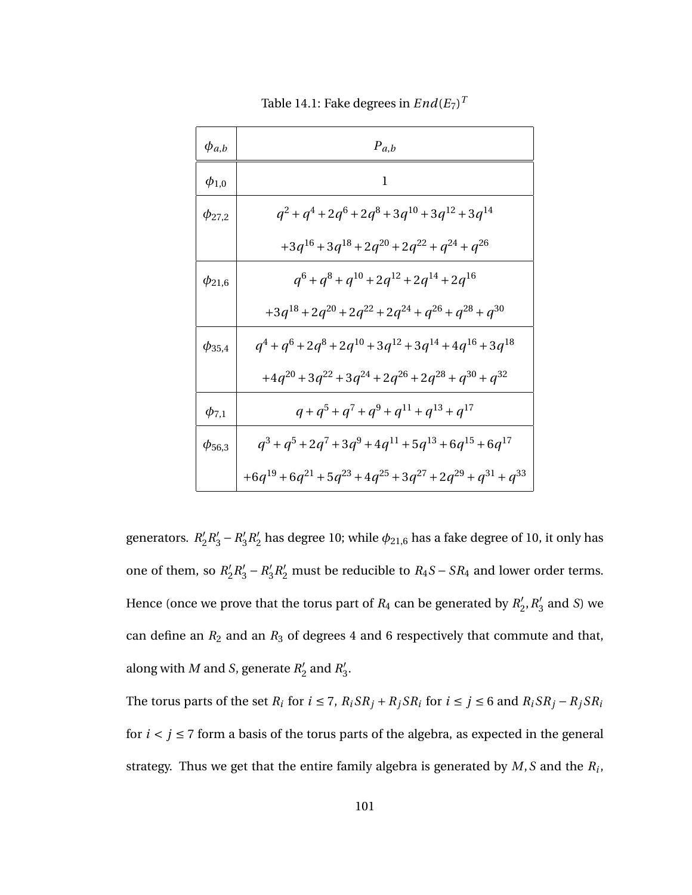Table 14.1: Fake degrees in $End(E_7)^T$

| $\phi_{a,b}$ | $P_{a,b}$ |
| --- | --- |
| $\phi_{1,0}$ | $1$ |
| $\phi_{27,2}$ | $q^2+q^4+2q^6+2q^8+3q^{10}+3q^{12}+3q^{14}$ $+3q^{16}+3q^{18}+2q^{20}+2q^{22}+q^{24}+q^{26}$ |
| $\phi_{21,6}$ | $q^6+q^8+q^{10}+2q^{12}+2q^{14}+2q^{16}$ $+3q^{18}+2q^{20}+2q^{22}+2q^{24}+q^{26}+q^{28}+q^{30}$ |
| $\phi_{35,4}$ | $q^4+q^6+2q^8+2q^{10}+3q^{12}+3q^{14}+4q^{16}+3q^{18}$ $+4q^{20}+3q^{22}+3q^{24}+2q^{26}+2q^{28}+q^{30}+q^{32}$ |
| $\phi_{7,1}$ | $q+q^5+q^7+q^9+q^{11}+q^{13}+q^{17}$ |
| $\phi_{56,3}$ | $q^3+q^5+2q^7+3q^9+4q^{11}+5q^{13}+6q^{15}+6q^{17}$ $+6q^{19}+6q^{21}+5q^{23}+4q^{25}+3q^{27}+2q^{29}+q^{31}+q^{33}$ |

generators. $R_2'R_3' - R_3'R_2'$ has degree 10; while $\phi_{21,6}$ has a fake degree of 10, it only has one of them, so $R_2'R_3' - R_3'R_2'$ must be reducible to $R_4S - SR_4$ and lower order terms. Hence (once we prove that the torus part of $R_4$ can be generated by $R_2', R_3'$ and $S$) we can define an $R_2$ and an $R_3$ of degrees 4 and 6 respectively that commute and that, along with $M$ and $S$, generate $R_2'$ and $R_3'$.

The torus parts of the set $R_i$ for $i \leq 7$, $R_iSR_j + R_jSR_i$ for $i \leq j \leq 6$ and $R_iSR_j - R_jSR_i$ for $i < j \leq 7$ form a basis of the torus parts of the algebra, as expected in the general strategy. Thus we get that the entire family algebra is generated by $M, S$ and the $R_i$,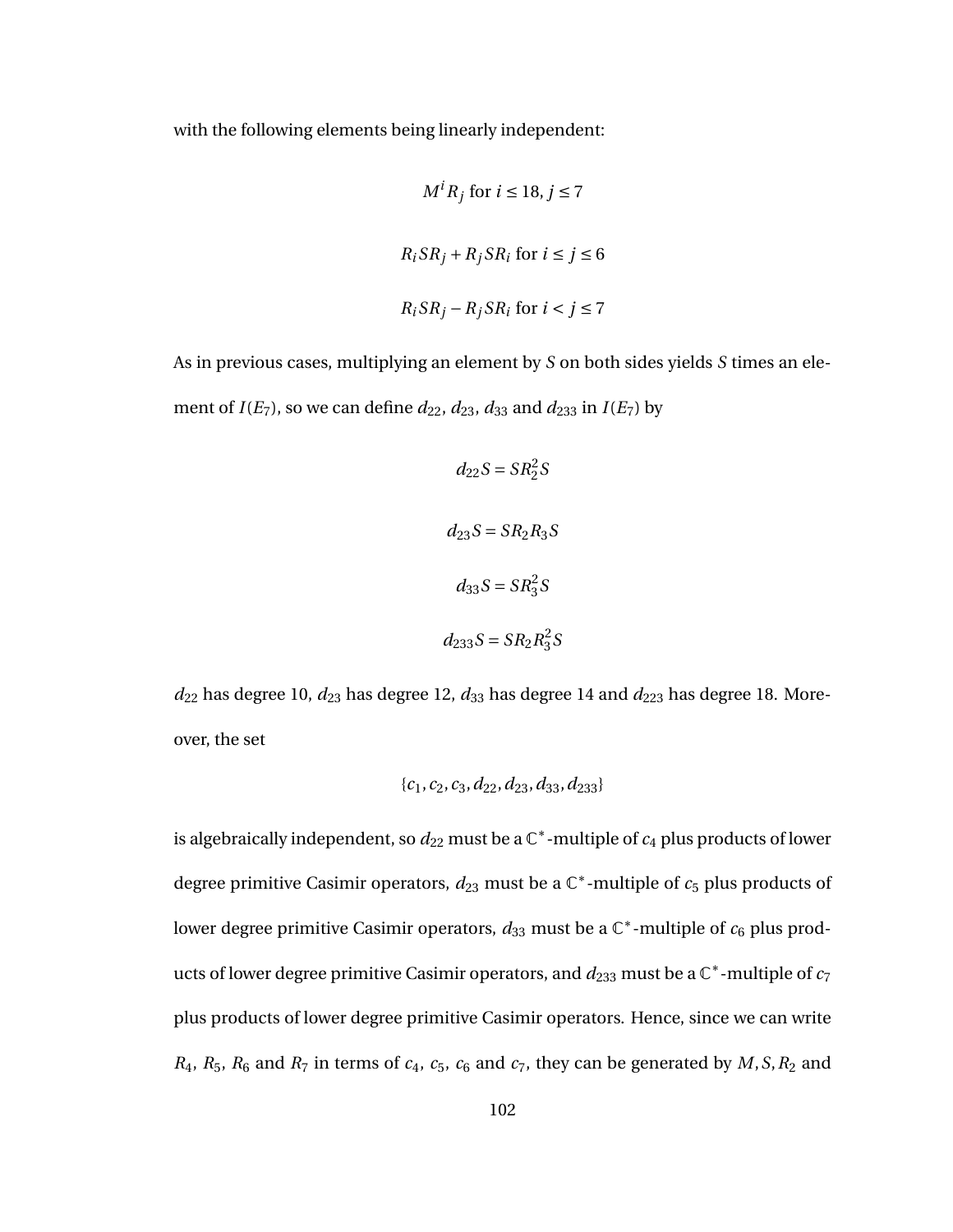with the following elements being linearly independent:

$$M^i R_j \text{ for } i \le 18, j \le 7$$

$$R_i S R_j + R_j S R_i \text{ for } i \le j \le 6$$

$$R_i S R_j - R_j S R_i \text{ for } i < j \le 7$$

As in previous cases, multiplying an element by $S$ on both sides yields $S$ times an element of $I(E_7)$, so we can define $d_{22}$, $d_{23}$, $d_{33}$ and $d_{233}$ in $I(E_7)$ by

$$d_{22} S = S R_2^2 S$$

$$d_{23} S = S R_2 R_3 S$$

$$d_{33} S = S R_3^2 S$$

$$d_{233} S = S R_2 R_3^2 S$$

$d_{22}$ has degree 10, $d_{23}$ has degree 12, $d_{33}$ has degree 14 and $d_{223}$ has degree 18. Moreover, the set

$$\{c_1, c_2, c_3, d_{22}, d_{23}, d_{33}, d_{233}\}$$

is algebraically independent, so $d_{22}$ must be a $\mathbb{C}^*$-multiple of $c_4$ plus products of lower degree primitive Casimir operators, $d_{23}$ must be a $\mathbb{C}^*$-multiple of $c_5$ plus products of lower degree primitive Casimir operators, $d_{33}$ must be a $\mathbb{C}^*$-multiple of $c_6$ plus products of lower degree primitive Casimir operators, and $d_{233}$ must be a $\mathbb{C}^*$-multiple of $c_7$ plus products of lower degree primitive Casimir operators. Hence, since we can write $R_4$, $R_5$, $R_6$ and $R_7$ in terms of $c_4$, $c_5$, $c_6$ and $c_7$, they can be generated by $M, S, R_2$ and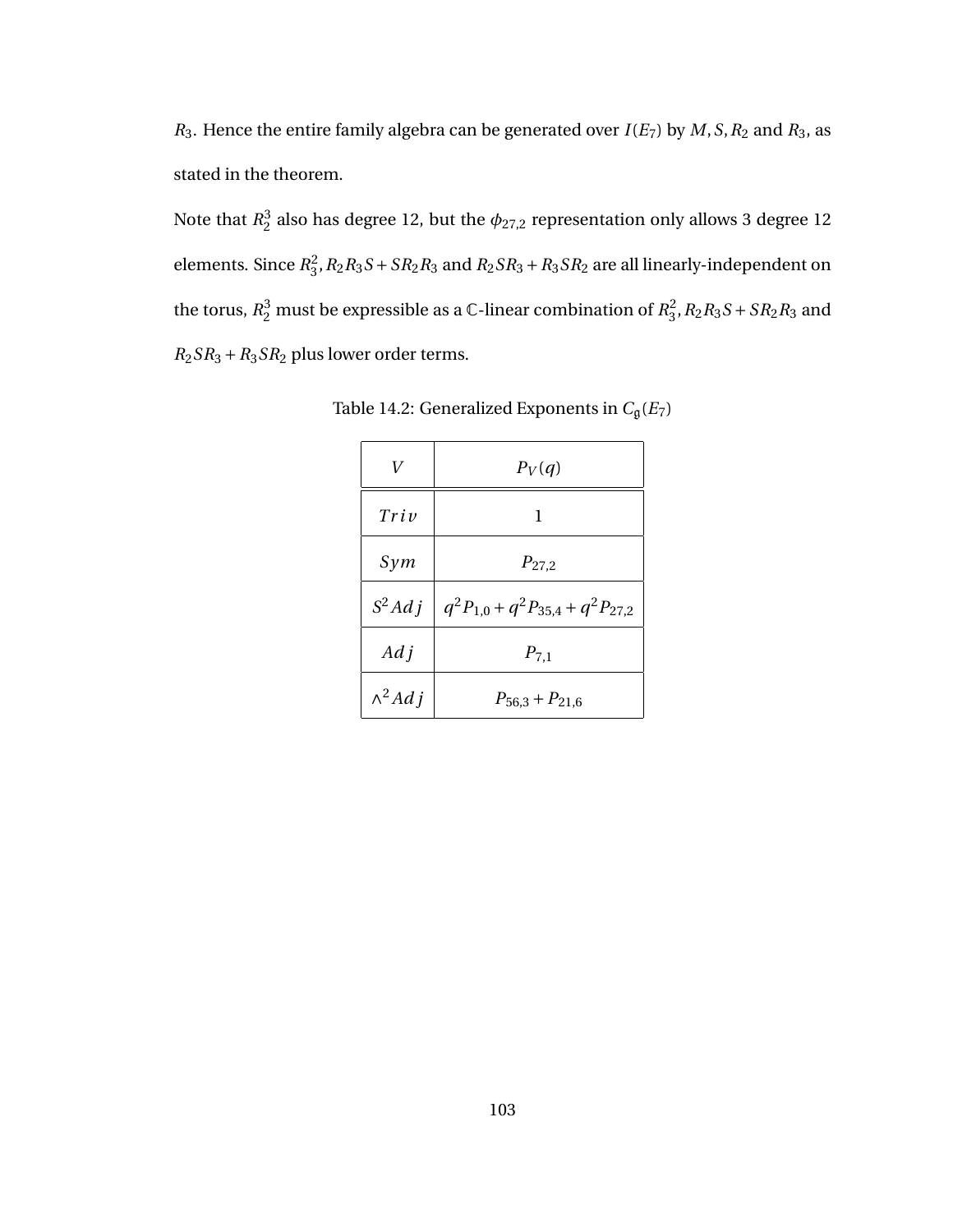$R_3$. Hence the entire family algebra can be generated over $I(E_7)$ by $M, S, R_2$ and $R_3$, as stated in the theorem.

Note that $R_2^3$ also has degree 12, but the $\phi_{27,2}$ representation only allows 3 degree 12 elements. Since $R_3^2, R_2R_3S + SR_2R_3$ and $R_2SR_3 + R_3SR_2$ are all linearly-independent on the torus, $R_2^3$ must be expressible as a $\mathbb{C}$-linear combination of $R_3^2, R_2R_3S + SR_2R_3$ and $R_2SR_3 + R_3SR_2$ plus lower order terms.

Table 14.2: Generalized Exponents in $C_{\mathfrak{g}}(E_7)$

| $V$ | $P_V(q)$ |
|---|---|
| $Triv$ | $1$ |
| $Sym$ | $P_{27,2}$ |
| $S^2 Adj$ | $q^2 P_{1,0} + q^2 P_{35,4} + q^2 P_{27,2}$ |
| $Adj$ | $P_{7,1}$ |
| $\wedge^2 Adj$ | $P_{56,3} + P_{21,6}$ |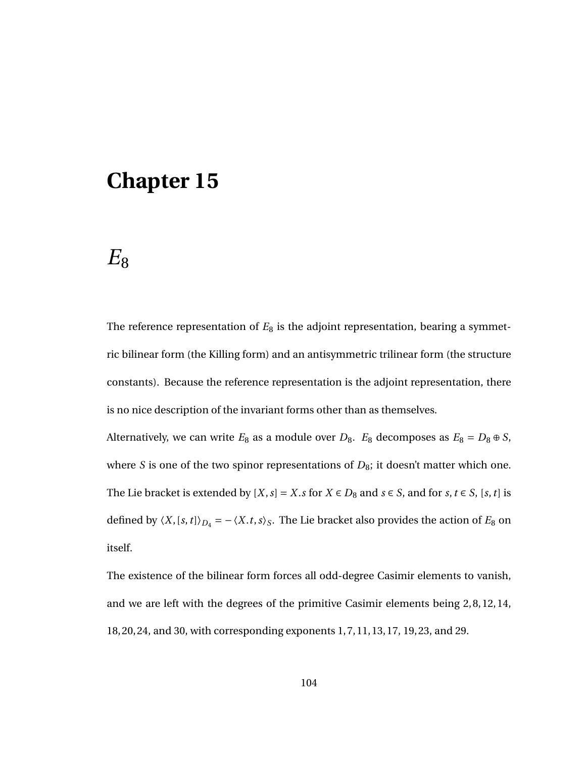# Chapter 15

# $E_8$

The reference representation of $E_8$ is the adjoint representation, bearing a symmetric bilinear form (the Killing form) and an antisymmetric trilinear form (the structure constants). Because the reference representation is the adjoint representation, there is no nice description of the invariant forms other than as themselves.

Alternatively, we can write $E_8$ as a module over $D_8$. $E_8$ decomposes as $E_8 = D_8 \oplus S$, where $S$ is one of the two spinor representations of $D_8$; it doesn't matter which one. The Lie bracket is extended by $[X, s] = X.s$ for $X \in D_8$ and $s \in S$, and for $s, t \in S$, $[s, t]$ is defined by $\langle X, [s, t]\rangle_{D_4} = -\langle X.t, s\rangle_S$. The Lie bracket also provides the action of $E_8$ on itself.

The existence of the bilinear form forces all odd-degree Casimir elements to vanish, and we are left with the degrees of the primitive Casimir elements being $2, 8, 12, 14, 18, 20, 24$, and $30$, with corresponding exponents $1, 7, 11, 13, 17, 19, 23$, and $29$.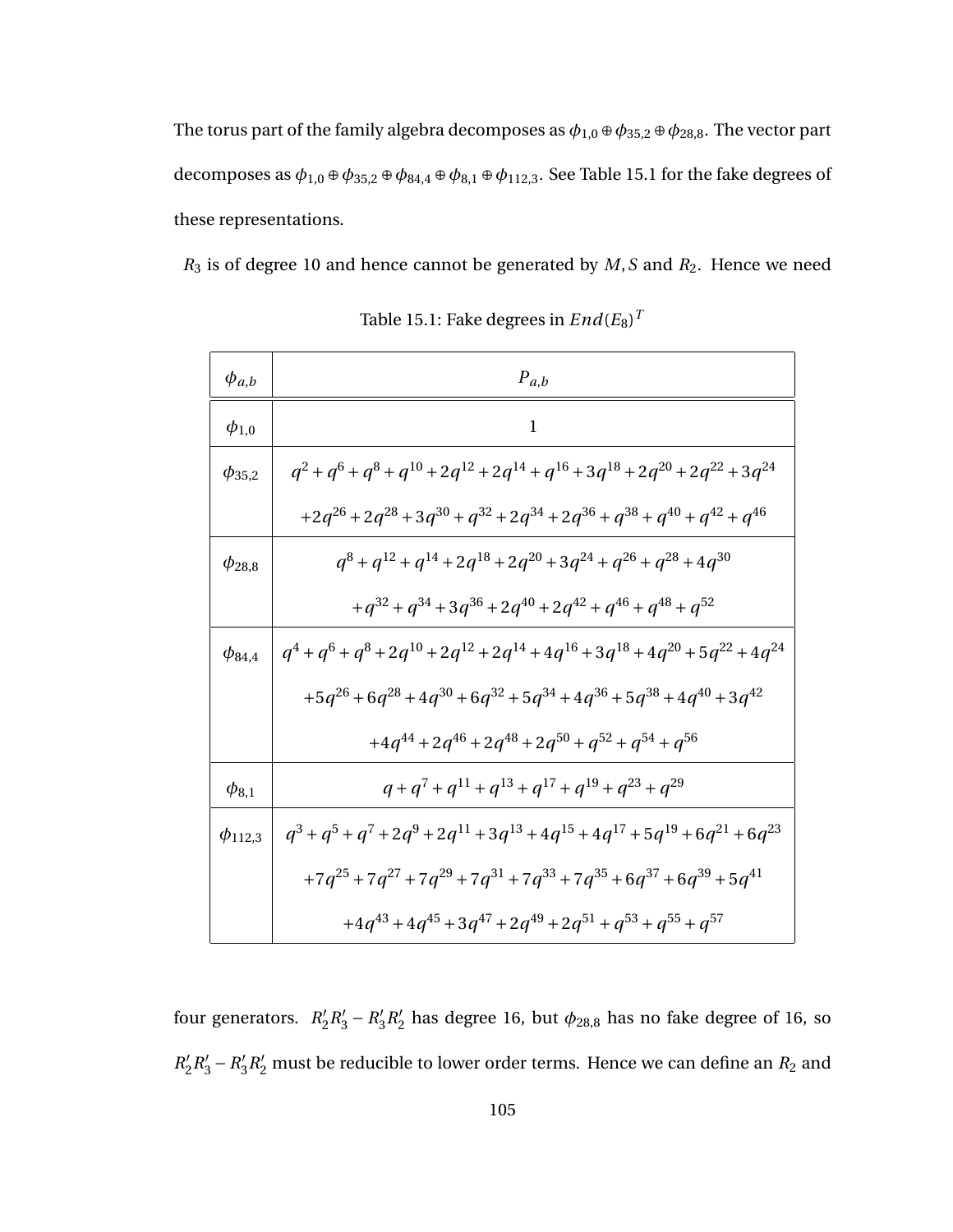The torus part of the family algebra decomposes as $\phi_{1,0} \oplus \phi_{35,2} \oplus \phi_{28,8}$. The vector part decomposes as $\phi_{1,0} \oplus \phi_{35,2} \oplus \phi_{84,4} \oplus \phi_{8,1} \oplus \phi_{112,3}$. See Table 15.1 for the fake degrees of these representations.

$R_3$ is of degree 10 and hence cannot be generated by $M, S$ and $R_2$. Hence we need four generators. $R_2'R_3' - R_3'R_2'$ has degree 16, but $\phi_{28,8}$ has no fake degree of 16, so $R_2'R_3' - R_3'R_2'$ must be reducible to lower order terms. Hence we can define an $R_2$ and

Table 15.1: Fake degrees in $End(E_8)^T$

| $\phi_{a,b}$ | $P_{a,b}$ |
|---|---|
| $\phi_{1,0}$ | $1$ |
| $\phi_{35,2}$ | $q^2+q^6+q^8+q^{10}+2q^{12}+2q^{14}+q^{16}+3q^{18}+2q^{20}+2q^{22}+3q^{24}$ $+2q^{26}+2q^{28}+3q^{30}+q^{32}+2q^{34}+2q^{36}+q^{38}+q^{40}+q^{42}+q^{46}$ |
| $\phi_{28,8}$ | $q^8+q^{12}+q^{14}+2q^{18}+2q^{20}+3q^{24}+q^{26}+q^{28}+4q^{30}$ $+q^{32}+q^{34}+3q^{36}+2q^{40}+2q^{42}+q^{46}+q^{48}+q^{52}$ |
| $\phi_{84,4}$ | $q^4+q^6+q^8+2q^{10}+2q^{12}+2q^{14}+4q^{16}+3q^{18}+4q^{20}+5q^{22}+4q^{24}$ $+5q^{26}+6q^{28}+4q^{30}+6q^{32}+5q^{34}+4q^{36}+5q^{38}+4q^{40}+3q^{42}$ $+4q^{44}+2q^{46}+2q^{48}+2q^{50}+q^{52}+q^{54}+q^{56}$ |
| $\phi_{8,1}$ | $q+q^7+q^{11}+q^{13}+q^{17}+q^{19}+q^{23}+q^{29}$ |
| $\phi_{112,3}$ | $q^3+q^5+q^7+2q^9+2q^{11}+3q^{13}+4q^{15}+4q^{17}+5q^{19}+6q^{21}+6q^{23}$ $+7q^{25}+7q^{27}+7q^{29}+7q^{31}+7q^{33}+7q^{35}+6q^{37}+6q^{39}+5q^{41}$ $+4q^{43}+4q^{45}+3q^{47}+2q^{49}+2q^{51}+q^{53}+q^{55}+q^{57}$ |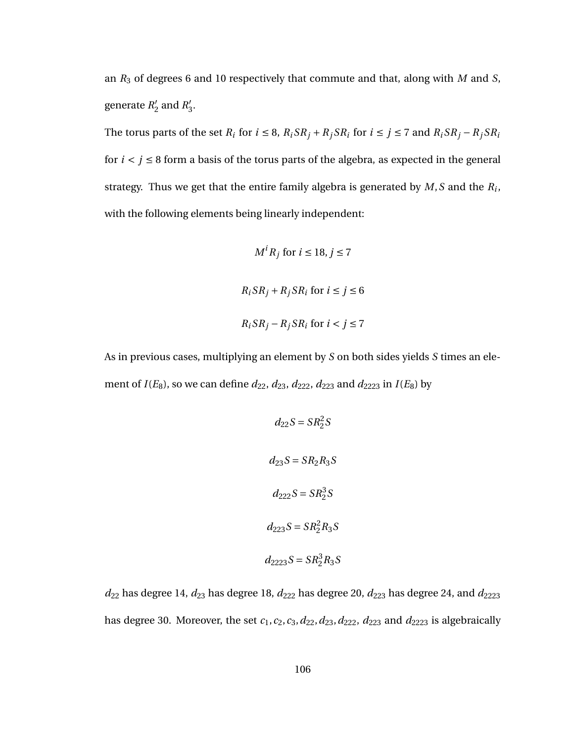an $R_3$ of degrees 6 and 10 respectively that commute and that, along with $M$ and $S$, generate $R_2'$ and $R_3'$.

The torus parts of the set $R_i$ for $i \leq 8$, $R_iSR_j + R_jSR_i$ for $i \leq j \leq 7$ and $R_iSR_j - R_jSR_i$ for $i < j \leq 8$ form a basis of the torus parts of the algebra, as expected in the general strategy. Thus we get that the entire family algebra is generated by $M, S$ and the $R_i$, with the following elements being linearly independent:

$$M^i R_j \text{ for } i \leq 18, j \leq 7$$

$$R_iSR_j + R_jSR_i \text{ for } i \leq j \leq 6$$

$$R_iSR_j - R_jSR_i \text{ for } i < j \leq 7$$

As in previous cases, multiplying an element by $S$ on both sides yields $S$ times an element of $I(E_8)$, so we can define $d_{22}$, $d_{23}$, $d_{222}$, $d_{223}$ and $d_{2223}$ in $I(E_8)$ by

$$d_{22}S = SR_2^2S$$

$$d_{23}S = SR_2R_3S$$

$$d_{222}S = SR_2^3S$$

$$d_{223}S = SR_2^2R_3S$$

$$d_{2223}S = SR_2^3R_3S$$

$d_{22}$ has degree 14, $d_{23}$ has degree 18, $d_{222}$ has degree 20, $d_{223}$ has degree 24, and $d_{2223}$ has degree 30. Moreover, the set $c_1, c_2, c_3, d_{22}, d_{23}, d_{222}$, $d_{223}$ and $d_{2223}$ is algebraically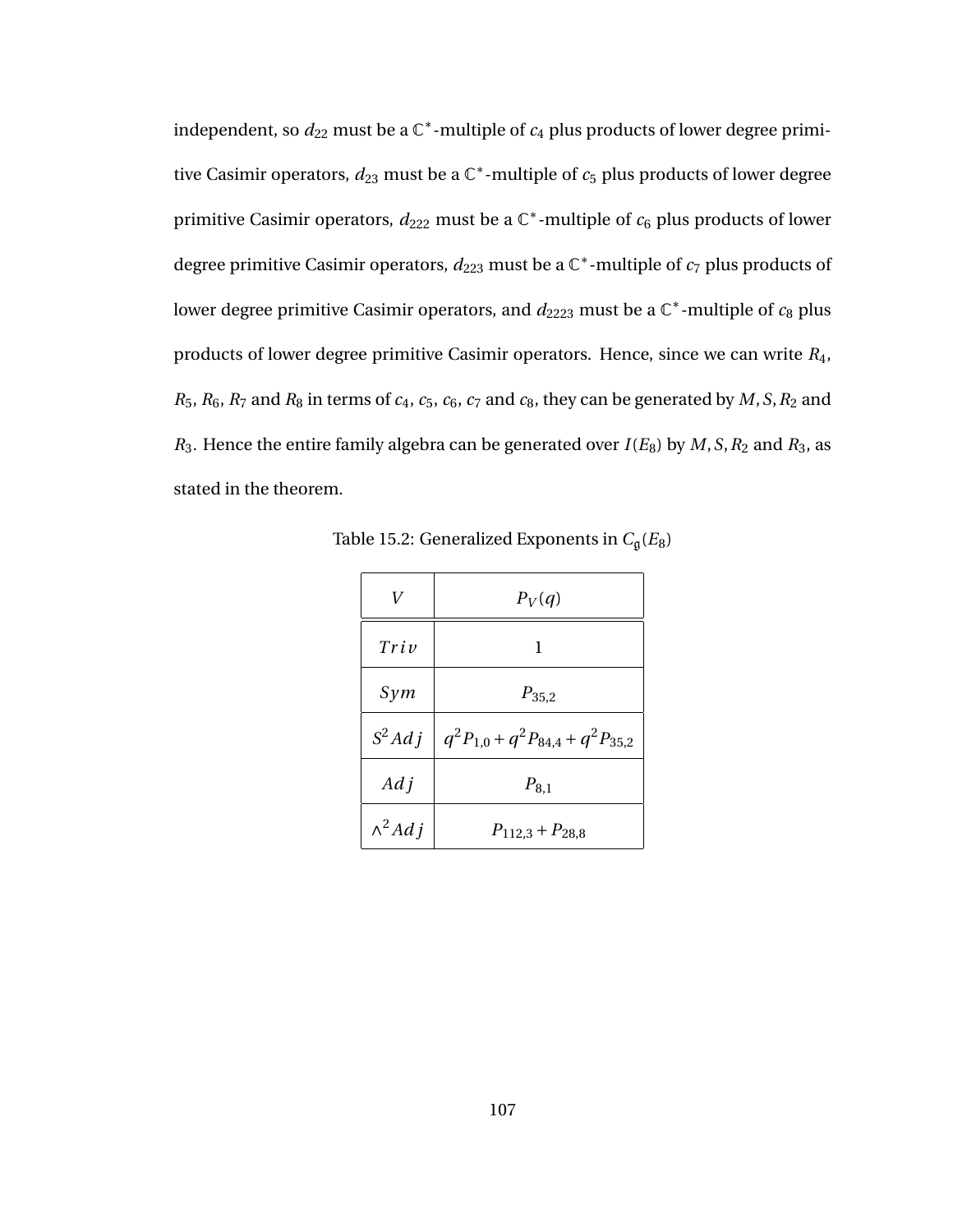independent, so $d_{22}$ must be a $\mathbb{C}^*$-multiple of $c_4$ plus products of lower degree primitive Casimir operators, $d_{23}$ must be a $\mathbb{C}^*$-multiple of $c_5$ plus products of lower degree primitive Casimir operators, $d_{222}$ must be a $\mathbb{C}^*$-multiple of $c_6$ plus products of lower degree primitive Casimir operators, $d_{223}$ must be a $\mathbb{C}^*$-multiple of $c_7$ plus products of lower degree primitive Casimir operators, and $d_{2223}$ must be a $\mathbb{C}^*$-multiple of $c_8$ plus products of lower degree primitive Casimir operators. Hence, since we can write $R_4$, $R_5$, $R_6$, $R_7$ and $R_8$ in terms of $c_4$, $c_5$, $c_6$, $c_7$ and $c_8$, they can be generated by $M, S, R_2$ and $R_3$. Hence the entire family algebra can be generated over $I(E_8)$ by $M, S, R_2$ and $R_3$, as stated in the theorem.

Table 15.2: Generalized Exponents in $C_{\mathfrak{g}}(E_8)$

| $V$ | $P_V(q)$ |
|---|---|
| $Triv$ | $1$ |
| $Sym$ | $P_{35,2}$ |
| $S^2 Adj$ | $q^2 P_{1,0} + q^2 P_{84,4} + q^2 P_{35,2}$ |
| $Adj$ | $P_{8,1}$ |
| $\wedge^2 Adj$ | $P_{112,3} + P_{28,8}$ |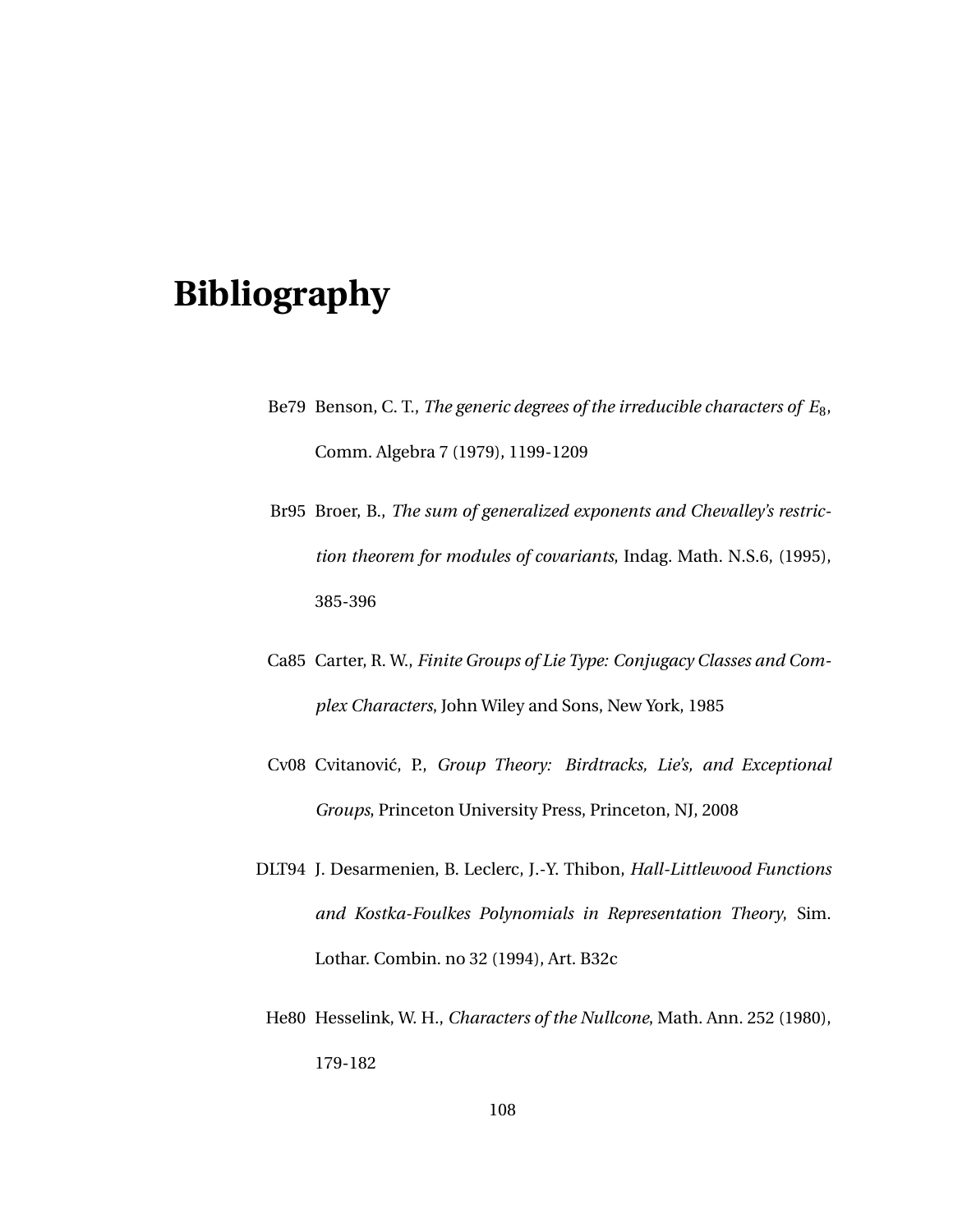# Bibliography

Be79 Benson, C. T., *The generic degrees of the irreducible characters of $E_8$*, Comm. Algebra 7 (1979), 1199-1209

Br95 Broer, B., *The sum of generalized exponents and Chevalley's restriction theorem for modules of covariants*, Indag. Math. N.S.6, (1995), 385-396

Ca85 Carter, R. W., *Finite Groups of Lie Type: Conjugacy Classes and Complex Characters*, John Wiley and Sons, New York, 1985

Cv08 Cvitanović, P., *Group Theory: Birdtracks, Lie's, and Exceptional Groups*, Princeton University Press, Princeton, NJ, 2008

DLT94 J. Desarmenien, B. Leclerc, J.-Y. Thibon, *Hall-Littlewood Functions and Kostka-Foulkes Polynomials in Representation Theory*, Sim. Lothar. Combin. no 32 (1994), Art. B32c

He80 Hesselink, W. H., *Characters of the Nullcone*, Math. Ann. 252 (1980), 179-182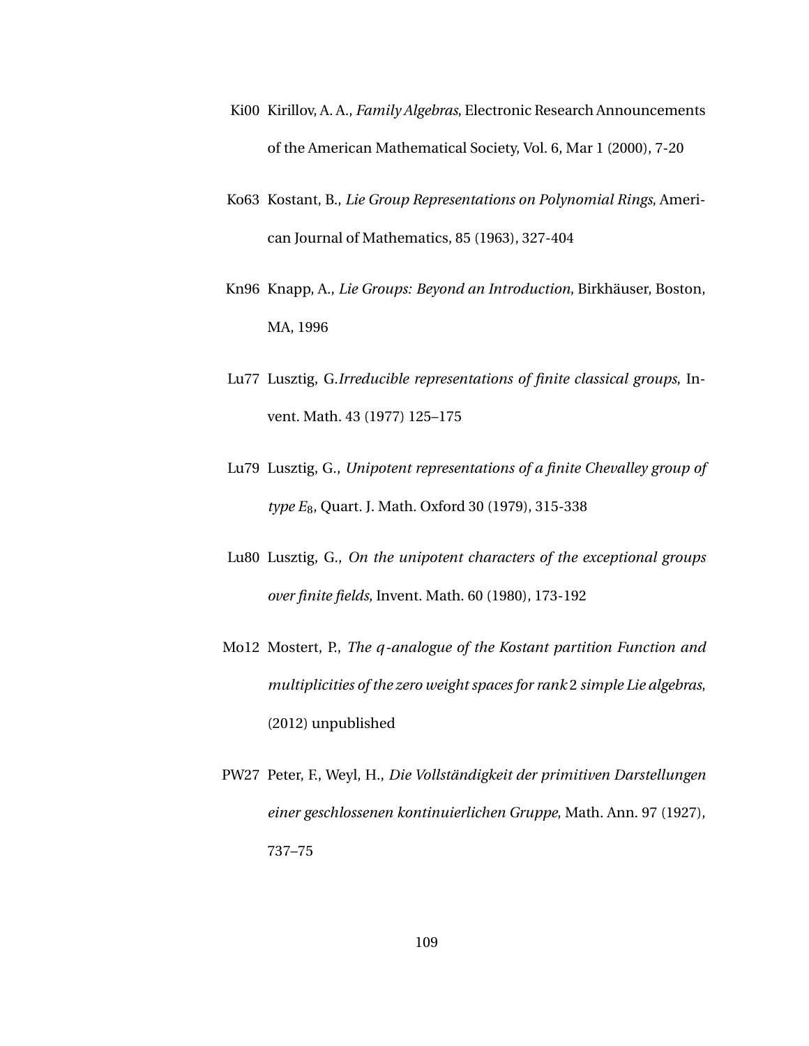Ki00 Kirillov, A. A., *Family Algebras*, Electronic Research Announcements of the American Mathematical Society, Vol. 6, Mar 1 (2000), 7-20

Ko63 Kostant, B., *Lie Group Representations on Polynomial Rings*, American Journal of Mathematics, 85 (1963), 327-404

Kn96 Knapp, A., *Lie Groups: Beyond an Introduction*, Birkhäuser, Boston, MA, 1996

Lu77 Lusztig, G.*Irreducible representations of finite classical groups*, Invent. Math. 43 (1977) 125–175

Lu79 Lusztig, G., *Unipotent representations of a finite Chevalley group of type $E_8$*, Quart. J. Math. Oxford 30 (1979), 315-338

Lu80 Lusztig, G., *On the unipotent characters of the exceptional groups over finite fields*, Invent. Math. 60 (1980), 173-192

Mo12 Mostert, P., *The $q$-analogue of the Kostant partition Function and multiplicities of the zero weight spaces for rank 2 simple Lie algebras*, (2012) unpublished

PW27 Peter, F., Weyl, H., *Die Vollständigkeit der primitiven Darstellungen einer geschlossenen kontinuierlichen Gruppe*, Math. Ann. 97 (1927), 737–75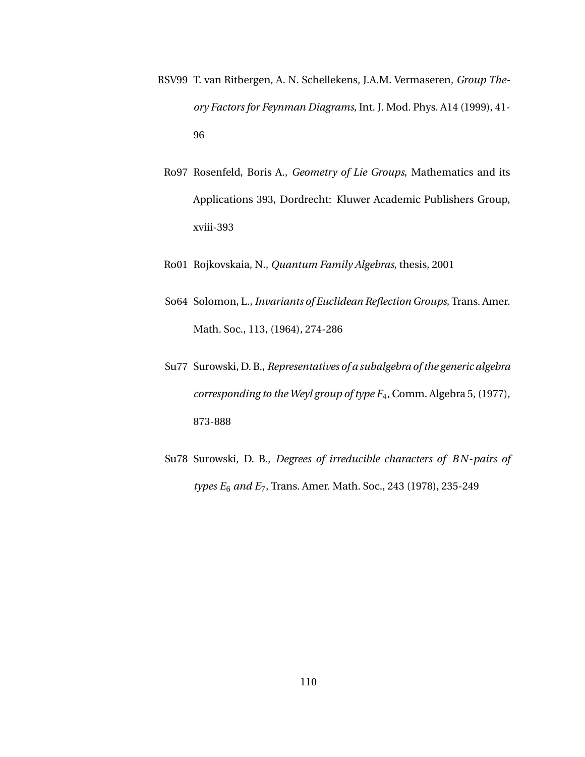RSV99 T. van Ritbergen, A. N. Schellekens, J.A.M. Vermaseren, *Group Theory Factors for Feynman Diagrams*, Int. J. Mod. Phys. A14 (1999), 41-96

Ro97 Rosenfeld, Boris A., *Geometry of Lie Groups*, Mathematics and its Applications 393, Dordrecht: Kluwer Academic Publishers Group, xviii-393

Ro01 Rojkovskaia, N., *Quantum Family Algebras*, thesis, 2001

So64 Solomon, L., *Invariants of Euclidean Reflection Groups*, Trans. Amer. Math. Soc., 113, (1964), 274-286

Su77 Surowski, D. B., *Representatives of a subalgebra of the generic algebra corresponding to the Weyl group of type $F_4$*, Comm. Algebra 5, (1977), 873-888

Su78 Surowski, D. B., *Degrees of irreducible characters of $BN$-pairs of types $E_6$ and $E_7$*, Trans. Amer. Math. Soc., 243 (1978), 235-249